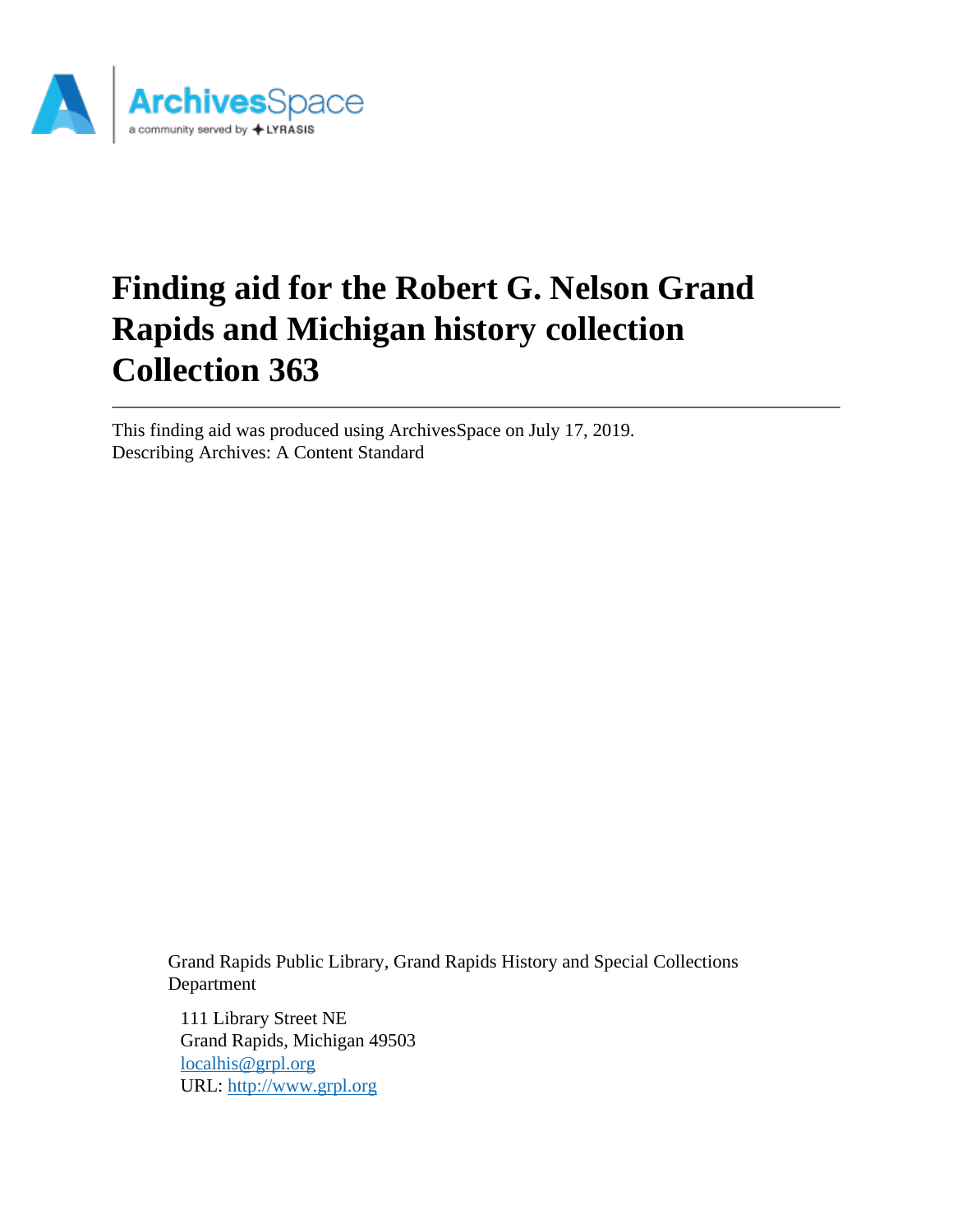# Finding aid for the Robert G. Nelson Grand Rapids and Michigan history collection Collection 363

---

This finding aid was produced using ArchivesSpace on July 17, 2019.
Describing Archives: A Content Standard

Grand Rapids Public Library, Grand Rapids History and Special Collections Department

111 Library Street NE
Grand Rapids, Michigan 49503
localhis@grpl.org
URL: http://www.grpl.org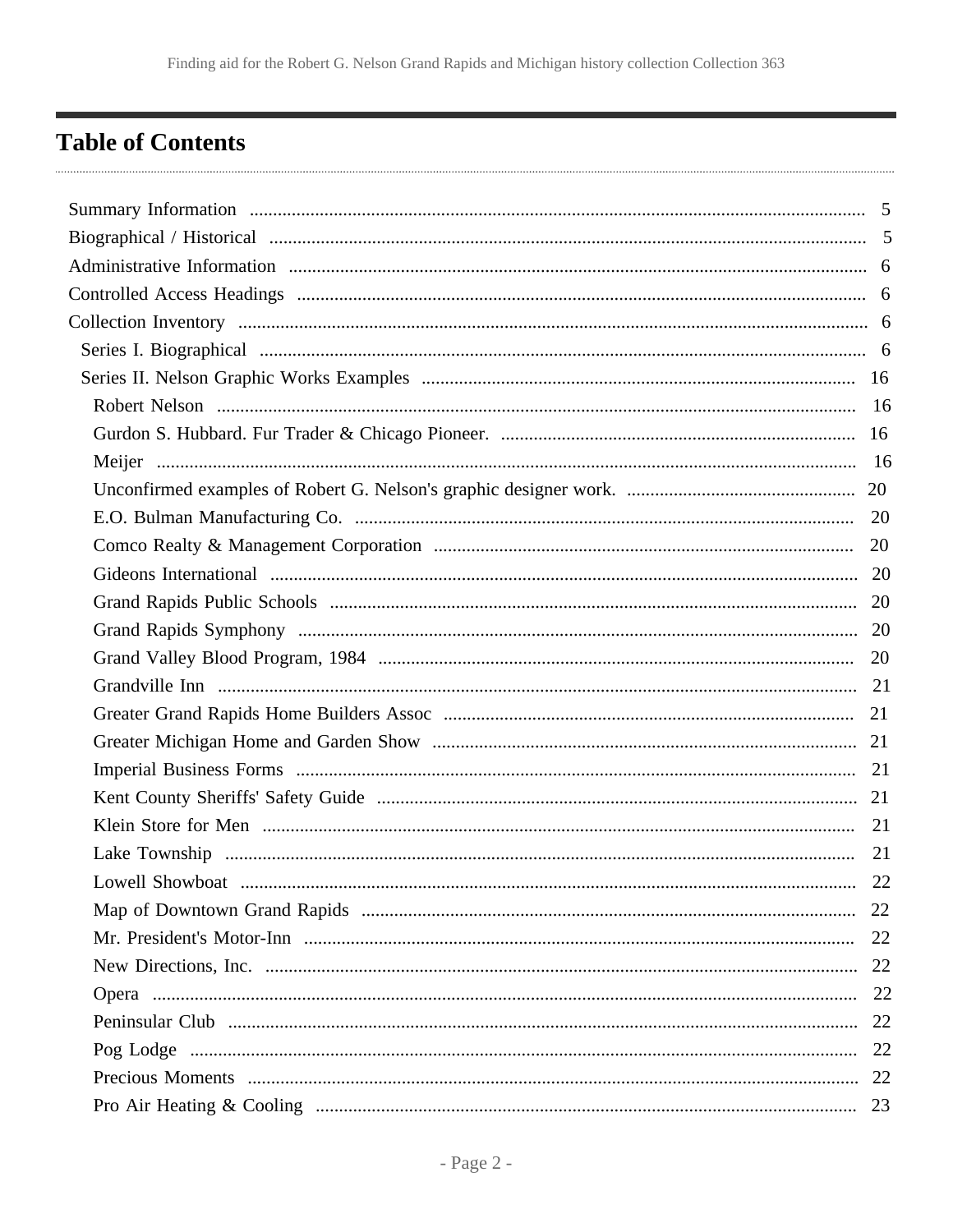## Table of Contents

- Summary Information ..... 5
- Biographical / Historical ..... 5
- Administrative Information ..... 6
- Controlled Access Headings ..... 6
- Collection Inventory ..... 6
  - Series I. Biographical ..... 6
  - Series II. Nelson Graphic Works Examples ..... 16
    - Robert Nelson ..... 16
    - Gurdon S. Hubbard. Fur Trader & Chicago Pioneer. ..... 16
    - Meijer ..... 16
    - Unconfirmed examples of Robert G. Nelson's graphic designer work. ..... 20
    - E.O. Bulman Manufacturing Co. ..... 20
    - Comco Realty & Management Corporation ..... 20
    - Gideons International ..... 20
    - Grand Rapids Public Schools ..... 20
    - Grand Rapids Symphony ..... 20
    - Grand Valley Blood Program, 1984 ..... 20
    - Grandville Inn ..... 21
    - Greater Grand Rapids Home Builders Assoc ..... 21
    - Greater Michigan Home and Garden Show ..... 21
    - Imperial Business Forms ..... 21
    - Kent County Sheriffs' Safety Guide ..... 21
    - Klein Store for Men ..... 21
    - Lake Township ..... 21
    - Lowell Showboat ..... 22
    - Map of Downtown Grand Rapids ..... 22
    - Mr. President's Motor-Inn ..... 22
    - New Directions, Inc. ..... 22
    - Opera ..... 22
    - Peninsular Club ..... 22
    - Pog Lodge ..... 22
    - Precious Moments ..... 22
    - Pro Air Heating & Cooling ..... 23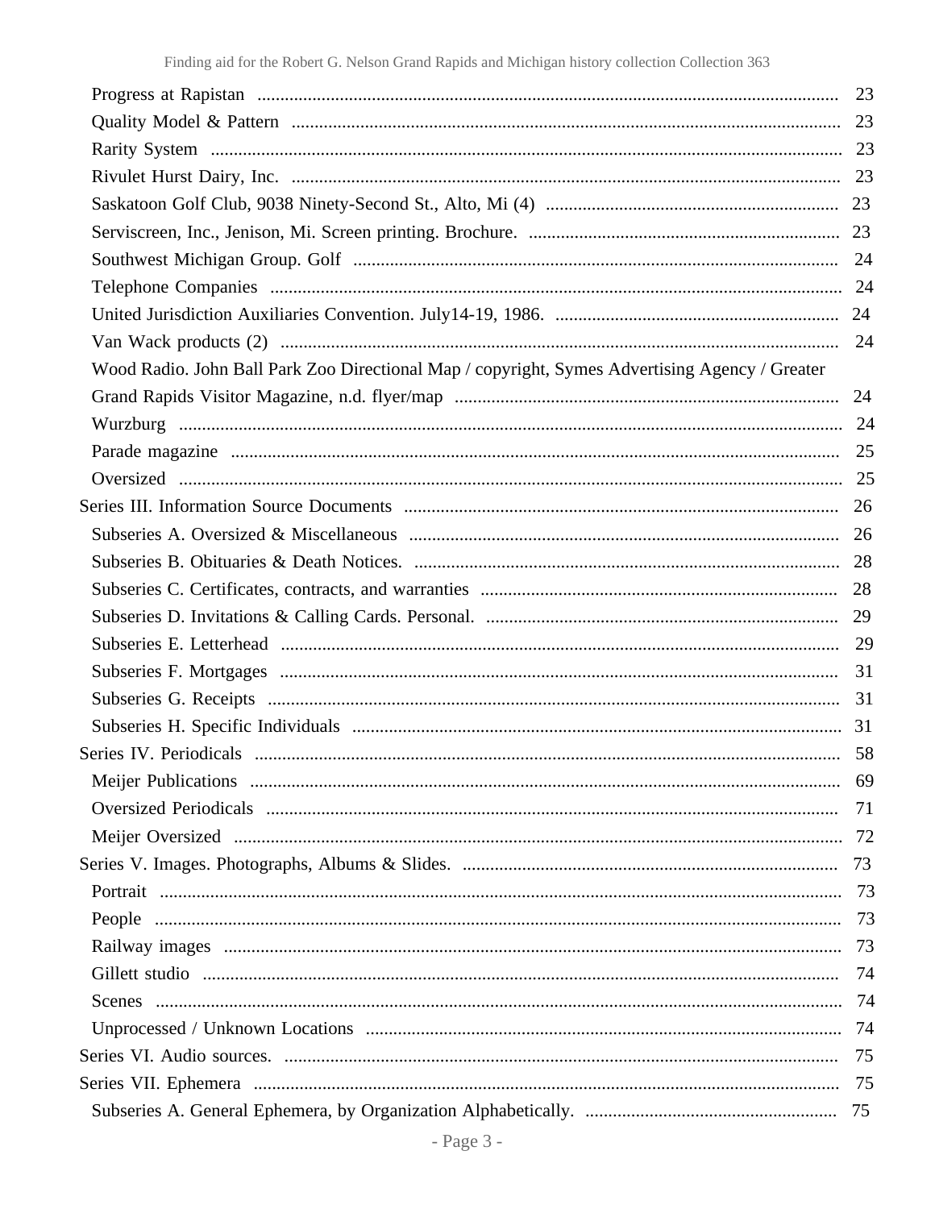- Progress at Rapistan ........ 23
- Quality Model & Pattern ........ 23
- Rarity System ........ 23
- Rivulet Hurst Dairy, Inc. ........ 23
- Saskatoon Golf Club, 9038 Ninety-Second St., Alto, Mi (4) ........ 23
- Serviscreen, Inc., Jenison, Mi. Screen printing. Brochure. ........ 23
- Southwest Michigan Group. Golf ........ 24
- Telephone Companies ........ 24
- United Jurisdiction Auxiliaries Convention. July14-19, 1986. ........ 24
- Van Wack products (2) ........ 24
- Wood Radio. John Ball Park Zoo Directional Map / copyright, Symes Advertising Agency / Greater Grand Rapids Visitor Magazine, n.d. flyer/map ........ 24
- Wurzburg ........ 24
- Parade magazine ........ 25
- Oversized ........ 25

Series III. Information Source Documents ........ 26

- Subseries A. Oversized & Miscellaneous ........ 26
- Subseries B. Obituaries & Death Notices. ........ 28
- Subseries C. Certificates, contracts, and warranties ........ 28
- Subseries D. Invitations & Calling Cards. Personal. ........ 29
- Subseries E. Letterhead ........ 29
- Subseries F. Mortgages ........ 31
- Subseries G. Receipts ........ 31
- Subseries H. Specific Individuals ........ 31

Series IV. Periodicals ........ 58

- Meijer Publications ........ 69
- Oversized Periodicals ........ 71
- Meijer Oversized ........ 72

Series V. Images. Photographs, Albums & Slides. ........ 73

- Portrait ........ 73
- People ........ 73
- Railway images ........ 73
- Gillett studio ........ 74
- Scenes ........ 74
- Unprocessed / Unknown Locations ........ 74

Series VI. Audio sources. ........ 75

Series VII. Ephemera ........ 75

- Subseries A. General Ephemera, by Organization Alphabetically. ........ 75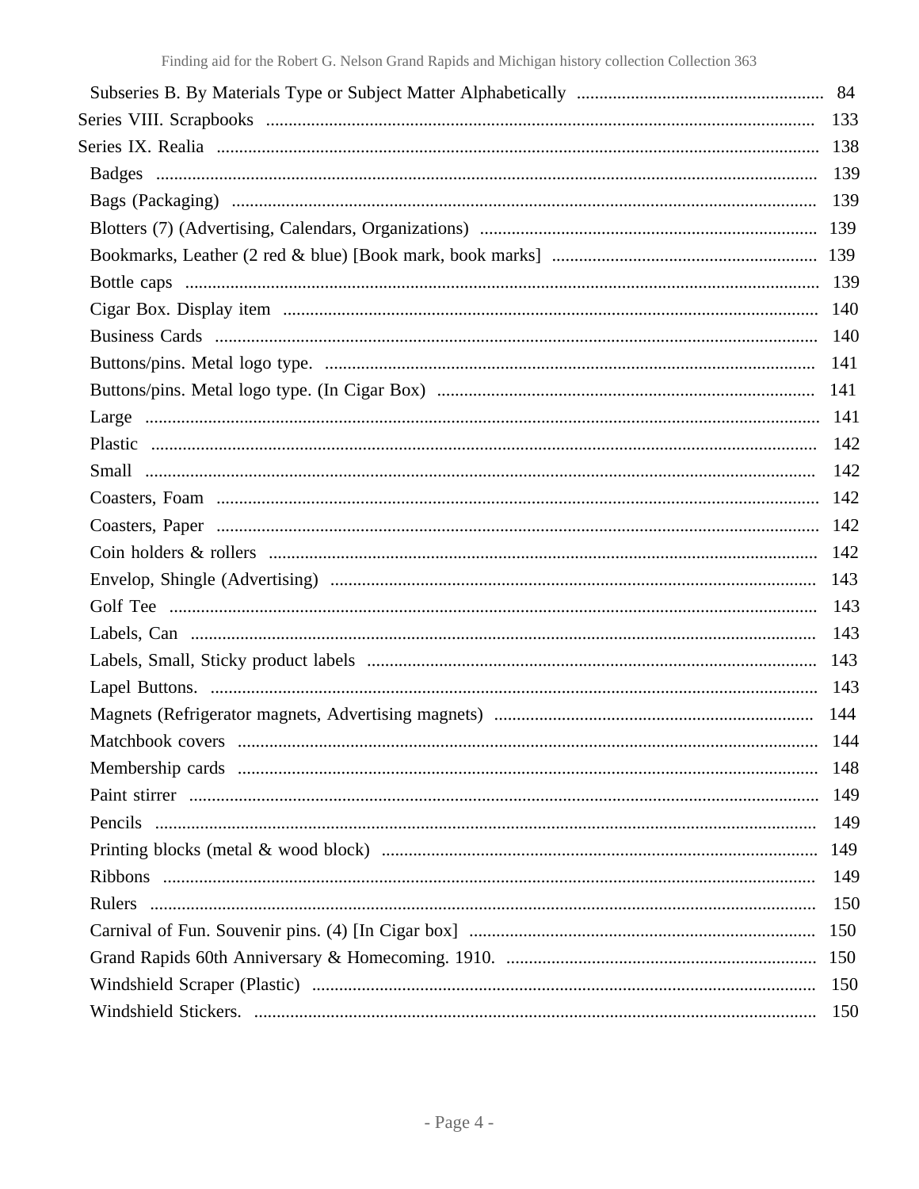- Subseries B. By Materials Type or Subject Matter Alphabetically ... 84

Series VIII. Scrapbooks ... 133

Series IX. Realia ... 138

- Badges ... 139
- Bags (Packaging) ... 139
- Blotters (7) (Advertising, Calendars, Organizations) ... 139
- Bookmarks, Leather (2 red & blue) [Book mark, book marks] ... 139
- Bottle caps ... 139
- Cigar Box. Display item ... 140
- Business Cards ... 140
- Buttons/pins. Metal logo type. ... 141
- Buttons/pins. Metal logo type. (In Cigar Box) ... 141
- Large ... 141
- Plastic ... 142
- Small ... 142
- Coasters, Foam ... 142
- Coasters, Paper ... 142
- Coin holders & rollers ... 142
- Envelop, Shingle (Advertising) ... 143
- Golf Tee ... 143
- Labels, Can ... 143
- Labels, Small, Sticky product labels ... 143
- Lapel Buttons. ... 143
- Magnets (Refrigerator magnets, Advertising magnets) ... 144
- Matchbook covers ... 144
- Membership cards ... 148
- Paint stirrer ... 149
- Pencils ... 149
- Printing blocks (metal & wood block) ... 149
- Ribbons ... 149
- Rulers ... 150
- Carnival of Fun. Souvenir pins. (4) [In Cigar box] ... 150
- Grand Rapids 60th Anniversary & Homecoming. 1910. ... 150
- Windshield Scraper (Plastic) ... 150
- Windshield Stickers. ... 150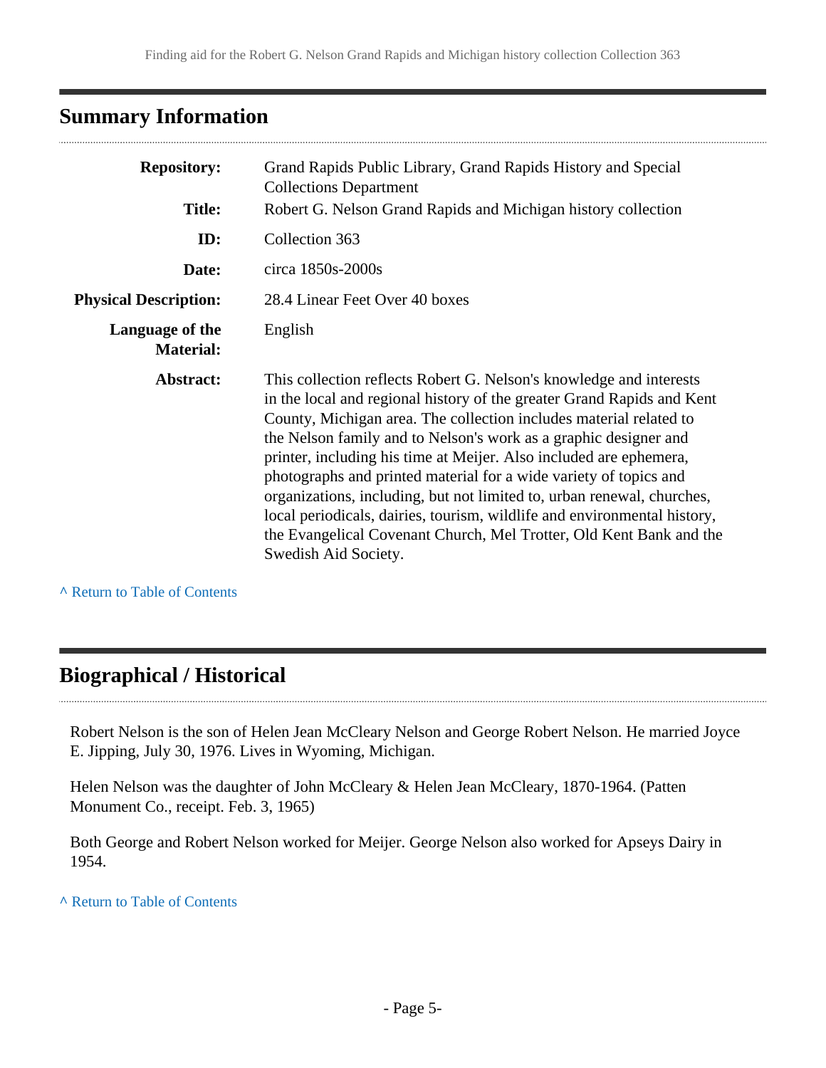## Summary Information

| | |
|---|---|
| **Repository:** | Grand Rapids Public Library, Grand Rapids History and Special Collections Department |
| **Title:** | Robert G. Nelson Grand Rapids and Michigan history collection |
| **ID:** | Collection 363 |
| **Date:** | circa 1850s-2000s |
| **Physical Description:** | 28.4 Linear Feet Over 40 boxes |
| **Language of the Material:** | English |
| **Abstract:** | This collection reflects Robert G. Nelson's knowledge and interests in the local and regional history of the greater Grand Rapids and Kent County, Michigan area. The collection includes material related to the Nelson family and to Nelson's work as a graphic designer and printer, including his time at Meijer. Also included are ephemera, photographs and printed material for a wide variety of topics and organizations, including, but not limited to, urban renewal, churches, local periodicals, dairies, tourism, wildlife and environmental history, the Evangelical Covenant Church, Mel Trotter, Old Kent Bank and the Swedish Aid Society. |

^ Return to Table of Contents

## Biographical / Historical

Robert Nelson is the son of Helen Jean McCleary Nelson and George Robert Nelson. He married Joyce E. Jipping, July 30, 1976. Lives in Wyoming, Michigan.

Helen Nelson was the daughter of John McCleary & Helen Jean McCleary, 1870-1964. (Patten Monument Co., receipt. Feb. 3, 1965)

Both George and Robert Nelson worked for Meijer. George Nelson also worked for Apseys Dairy in 1954.

^ Return to Table of Contents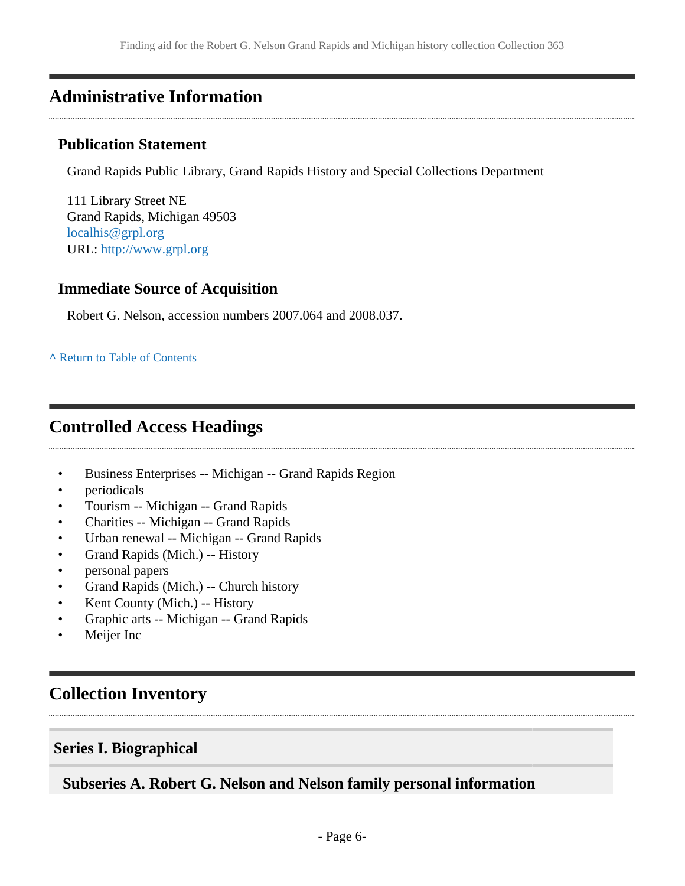## Administrative Information

### Publication Statement

Grand Rapids Public Library, Grand Rapids History and Special Collections Department

111 Library Street NE
Grand Rapids, Michigan 49503
localhis@grpl.org
URL: http://www.grpl.org

### Immediate Source of Acquisition

Robert G. Nelson, accession numbers 2007.064 and 2008.037.

^ Return to Table of Contents

## Controlled Access Headings

- Business Enterprises -- Michigan -- Grand Rapids Region
- periodicals
- Tourism -- Michigan -- Grand Rapids
- Charities -- Michigan -- Grand Rapids
- Urban renewal -- Michigan -- Grand Rapids
- Grand Rapids (Mich.) -- History
- personal papers
- Grand Rapids (Mich.) -- Church history
- Kent County (Mich.) -- History
- Graphic arts -- Michigan -- Grand Rapids
- Meijer Inc

## Collection Inventory

### Series I. Biographical

#### Subseries A. Robert G. Nelson and Nelson family personal information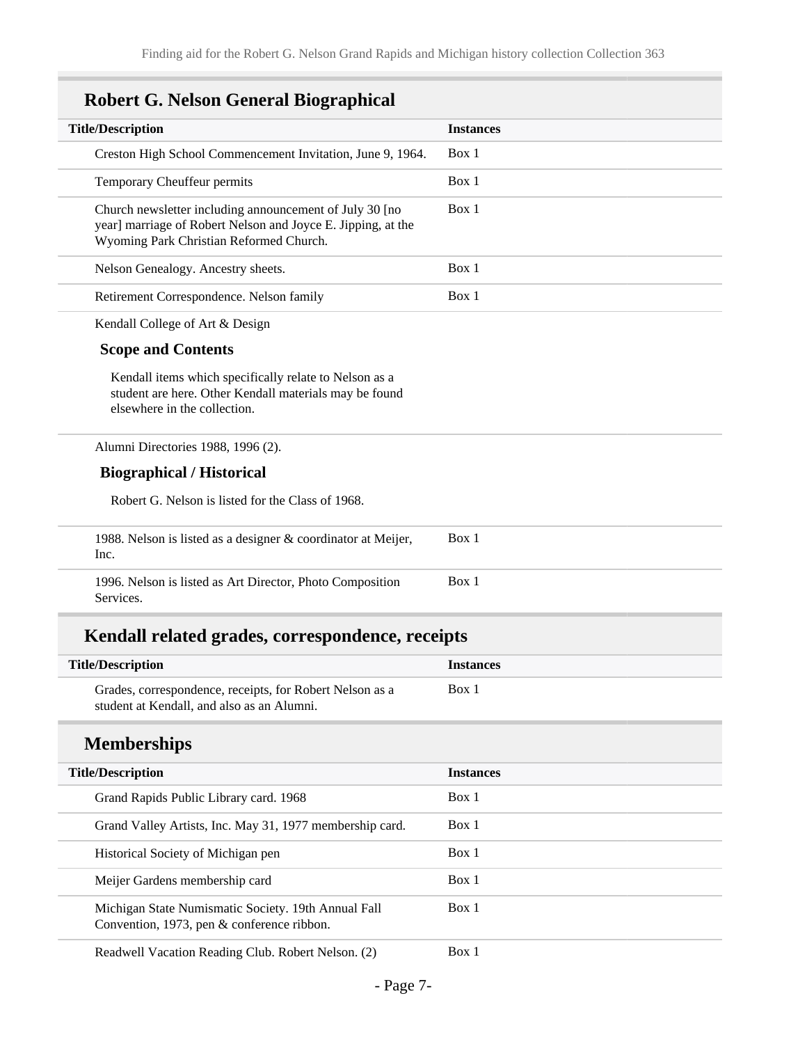## Robert G. Nelson General Biographical

| Title/Description | Instances |
| --- | --- |
| Creston High School Commencement Invitation, June 9, 1964. | Box 1 |
| Temporary Cheuffeur permits | Box 1 |
| Church newsletter including announcement of July 30 [no year] marriage of Robert Nelson and Joyce E. Jipping, at the Wyoming Park Christian Reformed Church. | Box 1 |
| Nelson Genealogy. Ancestry sheets. | Box 1 |
| Retirement Correspondence. Nelson family | Box 1 |

Kendall College of Art & Design

### Scope and Contents

Kendall items which specifically relate to Nelson as a student are here. Other Kendall materials may be found elsewhere in the collection.

Alumni Directories 1988, 1996 (2).

### Biographical / Historical

Robert G. Nelson is listed for the Class of 1968.

| Title/Description | Instances |
| --- | --- |
| 1988. Nelson is listed as a designer & coordinator at Meijer, Inc. | Box 1 |
| 1996. Nelson is listed as Art Director, Photo Composition Services. | Box 1 |

## Kendall related grades, correspondence, receipts

| Title/Description | Instances |
| --- | --- |
| Grades, correspondence, receipts, for Robert Nelson as a student at Kendall, and also as an Alumni. | Box 1 |

## Memberships

| Title/Description | Instances |
| --- | --- |
| Grand Rapids Public Library card. 1968 | Box 1 |
| Grand Valley Artists, Inc. May 31, 1977 membership card. | Box 1 |
| Historical Society of Michigan pen | Box 1 |
| Meijer Gardens membership card | Box 1 |
| Michigan State Numismatic Society. 19th Annual Fall Convention, 1973, pen & conference ribbon. | Box 1 |
| Readwell Vacation Reading Club. Robert Nelson. (2) | Box 1 |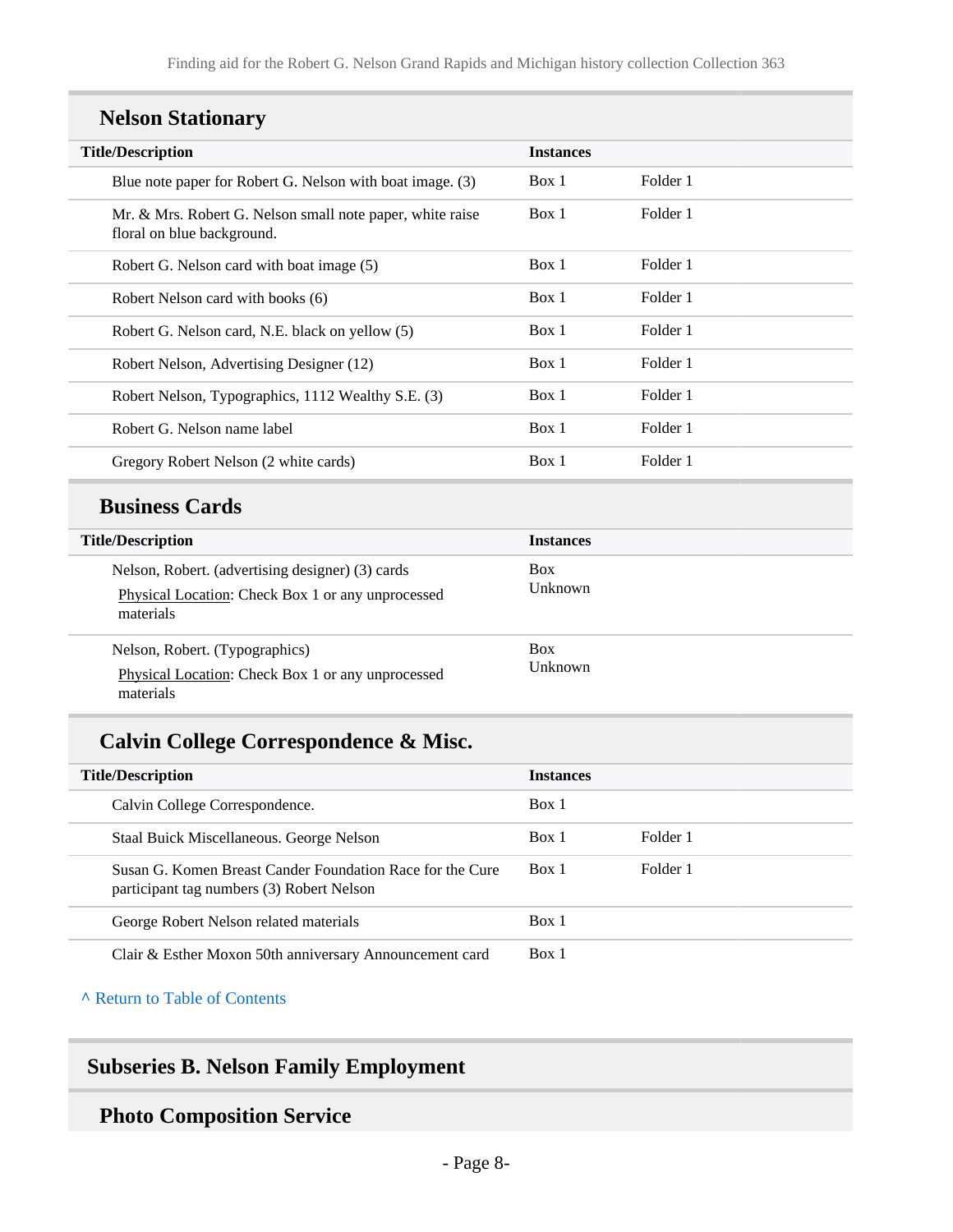## Nelson Stationary

| Title/Description | Instances | |
|---|---|---|
| Blue note paper for Robert G. Nelson with boat image. (3) | Box 1 | Folder 1 |
| Mr. & Mrs. Robert G. Nelson small note paper, white raise floral on blue background. | Box 1 | Folder 1 |
| Robert G. Nelson card with boat image (5) | Box 1 | Folder 1 |
| Robert Nelson card with books (6) | Box 1 | Folder 1 |
| Robert G. Nelson card, N.E. black on yellow (5) | Box 1 | Folder 1 |
| Robert Nelson, Advertising Designer (12) | Box 1 | Folder 1 |
| Robert Nelson, Typographics, 1112 Wealthy S.E. (3) | Box 1 | Folder 1 |
| Robert G. Nelson name label | Box 1 | Folder 1 |
| Gregory Robert Nelson (2 white cards) | Box 1 | Folder 1 |

## Business Cards

| Title/Description | Instances |
|---|---|
| Nelson, Robert. (advertising designer) (3) cards<br>Physical Location: Check Box 1 or any unprocessed materials | Box Unknown |
| Nelson, Robert. (Typographics)<br>Physical Location: Check Box 1 or any unprocessed materials | Box Unknown |

## Calvin College Correspondence & Misc.

| Title/Description | Instances | |
|---|---|---|
| Calvin College Correspondence. | Box 1 | |
| Staal Buick Miscellaneous. George Nelson | Box 1 | Folder 1 |
| Susan G. Komen Breast Cander Foundation Race for the Cure participant tag numbers (3) Robert Nelson | Box 1 | Folder 1 |
| George Robert Nelson related materials | Box 1 | |
| Clair & Esther Moxon 50th anniversary Announcement card | Box 1 | |

^ Return to Table of Contents

# Subseries B. Nelson Family Employment

## Photo Composition Service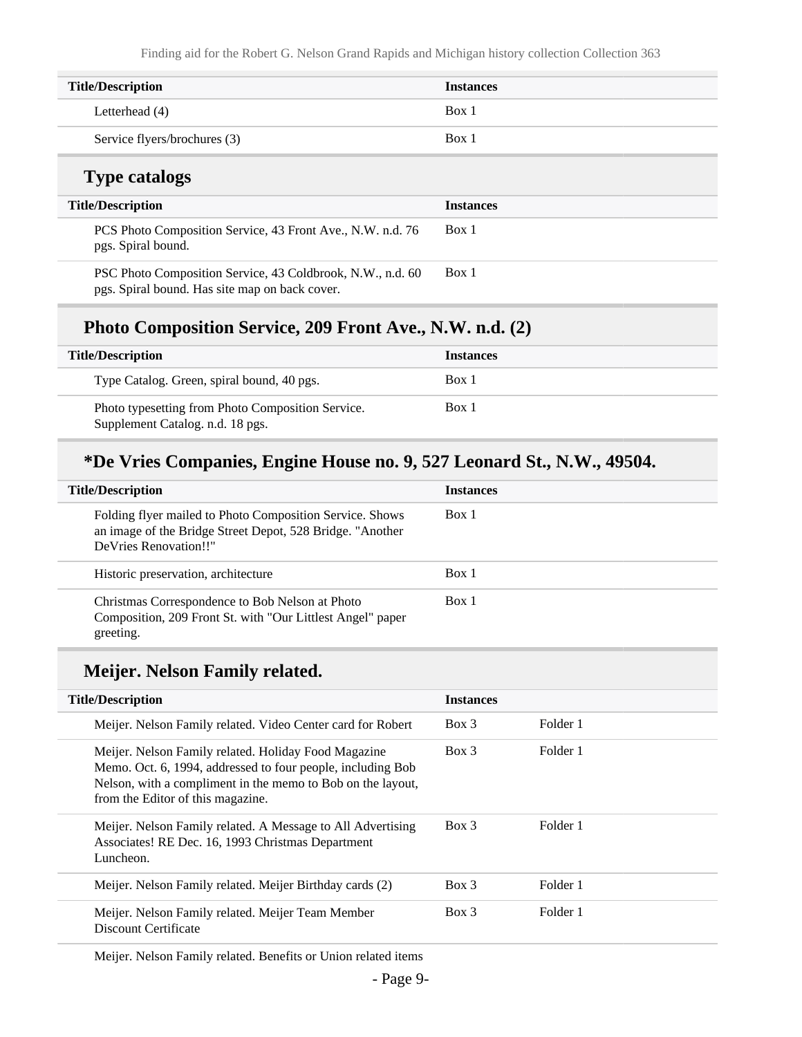| Title/Description | Instances |
| --- | --- |
| Letterhead (4) | Box 1 |
| Service flyers/brochures (3) | Box 1 |

## Type catalogs

| Title/Description | Instances |
| --- | --- |
| PCS Photo Composition Service, 43 Front Ave., N.W. n.d. 76 pgs. Spiral bound. | Box 1 |
| PSC Photo Composition Service, 43 Coldbrook, N.W., n.d. 60 pgs. Spiral bound. Has site map on back cover. | Box 1 |

## Photo Composition Service, 209 Front Ave., N.W. n.d. (2)

| Title/Description | Instances |
| --- | --- |
| Type Catalog. Green, spiral bound, 40 pgs. | Box 1 |
| Photo typesetting from Photo Composition Service. Supplement Catalog. n.d. 18 pgs. | Box 1 |

## *De Vries Companies, Engine House no. 9, 527 Leonard St., N.W., 49504.

| Title/Description | Instances |
| --- | --- |
| Folding flyer mailed to Photo Composition Service. Shows an image of the Bridge Street Depot, 528 Bridge. "Another DeVries Renovation!!" | Box 1 |
| Historic preservation, architecture | Box 1 |
| Christmas Correspondence to Bob Nelson at Photo Composition, 209 Front St. with "Our Littlest Angel" paper greeting. | Box 1 |

## Meijer. Nelson Family related.

| Title/Description | Instances | |
| --- | --- | --- |
| Meijer. Nelson Family related. Video Center card for Robert | Box 3 | Folder 1 |
| Meijer. Nelson Family related. Holiday Food Magazine Memo. Oct. 6, 1994, addressed to four people, including Bob Nelson, with a compliment in the memo to Bob on the layout, from the Editor of this magazine. | Box 3 | Folder 1 |
| Meijer. Nelson Family related. A Message to All Advertising Associates! RE Dec. 16, 1993 Christmas Department Luncheon. | Box 3 | Folder 1 |
| Meijer. Nelson Family related. Meijer Birthday cards (2) | Box 3 | Folder 1 |
| Meijer. Nelson Family related. Meijer Team Member Discount Certificate | Box 3 | Folder 1 |
| Meijer. Nelson Family related. Benefits or Union related items | | |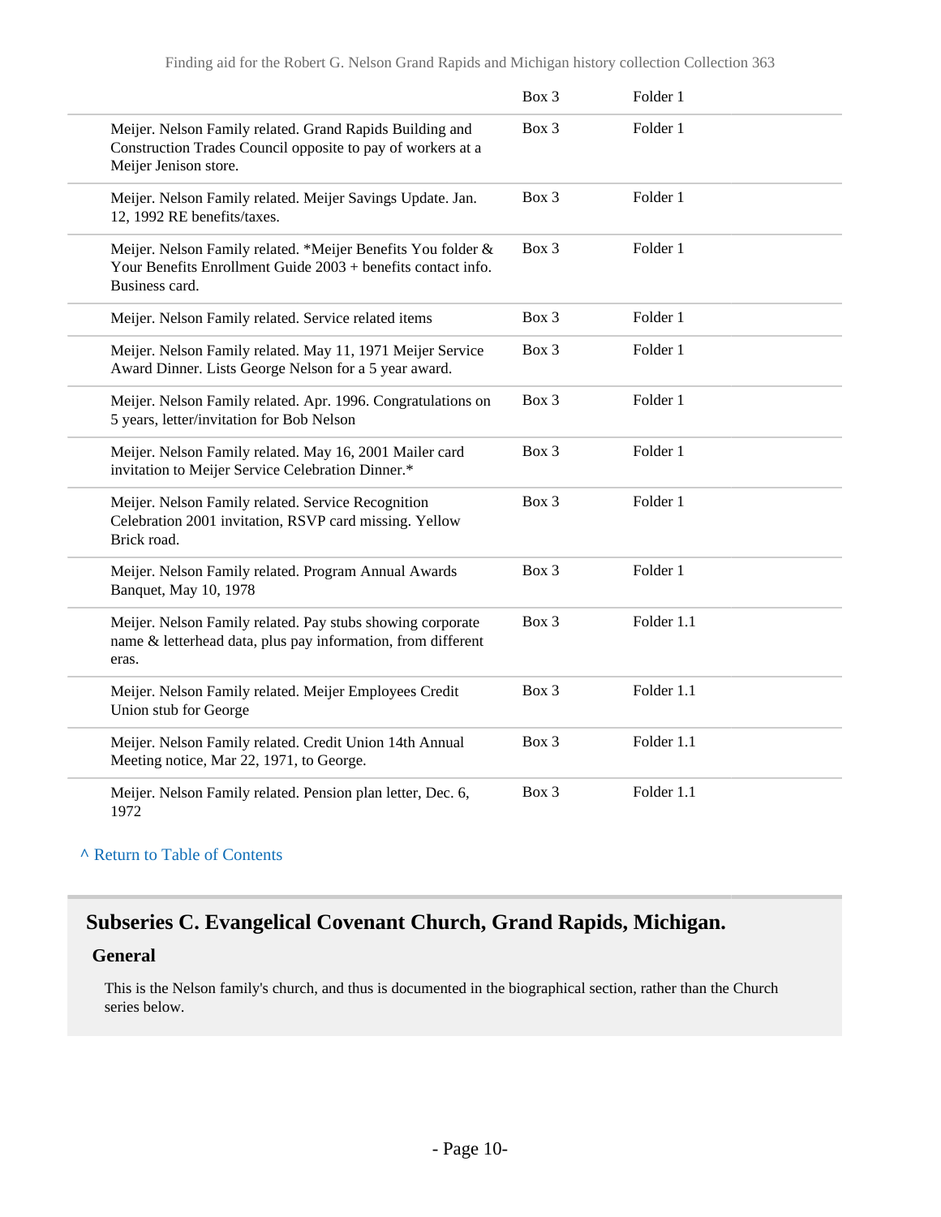| | Box 3 | Folder 1 |
|---|---|---|
| Meijer. Nelson Family related. Grand Rapids Building and Construction Trades Council opposite to pay of workers at a Meijer Jenison store. | Box 3 | Folder 1 |
| Meijer. Nelson Family related. Meijer Savings Update. Jan. 12, 1992 RE benefits/taxes. | Box 3 | Folder 1 |
| Meijer. Nelson Family related. *Meijer Benefits You folder & Your Benefits Enrollment Guide 2003 + benefits contact info. Business card. | Box 3 | Folder 1 |
| Meijer. Nelson Family related. Service related items | Box 3 | Folder 1 |
| Meijer. Nelson Family related. May 11, 1971 Meijer Service Award Dinner. Lists George Nelson for a 5 year award. | Box 3 | Folder 1 |
| Meijer. Nelson Family related. Apr. 1996. Congratulations on 5 years, letter/invitation for Bob Nelson | Box 3 | Folder 1 |
| Meijer. Nelson Family related. May 16, 2001 Mailer card invitation to Meijer Service Celebration Dinner.* | Box 3 | Folder 1 |
| Meijer. Nelson Family related. Service Recognition Celebration 2001 invitation, RSVP card missing. Yellow Brick road. | Box 3 | Folder 1 |
| Meijer. Nelson Family related. Program Annual Awards Banquet, May 10, 1978 | Box 3 | Folder 1 |
| Meijer. Nelson Family related. Pay stubs showing corporate name & letterhead data, plus pay information, from different eras. | Box 3 | Folder 1.1 |
| Meijer. Nelson Family related. Meijer Employees Credit Union stub for George | Box 3 | Folder 1.1 |
| Meijer. Nelson Family related. Credit Union 14th Annual Meeting notice, Mar 22, 1971, to George. | Box 3 | Folder 1.1 |
| Meijer. Nelson Family related. Pension plan letter, Dec. 6, 1972 | Box 3 | Folder 1.1 |

^ Return to Table of Contents

## Subseries C. Evangelical Covenant Church, Grand Rapids, Michigan.

### General

This is the Nelson family's church, and thus is documented in the biographical section, rather than the Church series below.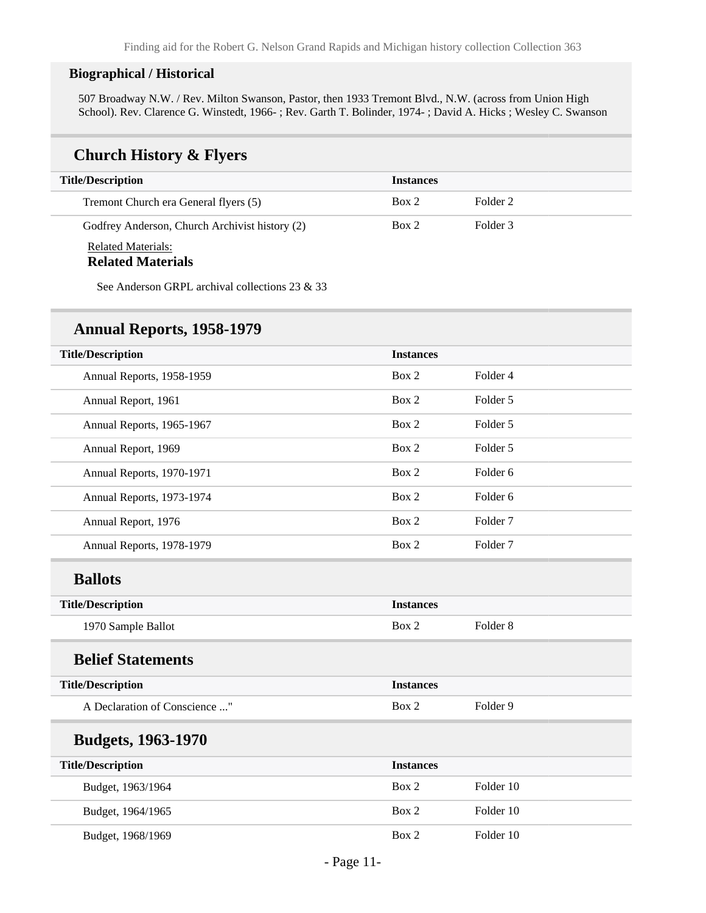### Biographical / Historical

507 Broadway N.W. / Rev. Milton Swanson, Pastor, then 1933 Tremont Blvd., N.W. (across from Union High School). Rev. Clarence G. Winstedt, 1966- ; Rev. Garth T. Bolinder, 1974- ; David A. Hicks ; Wesley C. Swanson

## Church History & Flyers

| Title/Description | Instances | |
|---|---|---|
| Tremont Church era General flyers (5) | Box 2 | Folder 2 |
| Godfrey Anderson, Church Archivist history (2) | Box 2 | Folder 3 |

Related Materials:

**Related Materials**

See Anderson GRPL archival collections 23 & 33

## Annual Reports, 1958-1979

| Title/Description | Instances | |
|---|---|---|
| Annual Reports, 1958-1959 | Box 2 | Folder 4 |
| Annual Report, 1961 | Box 2 | Folder 5 |
| Annual Reports, 1965-1967 | Box 2 | Folder 5 |
| Annual Report, 1969 | Box 2 | Folder 5 |
| Annual Reports, 1970-1971 | Box 2 | Folder 6 |
| Annual Reports, 1973-1974 | Box 2 | Folder 6 |
| Annual Report, 1976 | Box 2 | Folder 7 |
| Annual Reports, 1978-1979 | Box 2 | Folder 7 |

## Ballots

| Title/Description | Instances | |
|---|---|---|
| 1970 Sample Ballot | Box 2 | Folder 8 |

## Belief Statements

| Title/Description | Instances | |
|---|---|---|
| A Declaration of Conscience ..." | Box 2 | Folder 9 |

## Budgets, 1963-1970

| Title/Description | Instances | |
|---|---|---|
| Budget, 1963/1964 | Box 2 | Folder 10 |
| Budget, 1964/1965 | Box 2 | Folder 10 |
| Budget, 1968/1969 | Box 2 | Folder 10 |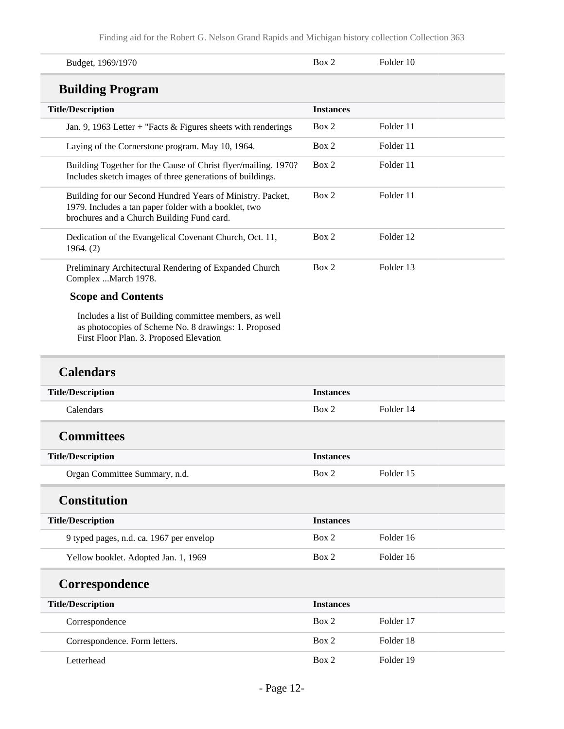| Title/Description | Instances | |
|---|---|---|
| Budget, 1969/1970 | Box 2 | Folder 10 |

## Building Program

| Title/Description | Instances | |
|---|---|---|
| Jan. 9, 1963 Letter + "Facts & Figures sheets with renderings | Box 2 | Folder 11 |
| Laying of the Cornerstone program. May 10, 1964. | Box 2 | Folder 11 |
| Building Together for the Cause of Christ flyer/mailing. 1970? Includes sketch images of three generations of buildings. | Box 2 | Folder 11 |
| Building for our Second Hundred Years of Ministry. Packet, 1979. Includes a tan paper folder with a booklet, two brochures and a Church Building Fund card. | Box 2 | Folder 11 |
| Dedication of the Evangelical Covenant Church, Oct. 11, 1964. (2) | Box 2 | Folder 12 |
| Preliminary Architectural Rendering of Expanded Church Complex ...March 1978. | Box 2 | Folder 13 |

**Scope and Contents**

Includes a list of Building committee members, as well as photocopies of Scheme No. 8 drawings: 1. Proposed First Floor Plan. 3. Proposed Elevation

## Calendars

| Title/Description | Instances | |
|---|---|---|
| Calendars | Box 2 | Folder 14 |

## Committees

| Title/Description | Instances | |
|---|---|---|
| Organ Committee Summary, n.d. | Box 2 | Folder 15 |

## Constitution

| Title/Description | Instances | |
|---|---|---|
| 9 typed pages, n.d. ca. 1967 per envelop | Box 2 | Folder 16 |
| Yellow booklet. Adopted Jan. 1, 1969 | Box 2 | Folder 16 |

## Correspondence

| Title/Description | Instances | |
|---|---|---|
| Correspondence | Box 2 | Folder 17 |
| Correspondence. Form letters. | Box 2 | Folder 18 |
| Letterhead | Box 2 | Folder 19 |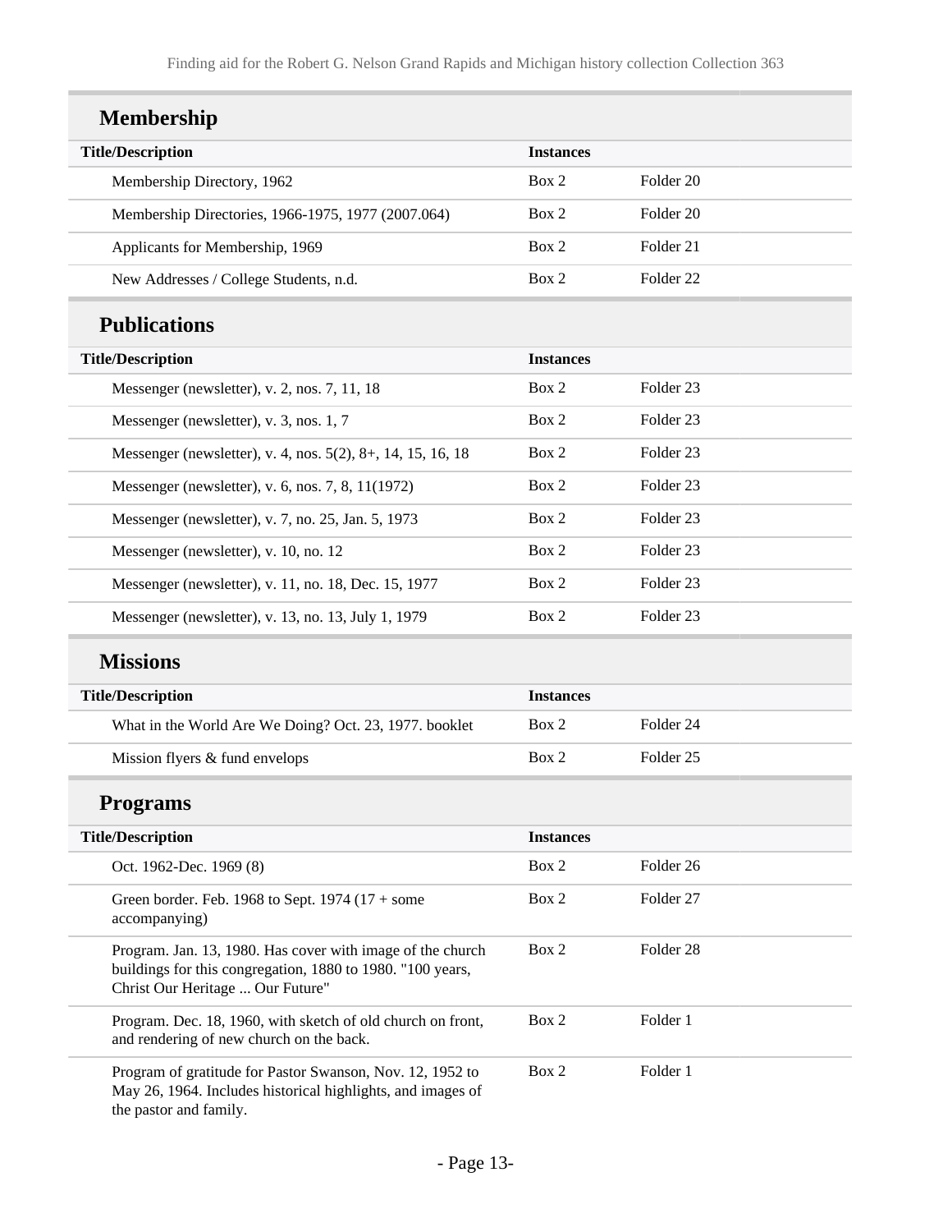## Membership

| Title/Description | Instances | |
|---|---|---|
| Membership Directory, 1962 | Box 2 | Folder 20 |
| Membership Directories, 1966-1975, 1977 (2007.064) | Box 2 | Folder 20 |
| Applicants for Membership, 1969 | Box 2 | Folder 21 |
| New Addresses / College Students, n.d. | Box 2 | Folder 22 |

## Publications

| Title/Description | Instances | |
|---|---|---|
| Messenger (newsletter), v. 2, nos. 7, 11, 18 | Box 2 | Folder 23 |
| Messenger (newsletter), v. 3, nos. 1, 7 | Box 2 | Folder 23 |
| Messenger (newsletter), v. 4, nos. 5(2), 8+, 14, 15, 16, 18 | Box 2 | Folder 23 |
| Messenger (newsletter), v. 6, nos. 7, 8, 11(1972) | Box 2 | Folder 23 |
| Messenger (newsletter), v. 7, no. 25, Jan. 5, 1973 | Box 2 | Folder 23 |
| Messenger (newsletter), v. 10, no. 12 | Box 2 | Folder 23 |
| Messenger (newsletter), v. 11, no. 18, Dec. 15, 1977 | Box 2 | Folder 23 |
| Messenger (newsletter), v. 13, no. 13, July 1, 1979 | Box 2 | Folder 23 |

## Missions

| Title/Description | Instances | |
|---|---|---|
| What in the World Are We Doing? Oct. 23, 1977. booklet | Box 2 | Folder 24 |
| Mission flyers & fund envelops | Box 2 | Folder 25 |

## Programs

| Title/Description | Instances | |
|---|---|---|
| Oct. 1962-Dec. 1969 (8) | Box 2 | Folder 26 |
| Green border. Feb. 1968 to Sept. 1974 (17 + some accompanying) | Box 2 | Folder 27 |
| Program. Jan. 13, 1980. Has cover with image of the church buildings for this congregation, 1880 to 1980. "100 years, Christ Our Heritage ... Our Future" | Box 2 | Folder 28 |
| Program. Dec. 18, 1960, with sketch of old church on front, and rendering of new church on the back. | Box 2 | Folder 1 |
| Program of gratitude for Pastor Swanson, Nov. 12, 1952 to May 26, 1964. Includes historical highlights, and images of the pastor and family. | Box 2 | Folder 1 |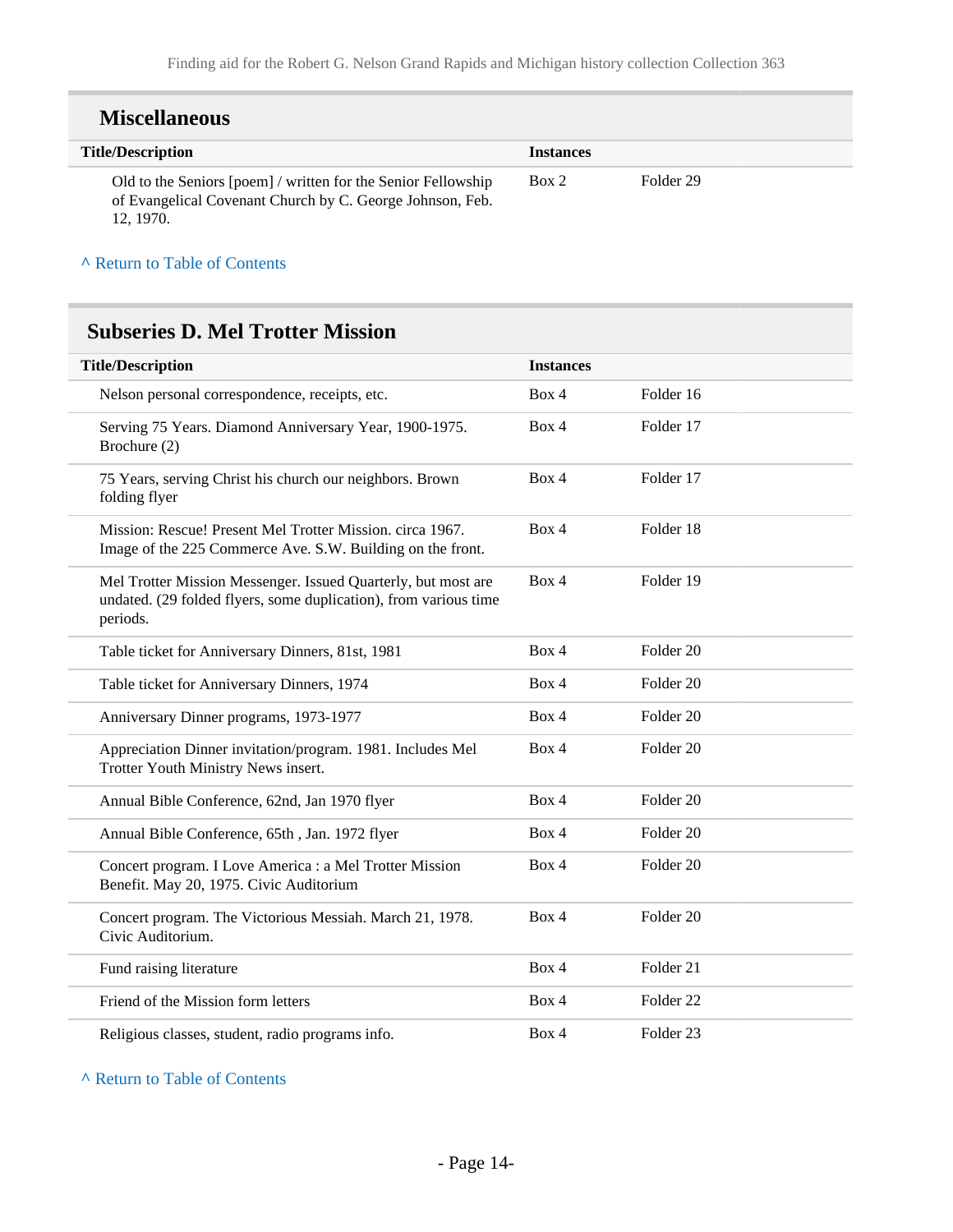## Miscellaneous

| Title/Description | Instances | |
|---|---|---|
| Old to the Seniors [poem] / written for the Senior Fellowship of Evangelical Covenant Church by C. George Johnson, Feb. 12, 1970. | Box 2 | Folder 29 |

^ Return to Table of Contents

## Subseries D. Mel Trotter Mission

| Title/Description | Instances | |
|---|---|---|
| Nelson personal correspondence, receipts, etc. | Box 4 | Folder 16 |
| Serving 75 Years. Diamond Anniversary Year, 1900-1975. Brochure (2) | Box 4 | Folder 17 |
| 75 Years, serving Christ his church our neighbors. Brown folding flyer | Box 4 | Folder 17 |
| Mission: Rescue! Present Mel Trotter Mission. circa 1967. Image of the 225 Commerce Ave. S.W. Building on the front. | Box 4 | Folder 18 |
| Mel Trotter Mission Messenger. Issued Quarterly, but most are undated. (29 folded flyers, some duplication), from various time periods. | Box 4 | Folder 19 |
| Table ticket for Anniversary Dinners, 81st, 1981 | Box 4 | Folder 20 |
| Table ticket for Anniversary Dinners, 1974 | Box 4 | Folder 20 |
| Anniversary Dinner programs, 1973-1977 | Box 4 | Folder 20 |
| Appreciation Dinner invitation/program. 1981. Includes Mel Trotter Youth Ministry News insert. | Box 4 | Folder 20 |
| Annual Bible Conference, 62nd, Jan 1970 flyer | Box 4 | Folder 20 |
| Annual Bible Conference, 65th , Jan. 1972 flyer | Box 4 | Folder 20 |
| Concert program. I Love America : a Mel Trotter Mission Benefit. May 20, 1975. Civic Auditorium | Box 4 | Folder 20 |
| Concert program. The Victorious Messiah. March 21, 1978. Civic Auditorium. | Box 4 | Folder 20 |
| Fund raising literature | Box 4 | Folder 21 |
| Friend of the Mission form letters | Box 4 | Folder 22 |
| Religious classes, student, radio programs info. | Box 4 | Folder 23 |

^ Return to Table of Contents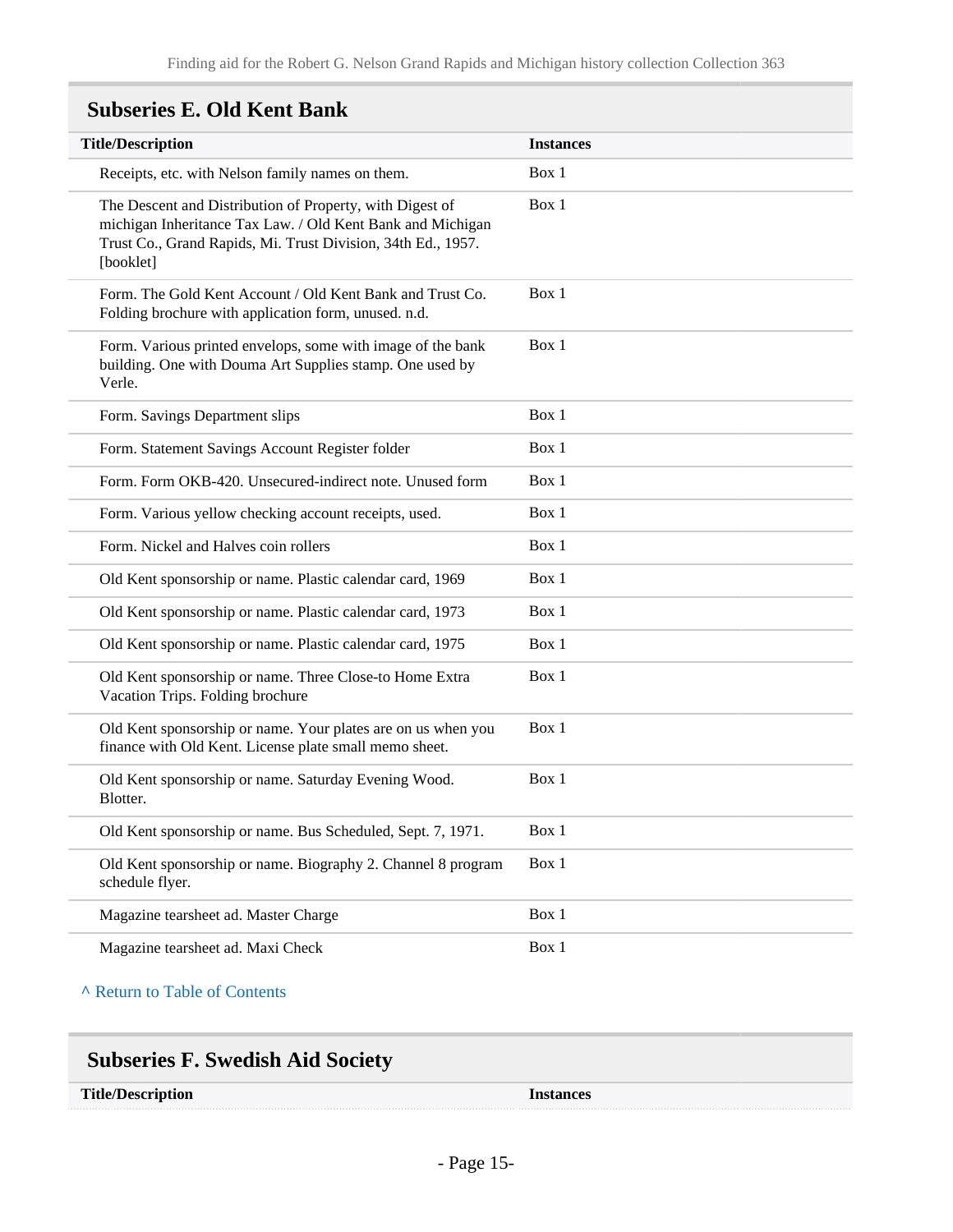## Subseries E. Old Kent Bank

| Title/Description | Instances |
| --- | --- |
| Receipts, etc. with Nelson family names on them. | Box 1 |
| The Descent and Distribution of Property, with Digest of michigan Inheritance Tax Law. / Old Kent Bank and Michigan Trust Co., Grand Rapids, Mi. Trust Division, 34th Ed., 1957. [booklet] | Box 1 |
| Form. The Gold Kent Account / Old Kent Bank and Trust Co. Folding brochure with application form, unused. n.d. | Box 1 |
| Form. Various printed envelops, some with image of the bank building. One with Douma Art Supplies stamp. One used by Verle. | Box 1 |
| Form. Savings Department slips | Box 1 |
| Form. Statement Savings Account Register folder | Box 1 |
| Form. Form OKB-420. Unsecured-indirect note. Unused form | Box 1 |
| Form. Various yellow checking account receipts, used. | Box 1 |
| Form. Nickel and Halves coin rollers | Box 1 |
| Old Kent sponsorship or name. Plastic calendar card, 1969 | Box 1 |
| Old Kent sponsorship or name. Plastic calendar card, 1973 | Box 1 |
| Old Kent sponsorship or name. Plastic calendar card, 1975 | Box 1 |
| Old Kent sponsorship or name. Three Close-to Home Extra Vacation Trips. Folding brochure | Box 1 |
| Old Kent sponsorship or name. Your plates are on us when you finance with Old Kent. License plate small memo sheet. | Box 1 |
| Old Kent sponsorship or name. Saturday Evening Wood. Blotter. | Box 1 |
| Old Kent sponsorship or name. Bus Scheduled, Sept. 7, 1971. | Box 1 |
| Old Kent sponsorship or name. Biography 2. Channel 8 program schedule flyer. | Box 1 |
| Magazine tearsheet ad. Master Charge | Box 1 |
| Magazine tearsheet ad. Maxi Check | Box 1 |

^ Return to Table of Contents

## Subseries F. Swedish Aid Society

| Title/Description | Instances |
| --- | --- |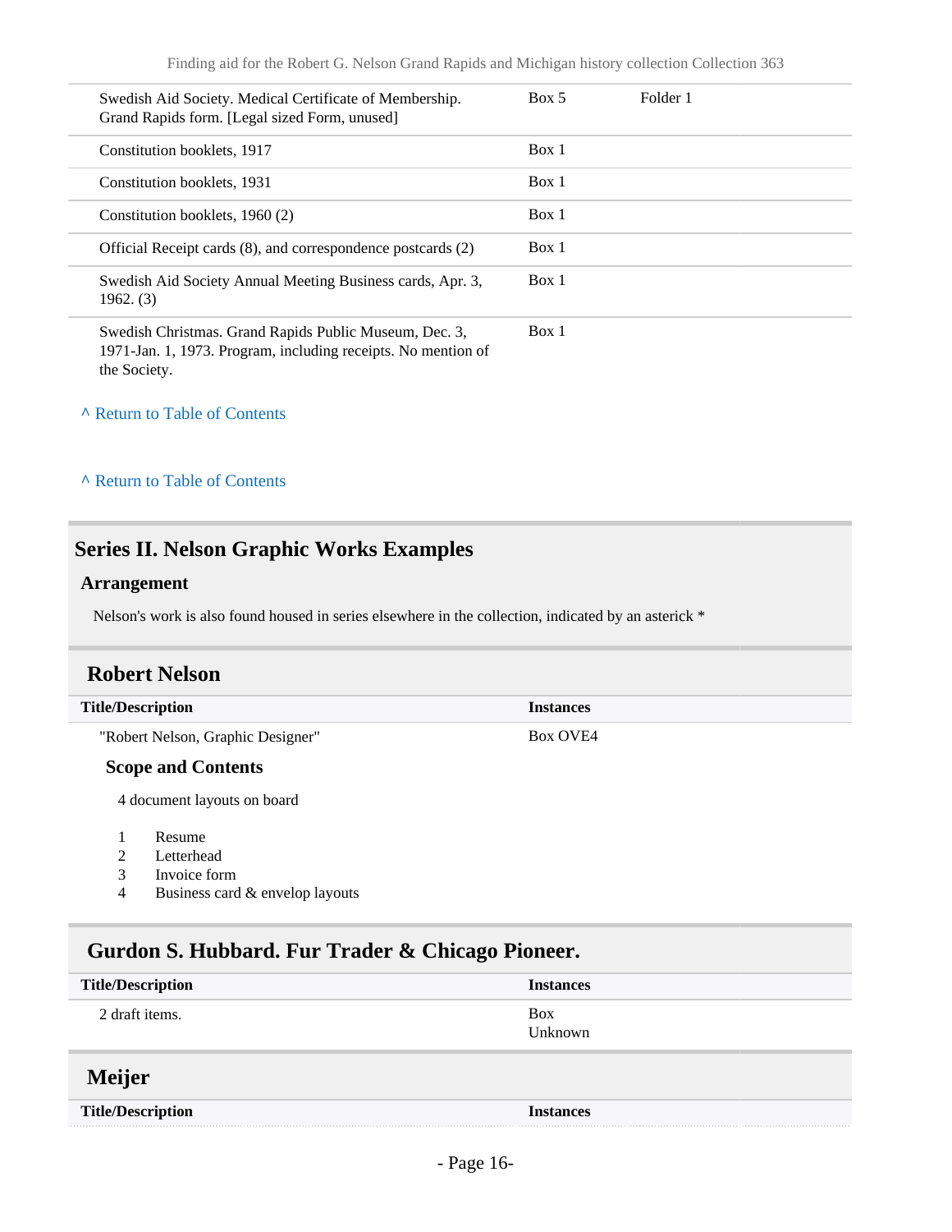| | | |
|---|---|---|
| Swedish Aid Society. Medical Certificate of Membership. Grand Rapids form. [Legal sized Form, unused] | Box 5 | Folder 1 |
| Constitution booklets, 1917 | Box 1 | |
| Constitution booklets, 1931 | Box 1 | |
| Constitution booklets, 1960 (2) | Box 1 | |
| Official Receipt cards (8), and correspondence postcards (2) | Box 1 | |
| Swedish Aid Society Annual Meeting Business cards, Apr. 3, 1962. (3) | Box 1 | |
| Swedish Christmas. Grand Rapids Public Museum, Dec. 3, 1971-Jan. 1, 1973. Program, including receipts. No mention of the Society. | Box 1 | |

^ Return to Table of Contents

^ Return to Table of Contents

## Series II. Nelson Graphic Works Examples

### Arrangement

Nelson's work is also found housed in series elsewhere in the collection, indicated by an asterick *

### Robert Nelson

| Title/Description | Instances |
|---|---|
| "Robert Nelson, Graphic Designer" | Box OVE4 |

#### Scope and Contents

4 document layouts on board

1. Resume
2. Letterhead
3. Invoice form
4. Business card & envelop layouts

### Gurdon S. Hubbard. Fur Trader & Chicago Pioneer.

| Title/Description | Instances |
|---|---|
| 2 draft items. | Box Unknown |

### Meijer

| Title/Description | Instances |
|---|---|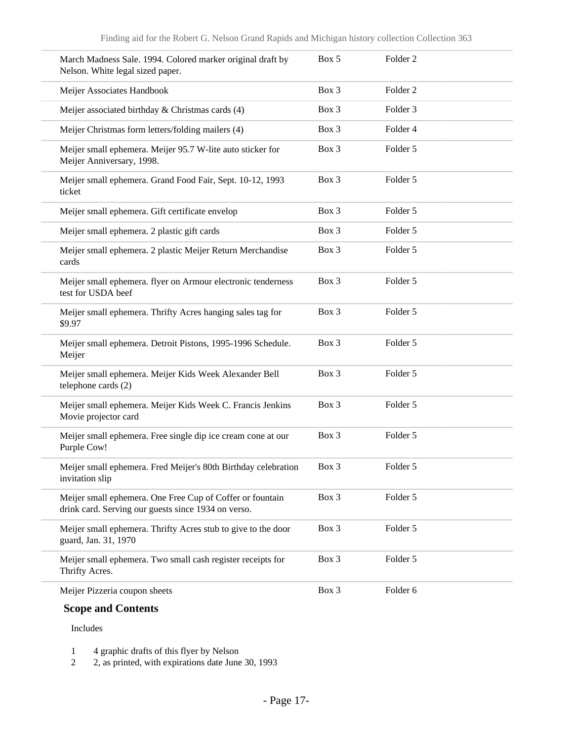| Description | Box | Folder |
|---|---|---|
| March Madness Sale. 1994. Colored marker original draft by Nelson. White legal sized paper. | Box 5 | Folder 2 |
| Meijer Associates Handbook | Box 3 | Folder 2 |
| Meijer associated birthday & Christmas cards (4) | Box 3 | Folder 3 |
| Meijer Christmas form letters/folding mailers (4) | Box 3 | Folder 4 |
| Meijer small ephemera. Meijer 95.7 W-lite auto sticker for Meijer Anniversary, 1998. | Box 3 | Folder 5 |
| Meijer small ephemera. Grand Food Fair, Sept. 10-12, 1993 ticket | Box 3 | Folder 5 |
| Meijer small ephemera. Gift certificate envelop | Box 3 | Folder 5 |
| Meijer small ephemera. 2 plastic gift cards | Box 3 | Folder 5 |
| Meijer small ephemera. 2 plastic Meijer Return Merchandise cards | Box 3 | Folder 5 |
| Meijer small ephemera. flyer on Armour electronic tenderness test for USDA beef | Box 3 | Folder 5 |
| Meijer small ephemera. Thrifty Acres hanging sales tag for $9.97 | Box 3 | Folder 5 |
| Meijer small ephemera. Detroit Pistons, 1995-1996 Schedule. Meijer | Box 3 | Folder 5 |
| Meijer small ephemera. Meijer Kids Week Alexander Bell telephone cards (2) | Box 3 | Folder 5 |
| Meijer small ephemera. Meijer Kids Week C. Francis Jenkins Movie projector card | Box 3 | Folder 5 |
| Meijer small ephemera. Free single dip ice cream cone at our Purple Cow! | Box 3 | Folder 5 |
| Meijer small ephemera. Fred Meijer's 80th Birthday celebration invitation slip | Box 3 | Folder 5 |
| Meijer small ephemera. One Free Cup of Coffer or fountain drink card. Serving our guests since 1934 on verso. | Box 3 | Folder 5 |
| Meijer small ephemera. Thrifty Acres stub to give to the door guard, Jan. 31, 1970 | Box 3 | Folder 5 |
| Meijer small ephemera. Two small cash register receipts for Thrifty Acres. | Box 3 | Folder 5 |
| Meijer Pizzeria coupon sheets | Box 3 | Folder 6 |

### Scope and Contents

Includes

1. 4 graphic drafts of this flyer by Nelson
2. 2, as printed, with expirations date June 30, 1993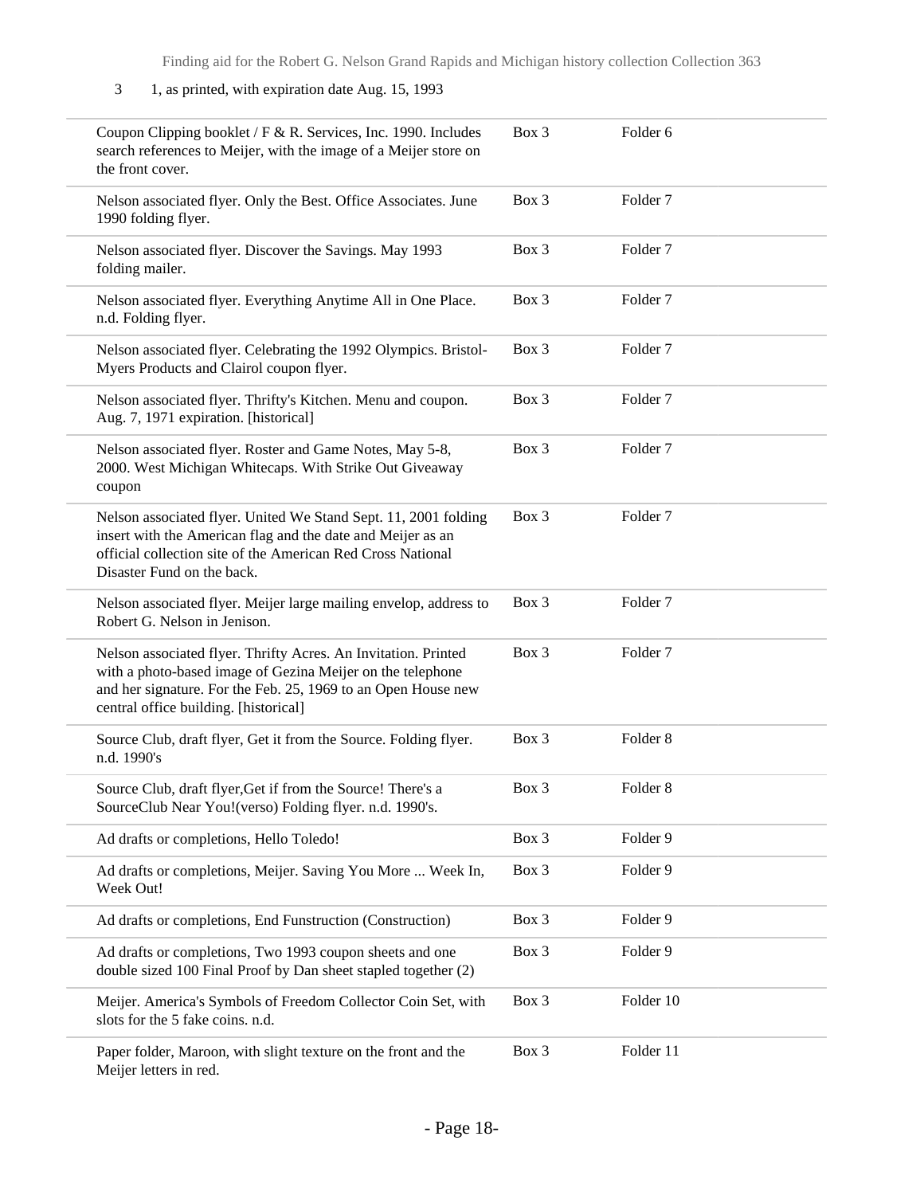3    1, as printed, with expiration date Aug. 15, 1993

| | | |
|---|---|---|
| Coupon Clipping booklet / F & R. Services, Inc. 1990. Includes search references to Meijer, with the image of a Meijer store on the front cover. | Box 3 | Folder 6 |
| Nelson associated flyer. Only the Best. Office Associates. June 1990 folding flyer. | Box 3 | Folder 7 |
| Nelson associated flyer. Discover the Savings. May 1993 folding mailer. | Box 3 | Folder 7 |
| Nelson associated flyer. Everything Anytime All in One Place. n.d. Folding flyer. | Box 3 | Folder 7 |
| Nelson associated flyer. Celebrating the 1992 Olympics. Bristol-Myers Products and Clairol coupon flyer. | Box 3 | Folder 7 |
| Nelson associated flyer. Thrifty's Kitchen. Menu and coupon. Aug. 7, 1971 expiration. [historical] | Box 3 | Folder 7 |
| Nelson associated flyer. Roster and Game Notes, May 5-8, 2000. West Michigan Whitecaps. With Strike Out Giveaway coupon | Box 3 | Folder 7 |
| Nelson associated flyer. United We Stand Sept. 11, 2001 folding insert with the American flag and the date and Meijer as an official collection site of the American Red Cross National Disaster Fund on the back. | Box 3 | Folder 7 |
| Nelson associated flyer. Meijer large mailing envelop, address to Robert G. Nelson in Jenison. | Box 3 | Folder 7 |
| Nelson associated flyer. Thrifty Acres. An Invitation. Printed with a photo-based image of Gezina Meijer on the telephone and her signature. For the Feb. 25, 1969 to an Open House new central office building. [historical] | Box 3 | Folder 7 |
| Source Club, draft flyer, Get it from the Source. Folding flyer. n.d. 1990's | Box 3 | Folder 8 |
| Source Club, draft flyer,Get if from the Source! There's a SourceClub Near You!(verso) Folding flyer. n.d. 1990's. | Box 3 | Folder 8 |
| Ad drafts or completions, Hello Toledo! | Box 3 | Folder 9 |
| Ad drafts or completions, Meijer. Saving You More ... Week In, Week Out! | Box 3 | Folder 9 |
| Ad drafts or completions, End Funstruction (Construction) | Box 3 | Folder 9 |
| Ad drafts or completions, Two 1993 coupon sheets and one double sized 100 Final Proof by Dan sheet stapled together (2) | Box 3 | Folder 9 |
| Meijer. America's Symbols of Freedom Collector Coin Set, with slots for the 5 fake coins. n.d. | Box 3 | Folder 10 |
| Paper folder, Maroon, with slight texture on the front and the Meijer letters in red. | Box 3 | Folder 11 |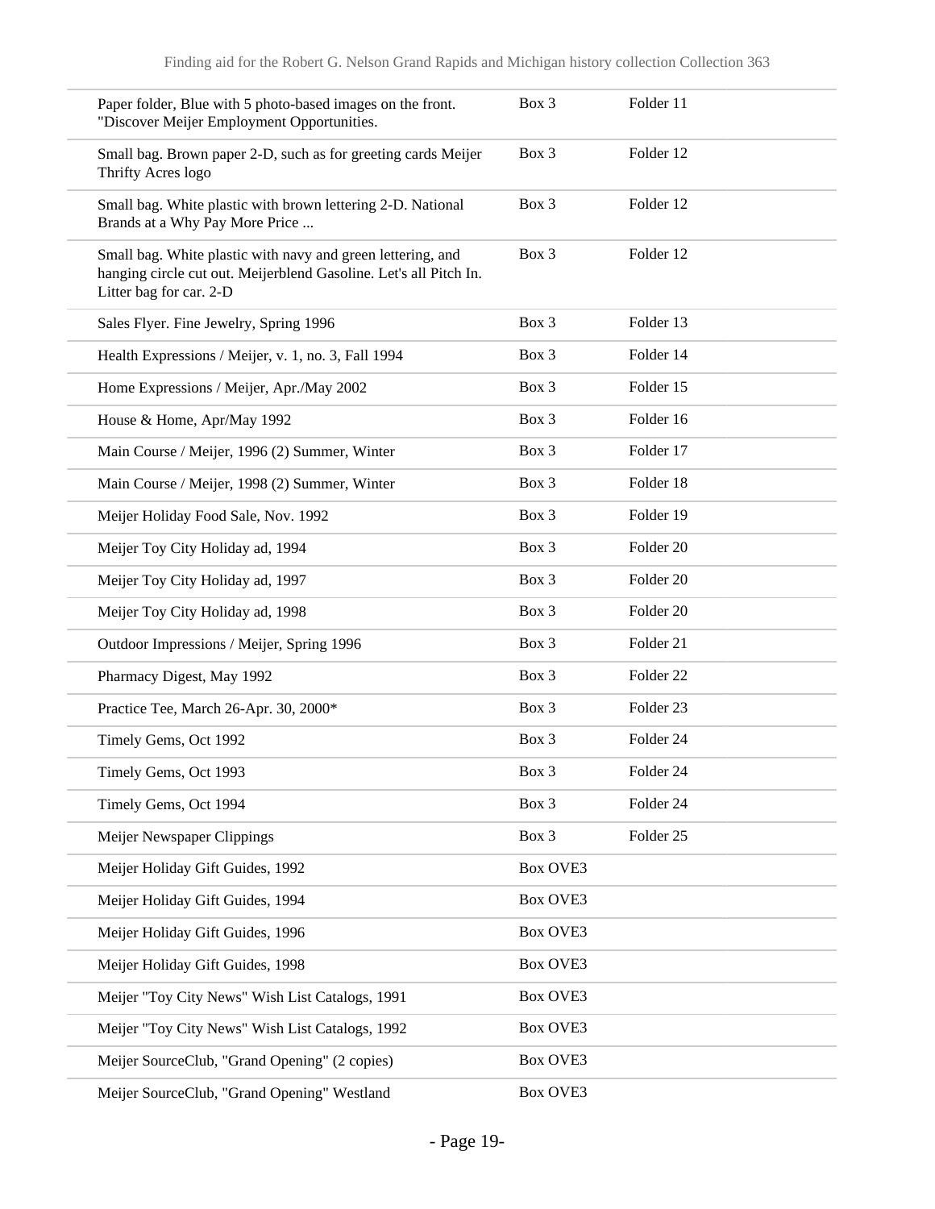| | | |
|---|---|---|
| Paper folder, Blue with 5 photo-based images on the front. "Discover Meijer Employment Opportunities. | Box 3 | Folder 11 |
| Small bag. Brown paper 2-D, such as for greeting cards Meijer Thrifty Acres logo | Box 3 | Folder 12 |
| Small bag. White plastic with brown lettering 2-D. National Brands at a Why Pay More Price ... | Box 3 | Folder 12 |
| Small bag. White plastic with navy and green lettering, and hanging circle cut out. Meijerblend Gasoline. Let's all Pitch In. Litter bag for car. 2-D | Box 3 | Folder 12 |
| Sales Flyer. Fine Jewelry, Spring 1996 | Box 3 | Folder 13 |
| Health Expressions / Meijer, v. 1, no. 3, Fall 1994 | Box 3 | Folder 14 |
| Home Expressions / Meijer, Apr./May 2002 | Box 3 | Folder 15 |
| House & Home, Apr/May 1992 | Box 3 | Folder 16 |
| Main Course / Meijer, 1996 (2) Summer, Winter | Box 3 | Folder 17 |
| Main Course / Meijer, 1998 (2) Summer, Winter | Box 3 | Folder 18 |
| Meijer Holiday Food Sale, Nov. 1992 | Box 3 | Folder 19 |
| Meijer Toy City Holiday ad, 1994 | Box 3 | Folder 20 |
| Meijer Toy City Holiday ad, 1997 | Box 3 | Folder 20 |
| Meijer Toy City Holiday ad, 1998 | Box 3 | Folder 20 |
| Outdoor Impressions / Meijer, Spring 1996 | Box 3 | Folder 21 |
| Pharmacy Digest, May 1992 | Box 3 | Folder 22 |
| Practice Tee, March 26-Apr. 30, 2000* | Box 3 | Folder 23 |
| Timely Gems, Oct 1992 | Box 3 | Folder 24 |
| Timely Gems, Oct 1993 | Box 3 | Folder 24 |
| Timely Gems, Oct 1994 | Box 3 | Folder 24 |
| Meijer Newspaper Clippings | Box 3 | Folder 25 |
| Meijer Holiday Gift Guides, 1992 | Box OVE3 | |
| Meijer Holiday Gift Guides, 1994 | Box OVE3 | |
| Meijer Holiday Gift Guides, 1996 | Box OVE3 | |
| Meijer Holiday Gift Guides, 1998 | Box OVE3 | |
| Meijer "Toy City News" Wish List Catalogs, 1991 | Box OVE3 | |
| Meijer "Toy City News" Wish List Catalogs, 1992 | Box OVE3 | |
| Meijer SourceClub, "Grand Opening" (2 copies) | Box OVE3 | |
| Meijer SourceClub, "Grand Opening" Westland | Box OVE3 | |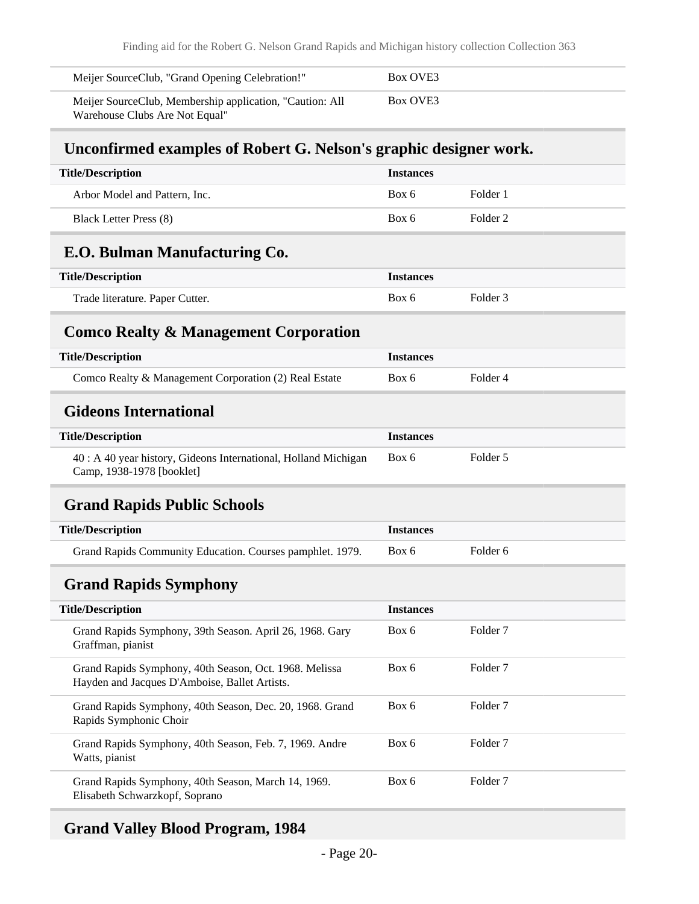| Title/Description | Instances | |
|---|---|---|
| Meijer SourceClub, "Grand Opening Celebration!" | Box OVE3 | |
| Meijer SourceClub, Membership application, "Caution: All Warehouse Clubs Are Not Equal" | Box OVE3 | |

## Unconfirmed examples of Robert G. Nelson's graphic designer work.

| Title/Description | Instances | |
|---|---|---|
| Arbor Model and Pattern, Inc. | Box 6 | Folder 1 |
| Black Letter Press (8) | Box 6 | Folder 2 |

## E.O. Bulman Manufacturing Co.

| Title/Description | Instances | |
|---|---|---|
| Trade literature. Paper Cutter. | Box 6 | Folder 3 |

## Comco Realty & Management Corporation

| Title/Description | Instances | |
|---|---|---|
| Comco Realty & Management Corporation (2) Real Estate | Box 6 | Folder 4 |

## Gideons International

| Title/Description | Instances | |
|---|---|---|
| 40 : A 40 year history, Gideons International, Holland Michigan Camp, 1938-1978 [booklet] | Box 6 | Folder 5 |

## Grand Rapids Public Schools

| Title/Description | Instances | |
|---|---|---|
| Grand Rapids Community Education. Courses pamphlet. 1979. | Box 6 | Folder 6 |

## Grand Rapids Symphony

| Title/Description | Instances | |
|---|---|---|
| Grand Rapids Symphony, 39th Season. April 26, 1968. Gary Graffman, pianist | Box 6 | Folder 7 |
| Grand Rapids Symphony, 40th Season, Oct. 1968. Melissa Hayden and Jacques D'Amboise, Ballet Artists. | Box 6 | Folder 7 |
| Grand Rapids Symphony, 40th Season, Dec. 20, 1968. Grand Rapids Symphonic Choir | Box 6 | Folder 7 |
| Grand Rapids Symphony, 40th Season, Feb. 7, 1969. Andre Watts, pianist | Box 6 | Folder 7 |
| Grand Rapids Symphony, 40th Season, March 14, 1969. Elisabeth Schwarzkopf, Soprano | Box 6 | Folder 7 |

## Grand Valley Blood Program, 1984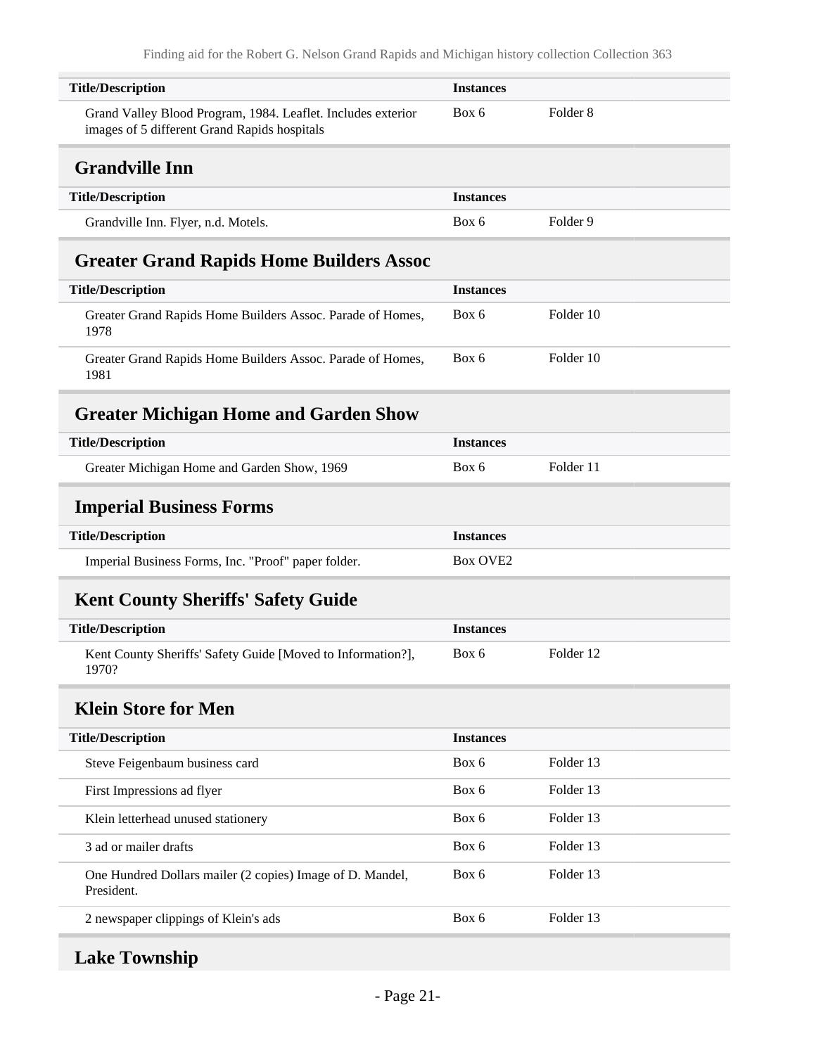| Title/Description | Instances | |
|---|---|---|
| Grand Valley Blood Program, 1984. Leaflet. Includes exterior images of 5 different Grand Rapids hospitals | Box 6 | Folder 8 |

## Grandville Inn

| Title/Description | Instances | |
|---|---|---|
| Grandville Inn. Flyer, n.d. Motels. | Box 6 | Folder 9 |

## Greater Grand Rapids Home Builders Assoc

| Title/Description | Instances | |
|---|---|---|
| Greater Grand Rapids Home Builders Assoc. Parade of Homes, 1978 | Box 6 | Folder 10 |
| Greater Grand Rapids Home Builders Assoc. Parade of Homes, 1981 | Box 6 | Folder 10 |

## Greater Michigan Home and Garden Show

| Title/Description | Instances | |
|---|---|---|
| Greater Michigan Home and Garden Show, 1969 | Box 6 | Folder 11 |

## Imperial Business Forms

| Title/Description | Instances | |
|---|---|---|
| Imperial Business Forms, Inc. "Proof" paper folder. | Box OVE2 | |

## Kent County Sheriffs' Safety Guide

| Title/Description | Instances | |
|---|---|---|
| Kent County Sheriffs' Safety Guide [Moved to Information?], 1970? | Box 6 | Folder 12 |

## Klein Store for Men

| Title/Description | Instances | |
|---|---|---|
| Steve Feigenbaum business card | Box 6 | Folder 13 |
| First Impressions ad flyer | Box 6 | Folder 13 |
| Klein letterhead unused stationery | Box 6 | Folder 13 |
| 3 ad or mailer drafts | Box 6 | Folder 13 |
| One Hundred Dollars mailer (2 copies) Image of D. Mandel, President. | Box 6 | Folder 13 |
| 2 newspaper clippings of Klein's ads | Box 6 | Folder 13 |

## Lake Township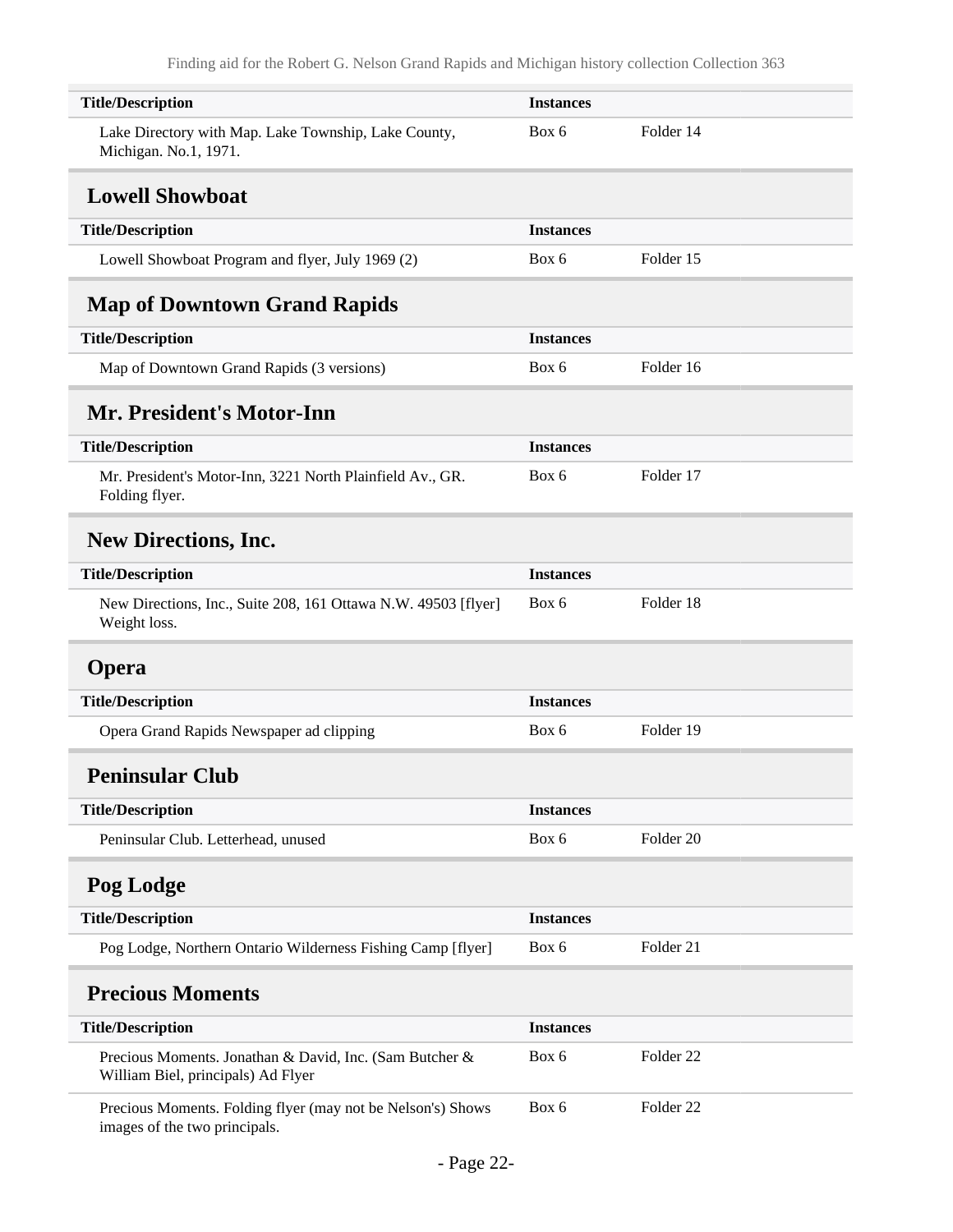| Title/Description | Instances | |
|---|---|---|
| Lake Directory with Map. Lake Township, Lake County, Michigan. No.1, 1971. | Box 6 | Folder 14 |

## Lowell Showboat

| Title/Description | Instances | |
|---|---|---|
| Lowell Showboat Program and flyer, July 1969 (2) | Box 6 | Folder 15 |

## Map of Downtown Grand Rapids

| Title/Description | Instances | |
|---|---|---|
| Map of Downtown Grand Rapids (3 versions) | Box 6 | Folder 16 |

## Mr. President's Motor-Inn

| Title/Description | Instances | |
|---|---|---|
| Mr. President's Motor-Inn, 3221 North Plainfield Av., GR. Folding flyer. | Box 6 | Folder 17 |

## New Directions, Inc.

| Title/Description | Instances | |
|---|---|---|
| New Directions, Inc., Suite 208, 161 Ottawa N.W. 49503 [flyer] Weight loss. | Box 6 | Folder 18 |

## Opera

| Title/Description | Instances | |
|---|---|---|
| Opera Grand Rapids Newspaper ad clipping | Box 6 | Folder 19 |

## Peninsular Club

| Title/Description | Instances | |
|---|---|---|
| Peninsular Club. Letterhead, unused | Box 6 | Folder 20 |

## Pog Lodge

| Title/Description | Instances | |
|---|---|---|
| Pog Lodge, Northern Ontario Wilderness Fishing Camp [flyer] | Box 6 | Folder 21 |

## Precious Moments

| Title/Description | Instances | |
|---|---|---|
| Precious Moments. Jonathan & David, Inc. (Sam Butcher & William Biel, principals) Ad Flyer | Box 6 | Folder 22 |
| Precious Moments. Folding flyer (may not be Nelson's) Shows images of the two principals. | Box 6 | Folder 22 |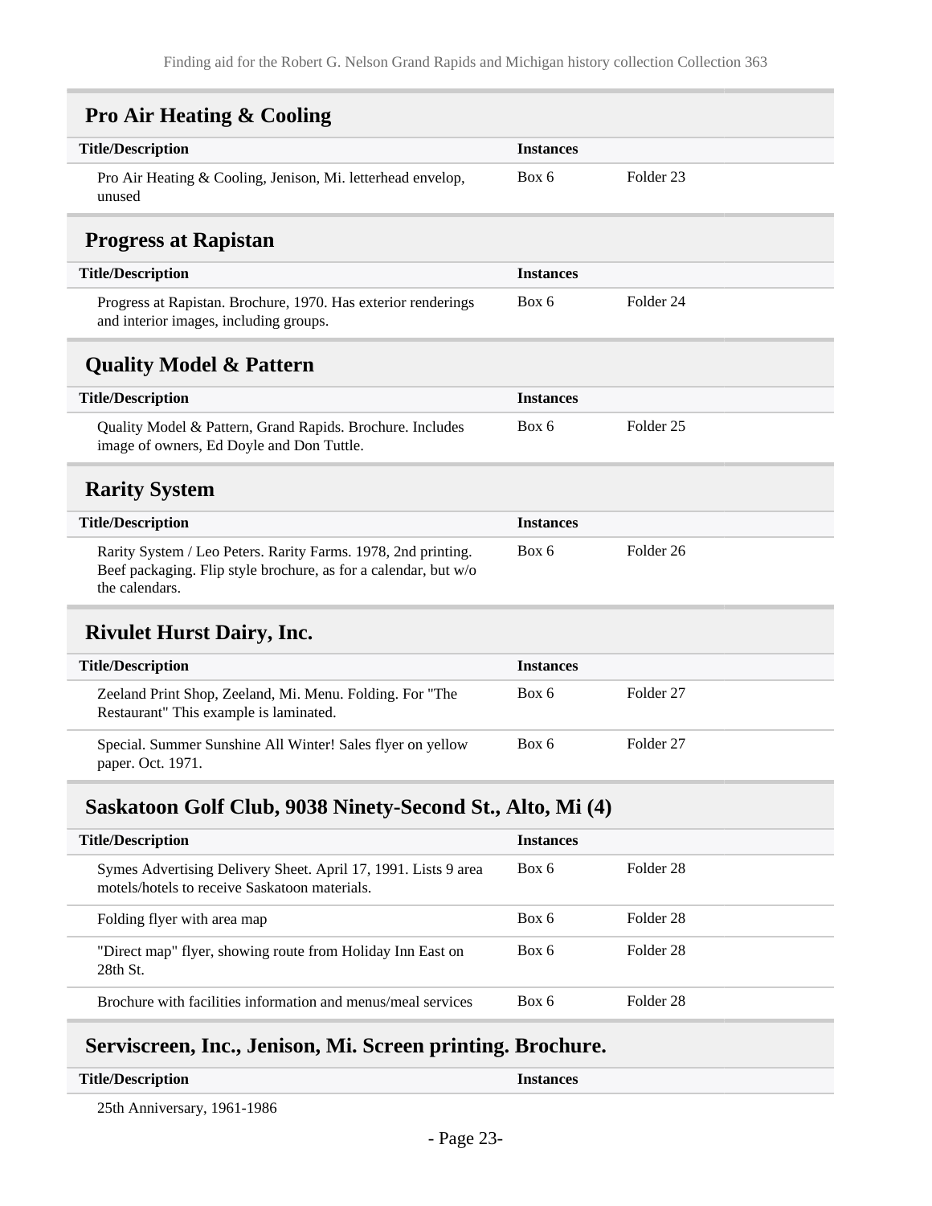## Pro Air Heating & Cooling

| Title/Description | Instances | |
| --- | --- | --- |
| Pro Air Heating & Cooling, Jenison, Mi. letterhead envelop, unused | Box 6 | Folder 23 |

## Progress at Rapistan

| Title/Description | Instances | |
| --- | --- | --- |
| Progress at Rapistan. Brochure, 1970. Has exterior renderings and interior images, including groups. | Box 6 | Folder 24 |

## Quality Model & Pattern

| Title/Description | Instances | |
| --- | --- | --- |
| Quality Model & Pattern, Grand Rapids. Brochure. Includes image of owners, Ed Doyle and Don Tuttle. | Box 6 | Folder 25 |

## Rarity System

| Title/Description | Instances | |
| --- | --- | --- |
| Rarity System / Leo Peters. Rarity Farms. 1978, 2nd printing. Beef packaging. Flip style brochure, as for a calendar, but w/o the calendars. | Box 6 | Folder 26 |

## Rivulet Hurst Dairy, Inc.

| Title/Description | Instances | |
| --- | --- | --- |
| Zeeland Print Shop, Zeeland, Mi. Menu. Folding. For "The Restaurant" This example is laminated. | Box 6 | Folder 27 |
| Special. Summer Sunshine All Winter! Sales flyer on yellow paper. Oct. 1971. | Box 6 | Folder 27 |

## Saskatoon Golf Club, 9038 Ninety-Second St., Alto, Mi (4)

| Title/Description | Instances | |
| --- | --- | --- |
| Symes Advertising Delivery Sheet. April 17, 1991. Lists 9 area motels/hotels to receive Saskatoon materials. | Box 6 | Folder 28 |
| Folding flyer with area map | Box 6 | Folder 28 |
| "Direct map" flyer, showing route from Holiday Inn East on 28th St. | Box 6 | Folder 28 |
| Brochure with facilities information and menus/meal services | Box 6 | Folder 28 |

## Serviscreen, Inc., Jenison, Mi. Screen printing. Brochure.

| Title/Description | Instances | |
| --- | --- | --- |
| 25th Anniversary, 1961-1986 | | |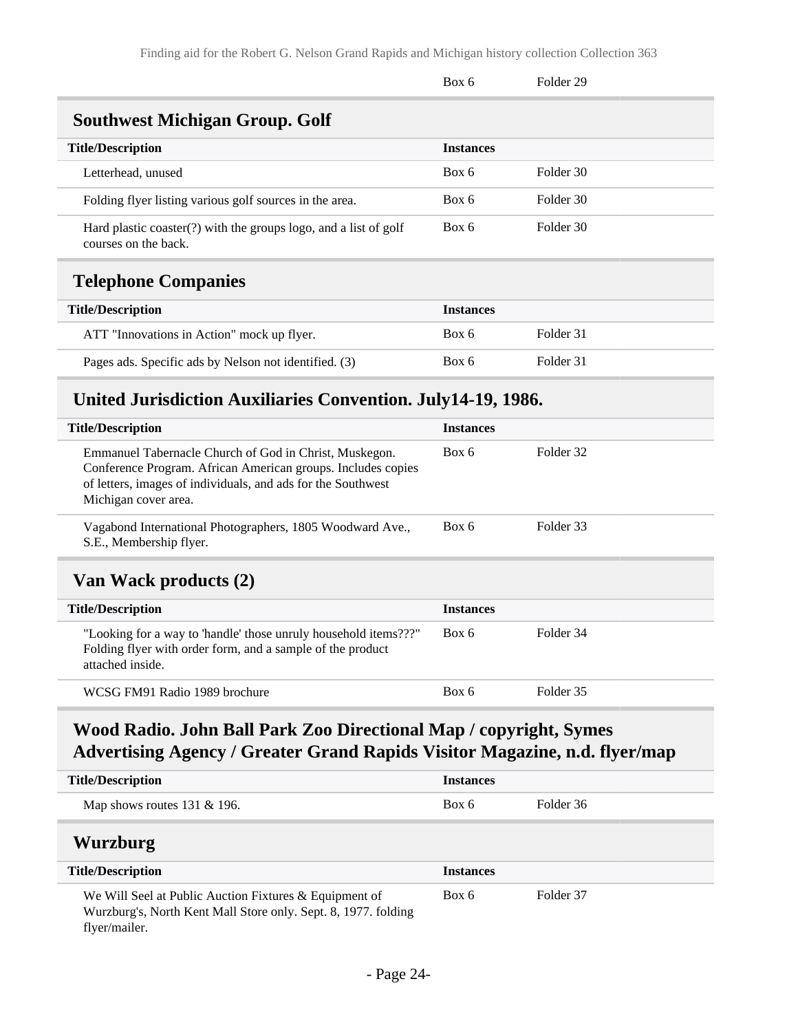| | Box 6 | Folder 29 |
|---|---|---|

## Southwest Michigan Group. Golf

| Title/Description | Instances | |
|---|---|---|
| Letterhead, unused | Box 6 | Folder 30 |
| Folding flyer listing various golf sources in the area. | Box 6 | Folder 30 |
| Hard plastic coaster(?) with the groups logo, and a list of golf courses on the back. | Box 6 | Folder 30 |

## Telephone Companies

| Title/Description | Instances | |
|---|---|---|
| ATT "Innovations in Action" mock up flyer. | Box 6 | Folder 31 |
| Pages ads. Specific ads by Nelson not identified. (3) | Box 6 | Folder 31 |

## United Jurisdiction Auxiliaries Convention. July14-19, 1986.

| Title/Description | Instances | |
|---|---|---|
| Emmanuel Tabernacle Church of God in Christ, Muskegon. Conference Program. African American groups. Includes copies of letters, images of individuals, and ads for the Southwest Michigan cover area. | Box 6 | Folder 32 |
| Vagabond International Photographers, 1805 Woodward Ave., S.E., Membership flyer. | Box 6 | Folder 33 |

## Van Wack products (2)

| Title/Description | Instances | |
|---|---|---|
| "Looking for a way to 'handle' those unruly household items???" Folding flyer with order form, and a sample of the product attached inside. | Box 6 | Folder 34 |
| WCSG FM91 Radio 1989 brochure | Box 6 | Folder 35 |

## Wood Radio. John Ball Park Zoo Directional Map / copyright, Symes Advertising Agency / Greater Grand Rapids Visitor Magazine, n.d. flyer/map

| Title/Description | Instances | |
|---|---|---|
| Map shows routes 131 & 196. | Box 6 | Folder 36 |

## Wurzburg

| Title/Description | Instances | |
|---|---|---|
| We Will Seel at Public Auction Fixtures & Equipment of Wurzburg's, North Kent Mall Store only. Sept. 8, 1977. folding flyer/mailer. | Box 6 | Folder 37 |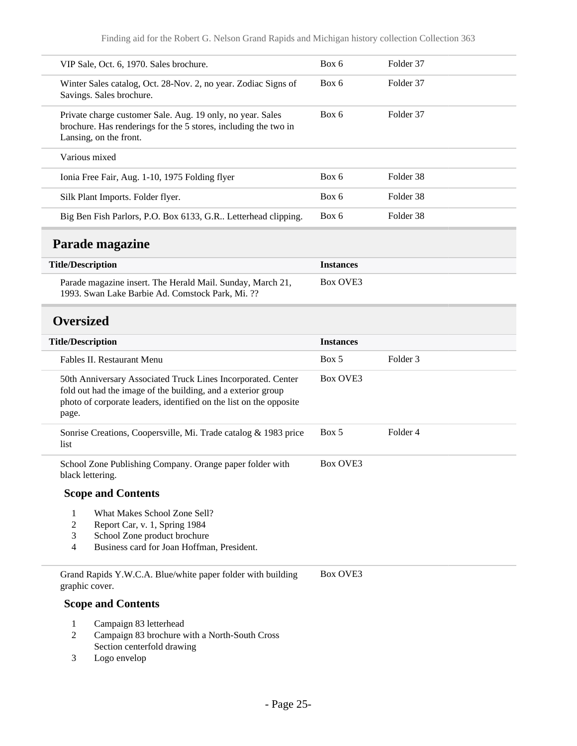| Title/Description | Instances | |
|---|---|---|
| VIP Sale, Oct. 6, 1970. Sales brochure. | Box 6 | Folder 37 |
| Winter Sales catalog, Oct. 28-Nov. 2, no year. Zodiac Signs of Savings. Sales brochure. | Box 6 | Folder 37 |
| Private charge customer Sale. Aug. 19 only, no year. Sales brochure. Has renderings for the 5 stores, including the two in Lansing, on the front. | Box 6 | Folder 37 |
| Various mixed | | |
| Ionia Free Fair, Aug. 1-10, 1975 Folding flyer | Box 6 | Folder 38 |
| Silk Plant Imports. Folder flyer. | Box 6 | Folder 38 |
| Big Ben Fish Parlors, P.O. Box 6133, G.R.. Letterhead clipping. | Box 6 | Folder 38 |

## Parade magazine

| Title/Description | Instances |
|---|---|
| Parade magazine insert. The Herald Mail. Sunday, March 21, 1993. Swan Lake Barbie Ad. Comstock Park, Mi. ?? | Box OVE3 |

## Oversized

| Title/Description | Instances | |
|---|---|---|
| Fables II. Restaurant Menu | Box 5 | Folder 3 |
| 50th Anniversary Associated Truck Lines Incorporated. Center fold out had the image of the building, and a exterior group photo of corporate leaders, identified on the list on the opposite page. | Box OVE3 | |
| Sonrise Creations, Coopersville, Mi. Trade catalog & 1983 price list | Box 5 | Folder 4 |
| School Zone Publishing Company. Orange paper folder with black lettering. | Box OVE3 | |

School Zone Publishing Company. Orange paper folder with black lettering.

### Scope and Contents

1. What Makes School Zone Sell?
2. Report Car, v. 1, Spring 1984
3. School Zone product brochure
4. Business card for Joan Hoffman, President.

| Title/Description | Instances |
|---|---|
| Grand Rapids Y.W.C.A. Blue/white paper folder with building graphic cover. | Box OVE3 |

### Scope and Contents

1. Campaign 83 letterhead
2. Campaign 83 brochure with a North-South Cross Section centerfold drawing
3. Logo envelop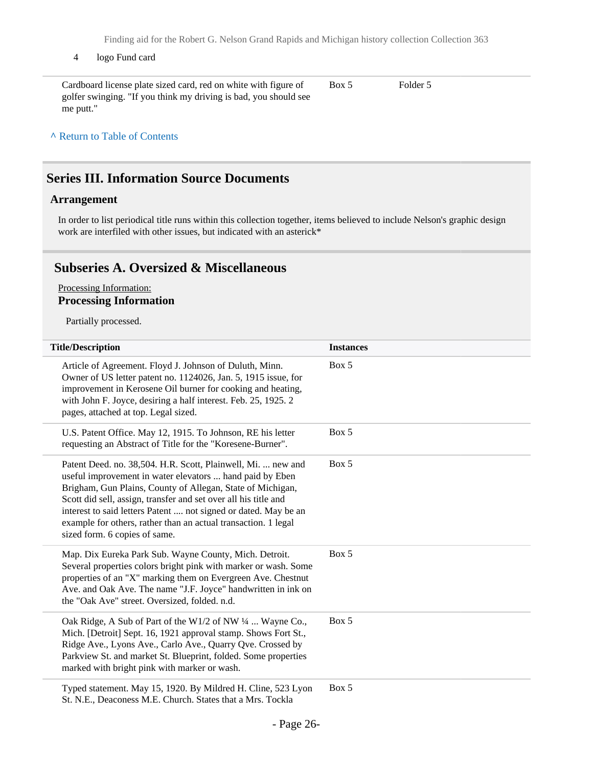4 logo Fund card

| | | |
|---|---|---|
| Cardboard license plate sized card, red on white with figure of golfer swinging. "If you think my driving is bad, you should see me putt." | Box 5 | Folder 5 |

^ Return to Table of Contents

## Series III. Information Source Documents

### Arrangement

In order to list periodical title runs within this collection together, items believed to include Nelson's graphic design work are interfiled with other issues, but indicated with an asterick*

## Subseries A. Oversized & Miscellaneous

Processing Information:

### Processing Information

Partially processed.

| Title/Description | Instances |
|---|---|
| Article of Agreement. Floyd J. Johnson of Duluth, Minn. Owner of US letter patent no. 1124026, Jan. 5, 1915 issue, for improvement in Kerosene Oil burner for cooking and heating, with John F. Joyce, desiring a half interest. Feb. 25, 1925. 2 pages, attached at top. Legal sized. | Box 5 |
| U.S. Patent Office. May 12, 1915. To Johnson, RE his letter requesting an Abstract of Title for the "Koresene-Burner". | Box 5 |
| Patent Deed. no. 38,504. H.R. Scott, Plainwell, Mi. ... new and useful improvement in water elevators ... hand paid by Eben Brigham, Gun Plains, County of Allegan, State of Michigan, Scott did sell, assign, transfer and set over all his title and interest to said letters Patent .... not signed or dated. May be an example for others, rather than an actual transaction. 1 legal sized form. 6 copies of same. | Box 5 |
| Map. Dix Eureka Park Sub. Wayne County, Mich. Detroit. Several properties colors bright pink with marker or wash. Some properties of an "X" marking them on Evergreen Ave. Chestnut Ave. and Oak Ave. The name "J.F. Joyce" handwritten in ink on the "Oak Ave" street. Oversized, folded. n.d. | Box 5 |
| Oak Ridge, A Sub of Part of the W1/2 of NW ¼ ... Wayne Co., Mich. [Detroit] Sept. 16, 1921 approval stamp. Shows Fort St., Ridge Ave., Lyons Ave., Carlo Ave., Quarry Qve. Crossed by Parkview St. and market St. Blueprint, folded. Some properties marked with bright pink with marker or wash. | Box 5 |
| Typed statement. May 15, 1920. By Mildred H. Cline, 523 Lyon St. N.E., Deaconess M.E. Church. States that a Mrs. Tockla | Box 5 |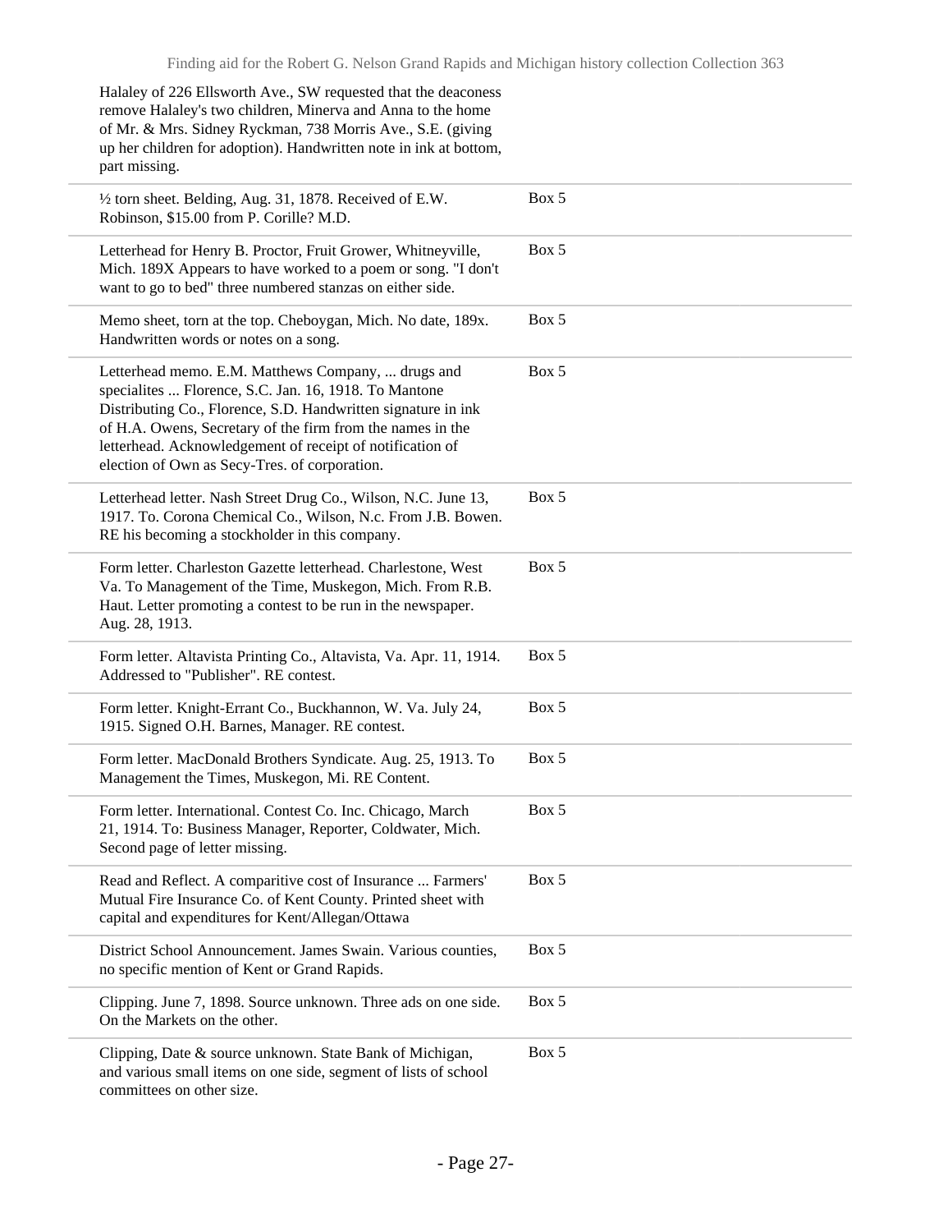| | |
|---|---|
| Halaley of 226 Ellsworth Ave., SW requested that the deaconess remove Halaley's two children, Minerva and Anna to the home of Mr. & Mrs. Sidney Ryckman, 738 Morris Ave., S.E. (giving up her children for adoption). Handwritten note in ink at bottom, part missing. | |
| ½ torn sheet. Belding, Aug. 31, 1878. Received of E.W. Robinson, $15.00 from P. Corille? M.D. | Box 5 |
| Letterhead for Henry B. Proctor, Fruit Grower, Whitneyville, Mich. 189X Appears to have worked to a poem or song. "I don't want to go to bed" three numbered stanzas on either side. | Box 5 |
| Memo sheet, torn at the top. Cheboygan, Mich. No date, 189x. Handwritten words or notes on a song. | Box 5 |
| Letterhead memo. E.M. Matthews Company, ... drugs and specialites ... Florence, S.C. Jan. 16, 1918. To Mantone Distributing Co., Florence, S.D. Handwritten signature in ink of H.A. Owens, Secretary of the firm from the names in the letterhead. Acknowledgement of receipt of notification of election of Own as Secy-Tres. of corporation. | Box 5 |
| Letterhead letter. Nash Street Drug Co., Wilson, N.C. June 13, 1917. To. Corona Chemical Co., Wilson, N.c. From J.B. Bowen. RE his becoming a stockholder in this company. | Box 5 |
| Form letter. Charleston Gazette letterhead. Charlestone, West Va. To Management of the Time, Muskegon, Mich. From R.B. Haut. Letter promoting a contest to be run in the newspaper. Aug. 28, 1913. | Box 5 |
| Form letter. Altavista Printing Co., Altavista, Va. Apr. 11, 1914. Addressed to "Publisher". RE contest. | Box 5 |
| Form letter. Knight-Errant Co., Buckhannon, W. Va. July 24, 1915. Signed O.H. Barnes, Manager. RE contest. | Box 5 |
| Form letter. MacDonald Brothers Syndicate. Aug. 25, 1913. To Management the Times, Muskegon, Mi. RE Content. | Box 5 |
| Form letter. International. Contest Co. Inc. Chicago, March 21, 1914. To: Business Manager, Reporter, Coldwater, Mich. Second page of letter missing. | Box 5 |
| Read and Reflect. A comparitive cost of Insurance ... Farmers' Mutual Fire Insurance Co. of Kent County. Printed sheet with capital and expenditures for Kent/Allegan/Ottawa | Box 5 |
| District School Announcement. James Swain. Various counties, no specific mention of Kent or Grand Rapids. | Box 5 |
| Clipping. June 7, 1898. Source unknown. Three ads on one side. On the Markets on the other. | Box 5 |
| Clipping, Date & source unknown. State Bank of Michigan, and various small items on one side, segment of lists of school committees on other size. | Box 5 |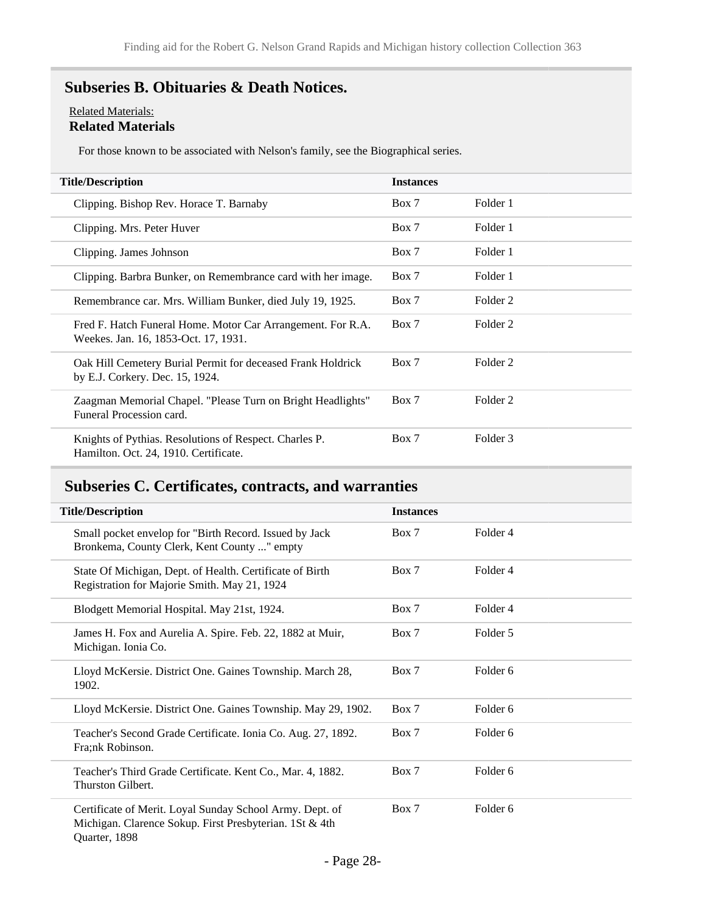## Subseries B. Obituaries & Death Notices.

Related Materials:

**Related Materials**

For those known to be associated with Nelson's family, see the Biographical series.

| Title/Description | Instances | |
| --- | --- | --- |
| Clipping. Bishop Rev. Horace T. Barnaby | Box 7 | Folder 1 |
| Clipping. Mrs. Peter Huver | Box 7 | Folder 1 |
| Clipping. James Johnson | Box 7 | Folder 1 |
| Clipping. Barbra Bunker, on Remembrance card with her image. | Box 7 | Folder 1 |
| Remembrance car. Mrs. William Bunker, died July 19, 1925. | Box 7 | Folder 2 |
| Fred F. Hatch Funeral Home. Motor Car Arrangement. For R.A. Weekes. Jan. 16, 1853-Oct. 17, 1931. | Box 7 | Folder 2 |
| Oak Hill Cemetery Burial Permit for deceased Frank Holdrick by E.J. Corkery. Dec. 15, 1924. | Box 7 | Folder 2 |
| Zaagman Memorial Chapel. "Please Turn on Bright Headlights" Funeral Procession card. | Box 7 | Folder 2 |
| Knights of Pythias. Resolutions of Respect. Charles P. Hamilton. Oct. 24, 1910. Certificate. | Box 7 | Folder 3 |

## Subseries C. Certificates, contracts, and warranties

| Title/Description | Instances | |
| --- | --- | --- |
| Small pocket envelop for "Birth Record. Issued by Jack Bronkema, County Clerk, Kent County ..." empty | Box 7 | Folder 4 |
| State Of Michigan, Dept. of Health. Certificate of Birth Registration for Majorie Smith. May 21, 1924 | Box 7 | Folder 4 |
| Blodgett Memorial Hospital. May 21st, 1924. | Box 7 | Folder 4 |
| James H. Fox and Aurelia A. Spire. Feb. 22, 1882 at Muir, Michigan. Ionia Co. | Box 7 | Folder 5 |
| Lloyd McKersie. District One. Gaines Township. March 28, 1902. | Box 7 | Folder 6 |
| Lloyd McKersie. District One. Gaines Township. May 29, 1902. | Box 7 | Folder 6 |
| Teacher's Second Grade Certificate. Ionia Co. Aug. 27, 1892. Fra;nk Robinson. | Box 7 | Folder 6 |
| Teacher's Third Grade Certificate. Kent Co., Mar. 4, 1882. Thurston Gilbert. | Box 7 | Folder 6 |
| Certificate of Merit. Loyal Sunday School Army. Dept. of Michigan. Clarence Sokup. First Presbyterian. 1St & 4th Quarter, 1898 | Box 7 | Folder 6 |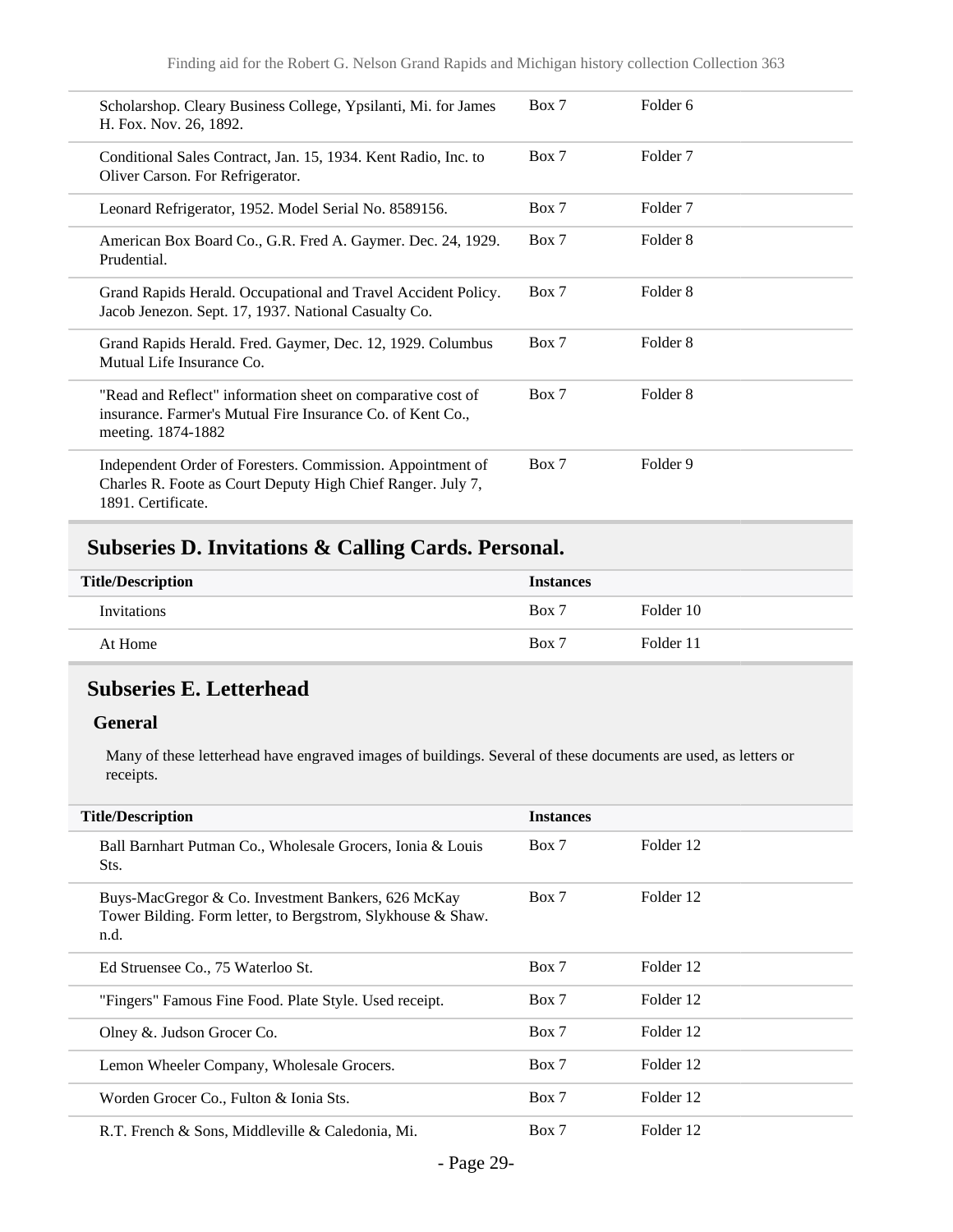| Title/Description | Instances | |
|---|---|---|
| Scholarshop. Cleary Business College, Ypsilanti, Mi. for James H. Fox. Nov. 26, 1892. | Box 7 | Folder 6 |
| Conditional Sales Contract, Jan. 15, 1934. Kent Radio, Inc. to Oliver Carson. For Refrigerator. | Box 7 | Folder 7 |
| Leonard Refrigerator, 1952. Model Serial No. 8589156. | Box 7 | Folder 7 |
| American Box Board Co., G.R. Fred A. Gaymer. Dec. 24, 1929. Prudential. | Box 7 | Folder 8 |
| Grand Rapids Herald. Occupational and Travel Accident Policy. Jacob Jenezon. Sept. 17, 1937. National Casualty Co. | Box 7 | Folder 8 |
| Grand Rapids Herald. Fred. Gaymer, Dec. 12, 1929. Columbus Mutual Life Insurance Co. | Box 7 | Folder 8 |
| "Read and Reflect" information sheet on comparative cost of insurance. Farmer's Mutual Fire Insurance Co. of Kent Co., meeting. 1874-1882 | Box 7 | Folder 8 |
| Independent Order of Foresters. Commission. Appointment of Charles R. Foote as Court Deputy High Chief Ranger. July 7, 1891. Certificate. | Box 7 | Folder 9 |

## Subseries D. Invitations & Calling Cards. Personal.

| Title/Description | Instances | |
|---|---|---|
| Invitations | Box 7 | Folder 10 |
| At Home | Box 7 | Folder 11 |

## Subseries E. Letterhead

### General

Many of these letterhead have engraved images of buildings. Several of these documents are used, as letters or receipts.

| Title/Description | Instances | |
|---|---|---|
| Ball Barnhart Putman Co., Wholesale Grocers, Ionia & Louis Sts. | Box 7 | Folder 12 |
| Buys-MacGregor & Co. Investment Bankers, 626 McKay Tower Bilding. Form letter, to Bergstrom, Slykhouse & Shaw. n.d. | Box 7 | Folder 12 |
| Ed Struensee Co., 75 Waterloo St. | Box 7 | Folder 12 |
| "Fingers" Famous Fine Food. Plate Style. Used receipt. | Box 7 | Folder 12 |
| Olney &. Judson Grocer Co. | Box 7 | Folder 12 |
| Lemon Wheeler Company, Wholesale Grocers. | Box 7 | Folder 12 |
| Worden Grocer Co., Fulton & Ionia Sts. | Box 7 | Folder 12 |
| R.T. French & Sons, Middleville & Caledonia, Mi. | Box 7 | Folder 12 |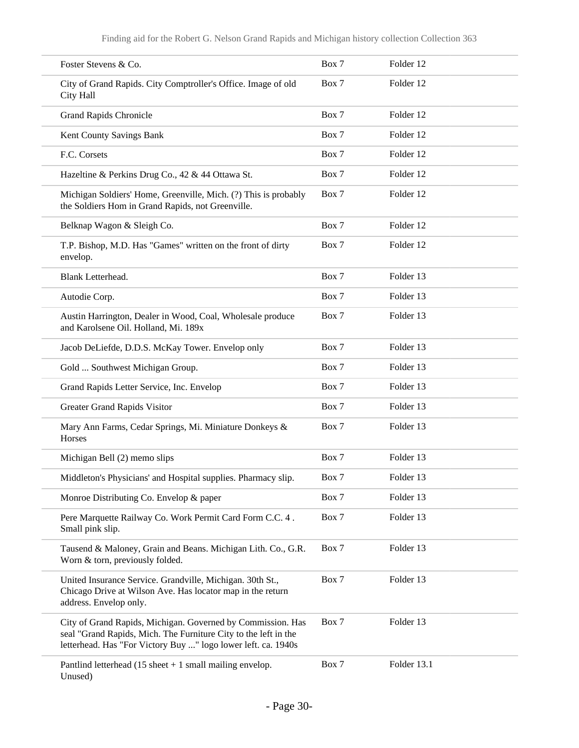| | | |
|---|---|---|
| Foster Stevens & Co. | Box 7 | Folder 12 |
| City of Grand Rapids. City Comptroller's Office. Image of old City Hall | Box 7 | Folder 12 |
| Grand Rapids Chronicle | Box 7 | Folder 12 |
| Kent County Savings Bank | Box 7 | Folder 12 |
| F.C. Corsets | Box 7 | Folder 12 |
| Hazeltine & Perkins Drug Co., 42 & 44 Ottawa St. | Box 7 | Folder 12 |
| Michigan Soldiers' Home, Greenville, Mich. (?) This is probably the Soldiers Hom in Grand Rapids, not Greenville. | Box 7 | Folder 12 |
| Belknap Wagon & Sleigh Co. | Box 7 | Folder 12 |
| T.P. Bishop, M.D. Has "Games" written on the front of dirty envelop. | Box 7 | Folder 12 |
| Blank Letterhead. | Box 7 | Folder 13 |
| Autodie Corp. | Box 7 | Folder 13 |
| Austin Harrington, Dealer in Wood, Coal, Wholesale produce and Karolsene Oil. Holland, Mi. 189x | Box 7 | Folder 13 |
| Jacob DeLiefde, D.D.S. McKay Tower. Envelop only | Box 7 | Folder 13 |
| Gold ... Southwest Michigan Group. | Box 7 | Folder 13 |
| Grand Rapids Letter Service, Inc. Envelop | Box 7 | Folder 13 |
| Greater Grand Rapids Visitor | Box 7 | Folder 13 |
| Mary Ann Farms, Cedar Springs, Mi. Miniature Donkeys & Horses | Box 7 | Folder 13 |
| Michigan Bell (2) memo slips | Box 7 | Folder 13 |
| Middleton's Physicians' and Hospital supplies. Pharmacy slip. | Box 7 | Folder 13 |
| Monroe Distributing Co. Envelop & paper | Box 7 | Folder 13 |
| Pere Marquette Railway Co. Work Permit Card Form C.C. 4 . Small pink slip. | Box 7 | Folder 13 |
| Tausend & Maloney, Grain and Beans. Michigan Lith. Co., G.R. Worn & torn, previously folded. | Box 7 | Folder 13 |
| United Insurance Service. Grandville, Michigan. 30th St., Chicago Drive at Wilson Ave. Has locator map in the return address. Envelop only. | Box 7 | Folder 13 |
| City of Grand Rapids, Michigan. Governed by Commission. Has seal "Grand Rapids, Mich. The Furniture City to the left in the letterhead. Has "For Victory Buy ..." logo lower left. ca. 1940s | Box 7 | Folder 13 |
| Pantlind letterhead (15 sheet + 1 small mailing envelop. Unused) | Box 7 | Folder 13.1 |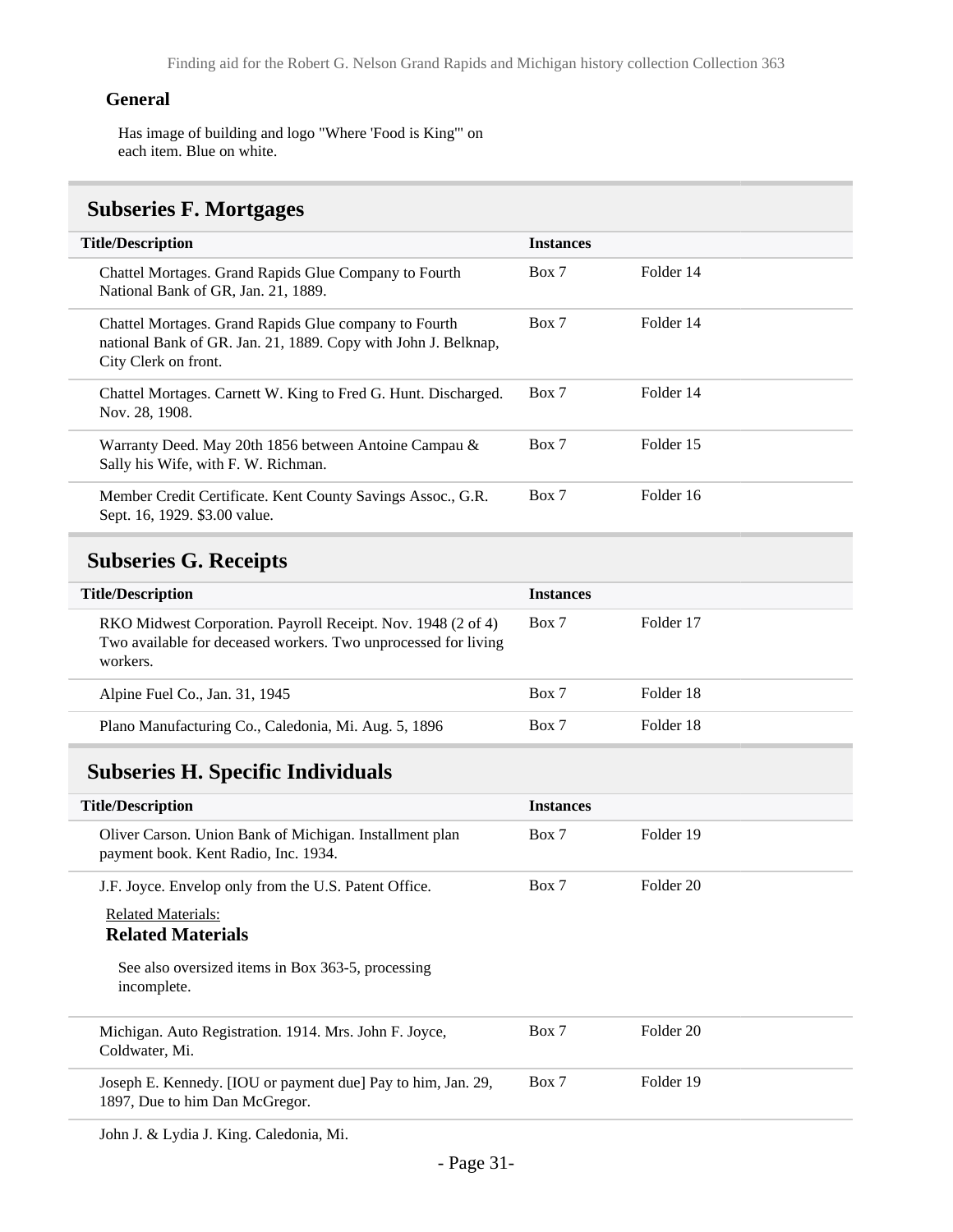**General**

Has image of building and logo "Where 'Food is King'" on each item. Blue on white.

## Subseries F. Mortgages

| Title/Description | Instances | |
|---|---|---|
| Chattel Mortages. Grand Rapids Glue Company to Fourth National Bank of GR, Jan. 21, 1889. | Box 7 | Folder 14 |
| Chattel Mortages. Grand Rapids Glue company to Fourth national Bank of GR. Jan. 21, 1889. Copy with John J. Belknap, City Clerk on front. | Box 7 | Folder 14 |
| Chattel Mortages. Carnett W. King to Fred G. Hunt. Discharged. Nov. 28, 1908. | Box 7 | Folder 14 |
| Warranty Deed. May 20th 1856 between Antoine Campau & Sally his Wife, with F. W. Richman. | Box 7 | Folder 15 |
| Member Credit Certificate. Kent County Savings Assoc., G.R. Sept. 16, 1929. $3.00 value. | Box 7 | Folder 16 |

## Subseries G. Receipts

| Title/Description | Instances | |
|---|---|---|
| RKO Midwest Corporation. Payroll Receipt. Nov. 1948 (2 of 4) Two available for deceased workers. Two unprocessed for living workers. | Box 7 | Folder 17 |
| Alpine Fuel Co., Jan. 31, 1945 | Box 7 | Folder 18 |
| Plano Manufacturing Co., Caledonia, Mi. Aug. 5, 1896 | Box 7 | Folder 18 |

## Subseries H. Specific Individuals

| Title/Description | Instances | |
|---|---|---|
| Oliver Carson. Union Bank of Michigan. Installment plan payment book. Kent Radio, Inc. 1934. | Box 7 | Folder 19 |
| J.F. Joyce. Envelop only from the U.S. Patent Office.<br>Related Materials:<br>**Related Materials**<br>See also oversized items in Box 363-5, processing incomplete. | Box 7 | Folder 20 |
| Michigan. Auto Registration. 1914. Mrs. John F. Joyce, Coldwater, Mi. | Box 7 | Folder 20 |
| Joseph E. Kennedy. [IOU or payment due] Pay to him, Jan. 29, 1897, Due to him Dan McGregor. | Box 7 | Folder 19 |
| John J. & Lydia J. King. Caledonia, Mi. | | |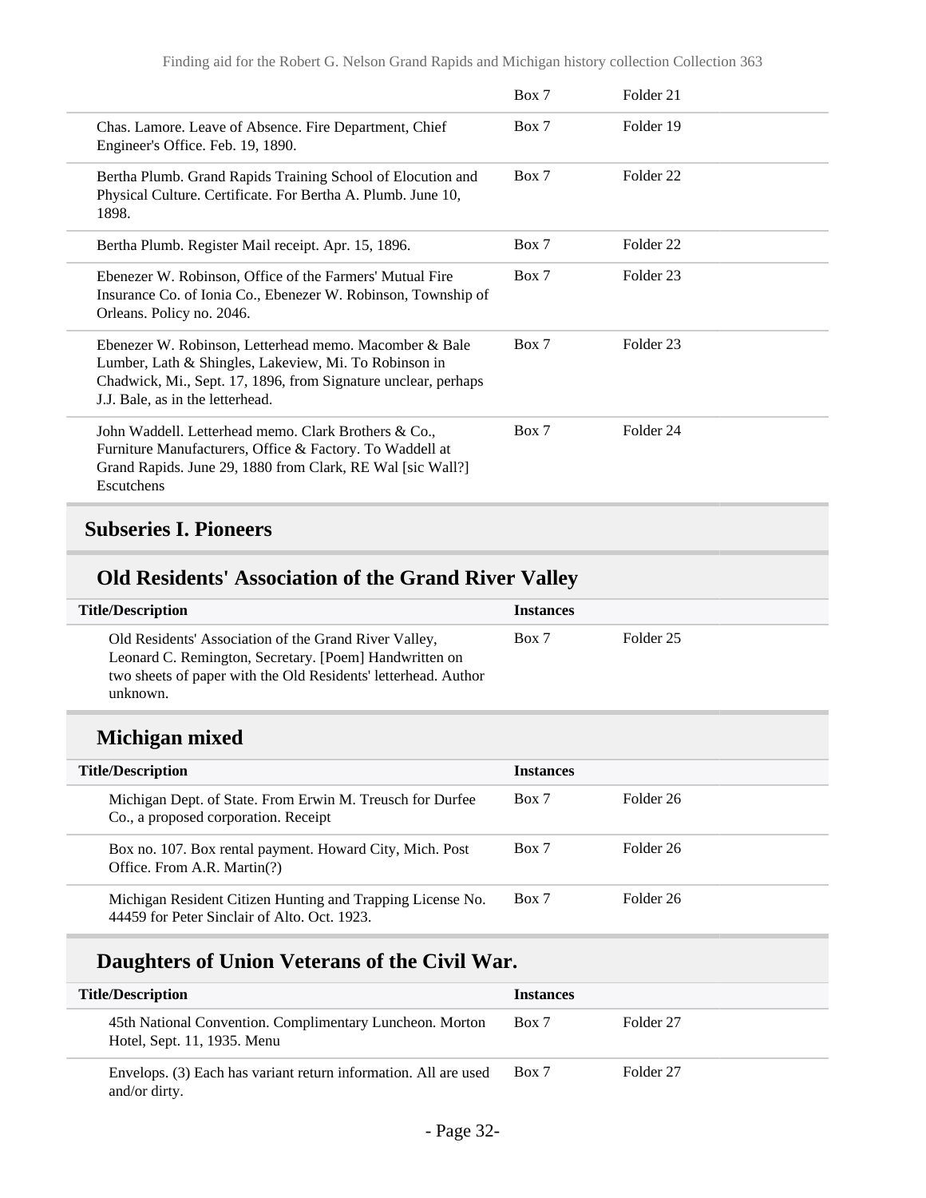| | | |
|---|---|---|
| | Box 7 | Folder 21 |
| Chas. Lamore. Leave of Absence. Fire Department, Chief Engineer's Office. Feb. 19, 1890. | Box 7 | Folder 19 |
| Bertha Plumb. Grand Rapids Training School of Elocution and Physical Culture. Certificate. For Bertha A. Plumb. June 10, 1898. | Box 7 | Folder 22 |
| Bertha Plumb. Register Mail receipt. Apr. 15, 1896. | Box 7 | Folder 22 |
| Ebenezer W. Robinson, Office of the Farmers' Mutual Fire Insurance Co. of Ionia Co., Ebenezer W. Robinson, Township of Orleans. Policy no. 2046. | Box 7 | Folder 23 |
| Ebenezer W. Robinson, Letterhead memo. Macomber & Bale Lumber, Lath & Shingles, Lakeview, Mi. To Robinson in Chadwick, Mi., Sept. 17, 1896, from Signature unclear, perhaps J.J. Bale, as in the letterhead. | Box 7 | Folder 23 |
| John Waddell. Letterhead memo. Clark Brothers & Co., Furniture Manufacturers, Office & Factory. To Waddell at Grand Rapids. June 29, 1880 from Clark, RE Wal [sic Wall?] Escutchens | Box 7 | Folder 24 |

## Subseries I. Pioneers

### Old Residents' Association of the Grand River Valley

| Title/Description | Instances | |
|---|---|---|
| Old Residents' Association of the Grand River Valley, Leonard C. Remington, Secretary. [Poem] Handwritten on two sheets of paper with the Old Residents' letterhead. Author unknown. | Box 7 | Folder 25 |

### Michigan mixed

| Title/Description | Instances | |
|---|---|---|
| Michigan Dept. of State. From Erwin M. Treusch for Durfee Co., a proposed corporation. Receipt | Box 7 | Folder 26 |
| Box no. 107. Box rental payment. Howard City, Mich. Post Office. From A.R. Martin(?) | Box 7 | Folder 26 |
| Michigan Resident Citizen Hunting and Trapping License No. 44459 for Peter Sinclair of Alto. Oct. 1923. | Box 7 | Folder 26 |

### Daughters of Union Veterans of the Civil War.

| Title/Description | Instances | |
|---|---|---|
| 45th National Convention. Complimentary Luncheon. Morton Hotel, Sept. 11, 1935. Menu | Box 7 | Folder 27 |
| Envelops. (3) Each has variant return information. All are used and/or dirty. | Box 7 | Folder 27 |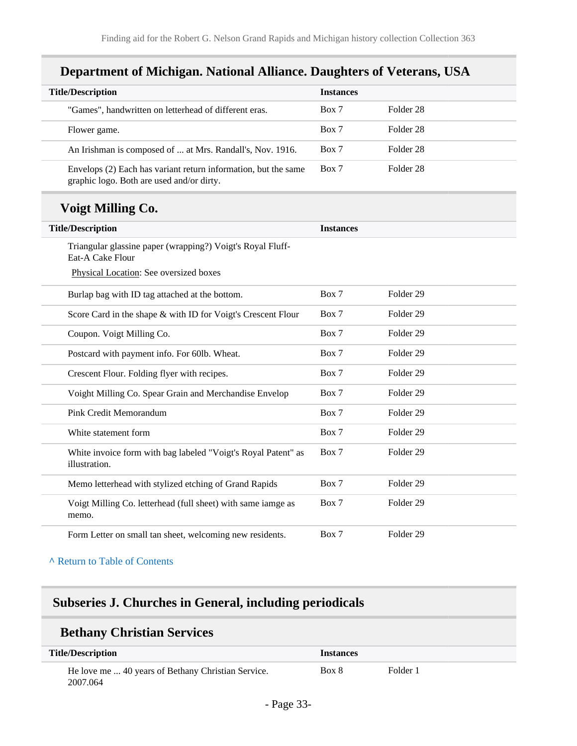## Department of Michigan. National Alliance. Daughters of Veterans, USA

| Title/Description | Instances | |
|---|---|---|
| "Games", handwritten on letterhead of different eras. | Box 7 | Folder 28 |
| Flower game. | Box 7 | Folder 28 |
| An Irishman is composed of ... at Mrs. Randall's, Nov. 1916. | Box 7 | Folder 28 |
| Envelops (2) Each has variant return information, but the same graphic logo. Both are used and/or dirty. | Box 7 | Folder 28 |

## Voigt Milling Co.

| Title/Description | Instances | |
|---|---|---|
| Triangular glassine paper (wrapping?) Voigt's Royal Fluff-Eat-A Cake Flour<br>Physical Location: See oversized boxes | | |
| Burlap bag with ID tag attached at the bottom. | Box 7 | Folder 29 |
| Score Card in the shape & with ID for Voigt's Crescent Flour | Box 7 | Folder 29 |
| Coupon. Voigt Milling Co. | Box 7 | Folder 29 |
| Postcard with payment info. For 60lb. Wheat. | Box 7 | Folder 29 |
| Crescent Flour. Folding flyer with recipes. | Box 7 | Folder 29 |
| Voight Milling Co. Spear Grain and Merchandise Envelop | Box 7 | Folder 29 |
| Pink Credit Memorandum | Box 7 | Folder 29 |
| White statement form | Box 7 | Folder 29 |
| White invoice form with bag labeled "Voigt's Royal Patent" as illustration. | Box 7 | Folder 29 |
| Memo letterhead with stylized etching of Grand Rapids | Box 7 | Folder 29 |
| Voigt Milling Co. letterhead (full sheet) with same iamge as memo. | Box 7 | Folder 29 |
| Form Letter on small tan sheet, welcoming new residents. | Box 7 | Folder 29 |

^ Return to Table of Contents

# Subseries J. Churches in General, including periodicals

## Bethany Christian Services

| Title/Description | Instances | |
|---|---|---|
| He love me ... 40 years of Bethany Christian Service. 2007.064 | Box 8 | Folder 1 |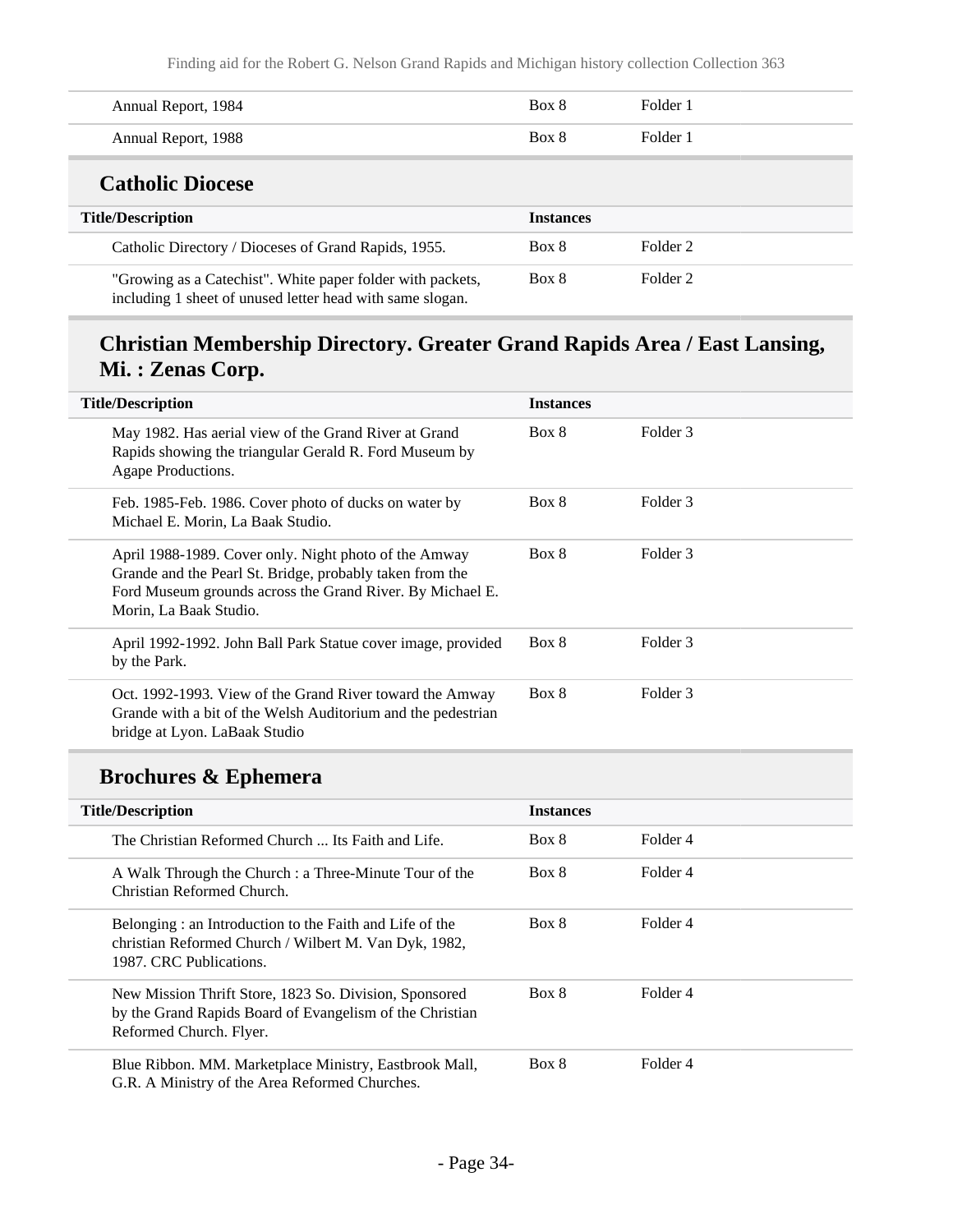| | | |
|---|---|---|
| Annual Report, 1984 | Box 8 | Folder 1 |
| Annual Report, 1988 | Box 8 | Folder 1 |

## Catholic Diocese

| Title/Description | Instances | |
|---|---|---|
| Catholic Directory / Dioceses of Grand Rapids, 1955. | Box 8 | Folder 2 |
| "Growing as a Catechist". White paper folder with packets, including 1 sheet of unused letter head with same slogan. | Box 8 | Folder 2 |

## Christian Membership Directory. Greater Grand Rapids Area / East Lansing, Mi. : Zenas Corp.

| Title/Description | Instances | |
|---|---|---|
| May 1982. Has aerial view of the Grand River at Grand Rapids showing the triangular Gerald R. Ford Museum by Agape Productions. | Box 8 | Folder 3 |
| Feb. 1985-Feb. 1986. Cover photo of ducks on water by Michael E. Morin, La Baak Studio. | Box 8 | Folder 3 |
| April 1988-1989. Cover only. Night photo of the Amway Grande and the Pearl St. Bridge, probably taken from the Ford Museum grounds across the Grand River. By Michael E. Morin, La Baak Studio. | Box 8 | Folder 3 |
| April 1992-1992. John Ball Park Statue cover image, provided by the Park. | Box 8 | Folder 3 |
| Oct. 1992-1993. View of the Grand River toward the Amway Grande with a bit of the Welsh Auditorium and the pedestrian bridge at Lyon. LaBaak Studio | Box 8 | Folder 3 |

## Brochures & Ephemera

| Title/Description | Instances | |
|---|---|---|
| The Christian Reformed Church ... Its Faith and Life. | Box 8 | Folder 4 |
| A Walk Through the Church : a Three-Minute Tour of the Christian Reformed Church. | Box 8 | Folder 4 |
| Belonging : an Introduction to the Faith and Life of the christian Reformed Church / Wilbert M. Van Dyk, 1982, 1987. CRC Publications. | Box 8 | Folder 4 |
| New Mission Thrift Store, 1823 So. Division, Sponsored by the Grand Rapids Board of Evangelism of the Christian Reformed Church. Flyer. | Box 8 | Folder 4 |
| Blue Ribbon. MM. Marketplace Ministry, Eastbrook Mall, G.R. A Ministry of the Area Reformed Churches. | Box 8 | Folder 4 |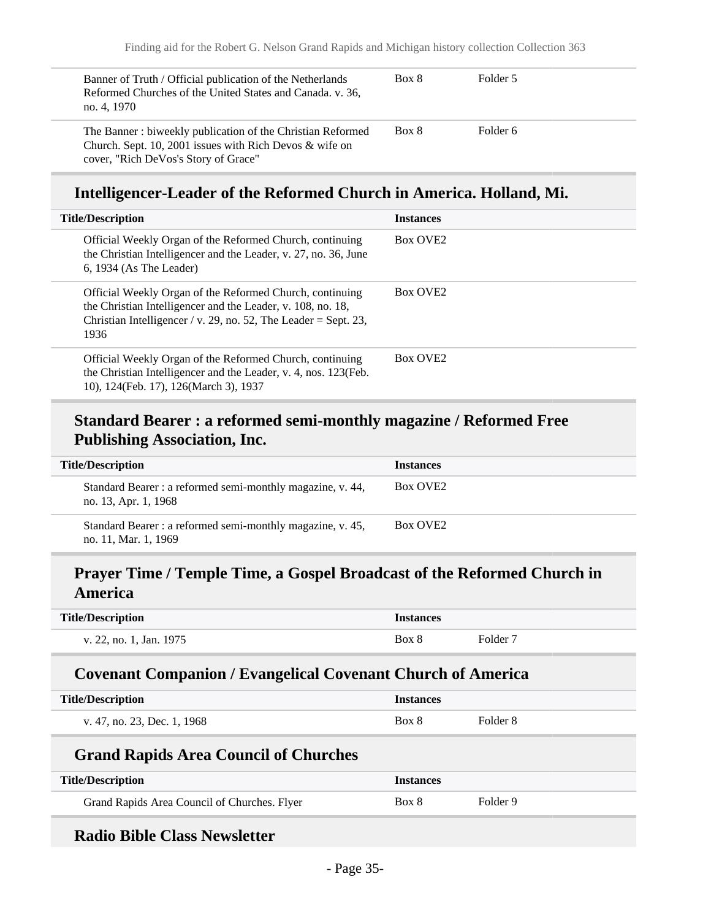| | | |
|---|---|---|
| Banner of Truth / Official publication of the Netherlands Reformed Churches of the United States and Canada. v. 36, no. 4, 1970 | Box 8 | Folder 5 |
| The Banner : biweekly publication of the Christian Reformed Church. Sept. 10, 2001 issues with Rich Devos & wife on cover, "Rich DeVos's Story of Grace" | Box 8 | Folder 6 |

## Intelligencer-Leader of the Reformed Church in America. Holland, Mi.

| Title/Description | Instances |
|---|---|
| Official Weekly Organ of the Reformed Church, continuing the Christian Intelligencer and the Leader, v. 27, no. 36, June 6, 1934 (As The Leader) | Box OVE2 |
| Official Weekly Organ of the Reformed Church, continuing the Christian Intelligencer and the Leader, v. 108, no. 18, Christian Intelligencer / v. 29, no. 52, The Leader = Sept. 23, 1936 | Box OVE2 |
| Official Weekly Organ of the Reformed Church, continuing the Christian Intelligencer and the Leader, v. 4, nos. 123(Feb. 10), 124(Feb. 17), 126(March 3), 1937 | Box OVE2 |

## Standard Bearer : a reformed semi-monthly magazine / Reformed Free Publishing Association, Inc.

| Title/Description | Instances |
|---|---|
| Standard Bearer : a reformed semi-monthly magazine, v. 44, no. 13, Apr. 1, 1968 | Box OVE2 |
| Standard Bearer : a reformed semi-monthly magazine, v. 45, no. 11, Mar. 1, 1969 | Box OVE2 |

## Prayer Time / Temple Time, a Gospel Broadcast of the Reformed Church in America

| Title/Description | Instances | |
|---|---|---|
| v. 22, no. 1, Jan. 1975 | Box 8 | Folder 7 |

## Covenant Companion / Evangelical Covenant Church of America

| Title/Description | Instances | |
|---|---|---|
| v. 47, no. 23, Dec. 1, 1968 | Box 8 | Folder 8 |

## Grand Rapids Area Council of Churches

| Title/Description | Instances | |
|---|---|---|
| Grand Rapids Area Council of Churches. Flyer | Box 8 | Folder 9 |

## Radio Bible Class Newsletter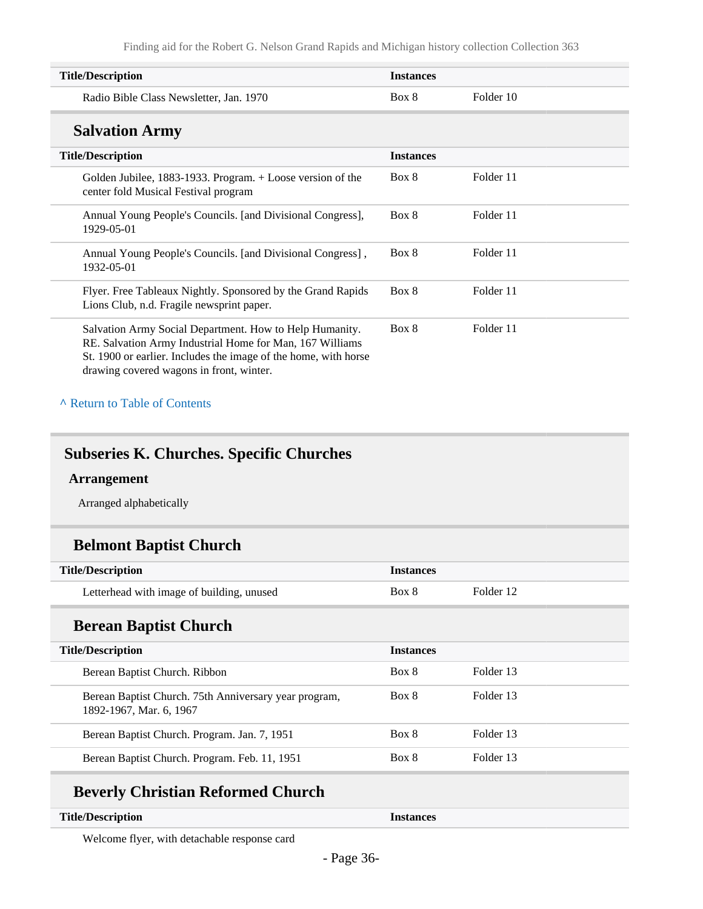| Title/Description | Instances | |
|---|---|---|
| Radio Bible Class Newsletter, Jan. 1970 | Box 8 | Folder 10 |

### Salvation Army

| Title/Description | Instances | |
|---|---|---|
| Golden Jubilee, 1883-1933. Program. + Loose version of the center fold Musical Festival program | Box 8 | Folder 11 |
| Annual Young People's Councils. [and Divisional Congress], 1929-05-01 | Box 8 | Folder 11 |
| Annual Young People's Councils. [and Divisional Congress] , 1932-05-01 | Box 8 | Folder 11 |
| Flyer. Free Tableaux Nightly. Sponsored by the Grand Rapids Lions Club, n.d. Fragile newsprint paper. | Box 8 | Folder 11 |
| Salvation Army Social Department. How to Help Humanity. RE. Salvation Army Industrial Home for Man, 167 Williams St. 1900 or earlier. Includes the image of the home, with horse drawing covered wagons in front, winter. | Box 8 | Folder 11 |

^ Return to Table of Contents

## Subseries K. Churches. Specific Churches

**Arrangement**

Arranged alphabetically

### Belmont Baptist Church

| Title/Description | Instances | |
|---|---|---|
| Letterhead with image of building, unused | Box 8 | Folder 12 |

### Berean Baptist Church

| Title/Description | Instances | |
|---|---|---|
| Berean Baptist Church. Ribbon | Box 8 | Folder 13 |
| Berean Baptist Church. 75th Anniversary year program, 1892-1967, Mar. 6, 1967 | Box 8 | Folder 13 |
| Berean Baptist Church. Program. Jan. 7, 1951 | Box 8 | Folder 13 |
| Berean Baptist Church. Program. Feb. 11, 1951 | Box 8 | Folder 13 |

### Beverly Christian Reformed Church

| Title/Description | Instances | |
|---|---|---|
| Welcome flyer, with detachable response card | | |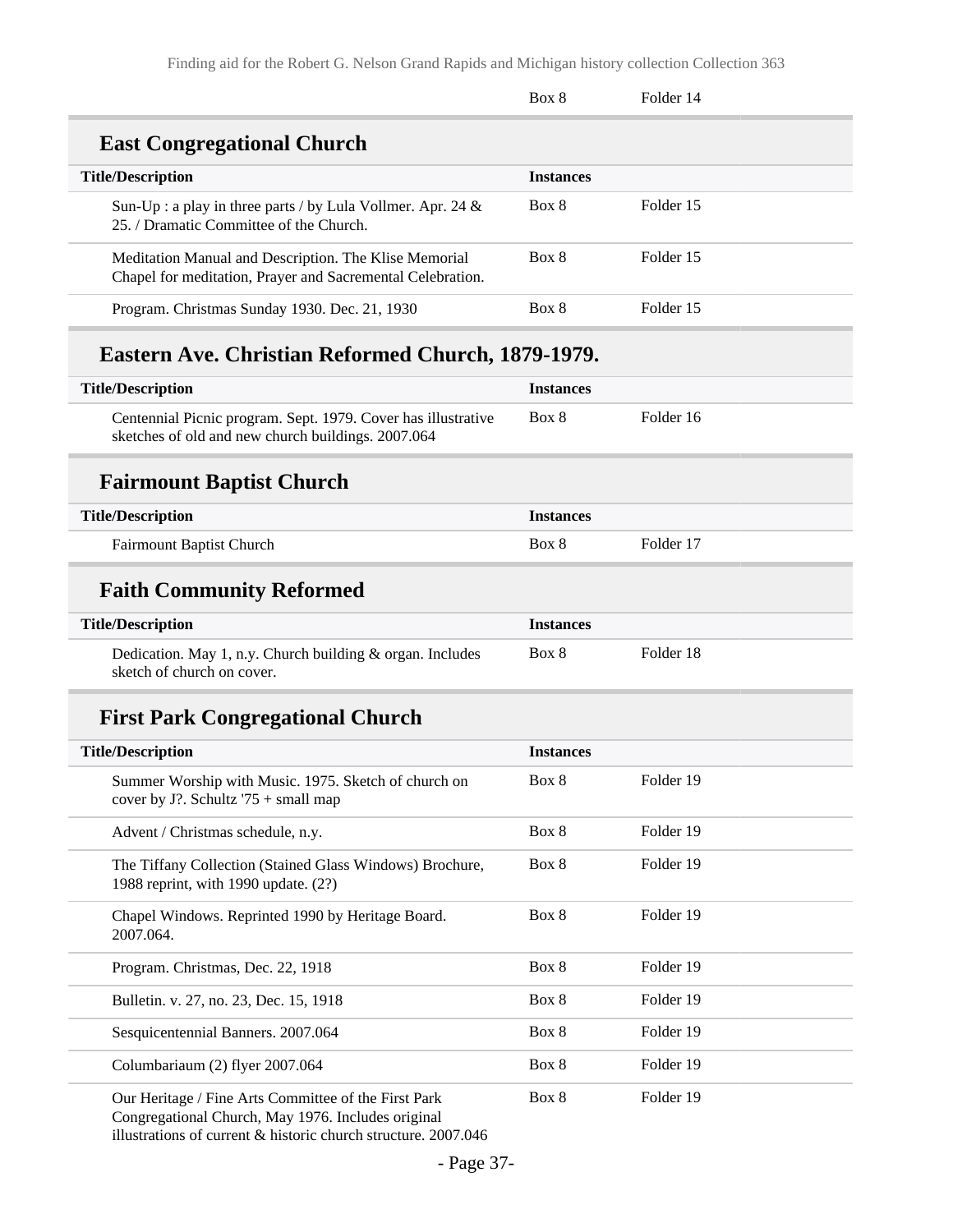| | Box 8 | Folder 14 |
|---|---|---|

## East Congregational Church

| Title/Description | Instances | |
|---|---|---|
| Sun-Up : a play in three parts / by Lula Vollmer. Apr. 24 & 25. / Dramatic Committee of the Church. | Box 8 | Folder 15 |
| Meditation Manual and Description. The Klise Memorial Chapel for meditation, Prayer and Sacremental Celebration. | Box 8 | Folder 15 |
| Program. Christmas Sunday 1930. Dec. 21, 1930 | Box 8 | Folder 15 |

## Eastern Ave. Christian Reformed Church, 1879-1979.

| Title/Description | Instances | |
|---|---|---|
| Centennial Picnic program. Sept. 1979. Cover has illustrative sketches of old and new church buildings. 2007.064 | Box 8 | Folder 16 |

## Fairmount Baptist Church

| Title/Description | Instances | |
|---|---|---|
| Fairmount Baptist Church | Box 8 | Folder 17 |

## Faith Community Reformed

| Title/Description | Instances | |
|---|---|---|
| Dedication. May 1, n.y. Church building & organ. Includes sketch of church on cover. | Box 8 | Folder 18 |

## First Park Congregational Church

| Title/Description | Instances | |
|---|---|---|
| Summer Worship with Music. 1975. Sketch of church on cover by J?. Schultz '75 + small map | Box 8 | Folder 19 |
| Advent / Christmas schedule, n.y. | Box 8 | Folder 19 |
| The Tiffany Collection (Stained Glass Windows) Brochure, 1988 reprint, with 1990 update. (2?) | Box 8 | Folder 19 |
| Chapel Windows. Reprinted 1990 by Heritage Board. 2007.064. | Box 8 | Folder 19 |
| Program. Christmas, Dec. 22, 1918 | Box 8 | Folder 19 |
| Bulletin. v. 27, no. 23, Dec. 15, 1918 | Box 8 | Folder 19 |
| Sesquicentennial Banners. 2007.064 | Box 8 | Folder 19 |
| Columbariaum (2) flyer 2007.064 | Box 8 | Folder 19 |
| Our Heritage / Fine Arts Committee of the First Park Congregational Church, May 1976. Includes original illustrations of current & historic church structure. 2007.046 | Box 8 | Folder 19 |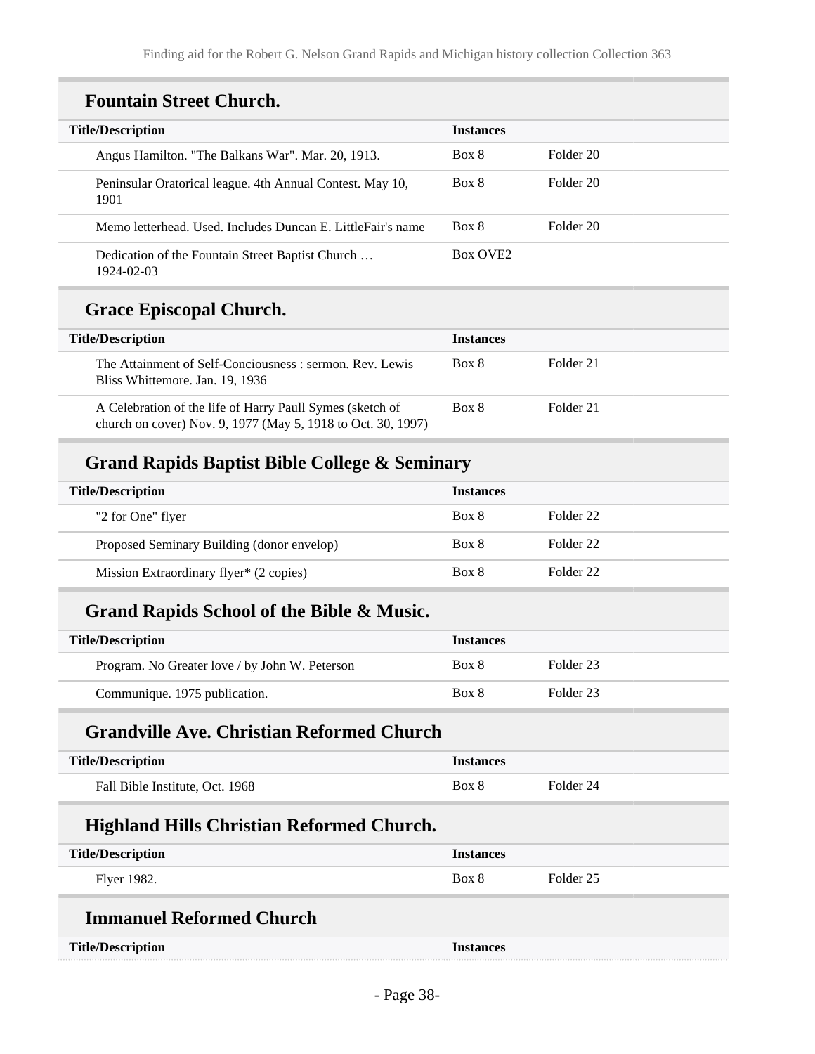## Fountain Street Church.

| Title/Description | Instances | |
|---|---|---|
| Angus Hamilton. "The Balkans War". Mar. 20, 1913. | Box 8 | Folder 20 |
| Peninsular Oratorical league. 4th Annual Contest. May 10, 1901 | Box 8 | Folder 20 |
| Memo letterhead. Used. Includes Duncan E. LittleFair's name | Box 8 | Folder 20 |
| Dedication of the Fountain Street Baptist Church … 1924-02-03 | Box OVE2 | |

## Grace Episcopal Church.

| Title/Description | Instances | |
|---|---|---|
| The Attainment of Self-Conciousness : sermon. Rev. Lewis Bliss Whittemore. Jan. 19, 1936 | Box 8 | Folder 21 |
| A Celebration of the life of Harry Paull Symes (sketch of church on cover) Nov. 9, 1977 (May 5, 1918 to Oct. 30, 1997) | Box 8 | Folder 21 |

## Grand Rapids Baptist Bible College & Seminary

| Title/Description | Instances | |
|---|---|---|
| "2 for One" flyer | Box 8 | Folder 22 |
| Proposed Seminary Building (donor envelop) | Box 8 | Folder 22 |
| Mission Extraordinary flyer* (2 copies) | Box 8 | Folder 22 |

## Grand Rapids School of the Bible & Music.

| Title/Description | Instances | |
|---|---|---|
| Program. No Greater love / by John W. Peterson | Box 8 | Folder 23 |
| Communique. 1975 publication. | Box 8 | Folder 23 |

## Grandville Ave. Christian Reformed Church

| Title/Description | Instances | |
|---|---|---|
| Fall Bible Institute, Oct. 1968 | Box 8 | Folder 24 |

## Highland Hills Christian Reformed Church.

| Title/Description | Instances | |
|---|---|---|
| Flyer 1982. | Box 8 | Folder 25 |

## Immanuel Reformed Church

| Title/Description | Instances | |
|---|---|---|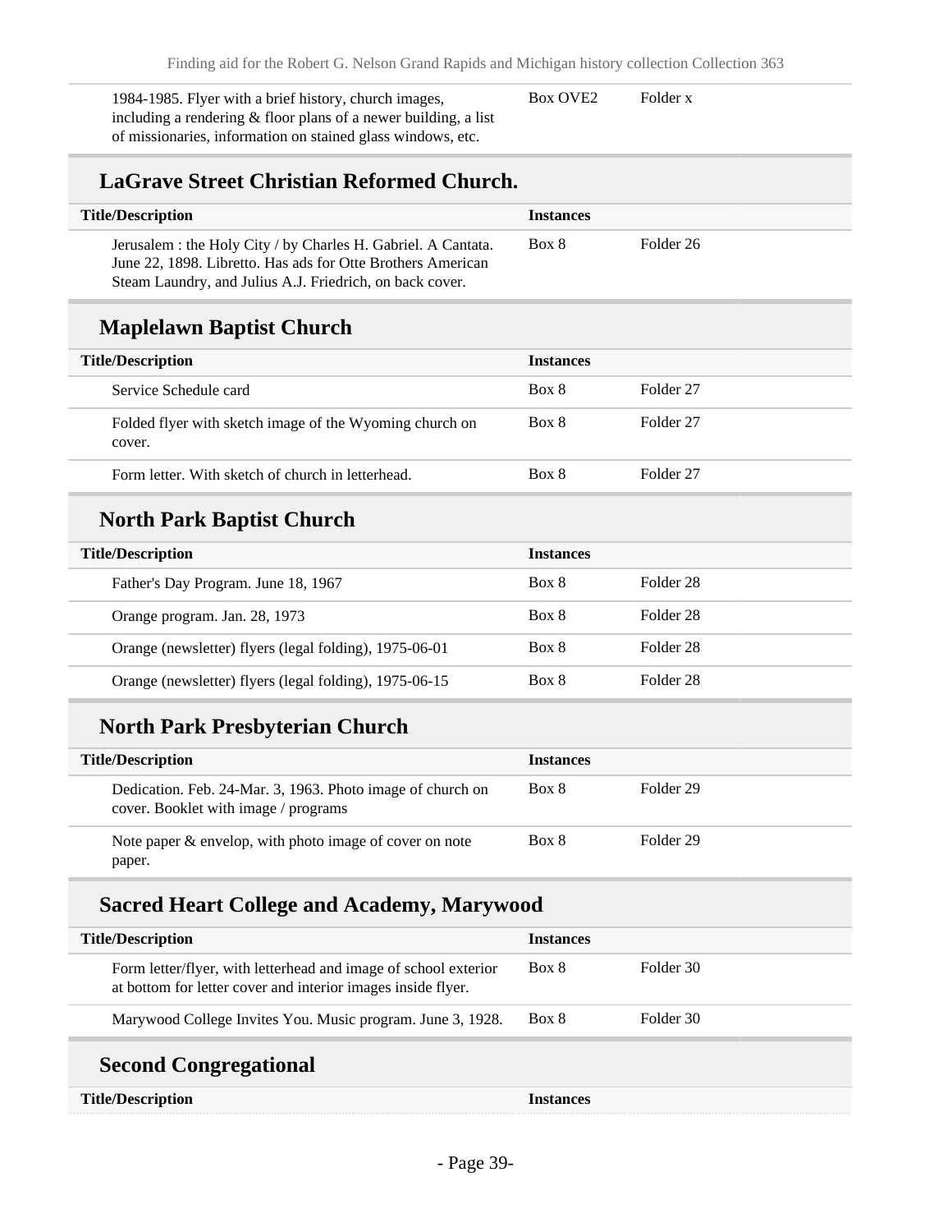| | | |
|---|---|---|
| 1984-1985. Flyer with a brief history, church images, including a rendering & floor plans of a newer building, a list of missionaries, information on stained glass windows, etc. | Box OVE2 | Folder x |

## LaGrave Street Christian Reformed Church.

| Title/Description | Instances | |
|---|---|---|
| Jerusalem : the Holy City / by Charles H. Gabriel. A Cantata. June 22, 1898. Libretto. Has ads for Otte Brothers American Steam Laundry, and Julius A.J. Friedrich, on back cover. | Box 8 | Folder 26 |

## Maplelawn Baptist Church

| Title/Description | Instances | |
|---|---|---|
| Service Schedule card | Box 8 | Folder 27 |
| Folded flyer with sketch image of the Wyoming church on cover. | Box 8 | Folder 27 |
| Form letter. With sketch of church in letterhead. | Box 8 | Folder 27 |

## North Park Baptist Church

| Title/Description | Instances | |
|---|---|---|
| Father's Day Program. June 18, 1967 | Box 8 | Folder 28 |
| Orange program. Jan. 28, 1973 | Box 8 | Folder 28 |
| Orange (newsletter) flyers (legal folding), 1975-06-01 | Box 8 | Folder 28 |
| Orange (newsletter) flyers (legal folding), 1975-06-15 | Box 8 | Folder 28 |

## North Park Presbyterian Church

| Title/Description | Instances | |
|---|---|---|
| Dedication. Feb. 24-Mar. 3, 1963. Photo image of church on cover. Booklet with image / programs | Box 8 | Folder 29 |
| Note paper & envelop, with photo image of cover on note paper. | Box 8 | Folder 29 |

## Sacred Heart College and Academy, Marywood

| Title/Description | Instances | |
|---|---|---|
| Form letter/flyer, with letterhead and image of school exterior at bottom for letter cover and interior images inside flyer. | Box 8 | Folder 30 |
| Marywood College Invites You. Music program. June 3, 1928. | Box 8 | Folder 30 |

## Second Congregational

| Title/Description | Instances |
|---|---|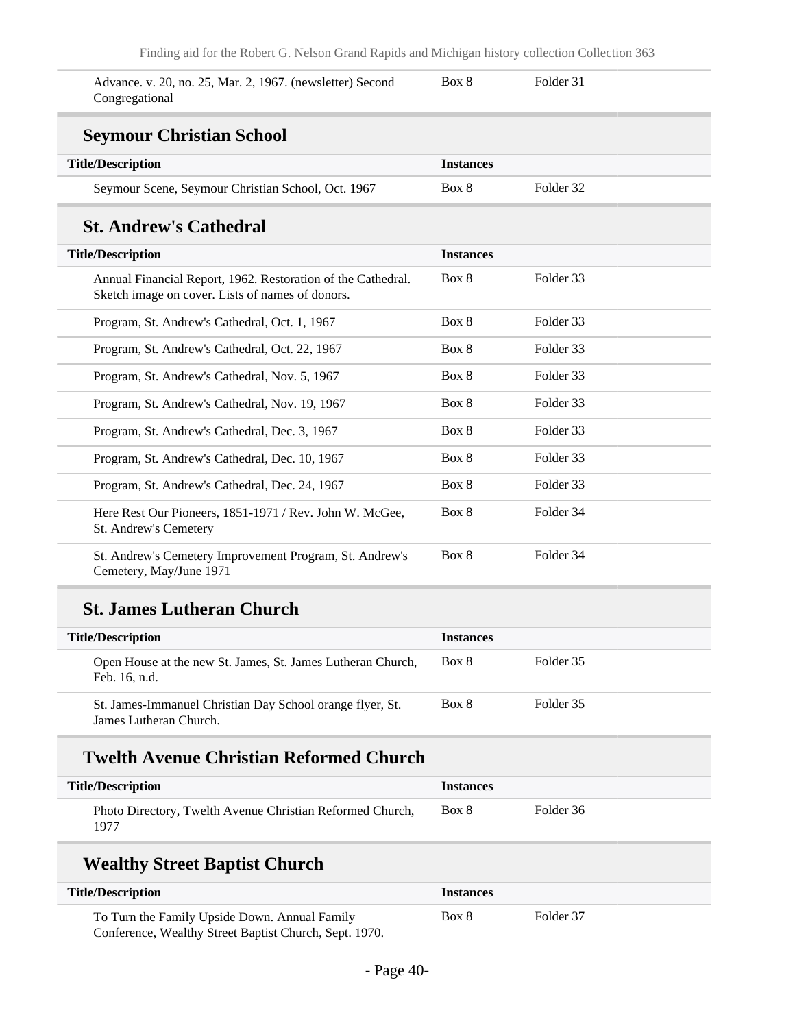| | | |
|---|---|---|
| Advance. v. 20, no. 25, Mar. 2, 1967. (newsletter) Second Congregational | Box 8 | Folder 31 |

## Seymour Christian School

| Title/Description | Instances | |
|---|---|---|
| Seymour Scene, Seymour Christian School, Oct. 1967 | Box 8 | Folder 32 |

## St. Andrew's Cathedral

| Title/Description | Instances | |
|---|---|---|
| Annual Financial Report, 1962. Restoration of the Cathedral. Sketch image on cover. Lists of names of donors. | Box 8 | Folder 33 |
| Program, St. Andrew's Cathedral, Oct. 1, 1967 | Box 8 | Folder 33 |
| Program, St. Andrew's Cathedral, Oct. 22, 1967 | Box 8 | Folder 33 |
| Program, St. Andrew's Cathedral, Nov. 5, 1967 | Box 8 | Folder 33 |
| Program, St. Andrew's Cathedral, Nov. 19, 1967 | Box 8 | Folder 33 |
| Program, St. Andrew's Cathedral, Dec. 3, 1967 | Box 8 | Folder 33 |
| Program, St. Andrew's Cathedral, Dec. 10, 1967 | Box 8 | Folder 33 |
| Program, St. Andrew's Cathedral, Dec. 24, 1967 | Box 8 | Folder 33 |
| Here Rest Our Pioneers, 1851-1971 / Rev. John W. McGee, St. Andrew's Cemetery | Box 8 | Folder 34 |
| St. Andrew's Cemetery Improvement Program, St. Andrew's Cemetery, May/June 1971 | Box 8 | Folder 34 |

## St. James Lutheran Church

| Title/Description | Instances | |
|---|---|---|
| Open House at the new St. James, St. James Lutheran Church, Feb. 16, n.d. | Box 8 | Folder 35 |
| St. James-Immanuel Christian Day School orange flyer, St. James Lutheran Church. | Box 8 | Folder 35 |

## Twelth Avenue Christian Reformed Church

| Title/Description | Instances | |
|---|---|---|
| Photo Directory, Twelth Avenue Christian Reformed Church, 1977 | Box 8 | Folder 36 |

## Wealthy Street Baptist Church

| Title/Description | Instances | |
|---|---|---|
| To Turn the Family Upside Down. Annual Family Conference, Wealthy Street Baptist Church, Sept. 1970. | Box 8 | Folder 37 |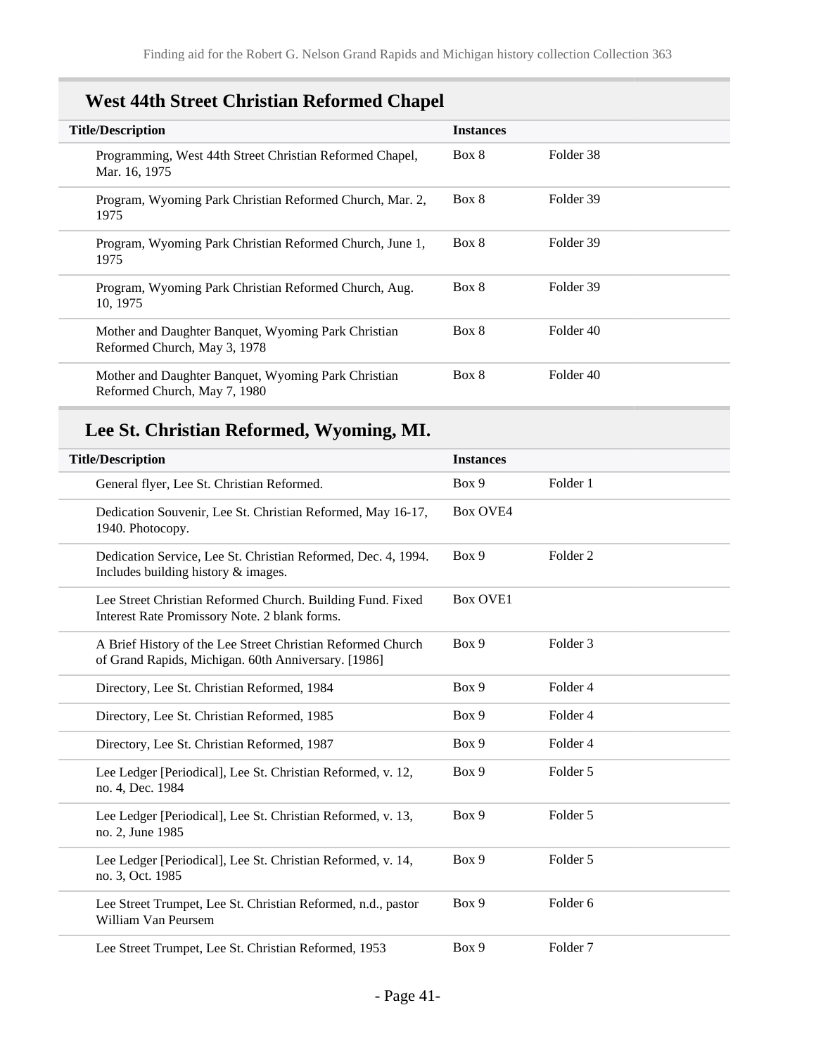## West 44th Street Christian Reformed Chapel

| Title/Description | Instances | |
|---|---|---|
| Programming, West 44th Street Christian Reformed Chapel, Mar. 16, 1975 | Box 8 | Folder 38 |
| Program, Wyoming Park Christian Reformed Church, Mar. 2, 1975 | Box 8 | Folder 39 |
| Program, Wyoming Park Christian Reformed Church, June 1, 1975 | Box 8 | Folder 39 |
| Program, Wyoming Park Christian Reformed Church, Aug. 10, 1975 | Box 8 | Folder 39 |
| Mother and Daughter Banquet, Wyoming Park Christian Reformed Church, May 3, 1978 | Box 8 | Folder 40 |
| Mother and Daughter Banquet, Wyoming Park Christian Reformed Church, May 7, 1980 | Box 8 | Folder 40 |

## Lee St. Christian Reformed, Wyoming, MI.

| Title/Description | Instances | |
|---|---|---|
| General flyer, Lee St. Christian Reformed. | Box 9 | Folder 1 |
| Dedication Souvenir, Lee St. Christian Reformed, May 16-17, 1940. Photocopy. | Box OVE4 | |
| Dedication Service, Lee St. Christian Reformed, Dec. 4, 1994. Includes building history & images. | Box 9 | Folder 2 |
| Lee Street Christian Reformed Church. Building Fund. Fixed Interest Rate Promissory Note. 2 blank forms. | Box OVE1 | |
| A Brief History of the Lee Street Christian Reformed Church of Grand Rapids, Michigan. 60th Anniversary. [1986] | Box 9 | Folder 3 |
| Directory, Lee St. Christian Reformed, 1984 | Box 9 | Folder 4 |
| Directory, Lee St. Christian Reformed, 1985 | Box 9 | Folder 4 |
| Directory, Lee St. Christian Reformed, 1987 | Box 9 | Folder 4 |
| Lee Ledger [Periodical], Lee St. Christian Reformed, v. 12, no. 4, Dec. 1984 | Box 9 | Folder 5 |
| Lee Ledger [Periodical], Lee St. Christian Reformed, v. 13, no. 2, June 1985 | Box 9 | Folder 5 |
| Lee Ledger [Periodical], Lee St. Christian Reformed, v. 14, no. 3, Oct. 1985 | Box 9 | Folder 5 |
| Lee Street Trumpet, Lee St. Christian Reformed, n.d., pastor William Van Peursem | Box 9 | Folder 6 |
| Lee Street Trumpet, Lee St. Christian Reformed, 1953 | Box 9 | Folder 7 |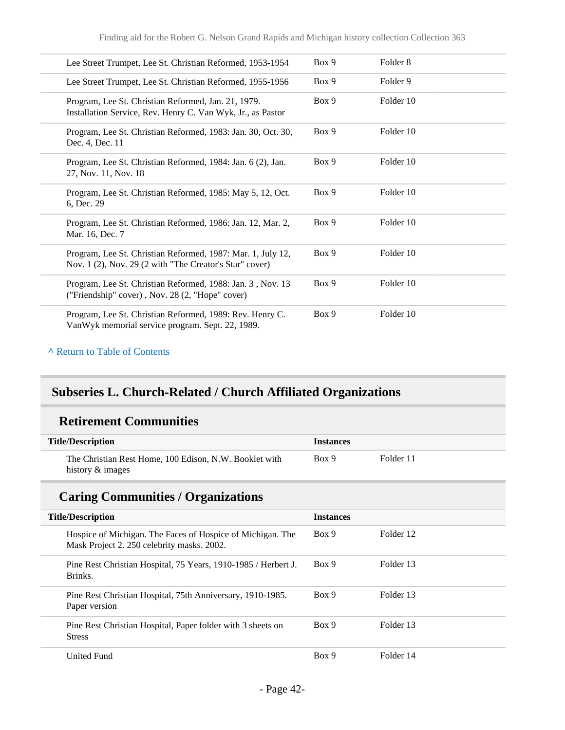| Title/Description | Instances | |
|---|---|---|
| Lee Street Trumpet, Lee St. Christian Reformed, 1953-1954 | Box 9 | Folder 8 |
| Lee Street Trumpet, Lee St. Christian Reformed, 1955-1956 | Box 9 | Folder 9 |
| Program, Lee St. Christian Reformed, Jan. 21, 1979. Installation Service, Rev. Henry C. Van Wyk, Jr., as Pastor | Box 9 | Folder 10 |
| Program, Lee St. Christian Reformed, 1983: Jan. 30, Oct. 30, Dec. 4, Dec. 11 | Box 9 | Folder 10 |
| Program, Lee St. Christian Reformed, 1984: Jan. 6 (2), Jan. 27, Nov. 11, Nov. 18 | Box 9 | Folder 10 |
| Program, Lee St. Christian Reformed, 1985: May 5, 12, Oct. 6, Dec. 29 | Box 9 | Folder 10 |
| Program, Lee St. Christian Reformed, 1986: Jan. 12, Mar. 2, Mar. 16, Dec. 7 | Box 9 | Folder 10 |
| Program, Lee St. Christian Reformed, 1987: Mar. 1, July 12, Nov. 1 (2), Nov. 29 (2 with "The Creator's Star" cover) | Box 9 | Folder 10 |
| Program, Lee St. Christian Reformed, 1988: Jan. 3 , Nov. 13 ("Friendship" cover) , Nov. 28 (2, "Hope" cover) | Box 9 | Folder 10 |
| Program, Lee St. Christian Reformed, 1989: Rev. Henry C. VanWyk memorial service program. Sept. 22, 1989. | Box 9 | Folder 10 |

^ Return to Table of Contents

## Subseries L. Church-Related / Church Affiliated Organizations

### Retirement Communities

| Title/Description | Instances | |
|---|---|---|
| The Christian Rest Home, 100 Edison, N.W. Booklet with history & images | Box 9 | Folder 11 |

### Caring Communities / Organizations

| Title/Description | Instances | |
|---|---|---|
| Hospice of Michigan. The Faces of Hospice of Michigan. The Mask Project 2. 250 celebrity masks. 2002. | Box 9 | Folder 12 |
| Pine Rest Christian Hospital, 75 Years, 1910-1985 / Herbert J. Brinks. | Box 9 | Folder 13 |
| Pine Rest Christian Hospital, 75th Anniversary, 1910-1985. Paper version | Box 9 | Folder 13 |
| Pine Rest Christian Hospital, Paper folder with 3 sheets on Stress | Box 9 | Folder 13 |
| United Fund | Box 9 | Folder 14 |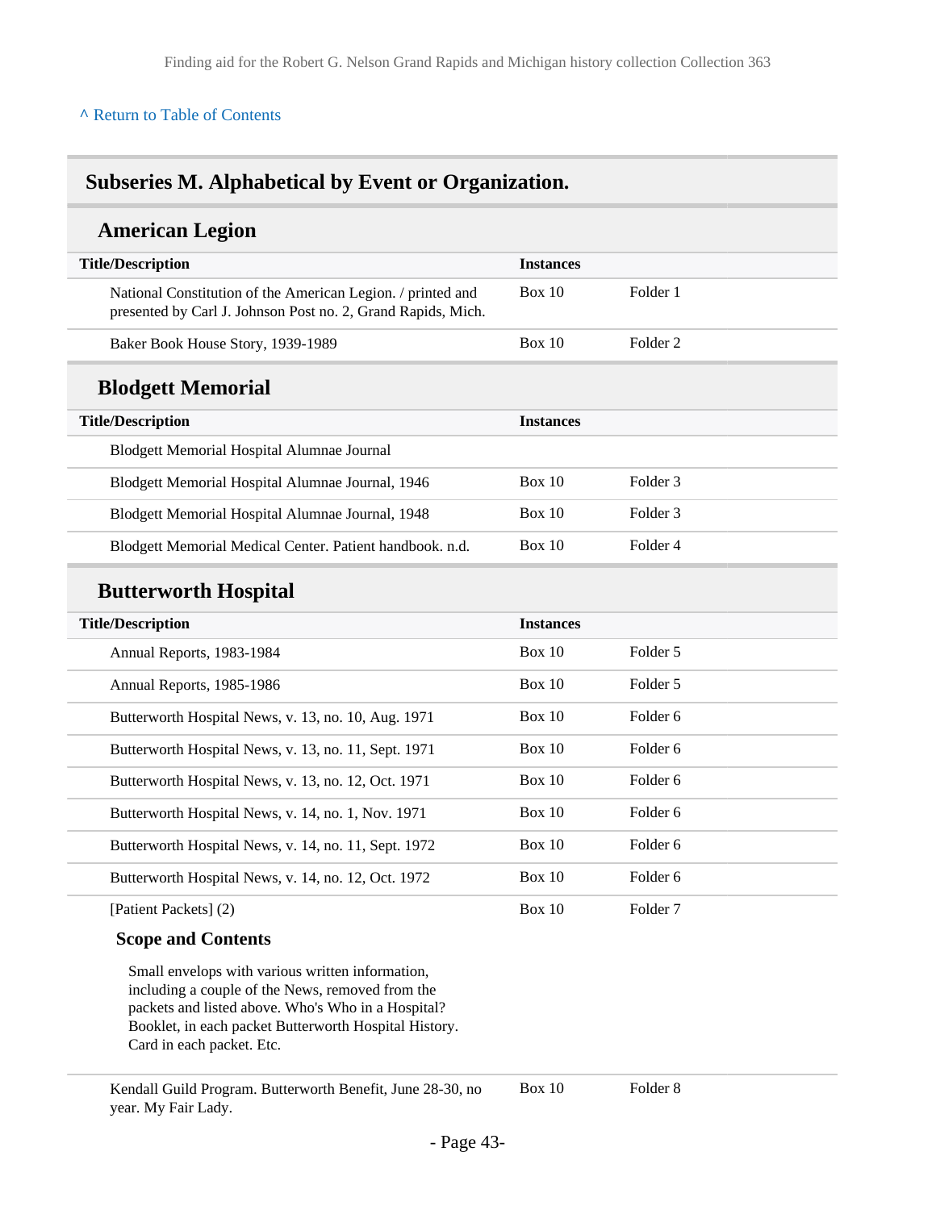[^ Return to Table of Contents]

## Subseries M. Alphabetical by Event or Organization.

### American Legion

| Title/Description | Instances | |
|---|---|---|
| National Constitution of the American Legion. / printed and presented by Carl J. Johnson Post no. 2, Grand Rapids, Mich. | Box 10 | Folder 1 |
| Baker Book House Story, 1939-1989 | Box 10 | Folder 2 |

### Blodgett Memorial

| Title/Description | Instances | |
|---|---|---|
| Blodgett Memorial Hospital Alumnae Journal | | |
| Blodgett Memorial Hospital Alumnae Journal, 1946 | Box 10 | Folder 3 |
| Blodgett Memorial Hospital Alumnae Journal, 1948 | Box 10 | Folder 3 |
| Blodgett Memorial Medical Center. Patient handbook. n.d. | Box 10 | Folder 4 |

### Butterworth Hospital

| Title/Description | Instances | |
|---|---|---|
| Annual Reports, 1983-1984 | Box 10 | Folder 5 |
| Annual Reports, 1985-1986 | Box 10 | Folder 5 |
| Butterworth Hospital News, v. 13, no. 10, Aug. 1971 | Box 10 | Folder 6 |
| Butterworth Hospital News, v. 13, no. 11, Sept. 1971 | Box 10 | Folder 6 |
| Butterworth Hospital News, v. 13, no. 12, Oct. 1971 | Box 10 | Folder 6 |
| Butterworth Hospital News, v. 14, no. 1, Nov. 1971 | Box 10 | Folder 6 |
| Butterworth Hospital News, v. 14, no. 11, Sept. 1972 | Box 10 | Folder 6 |
| Butterworth Hospital News, v. 14, no. 12, Oct. 1972 | Box 10 | Folder 6 |
| [Patient Packets] (2) | Box 10 | Folder 7 |

**Scope and Contents**

Small envelops with various written information, including a couple of the News, removed from the packets and listed above. Who's Who in a Hospital? Booklet, in each packet Butterworth Hospital History. Card in each packet. Etc.

| Title/Description | Instances | |
|---|---|---|
| Kendall Guild Program. Butterworth Benefit, June 28-30, no year. My Fair Lady. | Box 10 | Folder 8 |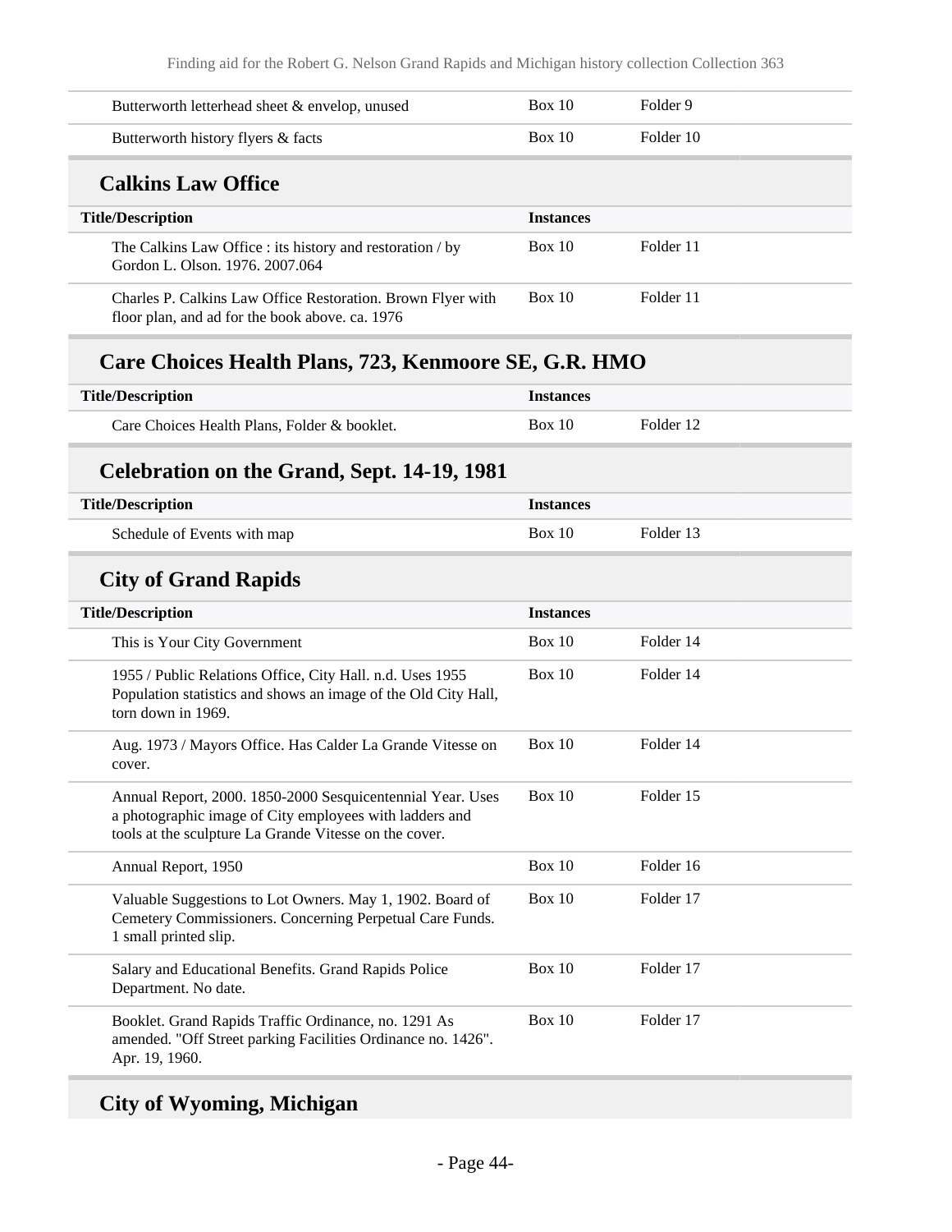| | | |
|---|---|---|
| Butterworth letterhead sheet & envelop, unused | Box 10 | Folder 9 |
| Butterworth history flyers & facts | Box 10 | Folder 10 |

## Calkins Law Office

| Title/Description | Instances | |
|---|---|---|
| The Calkins Law Office : its history and restoration / by Gordon L. Olson. 1976. 2007.064 | Box 10 | Folder 11 |
| Charles P. Calkins Law Office Restoration. Brown Flyer with floor plan, and ad for the book above. ca. 1976 | Box 10 | Folder 11 |

## Care Choices Health Plans, 723, Kenmoore SE, G.R. HMO

| Title/Description | Instances | |
|---|---|---|
| Care Choices Health Plans, Folder & booklet. | Box 10 | Folder 12 |

## Celebration on the Grand, Sept. 14-19, 1981

| Title/Description | Instances | |
|---|---|---|
| Schedule of Events with map | Box 10 | Folder 13 |

## City of Grand Rapids

| Title/Description | Instances | |
|---|---|---|
| This is Your City Government | Box 10 | Folder 14 |
| 1955 / Public Relations Office, City Hall. n.d. Uses 1955 Population statistics and shows an image of the Old City Hall, torn down in 1969. | Box 10 | Folder 14 |
| Aug. 1973 / Mayors Office. Has Calder La Grande Vitesse on cover. | Box 10 | Folder 14 |
| Annual Report, 2000. 1850-2000 Sesquicentennial Year. Uses a photographic image of City employees with ladders and tools at the sculpture La Grande Vitesse on the cover. | Box 10 | Folder 15 |
| Annual Report, 1950 | Box 10 | Folder 16 |
| Valuable Suggestions to Lot Owners. May 1, 1902. Board of Cemetery Commissioners. Concerning Perpetual Care Funds. 1 small printed slip. | Box 10 | Folder 17 |
| Salary and Educational Benefits. Grand Rapids Police Department. No date. | Box 10 | Folder 17 |
| Booklet. Grand Rapids Traffic Ordinance, no. 1291 As amended. "Off Street parking Facilities Ordinance no. 1426". Apr. 19, 1960. | Box 10 | Folder 17 |

## City of Wyoming, Michigan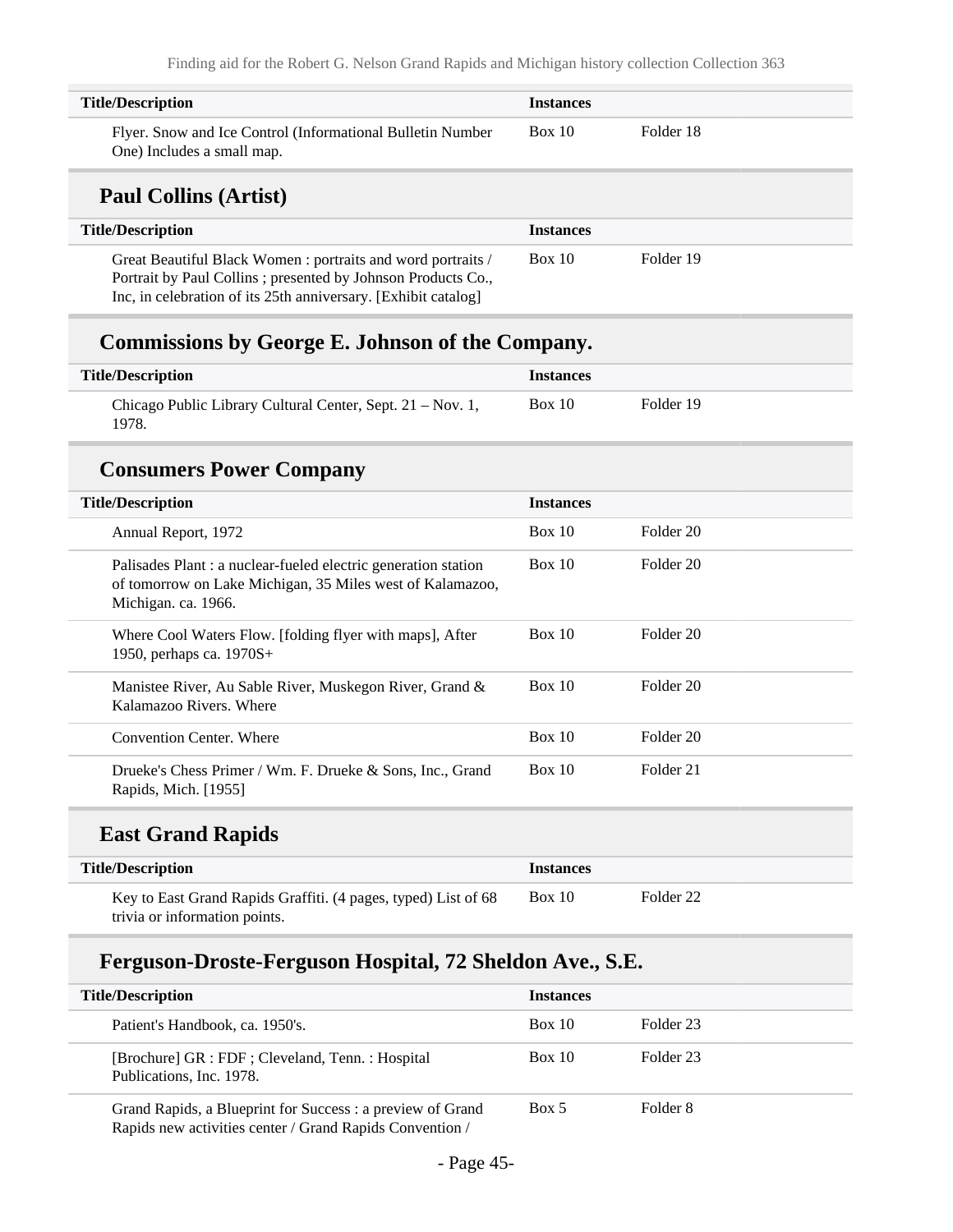| Title/Description | Instances | |
|---|---|---|
| Flyer. Snow and Ice Control (Informational Bulletin Number One) Includes a small map. | Box 10 | Folder 18 |

## Paul Collins (Artist)

| Title/Description | Instances | |
|---|---|---|
| Great Beautiful Black Women : portraits and word portraits / Portrait by Paul Collins ; presented by Johnson Products Co., Inc, in celebration of its 25th anniversary. [Exhibit catalog] | Box 10 | Folder 19 |

## Commissions by George E. Johnson of the Company.

| Title/Description | Instances | |
|---|---|---|
| Chicago Public Library Cultural Center, Sept. 21 – Nov. 1, 1978. | Box 10 | Folder 19 |

## Consumers Power Company

| Title/Description | Instances | |
|---|---|---|
| Annual Report, 1972 | Box 10 | Folder 20 |
| Palisades Plant : a nuclear-fueled electric generation station of tomorrow on Lake Michigan, 35 Miles west of Kalamazoo, Michigan. ca. 1966. | Box 10 | Folder 20 |
| Where Cool Waters Flow. [folding flyer with maps], After 1950, perhaps ca. 1970S+ | Box 10 | Folder 20 |
| Manistee River, Au Sable River, Muskegon River, Grand & Kalamazoo Rivers. Where | Box 10 | Folder 20 |
| Convention Center. Where | Box 10 | Folder 20 |
| Drueke's Chess Primer / Wm. F. Drueke & Sons, Inc., Grand Rapids, Mich. [1955] | Box 10 | Folder 21 |

## East Grand Rapids

| Title/Description | Instances | |
|---|---|---|
| Key to East Grand Rapids Graffiti. (4 pages, typed) List of 68 trivia or information points. | Box 10 | Folder 22 |

## Ferguson-Droste-Ferguson Hospital, 72 Sheldon Ave., S.E.

| Title/Description | Instances | |
|---|---|---|
| Patient's Handbook, ca. 1950's. | Box 10 | Folder 23 |
| [Brochure] GR : FDF ; Cleveland, Tenn. : Hospital Publications, Inc. 1978. | Box 10 | Folder 23 |
| Grand Rapids, a Blueprint for Success : a preview of Grand Rapids new activities center / Grand Rapids Convention / | Box 5 | Folder 8 |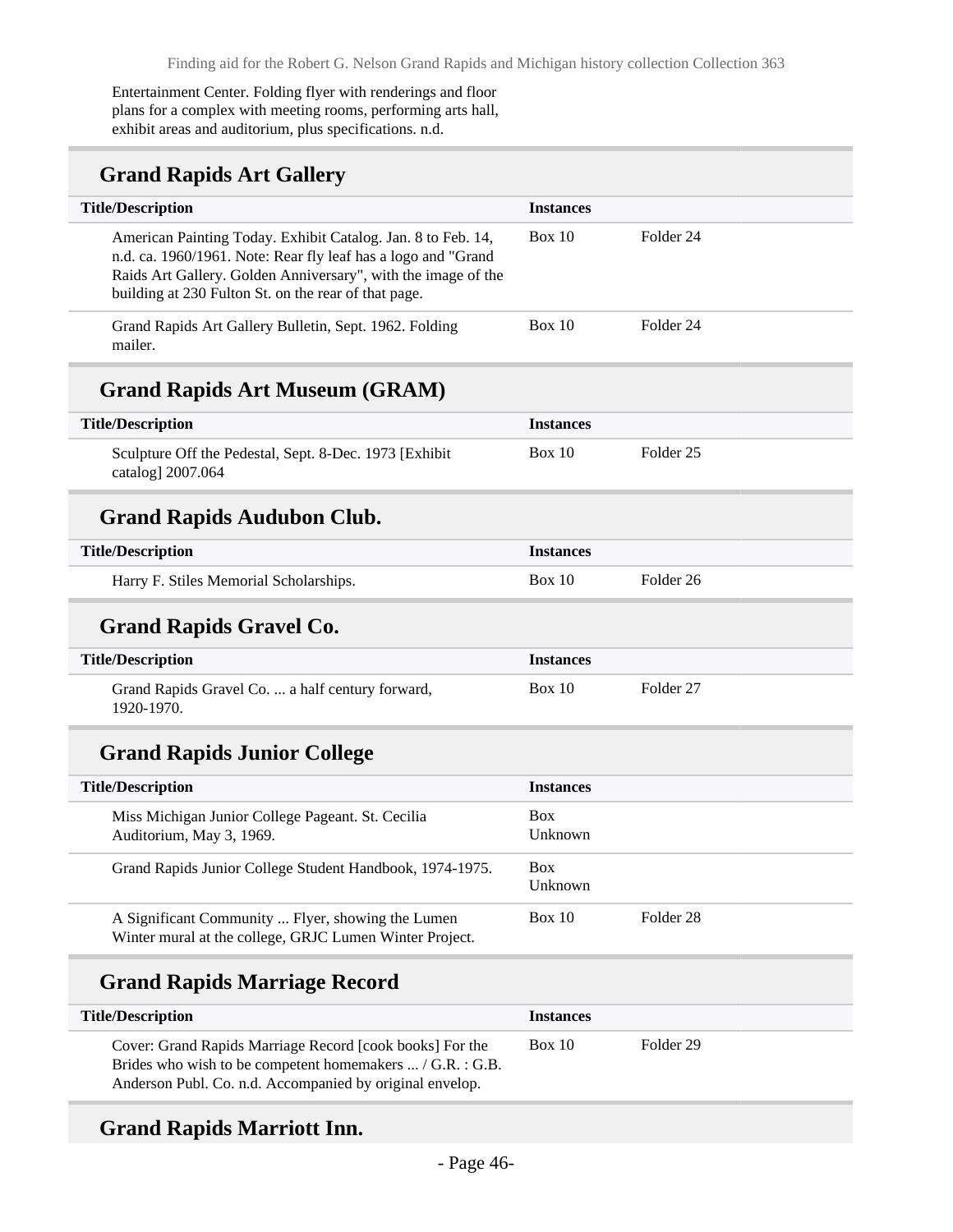Entertainment Center. Folding flyer with renderings and floor plans for a complex with meeting rooms, performing arts hall, exhibit areas and auditorium, plus specifications. n.d.

## Grand Rapids Art Gallery

| Title/Description | Instances | |
| --- | --- | --- |
| American Painting Today. Exhibit Catalog. Jan. 8 to Feb. 14, n.d. ca. 1960/1961. Note: Rear fly leaf has a logo and "Grand Raids Art Gallery. Golden Anniversary", with the image of the building at 230 Fulton St. on the rear of that page. | Box 10 | Folder 24 |
| Grand Rapids Art Gallery Bulletin, Sept. 1962. Folding mailer. | Box 10 | Folder 24 |

## Grand Rapids Art Museum (GRAM)

| Title/Description | Instances | |
| --- | --- | --- |
| Sculpture Off the Pedestal, Sept. 8-Dec. 1973 [Exhibit catalog] 2007.064 | Box 10 | Folder 25 |

## Grand Rapids Audubon Club.

| Title/Description | Instances | |
| --- | --- | --- |
| Harry F. Stiles Memorial Scholarships. | Box 10 | Folder 26 |

## Grand Rapids Gravel Co.

| Title/Description | Instances | |
| --- | --- | --- |
| Grand Rapids Gravel Co. ... a half century forward, 1920-1970. | Box 10 | Folder 27 |

## Grand Rapids Junior College

| Title/Description | Instances | |
| --- | --- | --- |
| Miss Michigan Junior College Pageant. St. Cecilia Auditorium, May 3, 1969. | Box Unknown | |
| Grand Rapids Junior College Student Handbook, 1974-1975. | Box Unknown | |
| A Significant Community ... Flyer, showing the Lumen Winter mural at the college, GRJC Lumen Winter Project. | Box 10 | Folder 28 |

## Grand Rapids Marriage Record

| Title/Description | Instances | |
| --- | --- | --- |
| Cover: Grand Rapids Marriage Record [cook books] For the Brides who wish to be competent homemakers ... / G.R. : G.B. Anderson Publ. Co. n.d. Accompanied by original envelop. | Box 10 | Folder 29 |

## Grand Rapids Marriott Inn.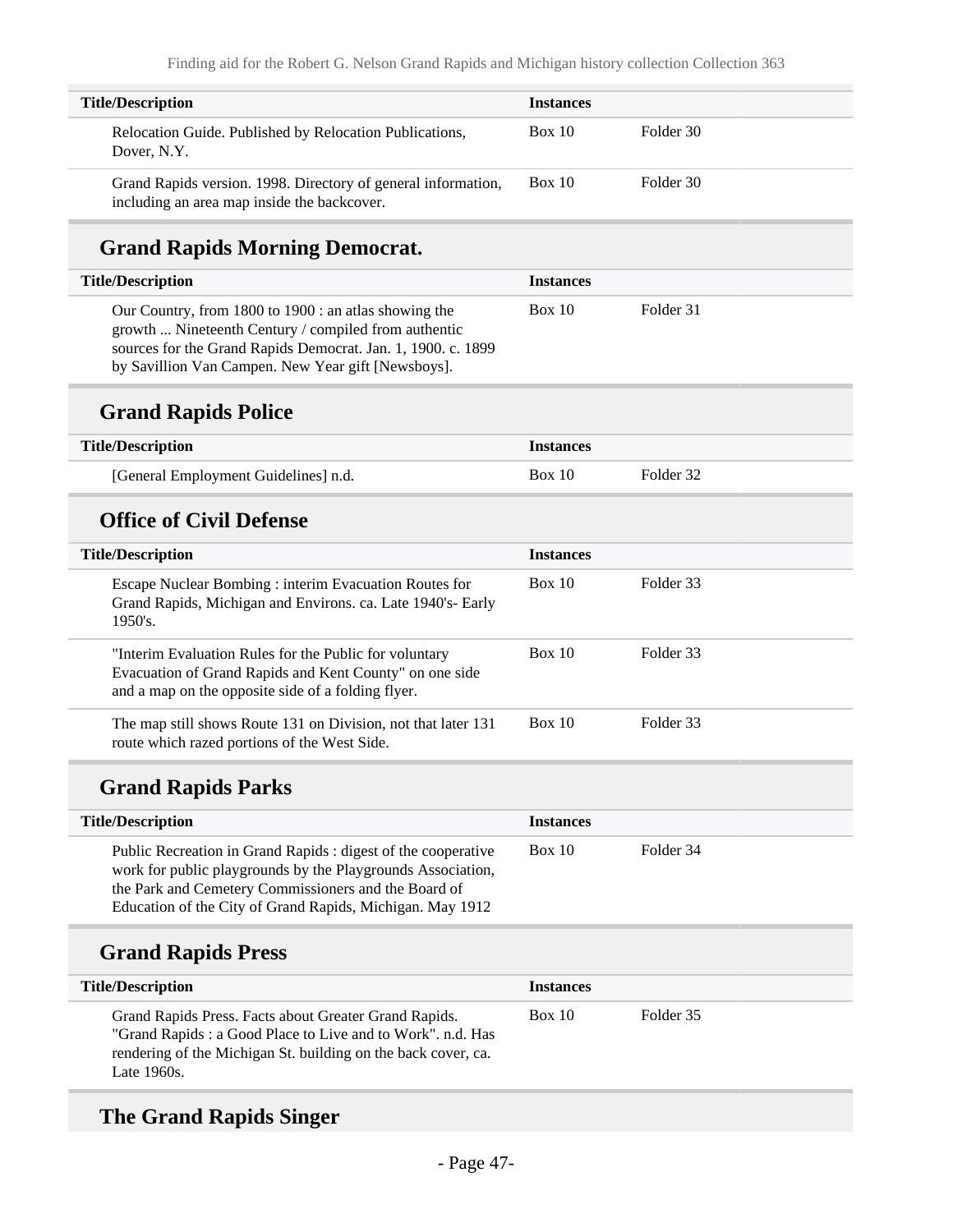| Title/Description | Instances | |
|---|---|---|
| Relocation Guide. Published by Relocation Publications, Dover, N.Y. | Box 10 | Folder 30 |
| Grand Rapids version. 1998. Directory of general information, including an area map inside the backcover. | Box 10 | Folder 30 |

## Grand Rapids Morning Democrat.

| Title/Description | Instances | |
|---|---|---|
| Our Country, from 1800 to 1900 : an atlas showing the growth ... Nineteenth Century / compiled from authentic sources for the Grand Rapids Democrat. Jan. 1, 1900. c. 1899 by Savillion Van Campen. New Year gift [Newsboys]. | Box 10 | Folder 31 |

## Grand Rapids Police

| Title/Description | Instances | |
|---|---|---|
| [General Employment Guidelines] n.d. | Box 10 | Folder 32 |

## Office of Civil Defense

| Title/Description | Instances | |
|---|---|---|
| Escape Nuclear Bombing : interim Evacuation Routes for Grand Rapids, Michigan and Environs. ca. Late 1940's- Early 1950's. | Box 10 | Folder 33 |
| "Interim Evaluation Rules for the Public for voluntary Evacuation of Grand Rapids and Kent County" on one side and a map on the opposite side of a folding flyer. | Box 10 | Folder 33 |
| The map still shows Route 131 on Division, not that later 131 route which razed portions of the West Side. | Box 10 | Folder 33 |

## Grand Rapids Parks

| Title/Description | Instances | |
|---|---|---|
| Public Recreation in Grand Rapids : digest of the cooperative work for public playgrounds by the Playgrounds Association, the Park and Cemetery Commissioners and the Board of Education of the City of Grand Rapids, Michigan. May 1912 | Box 10 | Folder 34 |

## Grand Rapids Press

| Title/Description | Instances | |
|---|---|---|
| Grand Rapids Press. Facts about Greater Grand Rapids. "Grand Rapids : a Good Place to Live and to Work". n.d. Has rendering of the Michigan St. building on the back cover, ca. Late 1960s. | Box 10 | Folder 35 |

## The Grand Rapids Singer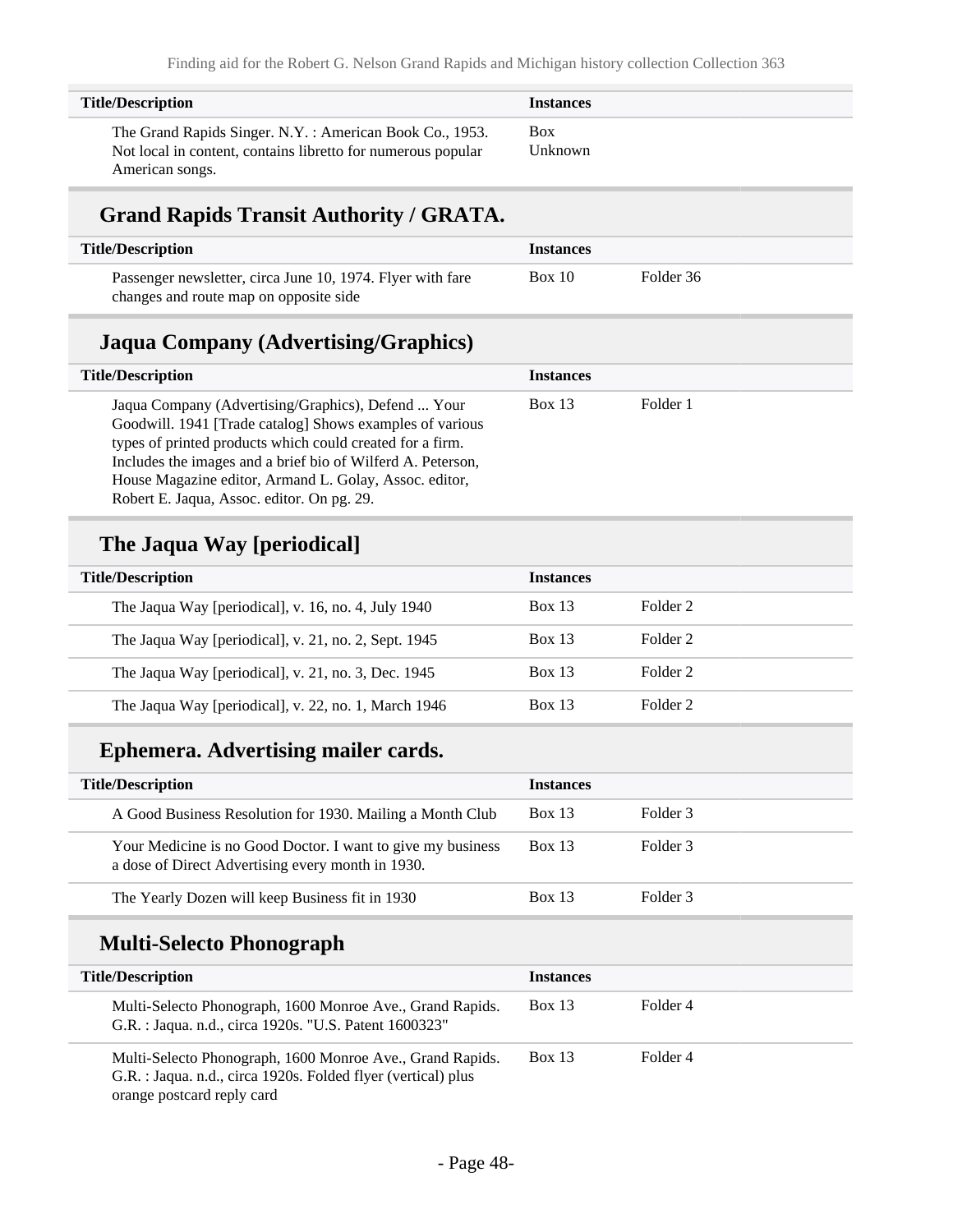| Title/Description | Instances | |
|---|---|---|
| The Grand Rapids Singer. N.Y. : American Book Co., 1953. Not local in content, contains libretto for numerous popular American songs. | Box Unknown | |

## Grand Rapids Transit Authority / GRATA.

| Title/Description | Instances | |
|---|---|---|
| Passenger newsletter, circa June 10, 1974. Flyer with fare changes and route map on opposite side | Box 10 | Folder 36 |

## Jaqua Company (Advertising/Graphics)

| Title/Description | Instances | |
|---|---|---|
| Jaqua Company (Advertising/Graphics), Defend ... Your Goodwill. 1941 [Trade catalog] Shows examples of various types of printed products which could created for a firm. Includes the images and a brief bio of Wilferd A. Peterson, House Magazine editor, Armand L. Golay, Assoc. editor, Robert E. Jaqua, Assoc. editor. On pg. 29. | Box 13 | Folder 1 |

## The Jaqua Way [periodical]

| Title/Description | Instances | |
|---|---|---|
| The Jaqua Way [periodical], v. 16, no. 4, July 1940 | Box 13 | Folder 2 |
| The Jaqua Way [periodical], v. 21, no. 2, Sept. 1945 | Box 13 | Folder 2 |
| The Jaqua Way [periodical], v. 21, no. 3, Dec. 1945 | Box 13 | Folder 2 |
| The Jaqua Way [periodical], v. 22, no. 1, March 1946 | Box 13 | Folder 2 |

## Ephemera. Advertising mailer cards.

| Title/Description | Instances | |
|---|---|---|
| A Good Business Resolution for 1930. Mailing a Month Club | Box 13 | Folder 3 |
| Your Medicine is no Good Doctor. I want to give my business a dose of Direct Advertising every month in 1930. | Box 13 | Folder 3 |
| The Yearly Dozen will keep Business fit in 1930 | Box 13 | Folder 3 |

## Multi-Selecto Phonograph

| Title/Description | Instances | |
|---|---|---|
| Multi-Selecto Phonograph, 1600 Monroe Ave., Grand Rapids. G.R. : Jaqua. n.d., circa 1920s. "U.S. Patent 1600323" | Box 13 | Folder 4 |
| Multi-Selecto Phonograph, 1600 Monroe Ave., Grand Rapids. G.R. : Jaqua. n.d., circa 1920s. Folded flyer (vertical) plus orange postcard reply card | Box 13 | Folder 4 |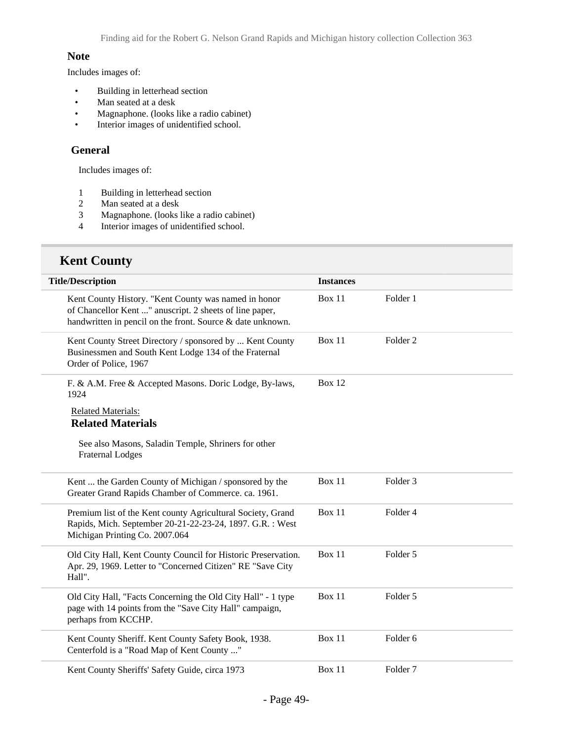### Note

Includes images of:

- Building in letterhead section
- Man seated at a desk
- Magnaphone. (looks like a radio cabinet)
- Interior images of unidentified school.

### General

Includes images of:

1. Building in letterhead section
2. Man seated at a desk
3. Magnaphone. (looks like a radio cabinet)
4. Interior images of unidentified school.

## Kent County

| Title/Description | Instances | |
|---|---|---|
| Kent County History. "Kent County was named in honor of Chancellor Kent ..." anuscript. 2 sheets of line paper, handwritten in pencil on the front. Source & date unknown. | Box 11 | Folder 1 |
| Kent County Street Directory / sponsored by ... Kent County Businessmen and South Kent Lodge 134 of the Fraternal Order of Police, 1967 | Box 11 | Folder 2 |
| F. & A.M. Free & Accepted Masons. Doric Lodge, By-laws, 1924<br><br>Related Materials:<br>**Related Materials**<br><br>See also Masons, Saladin Temple, Shriners for other Fraternal Lodges | Box 12 | |
| Kent ... the Garden County of Michigan / sponsored by the Greater Grand Rapids Chamber of Commerce. ca. 1961. | Box 11 | Folder 3 |
| Premium list of the Kent county Agricultural Society, Grand Rapids, Mich. September 20-21-22-23-24, 1897. G.R. : West Michigan Printing Co. 2007.064 | Box 11 | Folder 4 |
| Old City Hall, Kent County Council for Historic Preservation. Apr. 29, 1969. Letter to "Concerned Citizen" RE "Save City Hall". | Box 11 | Folder 5 |
| Old City Hall, "Facts Concerning the Old City Hall" - 1 type page with 14 points from the "Save City Hall" campaign, perhaps from KCCHP. | Box 11 | Folder 5 |
| Kent County Sheriff. Kent County Safety Book, 1938. Centerfold is a "Road Map of Kent County ..." | Box 11 | Folder 6 |
| Kent County Sheriffs' Safety Guide, circa 1973 | Box 11 | Folder 7 |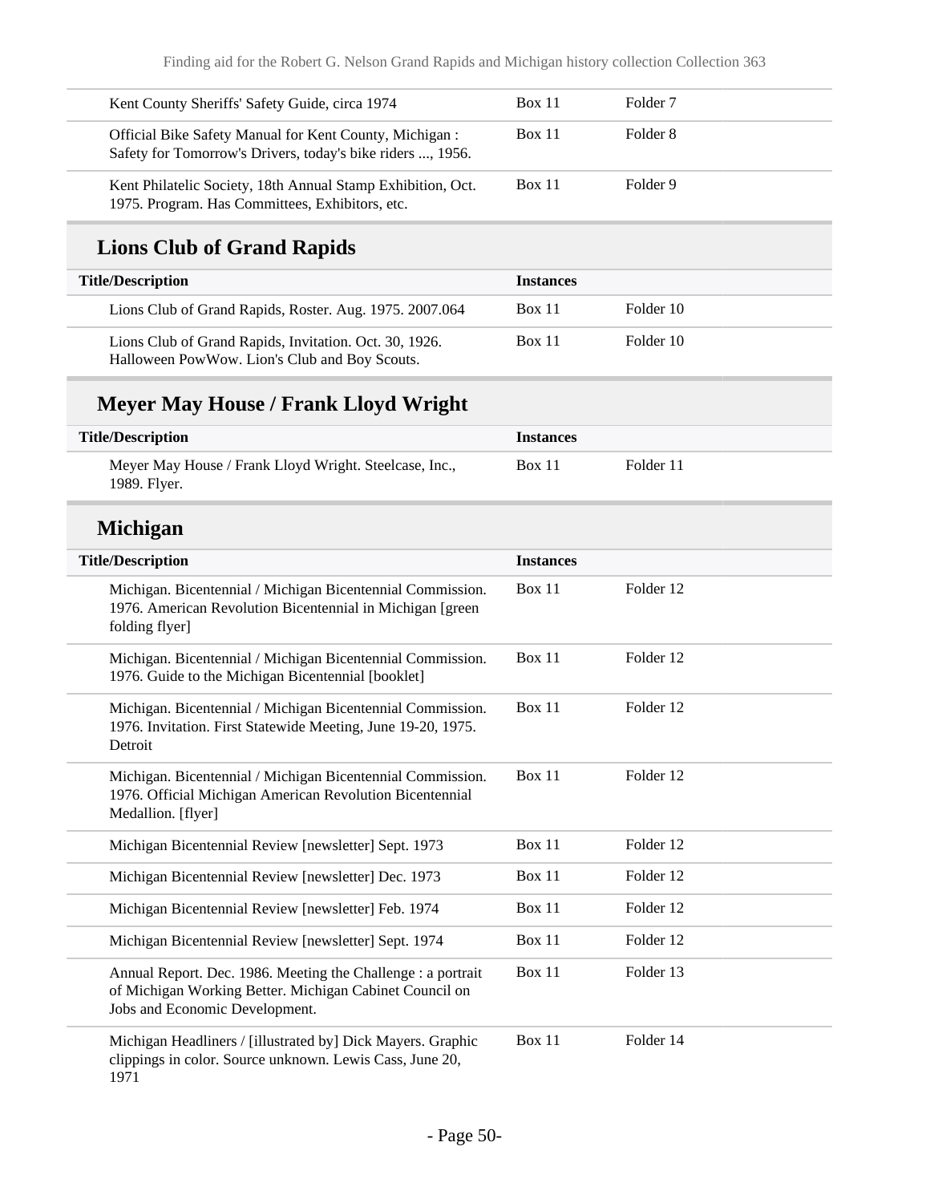| Title/Description | Instances | |
|---|---|---|
| Kent County Sheriffs' Safety Guide, circa 1974 | Box 11 | Folder 7 |
| Official Bike Safety Manual for Kent County, Michigan : Safety for Tomorrow's Drivers, today's bike riders ..., 1956. | Box 11 | Folder 8 |
| Kent Philatelic Society, 18th Annual Stamp Exhibition, Oct. 1975. Program. Has Committees, Exhibitors, etc. | Box 11 | Folder 9 |

## Lions Club of Grand Rapids

| Title/Description | Instances | |
|---|---|---|
| Lions Club of Grand Rapids, Roster. Aug. 1975. 2007.064 | Box 11 | Folder 10 |
| Lions Club of Grand Rapids, Invitation. Oct. 30, 1926. Halloween PowWow. Lion's Club and Boy Scouts. | Box 11 | Folder 10 |

## Meyer May House / Frank Lloyd Wright

| Title/Description | Instances | |
|---|---|---|
| Meyer May House / Frank Lloyd Wright. Steelcase, Inc., 1989. Flyer. | Box 11 | Folder 11 |

## Michigan

| Title/Description | Instances | |
|---|---|---|
| Michigan. Bicentennial / Michigan Bicentennial Commission. 1976. American Revolution Bicentennial in Michigan [green folding flyer] | Box 11 | Folder 12 |
| Michigan. Bicentennial / Michigan Bicentennial Commission. 1976. Guide to the Michigan Bicentennial [booklet] | Box 11 | Folder 12 |
| Michigan. Bicentennial / Michigan Bicentennial Commission. 1976. Invitation. First Statewide Meeting, June 19-20, 1975. Detroit | Box 11 | Folder 12 |
| Michigan. Bicentennial / Michigan Bicentennial Commission. 1976. Official Michigan American Revolution Bicentennial Medallion. [flyer] | Box 11 | Folder 12 |
| Michigan Bicentennial Review [newsletter] Sept. 1973 | Box 11 | Folder 12 |
| Michigan Bicentennial Review [newsletter] Dec. 1973 | Box 11 | Folder 12 |
| Michigan Bicentennial Review [newsletter] Feb. 1974 | Box 11 | Folder 12 |
| Michigan Bicentennial Review [newsletter] Sept. 1974 | Box 11 | Folder 12 |
| Annual Report. Dec. 1986. Meeting the Challenge : a portrait of Michigan Working Better. Michigan Cabinet Council on Jobs and Economic Development. | Box 11 | Folder 13 |
| Michigan Headliners / [illustrated by] Dick Mayers. Graphic clippings in color. Source unknown. Lewis Cass, June 20, 1971 | Box 11 | Folder 14 |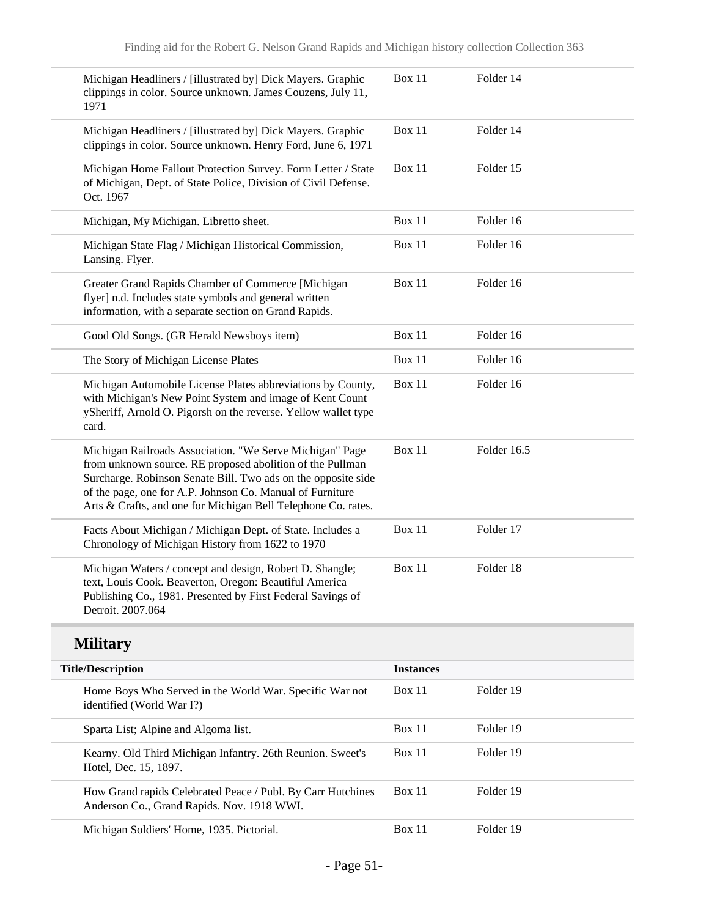| | | |
|---|---|---|
| Michigan Headliners / [illustrated by] Dick Mayers. Graphic clippings in color. Source unknown. James Couzens, July 11, 1971 | Box 11 | Folder 14 |
| Michigan Headliners / [illustrated by] Dick Mayers. Graphic clippings in color. Source unknown. Henry Ford, June 6, 1971 | Box 11 | Folder 14 |
| Michigan Home Fallout Protection Survey. Form Letter / State of Michigan, Dept. of State Police, Division of Civil Defense. Oct. 1967 | Box 11 | Folder 15 |
| Michigan, My Michigan. Libretto sheet. | Box 11 | Folder 16 |
| Michigan State Flag / Michigan Historical Commission, Lansing. Flyer. | Box 11 | Folder 16 |
| Greater Grand Rapids Chamber of Commerce [Michigan flyer] n.d. Includes state symbols and general written information, with a separate section on Grand Rapids. | Box 11 | Folder 16 |
| Good Old Songs. (GR Herald Newsboys item) | Box 11 | Folder 16 |
| The Story of Michigan License Plates | Box 11 | Folder 16 |
| Michigan Automobile License Plates abbreviations by County, with Michigan's New Point System and image of Kent Count ySheriff, Arnold O. Pigorsh on the reverse. Yellow wallet type card. | Box 11 | Folder 16 |
| Michigan Railroads Association. "We Serve Michigan" Page from unknown source. RE proposed abolition of the Pullman Surcharge. Robinson Senate Bill. Two ads on the opposite side of the page, one for A.P. Johnson Co. Manual of Furniture Arts & Crafts, and one for Michigan Bell Telephone Co. rates. | Box 11 | Folder 16.5 |
| Facts About Michigan / Michigan Dept. of State. Includes a Chronology of Michigan History from 1622 to 1970 | Box 11 | Folder 17 |
| Michigan Waters / concept and design, Robert D. Shangle; text, Louis Cook. Beaverton, Oregon: Beautiful America Publishing Co., 1981. Presented by First Federal Savings of Detroit. 2007.064 | Box 11 | Folder 18 |

## Military

| Title/Description | Instances | |
|---|---|---|
| Home Boys Who Served in the World War. Specific War not identified (World War I?) | Box 11 | Folder 19 |
| Sparta List; Alpine and Algoma list. | Box 11 | Folder 19 |
| Kearny. Old Third Michigan Infantry. 26th Reunion. Sweet's Hotel, Dec. 15, 1897. | Box 11 | Folder 19 |
| How Grand rapids Celebrated Peace / Publ. By Carr Hutchines Anderson Co., Grand Rapids. Nov. 1918 WWI. | Box 11 | Folder 19 |
| Michigan Soldiers' Home, 1935. Pictorial. | Box 11 | Folder 19 |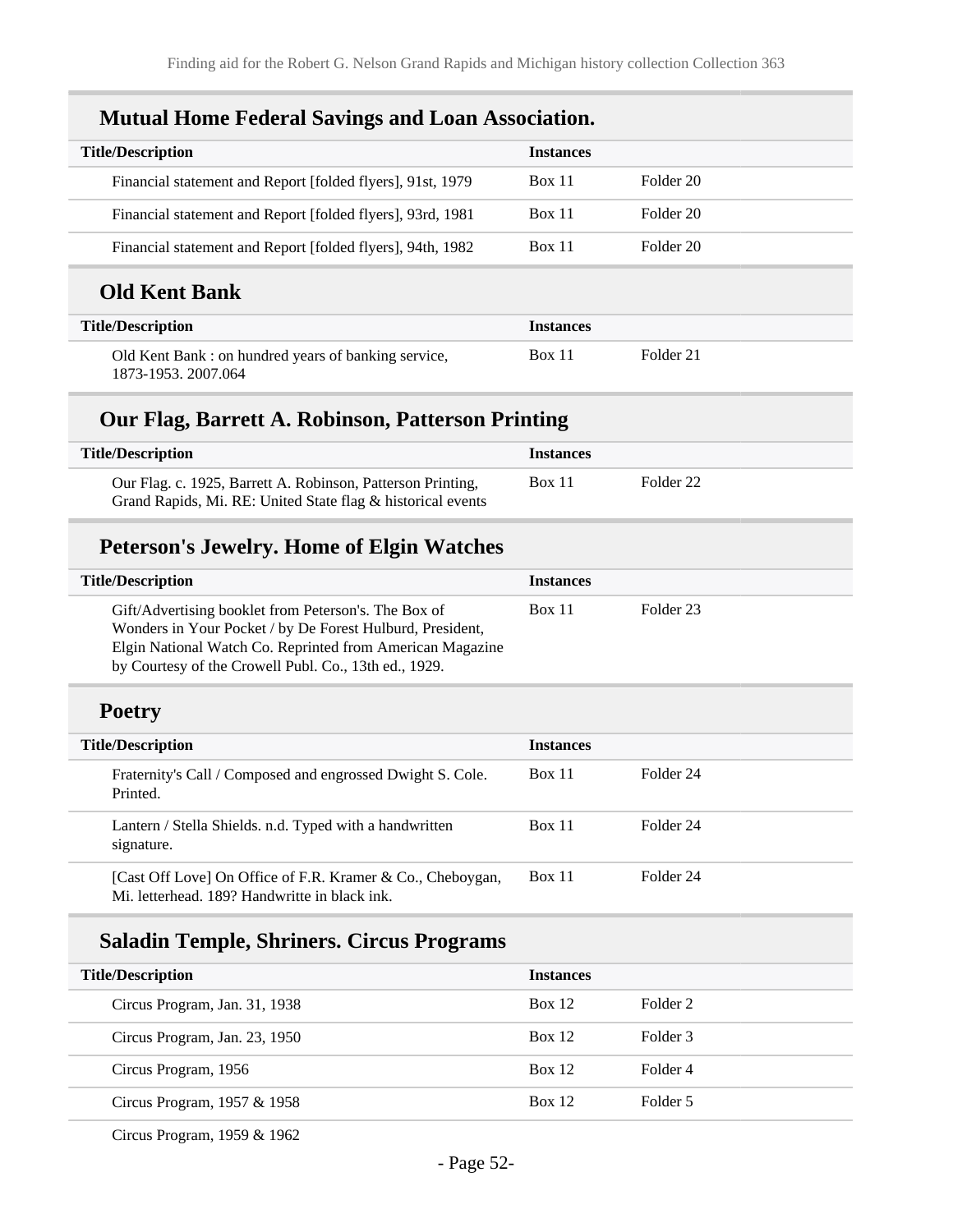## Mutual Home Federal Savings and Loan Association.

| Title/Description | Instances | |
|---|---|---|
| Financial statement and Report [folded flyers], 91st, 1979 | Box 11 | Folder 20 |
| Financial statement and Report [folded flyers], 93rd, 1981 | Box 11 | Folder 20 |
| Financial statement and Report [folded flyers], 94th, 1982 | Box 11 | Folder 20 |

## Old Kent Bank

| Title/Description | Instances | |
|---|---|---|
| Old Kent Bank : on hundred years of banking service, 1873-1953. 2007.064 | Box 11 | Folder 21 |

## Our Flag, Barrett A. Robinson, Patterson Printing

| Title/Description | Instances | |
|---|---|---|
| Our Flag. c. 1925, Barrett A. Robinson, Patterson Printing, Grand Rapids, Mi. RE: United State flag & historical events | Box 11 | Folder 22 |

## Peterson's Jewelry. Home of Elgin Watches

| Title/Description | Instances | |
|---|---|---|
| Gift/Advertising booklet from Peterson's. The Box of Wonders in Your Pocket / by De Forest Hulburd, President, Elgin National Watch Co. Reprinted from American Magazine by Courtesy of the Crowell Publ. Co., 13th ed., 1929. | Box 11 | Folder 23 |

## Poetry

| Title/Description | Instances | |
|---|---|---|
| Fraternity's Call / Composed and engrossed Dwight S. Cole. Printed. | Box 11 | Folder 24 |
| Lantern / Stella Shields. n.d. Typed with a handwritten signature. | Box 11 | Folder 24 |
| [Cast Off Love] On Office of F.R. Kramer & Co., Cheboygan, Mi. letterhead. 189? Handwritte in black ink. | Box 11 | Folder 24 |

## Saladin Temple, Shriners. Circus Programs

| Title/Description | Instances | |
|---|---|---|
| Circus Program, Jan. 31, 1938 | Box 12 | Folder 2 |
| Circus Program, Jan. 23, 1950 | Box 12 | Folder 3 |
| Circus Program, 1956 | Box 12 | Folder 4 |
| Circus Program, 1957 & 1958 | Box 12 | Folder 5 |
| Circus Program, 1959 & 1962 | | |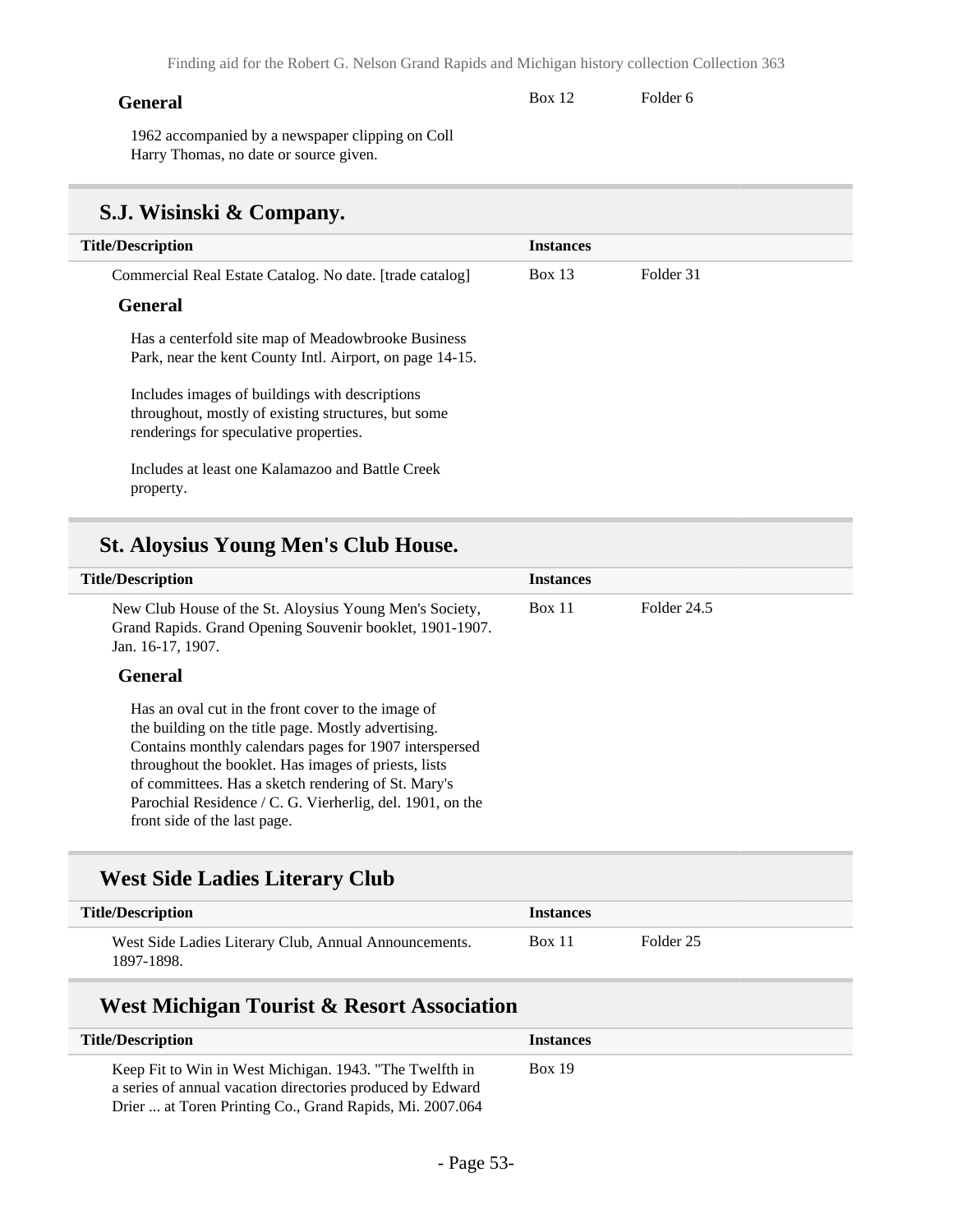**General**

Box 12 Folder 6

1962 accompanied by a newspaper clipping on Coll Harry Thomas, no date or source given.

## S.J. Wisinski & Company.

| Title/Description | Instances | |
|---|---|---|
| Commercial Real Estate Catalog. No date. [trade catalog] | Box 13 | Folder 31 |

**General**

Has a centerfold site map of Meadowbrooke Business Park, near the kent County Intl. Airport, on page 14-15.

Includes images of buildings with descriptions throughout, mostly of existing structures, but some renderings for speculative properties.

Includes at least one Kalamazoo and Battle Creek property.

## St. Aloysius Young Men's Club House.

| Title/Description | Instances | |
|---|---|---|
| New Club House of the St. Aloysius Young Men's Society, Grand Rapids. Grand Opening Souvenir booklet, 1901-1907. Jan. 16-17, 1907. | Box 11 | Folder 24.5 |

**General**

Has an oval cut in the front cover to the image of the building on the title page. Mostly advertising. Contains monthly calendars pages for 1907 interspersed throughout the booklet. Has images of priests, lists of committees. Has a sketch rendering of St. Mary's Parochial Residence / C. G. Vierherlig, del. 1901, on the front side of the last page.

## West Side Ladies Literary Club

| Title/Description | Instances | |
|---|---|---|
| West Side Ladies Literary Club, Annual Announcements. 1897-1898. | Box 11 | Folder 25 |

## West Michigan Tourist & Resort Association

| Title/Description | Instances |
|---|---|
| Keep Fit to Win in West Michigan. 1943. "The Twelfth in a series of annual vacation directories produced by Edward Drier ... at Toren Printing Co., Grand Rapids, Mi. 2007.064 | Box 19 |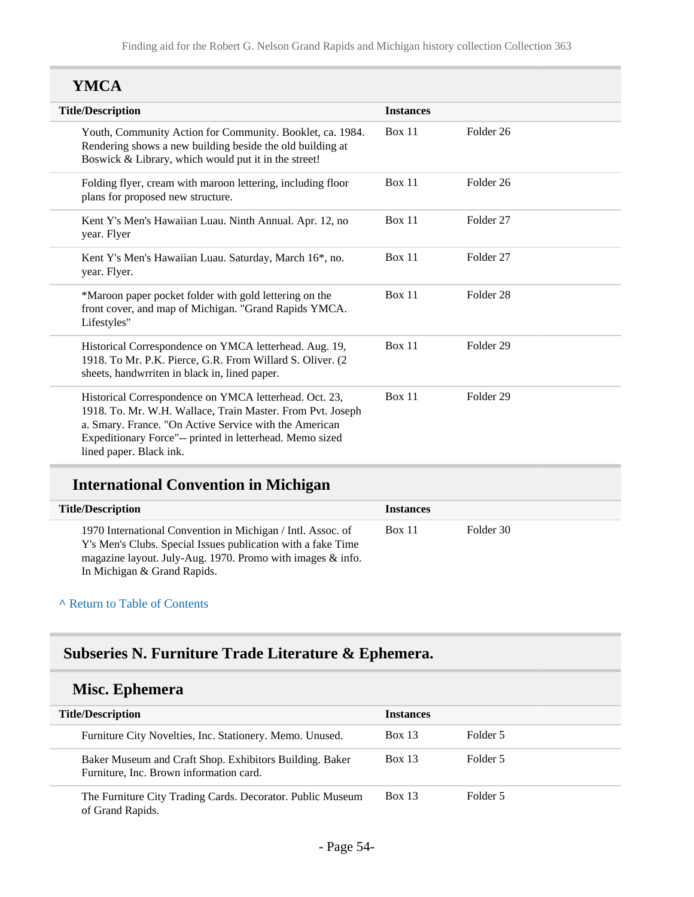## YMCA

| Title/Description | Instances | |
|---|---|---|
| Youth, Community Action for Community. Booklet, ca. 1984. Rendering shows a new building beside the old building at Boswick & Library, which would put it in the street! | Box 11 | Folder 26 |
| Folding flyer, cream with maroon lettering, including floor plans for proposed new structure. | Box 11 | Folder 26 |
| Kent Y's Men's Hawaiian Luau. Ninth Annual. Apr. 12, no year. Flyer | Box 11 | Folder 27 |
| Kent Y's Men's Hawaiian Luau. Saturday, March 16*, no. year. Flyer. | Box 11 | Folder 27 |
| *Maroon paper pocket folder with gold lettering on the front cover, and map of Michigan. "Grand Rapids YMCA. Lifestyles" | Box 11 | Folder 28 |
| Historical Correspondence on YMCA letterhead. Aug. 19, 1918. To Mr. P.K. Pierce, G.R. From Willard S. Oliver. (2 sheets, handwrriten in black in, lined paper. | Box 11 | Folder 29 |
| Historical Correspondence on YMCA letterhead. Oct. 23, 1918. To. Mr. W.H. Wallace, Train Master. From Pvt. Joseph a. Smary. France. "On Active Service with the American Expeditionary Force"-- printed in letterhead. Memo sized lined paper. Black ink. | Box 11 | Folder 29 |

## International Convention in Michigan

| Title/Description | Instances | |
|---|---|---|
| 1970 International Convention in Michigan / Intl. Assoc. of Y's Men's Clubs. Special Issues publication with a fake Time magazine layout. July-Aug. 1970. Promo with images & info. In Michigan & Grand Rapids. | Box 11 | Folder 30 |

^ Return to Table of Contents

# Subseries N. Furniture Trade Literature & Ephemera.

## Misc. Ephemera

| Title/Description | Instances | |
|---|---|---|
| Furniture City Novelties, Inc. Stationery. Memo. Unused. | Box 13 | Folder 5 |
| Baker Museum and Craft Shop. Exhibitors Building. Baker Furniture, Inc. Brown information card. | Box 13 | Folder 5 |
| The Furniture City Trading Cards. Decorator. Public Museum of Grand Rapids. | Box 13 | Folder 5 |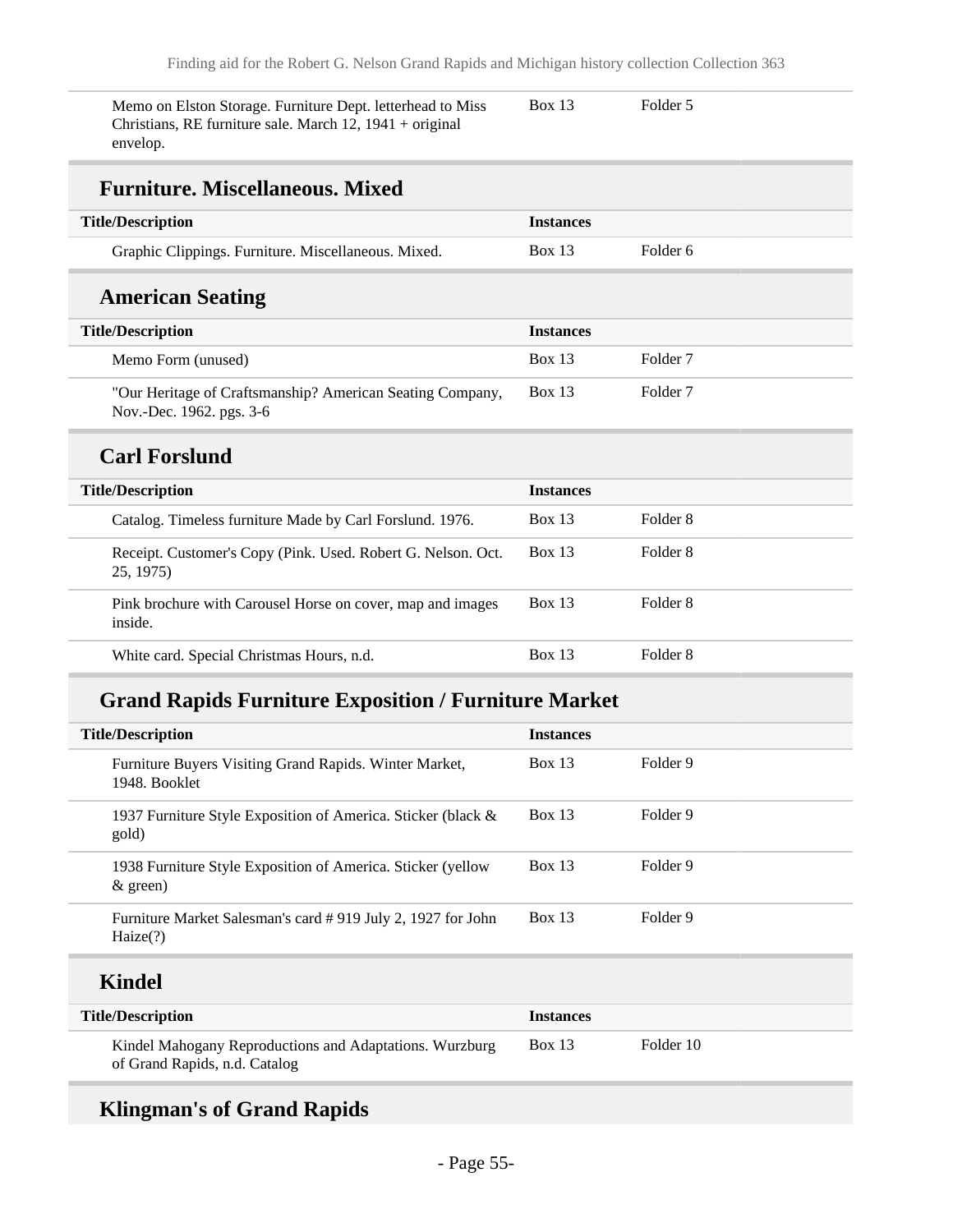| Title/Description | Instances | |
|---|---|---|
| Memo on Elston Storage. Furniture Dept. letterhead to Miss Christians, RE furniture sale. March 12, 1941 + original envelop. | Box 13 | Folder 5 |

### Furniture. Miscellaneous. Mixed

| Title/Description | Instances | |
|---|---|---|
| Graphic Clippings. Furniture. Miscellaneous. Mixed. | Box 13 | Folder 6 |

### American Seating

| Title/Description | Instances | |
|---|---|---|
| Memo Form (unused) | Box 13 | Folder 7 |
| "Our Heritage of Craftsmanship? American Seating Company, Nov.-Dec. 1962. pgs. 3-6 | Box 13 | Folder 7 |

### Carl Forslund

| Title/Description | Instances | |
|---|---|---|
| Catalog. Timeless furniture Made by Carl Forslund. 1976. | Box 13 | Folder 8 |
| Receipt. Customer's Copy (Pink. Used. Robert G. Nelson. Oct. 25, 1975) | Box 13 | Folder 8 |
| Pink brochure with Carousel Horse on cover, map and images inside. | Box 13 | Folder 8 |
| White card. Special Christmas Hours, n.d. | Box 13 | Folder 8 |

### Grand Rapids Furniture Exposition / Furniture Market

| Title/Description | Instances | |
|---|---|---|
| Furniture Buyers Visiting Grand Rapids. Winter Market, 1948. Booklet | Box 13 | Folder 9 |
| 1937 Furniture Style Exposition of America. Sticker (black & gold) | Box 13 | Folder 9 |
| 1938 Furniture Style Exposition of America. Sticker (yellow & green) | Box 13 | Folder 9 |
| Furniture Market Salesman's card # 919 July 2, 1927 for John Haize(?) | Box 13 | Folder 9 |

### Kindel

| Title/Description | Instances | |
|---|---|---|
| Kindel Mahogany Reproductions and Adaptations. Wurzburg of Grand Rapids, n.d. Catalog | Box 13 | Folder 10 |

### Klingman's of Grand Rapids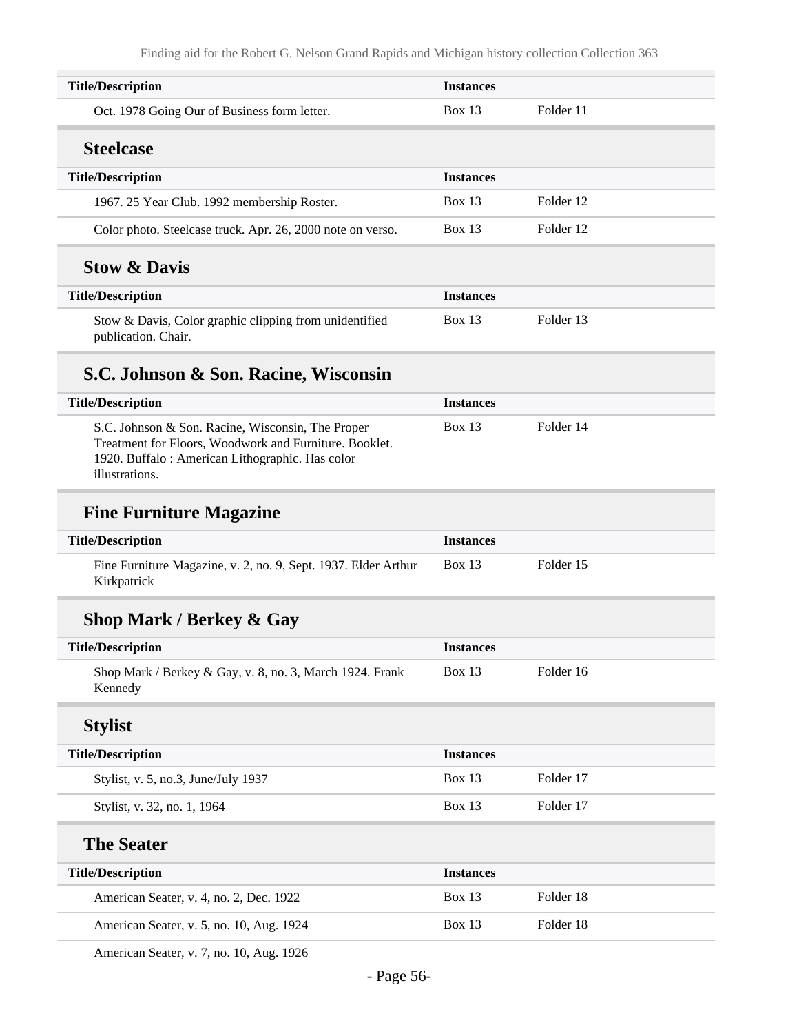| Title/Description | Instances | |
|---|---|---|
| Oct. 1978 Going Our of Business form letter. | Box 13 | Folder 11 |

### Steelcase

| Title/Description | Instances | |
|---|---|---|
| 1967. 25 Year Club. 1992 membership Roster. | Box 13 | Folder 12 |
| Color photo. Steelcase truck. Apr. 26, 2000 note on verso. | Box 13 | Folder 12 |

### Stow & Davis

| Title/Description | Instances | |
|---|---|---|
| Stow & Davis, Color graphic clipping from unidentified publication. Chair. | Box 13 | Folder 13 |

### S.C. Johnson & Son. Racine, Wisconsin

| Title/Description | Instances | |
|---|---|---|
| S.C. Johnson & Son. Racine, Wisconsin, The Proper Treatment for Floors, Woodwork and Furniture. Booklet. 1920. Buffalo : American Lithographic. Has color illustrations. | Box 13 | Folder 14 |

### Fine Furniture Magazine

| Title/Description | Instances | |
|---|---|---|
| Fine Furniture Magazine, v. 2, no. 9, Sept. 1937. Elder Arthur Kirkpatrick | Box 13 | Folder 15 |

### Shop Mark / Berkey & Gay

| Title/Description | Instances | |
|---|---|---|
| Shop Mark / Berkey & Gay, v. 8, no. 3, March 1924. Frank Kennedy | Box 13 | Folder 16 |

### Stylist

| Title/Description | Instances | |
|---|---|---|
| Stylist, v. 5, no.3, June/July 1937 | Box 13 | Folder 17 |
| Stylist, v. 32, no. 1, 1964 | Box 13 | Folder 17 |

### The Seater

| Title/Description | Instances | |
|---|---|---|
| American Seater, v. 4, no. 2, Dec. 1922 | Box 13 | Folder 18 |
| American Seater, v. 5, no. 10, Aug. 1924 | Box 13 | Folder 18 |
| American Seater, v. 7, no. 10, Aug. 1926 | | |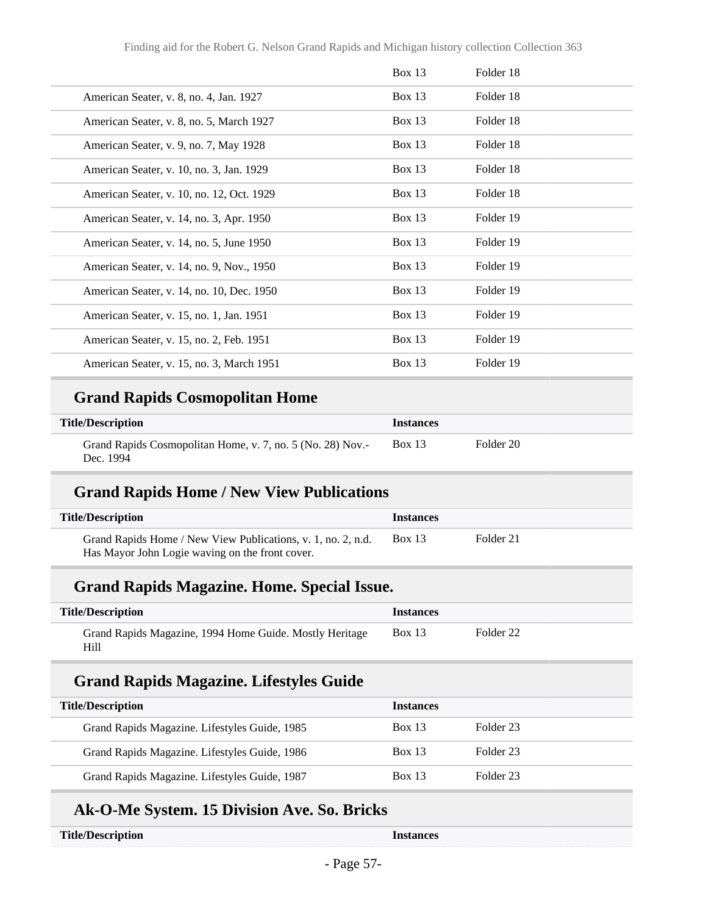| | | |
|---|---|---|
| | Box 13 | Folder 18 |
| American Seater, v. 8, no. 4, Jan. 1927 | Box 13 | Folder 18 |
| American Seater, v. 8, no. 5, March 1927 | Box 13 | Folder 18 |
| American Seater, v. 9, no. 7, May 1928 | Box 13 | Folder 18 |
| American Seater, v. 10, no. 3, Jan. 1929 | Box 13 | Folder 18 |
| American Seater, v. 10, no. 12, Oct. 1929 | Box 13 | Folder 18 |
| American Seater, v. 14, no. 3, Apr. 1950 | Box 13 | Folder 19 |
| American Seater, v. 14, no. 5, June 1950 | Box 13 | Folder 19 |
| American Seater, v. 14, no. 9, Nov., 1950 | Box 13 | Folder 19 |
| American Seater, v. 14, no. 10, Dec. 1950 | Box 13 | Folder 19 |
| American Seater, v. 15, no. 1, Jan. 1951 | Box 13 | Folder 19 |
| American Seater, v. 15, no. 2, Feb. 1951 | Box 13 | Folder 19 |
| American Seater, v. 15, no. 3, March 1951 | Box 13 | Folder 19 |

## Grand Rapids Cosmopolitan Home

| Title/Description | Instances | |
|---|---|---|
| Grand Rapids Cosmopolitan Home, v. 7, no. 5 (No. 28) Nov.-Dec. 1994 | Box 13 | Folder 20 |

## Grand Rapids Home / New View Publications

| Title/Description | Instances | |
|---|---|---|
| Grand Rapids Home / New View Publications, v. 1, no. 2, n.d. Has Mayor John Logie waving on the front cover. | Box 13 | Folder 21 |

## Grand Rapids Magazine. Home. Special Issue.

| Title/Description | Instances | |
|---|---|---|
| Grand Rapids Magazine, 1994 Home Guide. Mostly Heritage Hill | Box 13 | Folder 22 |

## Grand Rapids Magazine. Lifestyles Guide

| Title/Description | Instances | |
|---|---|---|
| Grand Rapids Magazine. Lifestyles Guide, 1985 | Box 13 | Folder 23 |
| Grand Rapids Magazine. Lifestyles Guide, 1986 | Box 13 | Folder 23 |
| Grand Rapids Magazine. Lifestyles Guide, 1987 | Box 13 | Folder 23 |

## Ak-O-Me System. 15 Division Ave. So. Bricks

| Title/Description | Instances |
|---|---|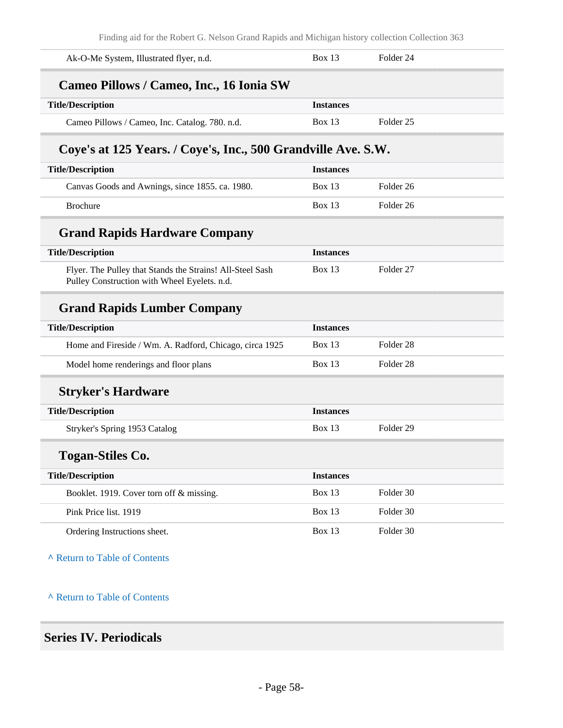| Title/Description | Instances | |
|---|---|---|
| Ak-O-Me System, Illustrated flyer, n.d. | Box 13 | Folder 24 |

### Cameo Pillows / Cameo, Inc., 16 Ionia SW

| Title/Description | Instances | |
|---|---|---|
| Cameo Pillows / Cameo, Inc. Catalog. 780. n.d. | Box 13 | Folder 25 |

### Coye's at 125 Years. / Coye's, Inc., 500 Grandville Ave. S.W.

| Title/Description | Instances | |
|---|---|---|
| Canvas Goods and Awnings, since 1855. ca. 1980. | Box 13 | Folder 26 |
| Brochure | Box 13 | Folder 26 |

### Grand Rapids Hardware Company

| Title/Description | Instances | |
|---|---|---|
| Flyer. The Pulley that Stands the Strains! All-Steel Sash Pulley Construction with Wheel Eyelets. n.d. | Box 13 | Folder 27 |

### Grand Rapids Lumber Company

| Title/Description | Instances | |
|---|---|---|
| Home and Fireside / Wm. A. Radford, Chicago, circa 1925 | Box 13 | Folder 28 |
| Model home renderings and floor plans | Box 13 | Folder 28 |

### Stryker's Hardware

| Title/Description | Instances | |
|---|---|---|
| Stryker's Spring 1953 Catalog | Box 13 | Folder 29 |

### Togan-Stiles Co.

| Title/Description | Instances | |
|---|---|---|
| Booklet. 1919. Cover torn off & missing. | Box 13 | Folder 30 |
| Pink Price list. 1919 | Box 13 | Folder 30 |
| Ordering Instructions sheet. | Box 13 | Folder 30 |

^ Return to Table of Contents

^ Return to Table of Contents

## Series IV. Periodicals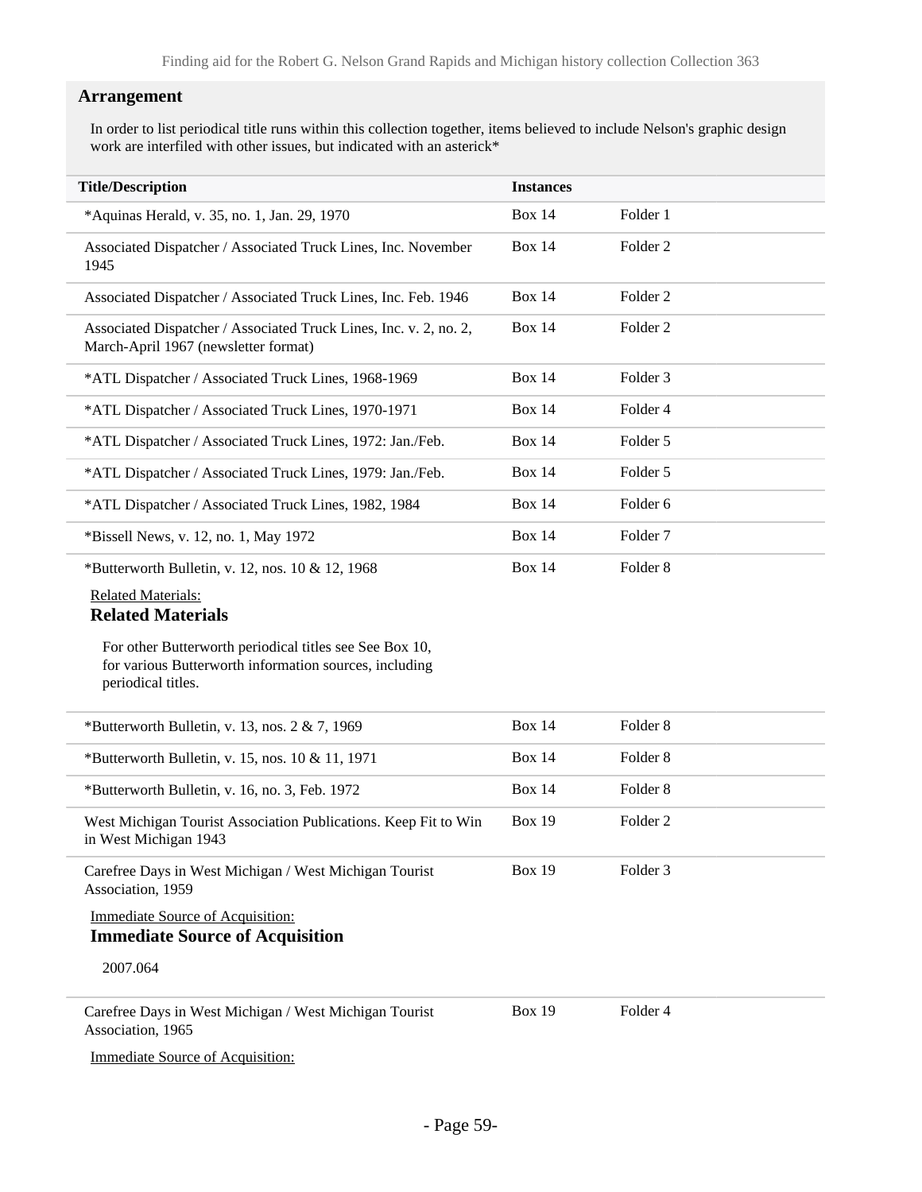## Arrangement

In order to list periodical title runs within this collection together, items believed to include Nelson's graphic design work are interfiled with other issues, but indicated with an asterick*

| Title/Description | Instances | |
|---|---|---|
| *Aquinas Herald, v. 35, no. 1, Jan. 29, 1970 | Box 14 | Folder 1 |
| Associated Dispatcher / Associated Truck Lines, Inc. November 1945 | Box 14 | Folder 2 |
| Associated Dispatcher / Associated Truck Lines, Inc. Feb. 1946 | Box 14 | Folder 2 |
| Associated Dispatcher / Associated Truck Lines, Inc. v. 2, no. 2, March-April 1967 (newsletter format) | Box 14 | Folder 2 |
| *ATL Dispatcher / Associated Truck Lines, 1968-1969 | Box 14 | Folder 3 |
| *ATL Dispatcher / Associated Truck Lines, 1970-1971 | Box 14 | Folder 4 |
| *ATL Dispatcher / Associated Truck Lines, 1972: Jan./Feb. | Box 14 | Folder 5 |
| *ATL Dispatcher / Associated Truck Lines, 1979: Jan./Feb. | Box 14 | Folder 5 |
| *ATL Dispatcher / Associated Truck Lines, 1982, 1984 | Box 14 | Folder 6 |
| *Bissell News, v. 12, no. 1, May 1972 | Box 14 | Folder 7 |
| *Butterworth Bulletin, v. 12, nos. 10 & 12, 1968 | Box 14 | Folder 8 |

Related Materials:

**Related Materials**

For other Butterworth periodical titles see See Box 10, for various Butterworth information sources, including periodical titles.

| Title/Description | Instances | |
|---|---|---|
| *Butterworth Bulletin, v. 13, nos. 2 & 7, 1969 | Box 14 | Folder 8 |
| *Butterworth Bulletin, v. 15, nos. 10 & 11, 1971 | Box 14 | Folder 8 |
| *Butterworth Bulletin, v. 16, no. 3, Feb. 1972 | Box 14 | Folder 8 |
| West Michigan Tourist Association Publications. Keep Fit to Win in West Michigan 1943 | Box 19 | Folder 2 |
| Carefree Days in West Michigan / West Michigan Tourist Association, 1959 | Box 19 | Folder 3 |

Immediate Source of Acquisition:

**Immediate Source of Acquisition**

2007.064

| Title/Description | Instances | |
|---|---|---|
| Carefree Days in West Michigan / West Michigan Tourist Association, 1965 | Box 19 | Folder 4 |

Immediate Source of Acquisition: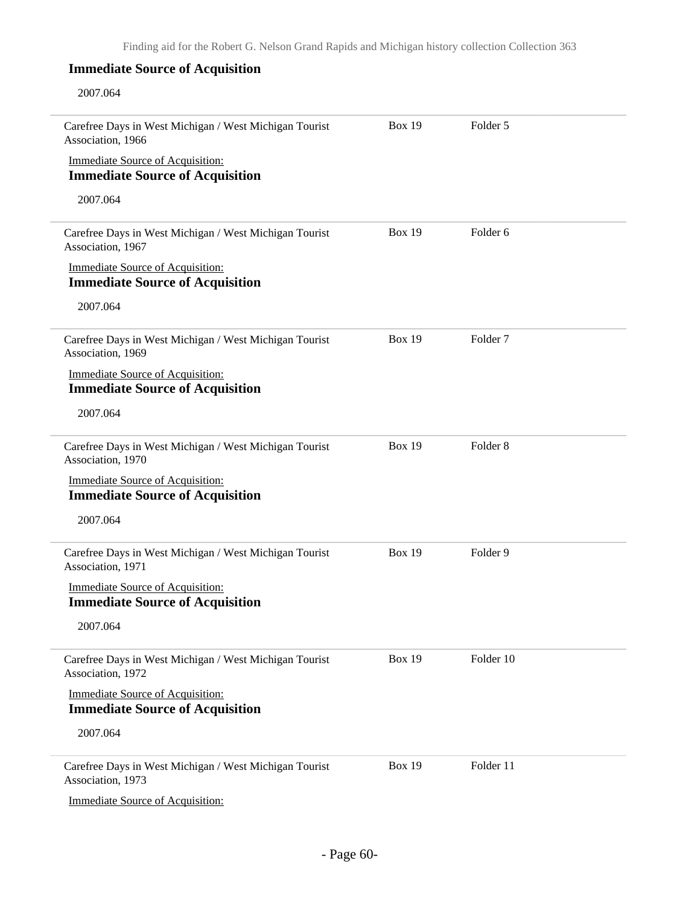**Immediate Source of Acquisition**

2007.064

| | | |
|---|---|---|
| Carefree Days in West Michigan / West Michigan Tourist Association, 1966 | Box 19 | Folder 5 |

Immediate Source of Acquisition:

**Immediate Source of Acquisition**

2007.064

| | | |
|---|---|---|
| Carefree Days in West Michigan / West Michigan Tourist Association, 1967 | Box 19 | Folder 6 |

Immediate Source of Acquisition:

**Immediate Source of Acquisition**

2007.064

| | | |
|---|---|---|
| Carefree Days in West Michigan / West Michigan Tourist Association, 1969 | Box 19 | Folder 7 |

Immediate Source of Acquisition:

**Immediate Source of Acquisition**

2007.064

| | | |
|---|---|---|
| Carefree Days in West Michigan / West Michigan Tourist Association, 1970 | Box 19 | Folder 8 |

Immediate Source of Acquisition:

**Immediate Source of Acquisition**

2007.064

| | | |
|---|---|---|
| Carefree Days in West Michigan / West Michigan Tourist Association, 1971 | Box 19 | Folder 9 |

Immediate Source of Acquisition:

**Immediate Source of Acquisition**

2007.064

| | | |
|---|---|---|
| Carefree Days in West Michigan / West Michigan Tourist Association, 1972 | Box 19 | Folder 10 |

Immediate Source of Acquisition:

**Immediate Source of Acquisition**

2007.064

| | | |
|---|---|---|
| Carefree Days in West Michigan / West Michigan Tourist Association, 1973 | Box 19 | Folder 11 |

Immediate Source of Acquisition: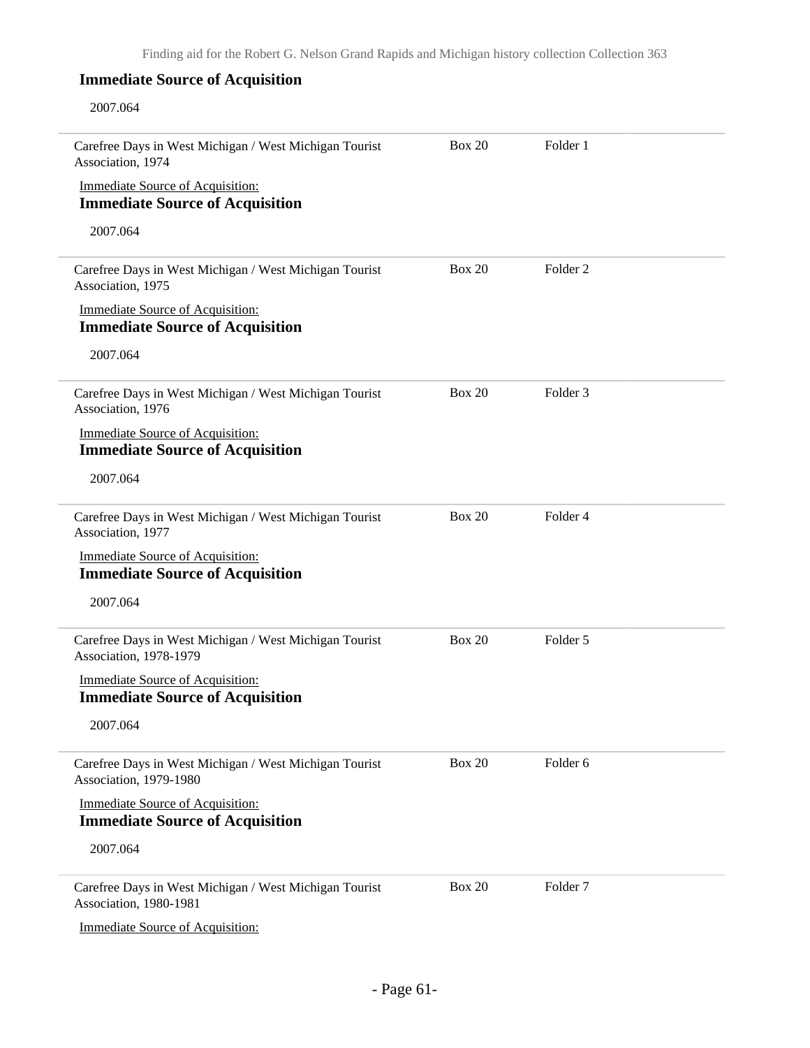**Immediate Source of Acquisition**

2007.064

| | | |
|---|---|---|
| Carefree Days in West Michigan / West Michigan Tourist Association, 1974 | Box 20 | Folder 1 |

Immediate Source of Acquisition:

**Immediate Source of Acquisition**

2007.064

| | | |
|---|---|---|
| Carefree Days in West Michigan / West Michigan Tourist Association, 1975 | Box 20 | Folder 2 |

Immediate Source of Acquisition:

**Immediate Source of Acquisition**

2007.064

| | | |
|---|---|---|
| Carefree Days in West Michigan / West Michigan Tourist Association, 1976 | Box 20 | Folder 3 |

Immediate Source of Acquisition:

**Immediate Source of Acquisition**

2007.064

| | | |
|---|---|---|
| Carefree Days in West Michigan / West Michigan Tourist Association, 1977 | Box 20 | Folder 4 |

Immediate Source of Acquisition:

**Immediate Source of Acquisition**

2007.064

| | | |
|---|---|---|
| Carefree Days in West Michigan / West Michigan Tourist Association, 1978-1979 | Box 20 | Folder 5 |

Immediate Source of Acquisition:

**Immediate Source of Acquisition**

2007.064

| | | |
|---|---|---|
| Carefree Days in West Michigan / West Michigan Tourist Association, 1979-1980 | Box 20 | Folder 6 |

Immediate Source of Acquisition:

**Immediate Source of Acquisition**

2007.064

| | | |
|---|---|---|
| Carefree Days in West Michigan / West Michigan Tourist Association, 1980-1981 | Box 20 | Folder 7 |

Immediate Source of Acquisition: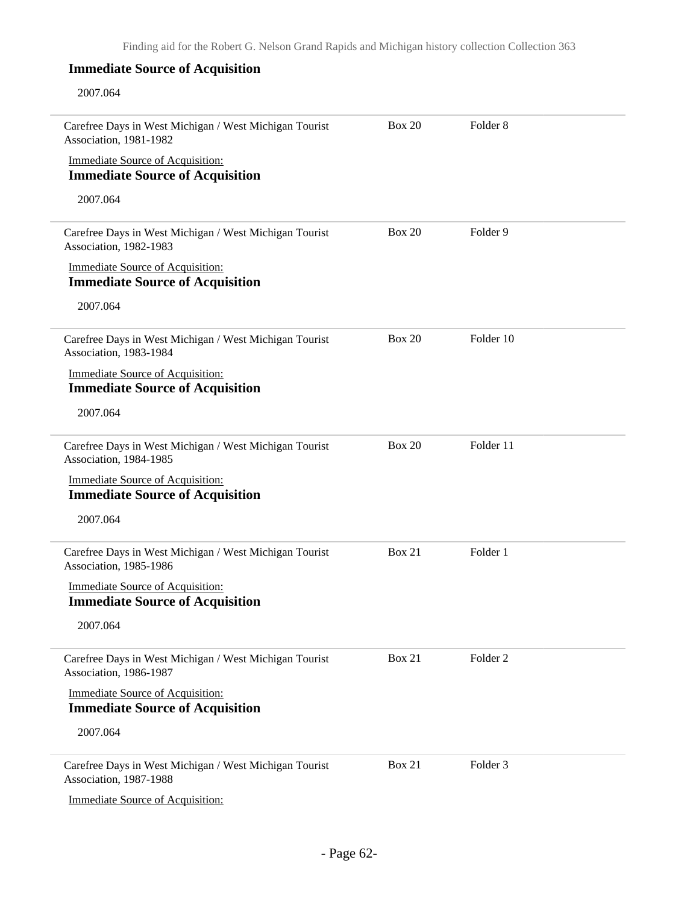### Immediate Source of Acquisition

2007.064

---

Carefree Days in West Michigan / West Michigan Tourist Association, 1981-1982 — Box 20, Folder 8

Immediate Source of Acquisition:

### Immediate Source of Acquisition

2007.064

---

Carefree Days in West Michigan / West Michigan Tourist Association, 1982-1983 — Box 20, Folder 9

Immediate Source of Acquisition:

### Immediate Source of Acquisition

2007.064

---

Carefree Days in West Michigan / West Michigan Tourist Association, 1983-1984 — Box 20, Folder 10

Immediate Source of Acquisition:

### Immediate Source of Acquisition

2007.064

---

Carefree Days in West Michigan / West Michigan Tourist Association, 1984-1985 — Box 20, Folder 11

Immediate Source of Acquisition:

### Immediate Source of Acquisition

2007.064

---

Carefree Days in West Michigan / West Michigan Tourist Association, 1985-1986 — Box 21, Folder 1

Immediate Source of Acquisition:

### Immediate Source of Acquisition

2007.064

---

Carefree Days in West Michigan / West Michigan Tourist Association, 1986-1987 — Box 21, Folder 2

Immediate Source of Acquisition:

### Immediate Source of Acquisition

2007.064

---

Carefree Days in West Michigan / West Michigan Tourist Association, 1987-1988 — Box 21, Folder 3

Immediate Source of Acquisition: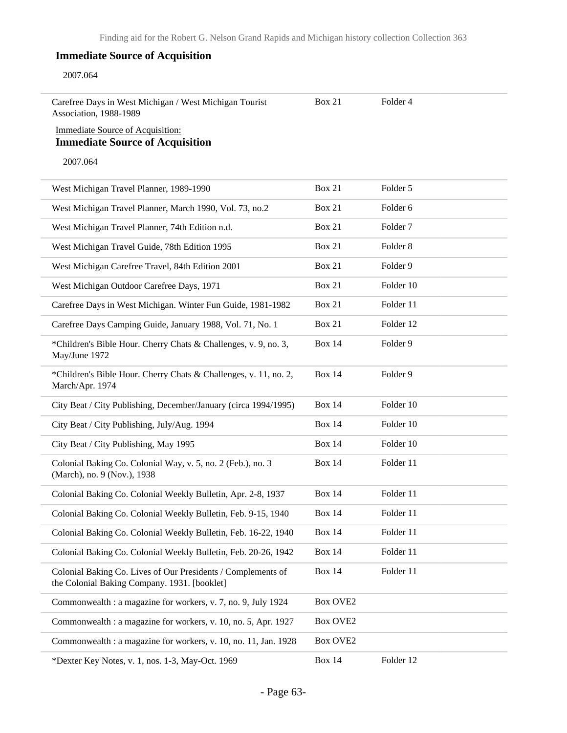### Immediate Source of Acquisition

2007.064

| | | |
|---|---|---|
| Carefree Days in West Michigan / West Michigan Tourist Association, 1988-1989 | Box 21 | Folder 4 |

Immediate Source of Acquisition:

### Immediate Source of Acquisition

2007.064

| | | |
|---|---|---|
| West Michigan Travel Planner, 1989-1990 | Box 21 | Folder 5 |
| West Michigan Travel Planner, March 1990, Vol. 73, no.2 | Box 21 | Folder 6 |
| West Michigan Travel Planner, 74th Edition n.d. | Box 21 | Folder 7 |
| West Michigan Travel Guide, 78th Edition 1995 | Box 21 | Folder 8 |
| West Michigan Carefree Travel, 84th Edition 2001 | Box 21 | Folder 9 |
| West Michigan Outdoor Carefree Days, 1971 | Box 21 | Folder 10 |
| Carefree Days in West Michigan. Winter Fun Guide, 1981-1982 | Box 21 | Folder 11 |
| Carefree Days Camping Guide, January 1988, Vol. 71, No. 1 | Box 21 | Folder 12 |
| *Children's Bible Hour. Cherry Chats & Challenges, v. 9, no. 3, May/June 1972 | Box 14 | Folder 9 |
| *Children's Bible Hour. Cherry Chats & Challenges, v. 11, no. 2, March/Apr. 1974 | Box 14 | Folder 9 |
| City Beat / City Publishing, December/January (circa 1994/1995) | Box 14 | Folder 10 |
| City Beat / City Publishing, July/Aug. 1994 | Box 14 | Folder 10 |
| City Beat / City Publishing, May 1995 | Box 14 | Folder 10 |
| Colonial Baking Co. Colonial Way, v. 5, no. 2 (Feb.), no. 3 (March), no. 9 (Nov.), 1938 | Box 14 | Folder 11 |
| Colonial Baking Co. Colonial Weekly Bulletin, Apr. 2-8, 1937 | Box 14 | Folder 11 |
| Colonial Baking Co. Colonial Weekly Bulletin, Feb. 9-15, 1940 | Box 14 | Folder 11 |
| Colonial Baking Co. Colonial Weekly Bulletin, Feb. 16-22, 1940 | Box 14 | Folder 11 |
| Colonial Baking Co. Colonial Weekly Bulletin, Feb. 20-26, 1942 | Box 14 | Folder 11 |
| Colonial Baking Co. Lives of Our Presidents / Complements of the Colonial Baking Company. 1931. [booklet] | Box 14 | Folder 11 |
| Commonwealth : a magazine for workers, v. 7, no. 9, July 1924 | Box OVE2 | |
| Commonwealth : a magazine for workers, v. 10, no. 5, Apr. 1927 | Box OVE2 | |
| Commonwealth : a magazine for workers, v. 10, no. 11, Jan. 1928 | Box OVE2 | |
| *Dexter Key Notes, v. 1, nos. 1-3, May-Oct. 1969 | Box 14 | Folder 12 |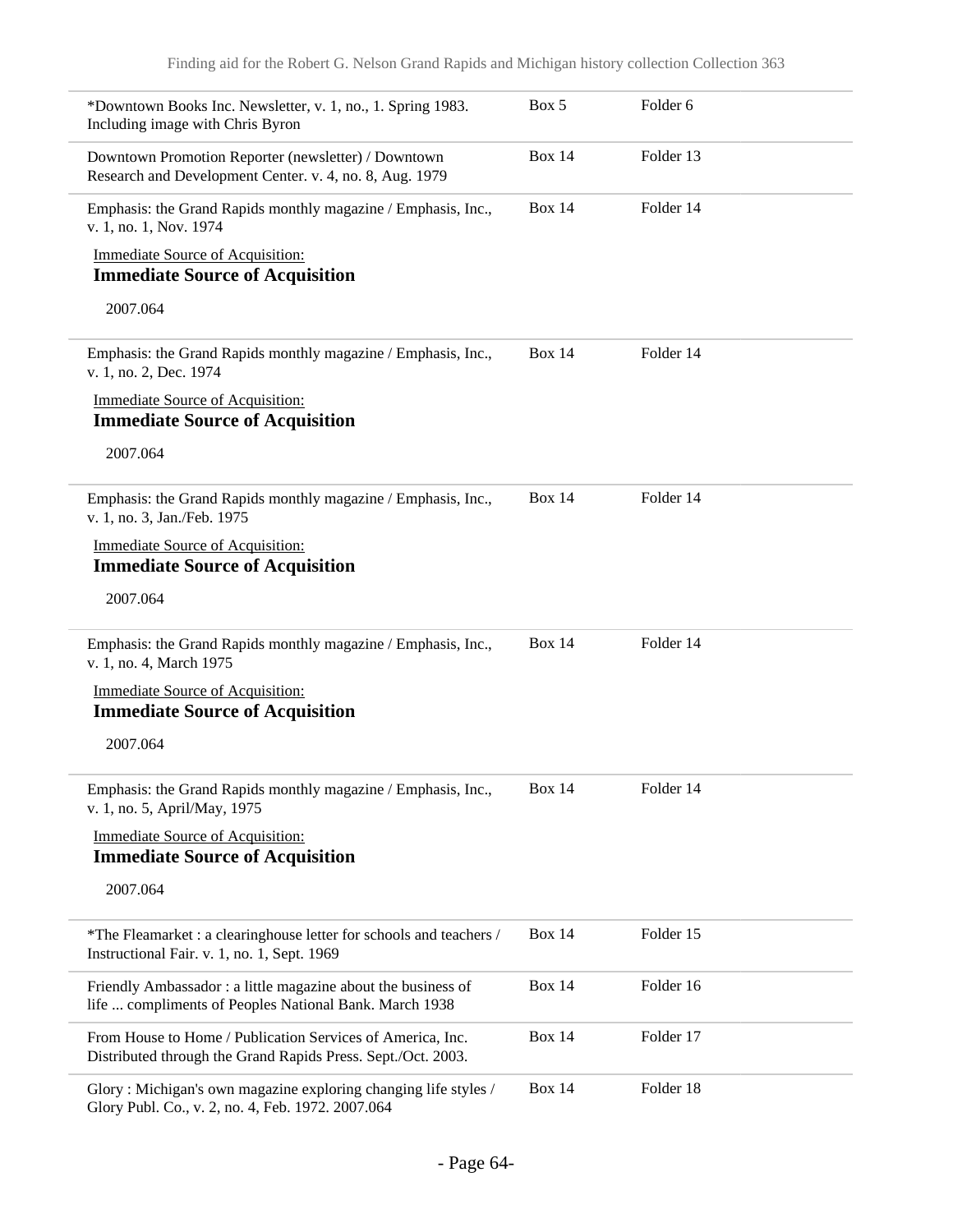| | | |
|---|---|---|
| *Downtown Books Inc. Newsletter, v. 1, no., 1. Spring 1983. Including image with Chris Byron | Box 5 | Folder 6 |
| Downtown Promotion Reporter (newsletter) / Downtown Research and Development Center. v. 4, no. 8, Aug. 1979 | Box 14 | Folder 13 |
| Emphasis: the Grand Rapids monthly magazine / Emphasis, Inc., v. 1, no. 1, Nov. 1974<br>Immediate Source of Acquisition:<br>**Immediate Source of Acquisition**<br>2007.064 | Box 14 | Folder 14 |
| Emphasis: the Grand Rapids monthly magazine / Emphasis, Inc., v. 1, no. 2, Dec. 1974<br>Immediate Source of Acquisition:<br>**Immediate Source of Acquisition**<br>2007.064 | Box 14 | Folder 14 |
| Emphasis: the Grand Rapids monthly magazine / Emphasis, Inc., v. 1, no. 3, Jan./Feb. 1975<br>Immediate Source of Acquisition:<br>**Immediate Source of Acquisition**<br>2007.064 | Box 14 | Folder 14 |
| Emphasis: the Grand Rapids monthly magazine / Emphasis, Inc., v. 1, no. 4, March 1975<br>Immediate Source of Acquisition:<br>**Immediate Source of Acquisition**<br>2007.064 | Box 14 | Folder 14 |
| Emphasis: the Grand Rapids monthly magazine / Emphasis, Inc., v. 1, no. 5, April/May, 1975<br>Immediate Source of Acquisition:<br>**Immediate Source of Acquisition**<br>2007.064 | Box 14 | Folder 14 |
| *The Fleamarket : a clearinghouse letter for schools and teachers / Instructional Fair. v. 1, no. 1, Sept. 1969 | Box 14 | Folder 15 |
| Friendly Ambassador : a little magazine about the business of life ... compliments of Peoples National Bank. March 1938 | Box 14 | Folder 16 |
| From House to Home / Publication Services of America, Inc. Distributed through the Grand Rapids Press. Sept./Oct. 2003. | Box 14 | Folder 17 |
| Glory : Michigan's own magazine exploring changing life styles / Glory Publ. Co., v. 2, no. 4, Feb. 1972. 2007.064 | Box 14 | Folder 18 |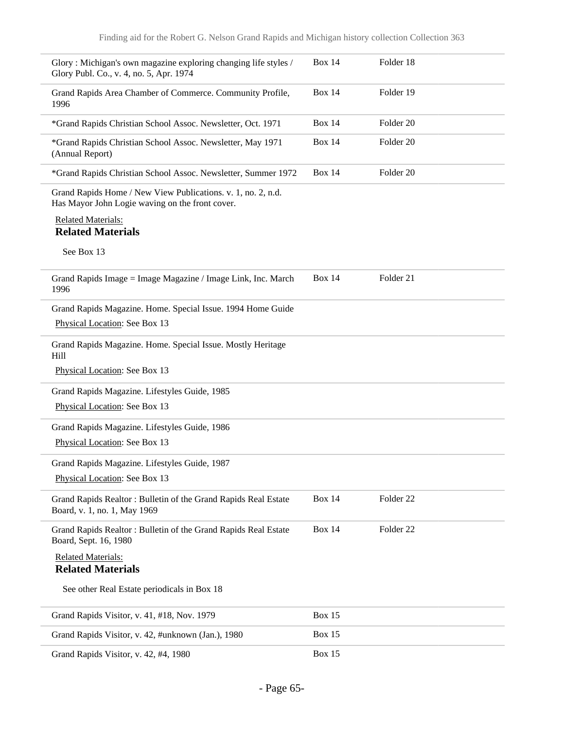| | | |
|---|---|---|
| Glory : Michigan's own magazine exploring changing life styles / Glory Publ. Co., v. 4, no. 5, Apr. 1974 | Box 14 | Folder 18 |
| Grand Rapids Area Chamber of Commerce. Community Profile, 1996 | Box 14 | Folder 19 |
| *Grand Rapids Christian School Assoc. Newsletter, Oct. 1971 | Box 14 | Folder 20 |
| *Grand Rapids Christian School Assoc. Newsletter, May 1971 (Annual Report) | Box 14 | Folder 20 |
| *Grand Rapids Christian School Assoc. Newsletter, Summer 1972 | Box 14 | Folder 20 |

Grand Rapids Home / New View Publications. v. 1, no. 2, n.d. Has Mayor John Logie waving on the front cover.

Related Materials:

**Related Materials**

See Box 13

| | | |
|---|---|---|
| Grand Rapids Image = Image Magazine / Image Link, Inc. March 1996 | Box 14 | Folder 21 |

Grand Rapids Magazine. Home. Special Issue. 1994 Home Guide

Physical Location: See Box 13

Grand Rapids Magazine. Home. Special Issue. Mostly Heritage Hill

Physical Location: See Box 13

Grand Rapids Magazine. Lifestyles Guide, 1985

Physical Location: See Box 13

Grand Rapids Magazine. Lifestyles Guide, 1986

Physical Location: See Box 13

Grand Rapids Magazine. Lifestyles Guide, 1987

Physical Location: See Box 13

| | | |
|---|---|---|
| Grand Rapids Realtor : Bulletin of the Grand Rapids Real Estate Board, v. 1, no. 1, May 1969 | Box 14 | Folder 22 |
| Grand Rapids Realtor : Bulletin of the Grand Rapids Real Estate Board, Sept. 16, 1980 | Box 14 | Folder 22 |

Related Materials:

**Related Materials**

See other Real Estate periodicals in Box 18

| | | |
|---|---|---|
| Grand Rapids Visitor, v. 41, #18, Nov. 1979 | Box 15 | |
| Grand Rapids Visitor, v. 42, #unknown (Jan.), 1980 | Box 15 | |
| Grand Rapids Visitor, v. 42, #4, 1980 | Box 15 | |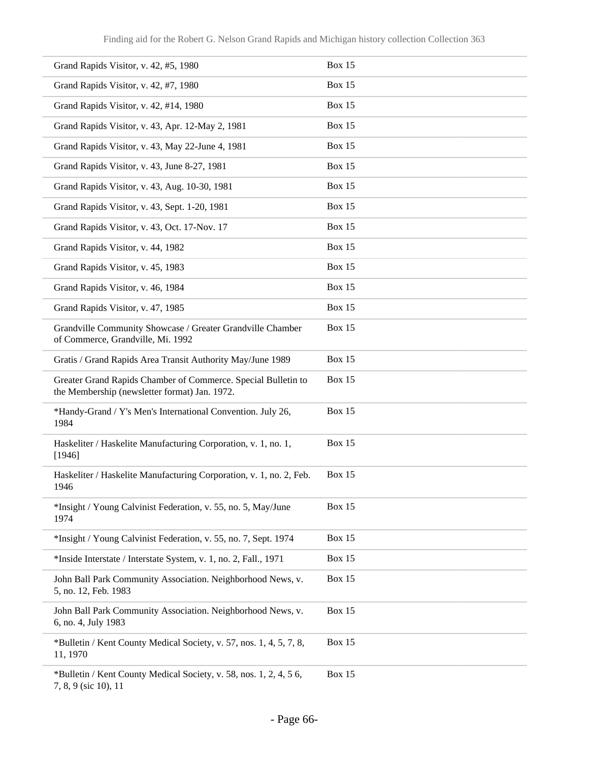| | |
|---|---|
| Grand Rapids Visitor, v. 42, #5, 1980 | Box 15 |
| Grand Rapids Visitor, v. 42, #7, 1980 | Box 15 |
| Grand Rapids Visitor, v. 42, #14, 1980 | Box 15 |
| Grand Rapids Visitor, v. 43, Apr. 12-May 2, 1981 | Box 15 |
| Grand Rapids Visitor, v. 43, May 22-June 4, 1981 | Box 15 |
| Grand Rapids Visitor, v. 43, June 8-27, 1981 | Box 15 |
| Grand Rapids Visitor, v. 43, Aug. 10-30, 1981 | Box 15 |
| Grand Rapids Visitor, v. 43, Sept. 1-20, 1981 | Box 15 |
| Grand Rapids Visitor, v. 43, Oct. 17-Nov. 17 | Box 15 |
| Grand Rapids Visitor, v. 44, 1982 | Box 15 |
| Grand Rapids Visitor, v. 45, 1983 | Box 15 |
| Grand Rapids Visitor, v. 46, 1984 | Box 15 |
| Grand Rapids Visitor, v. 47, 1985 | Box 15 |
| Grandville Community Showcase / Greater Grandville Chamber of Commerce, Grandville, Mi. 1992 | Box 15 |
| Gratis / Grand Rapids Area Transit Authority May/June 1989 | Box 15 |
| Greater Grand Rapids Chamber of Commerce. Special Bulletin to the Membership (newsletter format) Jan. 1972. | Box 15 |
| *Handy-Grand / Y's Men's International Convention. July 26, 1984 | Box 15 |
| Haskeliter / Haskelite Manufacturing Corporation, v. 1, no. 1, [1946] | Box 15 |
| Haskeliter / Haskelite Manufacturing Corporation, v. 1, no. 2, Feb. 1946 | Box 15 |
| *Insight / Young Calvinist Federation, v. 55, no. 5, May/June 1974 | Box 15 |
| *Insight / Young Calvinist Federation, v. 55, no. 7, Sept. 1974 | Box 15 |
| *Inside Interstate / Interstate System, v. 1, no. 2, Fall., 1971 | Box 15 |
| John Ball Park Community Association. Neighborhood News, v. 5, no. 12, Feb. 1983 | Box 15 |
| John Ball Park Community Association. Neighborhood News, v. 6, no. 4, July 1983 | Box 15 |
| *Bulletin / Kent County Medical Society, v. 57, nos. 1, 4, 5, 7, 8, 11, 1970 | Box 15 |
| *Bulletin / Kent County Medical Society, v. 58, nos. 1, 2, 4, 5 6, 7, 8, 9 (sic 10), 11 | Box 15 |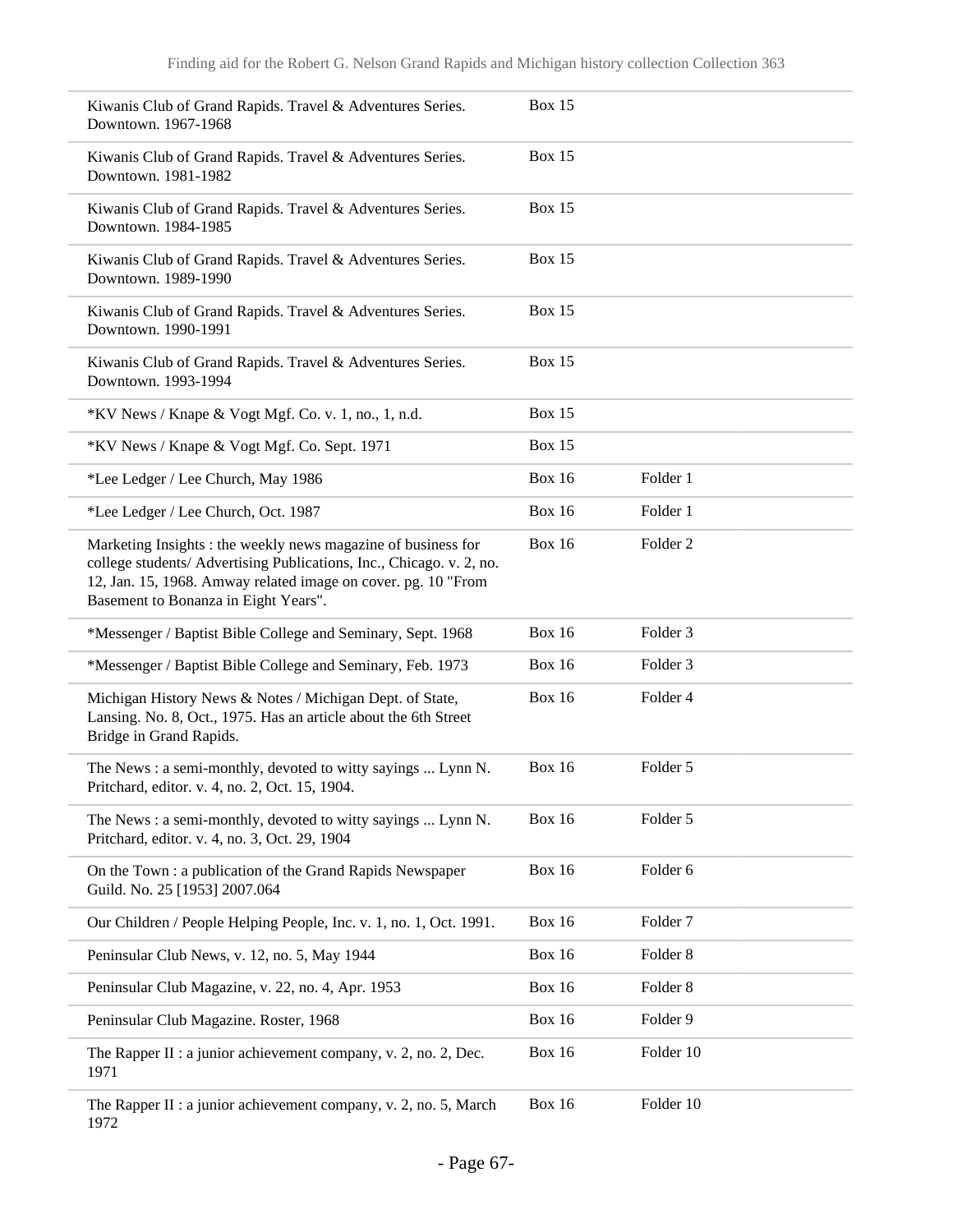| | | |
|---|---|---|
| Kiwanis Club of Grand Rapids. Travel & Adventures Series. Downtown. 1967-1968 | Box 15 | |
| Kiwanis Club of Grand Rapids. Travel & Adventures Series. Downtown. 1981-1982 | Box 15 | |
| Kiwanis Club of Grand Rapids. Travel & Adventures Series. Downtown. 1984-1985 | Box 15 | |
| Kiwanis Club of Grand Rapids. Travel & Adventures Series. Downtown. 1989-1990 | Box 15 | |
| Kiwanis Club of Grand Rapids. Travel & Adventures Series. Downtown. 1990-1991 | Box 15 | |
| Kiwanis Club of Grand Rapids. Travel & Adventures Series. Downtown. 1993-1994 | Box 15 | |
| *KV News / Knape & Vogt Mgf. Co. v. 1, no., 1, n.d. | Box 15 | |
| *KV News / Knape & Vogt Mgf. Co. Sept. 1971 | Box 15 | |
| *Lee Ledger / Lee Church, May 1986 | Box 16 | Folder 1 |
| *Lee Ledger / Lee Church, Oct. 1987 | Box 16 | Folder 1 |
| Marketing Insights : the weekly news magazine of business for college students/ Advertising Publications, Inc., Chicago. v. 2, no. 12, Jan. 15, 1968. Amway related image on cover. pg. 10 "From Basement to Bonanza in Eight Years". | Box 16 | Folder 2 |
| *Messenger / Baptist Bible College and Seminary, Sept. 1968 | Box 16 | Folder 3 |
| *Messenger / Baptist Bible College and Seminary, Feb. 1973 | Box 16 | Folder 3 |
| Michigan History News & Notes / Michigan Dept. of State, Lansing. No. 8, Oct., 1975. Has an article about the 6th Street Bridge in Grand Rapids. | Box 16 | Folder 4 |
| The News : a semi-monthly, devoted to witty sayings ... Lynn N. Pritchard, editor. v. 4, no. 2, Oct. 15, 1904. | Box 16 | Folder 5 |
| The News : a semi-monthly, devoted to witty sayings ... Lynn N. Pritchard, editor. v. 4, no. 3, Oct. 29, 1904 | Box 16 | Folder 5 |
| On the Town : a publication of the Grand Rapids Newspaper Guild. No. 25 [1953] 2007.064 | Box 16 | Folder 6 |
| Our Children / People Helping People, Inc. v. 1, no. 1, Oct. 1991. | Box 16 | Folder 7 |
| Peninsular Club News, v. 12, no. 5, May 1944 | Box 16 | Folder 8 |
| Peninsular Club Magazine, v. 22, no. 4, Apr. 1953 | Box 16 | Folder 8 |
| Peninsular Club Magazine. Roster, 1968 | Box 16 | Folder 9 |
| The Rapper II : a junior achievement company, v. 2, no. 2, Dec. 1971 | Box 16 | Folder 10 |
| The Rapper II : a junior achievement company, v. 2, no. 5, March 1972 | Box 16 | Folder 10 |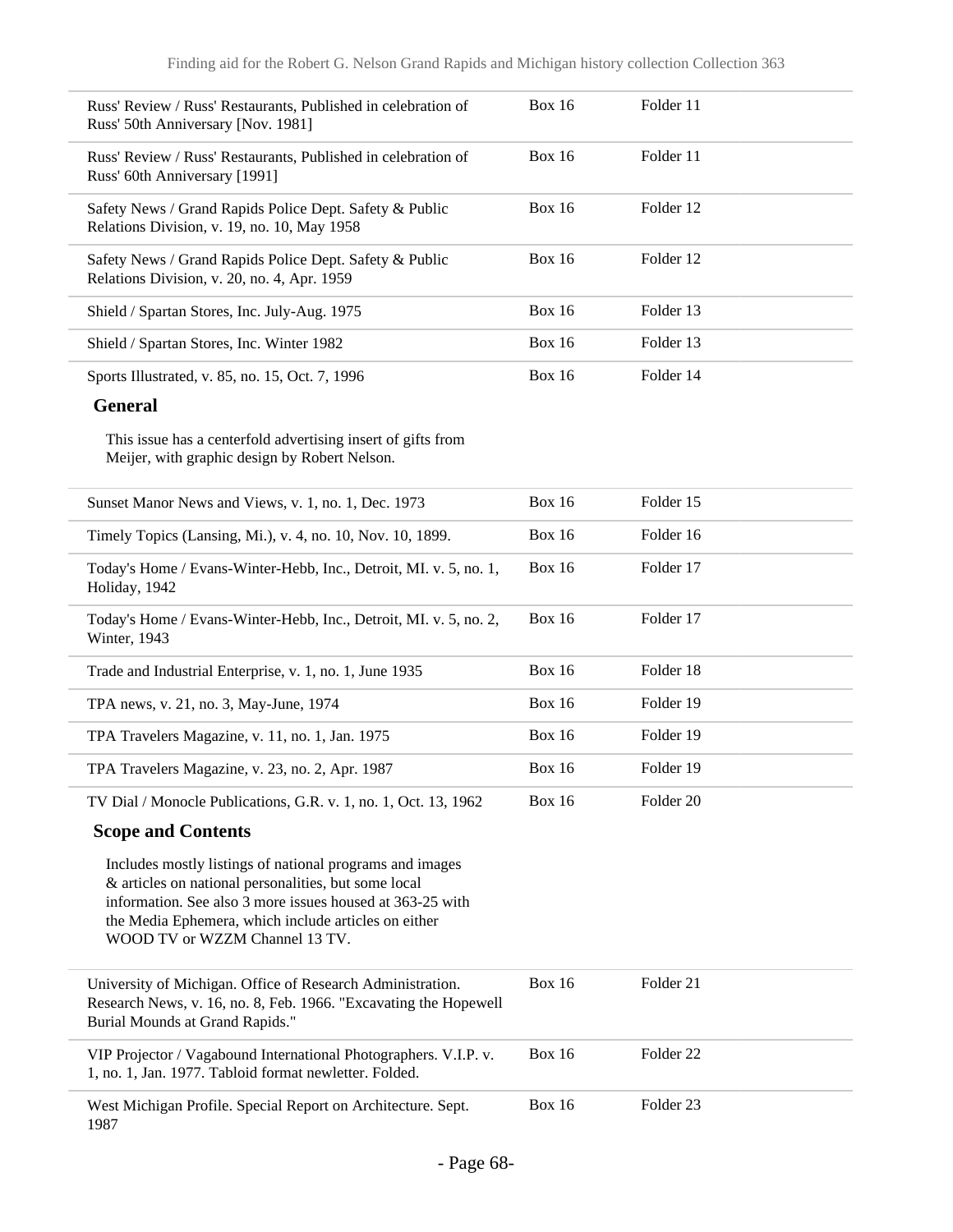| | | |
|---|---|---|
| Russ' Review / Russ' Restaurants, Published in celebration of Russ' 50th Anniversary [Nov. 1981] | Box 16 | Folder 11 |
| Russ' Review / Russ' Restaurants, Published in celebration of Russ' 60th Anniversary [1991] | Box 16 | Folder 11 |
| Safety News / Grand Rapids Police Dept. Safety & Public Relations Division, v. 19, no. 10, May 1958 | Box 16 | Folder 12 |
| Safety News / Grand Rapids Police Dept. Safety & Public Relations Division, v. 20, no. 4, Apr. 1959 | Box 16 | Folder 12 |
| Shield / Spartan Stores, Inc. July-Aug. 1975 | Box 16 | Folder 13 |
| Shield / Spartan Stores, Inc. Winter 1982 | Box 16 | Folder 13 |
| Sports Illustrated, v. 85, no. 15, Oct. 7, 1996 | Box 16 | Folder 14 |

**General**

This issue has a centerfold advertising insert of gifts from Meijer, with graphic design by Robert Nelson.

| | | |
|---|---|---|
| Sunset Manor News and Views, v. 1, no. 1, Dec. 1973 | Box 16 | Folder 15 |
| Timely Topics (Lansing, Mi.), v. 4, no. 10, Nov. 10, 1899. | Box 16 | Folder 16 |
| Today's Home / Evans-Winter-Hebb, Inc., Detroit, MI. v. 5, no. 1, Holiday, 1942 | Box 16 | Folder 17 |
| Today's Home / Evans-Winter-Hebb, Inc., Detroit, MI. v. 5, no. 2, Winter, 1943 | Box 16 | Folder 17 |
| Trade and Industrial Enterprise, v. 1, no. 1, June 1935 | Box 16 | Folder 18 |
| TPA news, v. 21, no. 3, May-June, 1974 | Box 16 | Folder 19 |
| TPA Travelers Magazine, v. 11, no. 1, Jan. 1975 | Box 16 | Folder 19 |
| TPA Travelers Magazine, v. 23, no. 2, Apr. 1987 | Box 16 | Folder 19 |
| TV Dial / Monocle Publications, G.R. v. 1, no. 1, Oct. 13, 1962 | Box 16 | Folder 20 |

**Scope and Contents**

Includes mostly listings of national programs and images & articles on national personalities, but some local information. See also 3 more issues housed at 363-25 with the Media Ephemera, which include articles on either WOOD TV or WZZM Channel 13 TV.

| | | |
|---|---|---|
| University of Michigan. Office of Research Administration. Research News, v. 16, no. 8, Feb. 1966. "Excavating the Hopewell Burial Mounds at Grand Rapids." | Box 16 | Folder 21 |
| VIP Projector / Vagabound International Photographers. V.I.P. v. 1, no. 1, Jan. 1977. Tabloid format newletter. Folded. | Box 16 | Folder 22 |
| West Michigan Profile. Special Report on Architecture. Sept. 1987 | Box 16 | Folder 23 |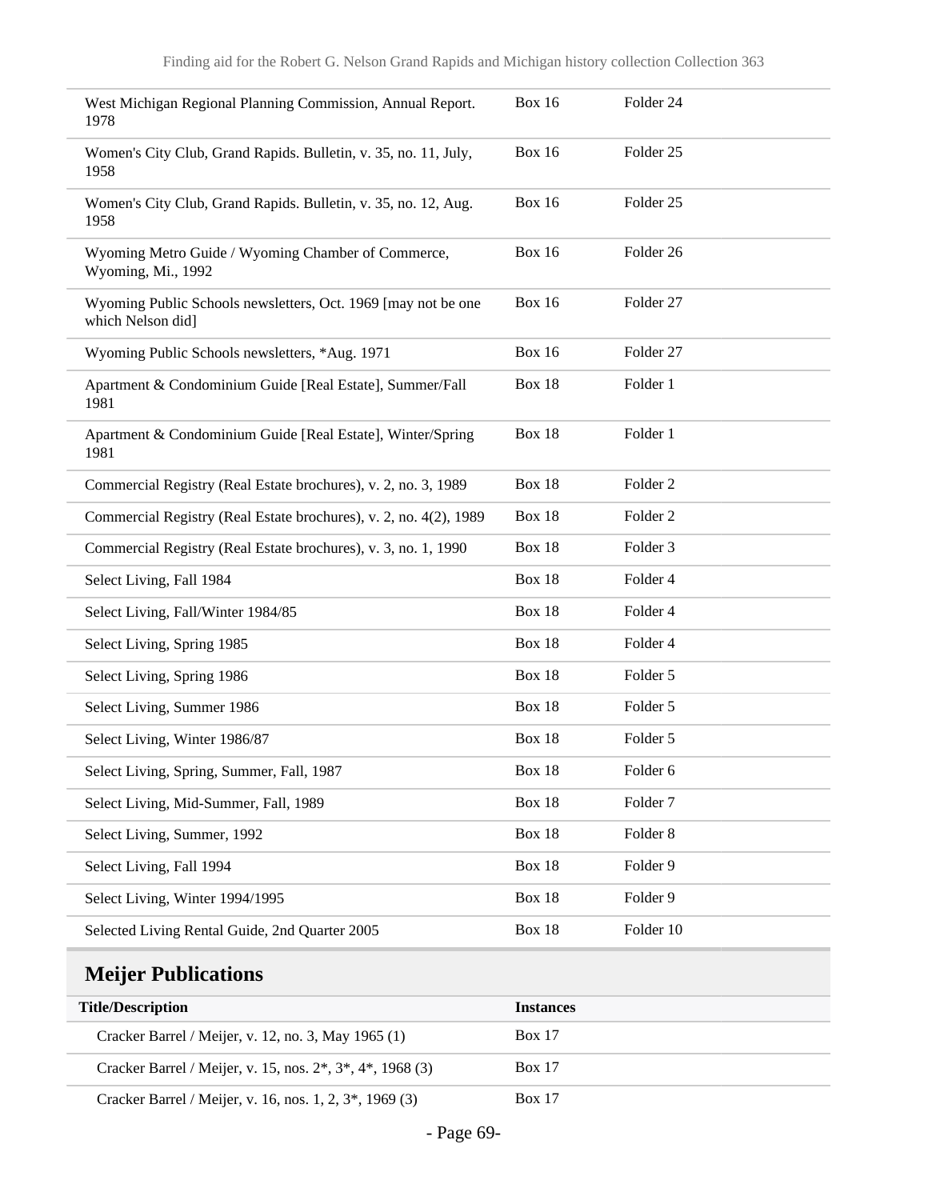| | | |
|---|---|---|
| West Michigan Regional Planning Commission, Annual Report. 1978 | Box 16 | Folder 24 |
| Women's City Club, Grand Rapids. Bulletin, v. 35, no. 11, July, 1958 | Box 16 | Folder 25 |
| Women's City Club, Grand Rapids. Bulletin, v. 35, no. 12, Aug. 1958 | Box 16 | Folder 25 |
| Wyoming Metro Guide / Wyoming Chamber of Commerce, Wyoming, Mi., 1992 | Box 16 | Folder 26 |
| Wyoming Public Schools newsletters, Oct. 1969 [may not be one which Nelson did] | Box 16 | Folder 27 |
| Wyoming Public Schools newsletters, *Aug. 1971 | Box 16 | Folder 27 |
| Apartment & Condominium Guide [Real Estate], Summer/Fall 1981 | Box 18 | Folder 1 |
| Apartment & Condominium Guide [Real Estate], Winter/Spring 1981 | Box 18 | Folder 1 |
| Commercial Registry (Real Estate brochures), v. 2, no. 3, 1989 | Box 18 | Folder 2 |
| Commercial Registry (Real Estate brochures), v. 2, no. 4(2), 1989 | Box 18 | Folder 2 |
| Commercial Registry (Real Estate brochures), v. 3, no. 1, 1990 | Box 18 | Folder 3 |
| Select Living, Fall 1984 | Box 18 | Folder 4 |
| Select Living, Fall/Winter 1984/85 | Box 18 | Folder 4 |
| Select Living, Spring 1985 | Box 18 | Folder 4 |
| Select Living, Spring 1986 | Box 18 | Folder 5 |
| Select Living, Summer 1986 | Box 18 | Folder 5 |
| Select Living, Winter 1986/87 | Box 18 | Folder 5 |
| Select Living, Spring, Summer, Fall, 1987 | Box 18 | Folder 6 |
| Select Living, Mid-Summer, Fall, 1989 | Box 18 | Folder 7 |
| Select Living, Summer, 1992 | Box 18 | Folder 8 |
| Select Living, Fall 1994 | Box 18 | Folder 9 |
| Select Living, Winter 1994/1995 | Box 18 | Folder 9 |
| Selected Living Rental Guide, 2nd Quarter 2005 | Box 18 | Folder 10 |

## Meijer Publications

| Title/Description | Instances |
|---|---|
| Cracker Barrel / Meijer, v. 12, no. 3, May 1965 (1) | Box 17 |
| Cracker Barrel / Meijer, v. 15, nos. 2*, 3*, 4*, 1968 (3) | Box 17 |
| Cracker Barrel / Meijer, v. 16, nos. 1, 2, 3*, 1969 (3) | Box 17 |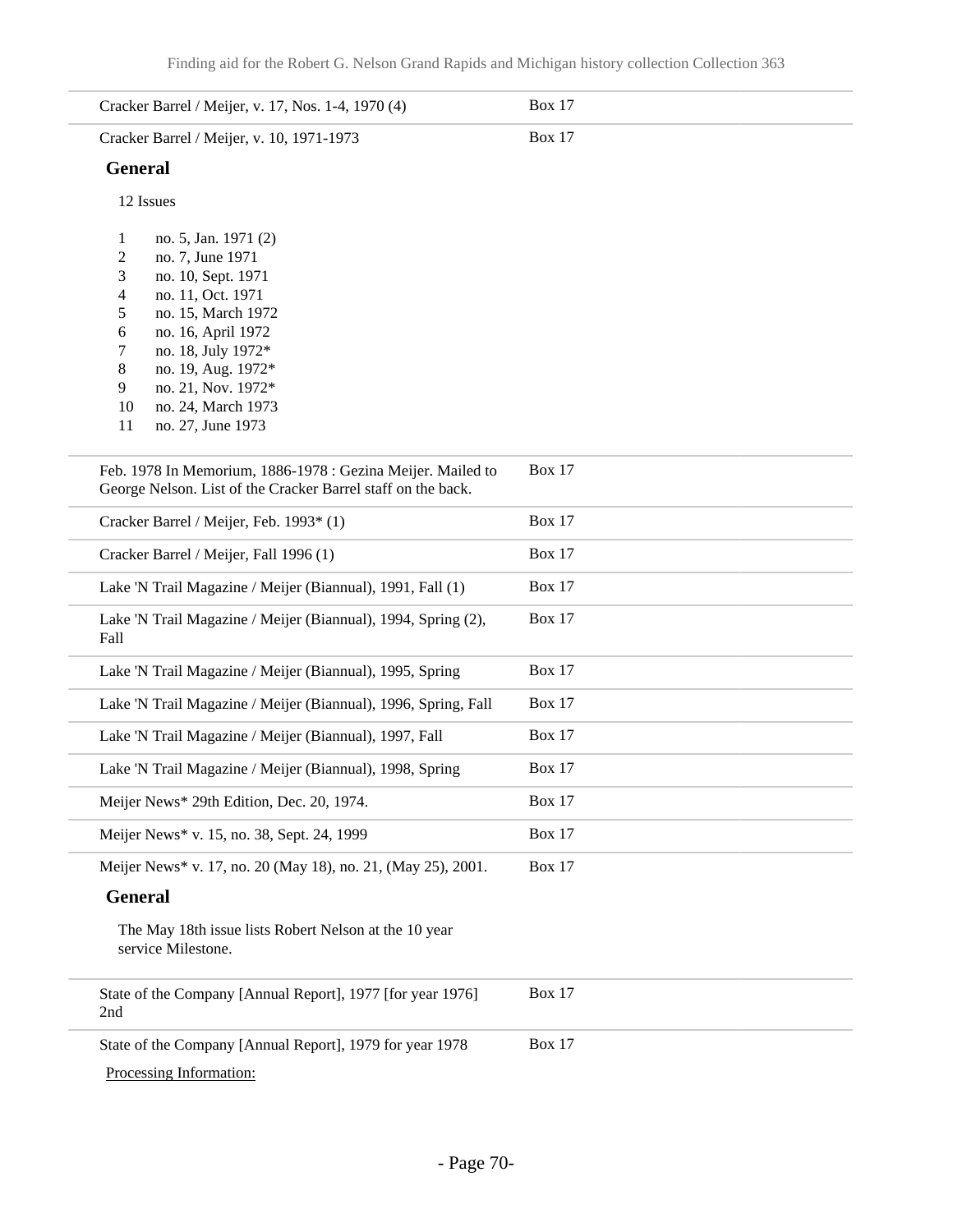| | |
|---|---|
| Cracker Barrel / Meijer, v. 17, Nos. 1-4, 1970 (4) | Box 17 |
| Cracker Barrel / Meijer, v. 10, 1971-1973 | Box 17 |

**General**

12 Issues

1 no. 5, Jan. 1971 (2)
2 no. 7, June 1971
3 no. 10, Sept. 1971
4 no. 11, Oct. 1971
5 no. 15, March 1972
6 no. 16, April 1972
7 no. 18, July 1972*
8 no. 19, Aug. 1972*
9 no. 21, Nov. 1972*
10 no. 24, March 1973
11 no. 27, June 1973

| | |
|---|---|
| Feb. 1978 In Memorium, 1886-1978 : Gezina Meijer. Mailed to George Nelson. List of the Cracker Barrel staff on the back. | Box 17 |
| Cracker Barrel / Meijer, Feb. 1993* (1) | Box 17 |
| Cracker Barrel / Meijer, Fall 1996 (1) | Box 17 |
| Lake 'N Trail Magazine / Meijer (Biannual), 1991, Fall (1) | Box 17 |
| Lake 'N Trail Magazine / Meijer (Biannual), 1994, Spring (2), Fall | Box 17 |
| Lake 'N Trail Magazine / Meijer (Biannual), 1995, Spring | Box 17 |
| Lake 'N Trail Magazine / Meijer (Biannual), 1996, Spring, Fall | Box 17 |
| Lake 'N Trail Magazine / Meijer (Biannual), 1997, Fall | Box 17 |
| Lake 'N Trail Magazine / Meijer (Biannual), 1998, Spring | Box 17 |
| Meijer News* 29th Edition, Dec. 20, 1974. | Box 17 |
| Meijer News* v. 15, no. 38, Sept. 24, 1999 | Box 17 |
| Meijer News* v. 17, no. 20 (May 18), no. 21, (May 25), 2001. | Box 17 |

**General**

The May 18th issue lists Robert Nelson at the 10 year service Milestone.

| | |
|---|---|
| State of the Company [Annual Report], 1977 [for year 1976] 2nd | Box 17 |
| State of the Company [Annual Report], 1979 for year 1978 | Box 17 |

Processing Information: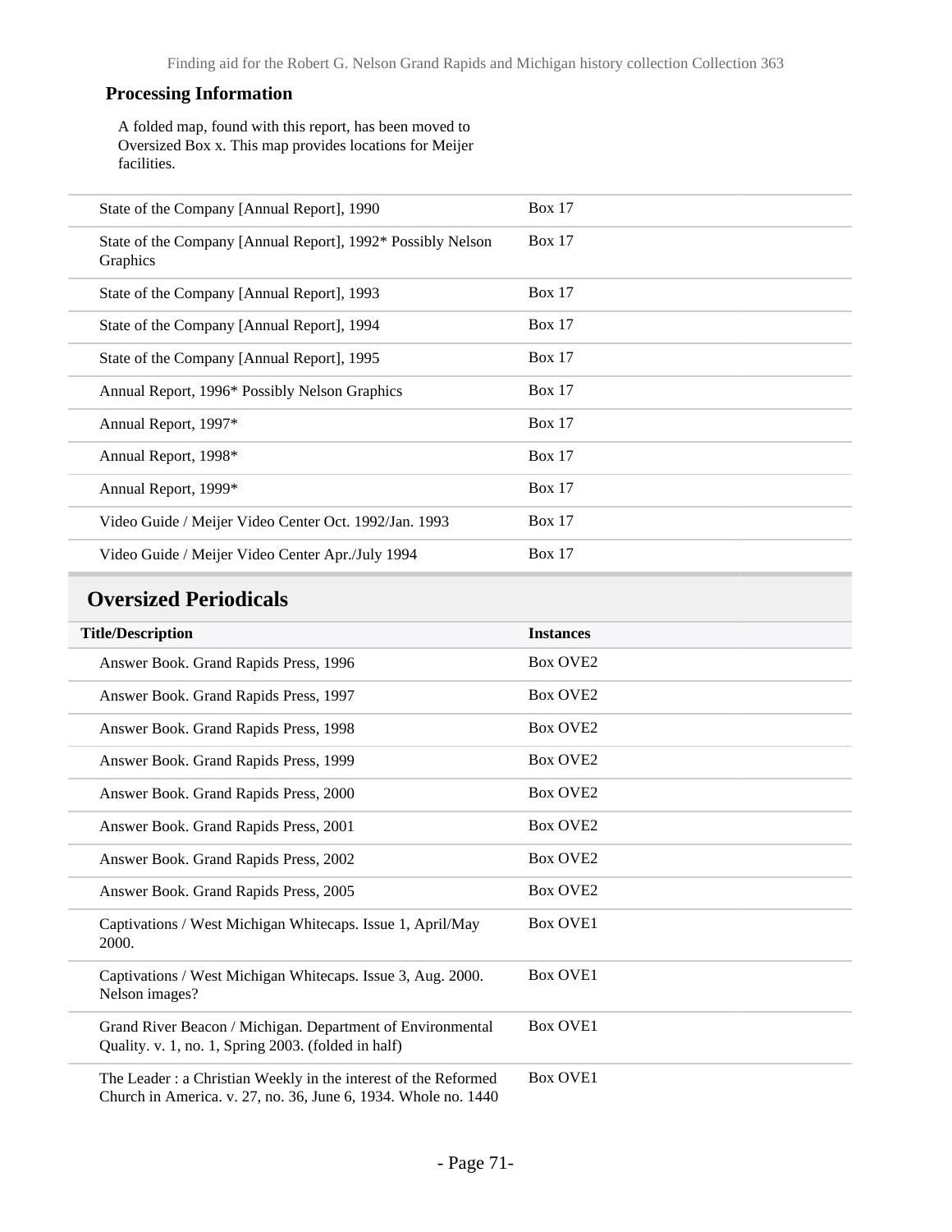### Processing Information

A folded map, found with this report, has been moved to Oversized Box x. This map provides locations for Meijer facilities.

| | |
|---|---|
| State of the Company [Annual Report], 1990 | Box 17 |
| State of the Company [Annual Report], 1992* Possibly Nelson Graphics | Box 17 |
| State of the Company [Annual Report], 1993 | Box 17 |
| State of the Company [Annual Report], 1994 | Box 17 |
| State of the Company [Annual Report], 1995 | Box 17 |
| Annual Report, 1996* Possibly Nelson Graphics | Box 17 |
| Annual Report, 1997* | Box 17 |
| Annual Report, 1998* | Box 17 |
| Annual Report, 1999* | Box 17 |
| Video Guide / Meijer Video Center Oct. 1992/Jan. 1993 | Box 17 |
| Video Guide / Meijer Video Center Apr./July 1994 | Box 17 |

## Oversized Periodicals

| Title/Description | Instances |
|---|---|
| Answer Book. Grand Rapids Press, 1996 | Box OVE2 |
| Answer Book. Grand Rapids Press, 1997 | Box OVE2 |
| Answer Book. Grand Rapids Press, 1998 | Box OVE2 |
| Answer Book. Grand Rapids Press, 1999 | Box OVE2 |
| Answer Book. Grand Rapids Press, 2000 | Box OVE2 |
| Answer Book. Grand Rapids Press, 2001 | Box OVE2 |
| Answer Book. Grand Rapids Press, 2002 | Box OVE2 |
| Answer Book. Grand Rapids Press, 2005 | Box OVE2 |
| Captivations / West Michigan Whitecaps. Issue 1, April/May 2000. | Box OVE1 |
| Captivations / West Michigan Whitecaps. Issue 3, Aug. 2000. Nelson images? | Box OVE1 |
| Grand River Beacon / Michigan. Department of Environmental Quality. v. 1, no. 1, Spring 2003. (folded in half) | Box OVE1 |
| The Leader : a Christian Weekly in the interest of the Reformed Church in America. v. 27, no. 36, June 6, 1934. Whole no. 1440 | Box OVE1 |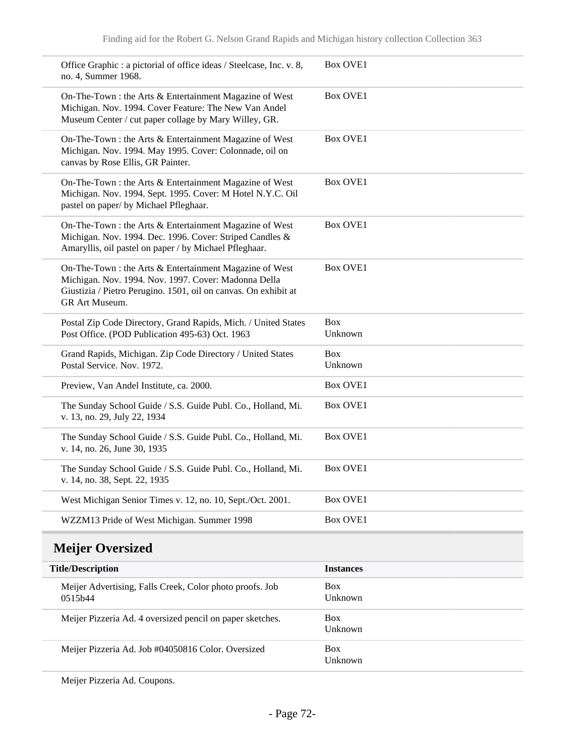| | |
|---|---|
| Office Graphic : a pictorial of office ideas / Steelcase, Inc. v. 8, no. 4, Summer 1968. | Box OVE1 |
| On-The-Town : the Arts & Entertainment Magazine of West Michigan. Nov. 1994. Cover Feature: The New Van Andel Museum Center / cut paper collage by Mary Willey, GR. | Box OVE1 |
| On-The-Town : the Arts & Entertainment Magazine of West Michigan. Nov. 1994. May 1995. Cover: Colonnade, oil on canvas by Rose Ellis, GR Painter. | Box OVE1 |
| On-The-Town : the Arts & Entertainment Magazine of West Michigan. Nov. 1994. Sept. 1995. Cover: M Hotel N.Y.C. Oil pastel on paper/ by Michael Pfleghaar. | Box OVE1 |
| On-The-Town : the Arts & Entertainment Magazine of West Michigan. Nov. 1994. Dec. 1996. Cover: Striped Candles & Amaryllis, oil pastel on paper / by Michael Pfleghaar. | Box OVE1 |
| On-The-Town : the Arts & Entertainment Magazine of West Michigan. Nov. 1994. Nov. 1997. Cover: Madonna Della Giustizia / Pietro Perugino. 1501, oil on canvas. On exhibit at GR Art Museum. | Box OVE1 |
| Postal Zip Code Directory, Grand Rapids, Mich. / United States Post Office. (POD Publication 495-63) Oct. 1963 | Box Unknown |
| Grand Rapids, Michigan. Zip Code Directory / United States Postal Service. Nov. 1972. | Box Unknown |
| Preview, Van Andel Institute, ca. 2000. | Box OVE1 |
| The Sunday School Guide / S.S. Guide Publ. Co., Holland, Mi. v. 13, no. 29, July 22, 1934 | Box OVE1 |
| The Sunday School Guide / S.S. Guide Publ. Co., Holland, Mi. v. 14, no. 26, June 30, 1935 | Box OVE1 |
| The Sunday School Guide / S.S. Guide Publ. Co., Holland, Mi. v. 14, no. 38, Sept. 22, 1935 | Box OVE1 |
| West Michigan Senior Times v. 12, no. 10, Sept./Oct. 2001. | Box OVE1 |
| WZZM13 Pride of West Michigan. Summer 1998 | Box OVE1 |

## Meijer Oversized

| Title/Description | Instances |
|---|---|
| Meijer Advertising, Falls Creek, Color photo proofs. Job 0515b44 | Box Unknown |
| Meijer Pizzeria Ad. 4 oversized pencil on paper sketches. | Box Unknown |
| Meijer Pizzeria Ad. Job #04050816 Color. Oversized | Box Unknown |
| Meijer Pizzeria Ad. Coupons. | |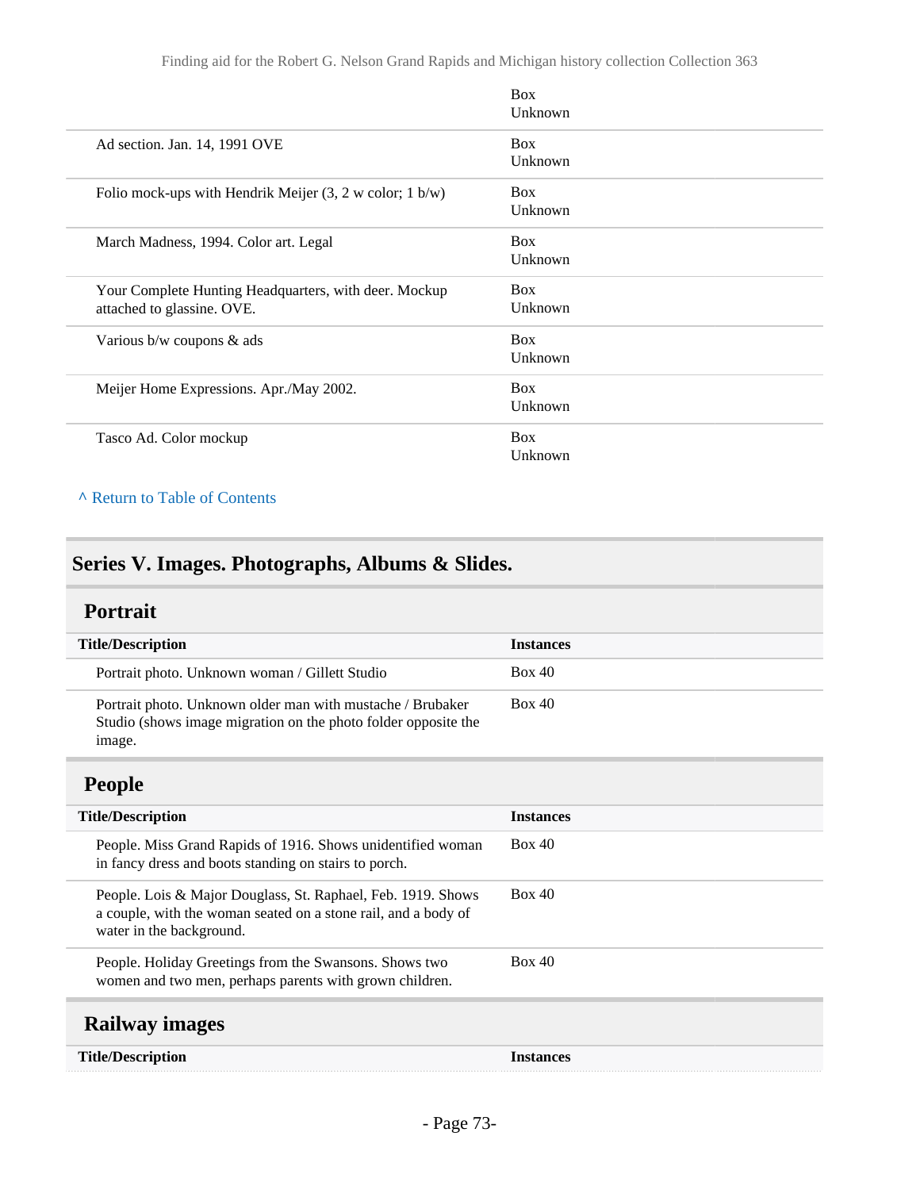| | Box Unknown |
|---|---|
| Ad section. Jan. 14, 1991 OVE | Box Unknown |
| Folio mock-ups with Hendrik Meijer (3, 2 w color; 1 b/w) | Box Unknown |
| March Madness, 1994. Color art. Legal | Box Unknown |
| Your Complete Hunting Headquarters, with deer. Mockup attached to glassine. OVE. | Box Unknown |
| Various b/w coupons & ads | Box Unknown |
| Meijer Home Expressions. Apr./May 2002. | Box Unknown |
| Tasco Ad. Color mockup | Box Unknown |

^ Return to Table of Contents

## Series V. Images. Photographs, Albums & Slides.

### Portrait

| Title/Description | Instances |
|---|---|
| Portrait photo. Unknown woman / Gillett Studio | Box 40 |
| Portrait photo. Unknown older man with mustache / Brubaker Studio (shows image migration on the photo folder opposite the image. | Box 40 |

### People

| Title/Description | Instances |
|---|---|
| People. Miss Grand Rapids of 1916. Shows unidentified woman in fancy dress and boots standing on stairs to porch. | Box 40 |
| People. Lois & Major Douglass, St. Raphael, Feb. 1919. Shows a couple, with the woman seated on a stone rail, and a body of water in the background. | Box 40 |
| People. Holiday Greetings from the Swansons. Shows two women and two men, perhaps parents with grown children. | Box 40 |

### Railway images

| Title/Description | Instances |
|---|---|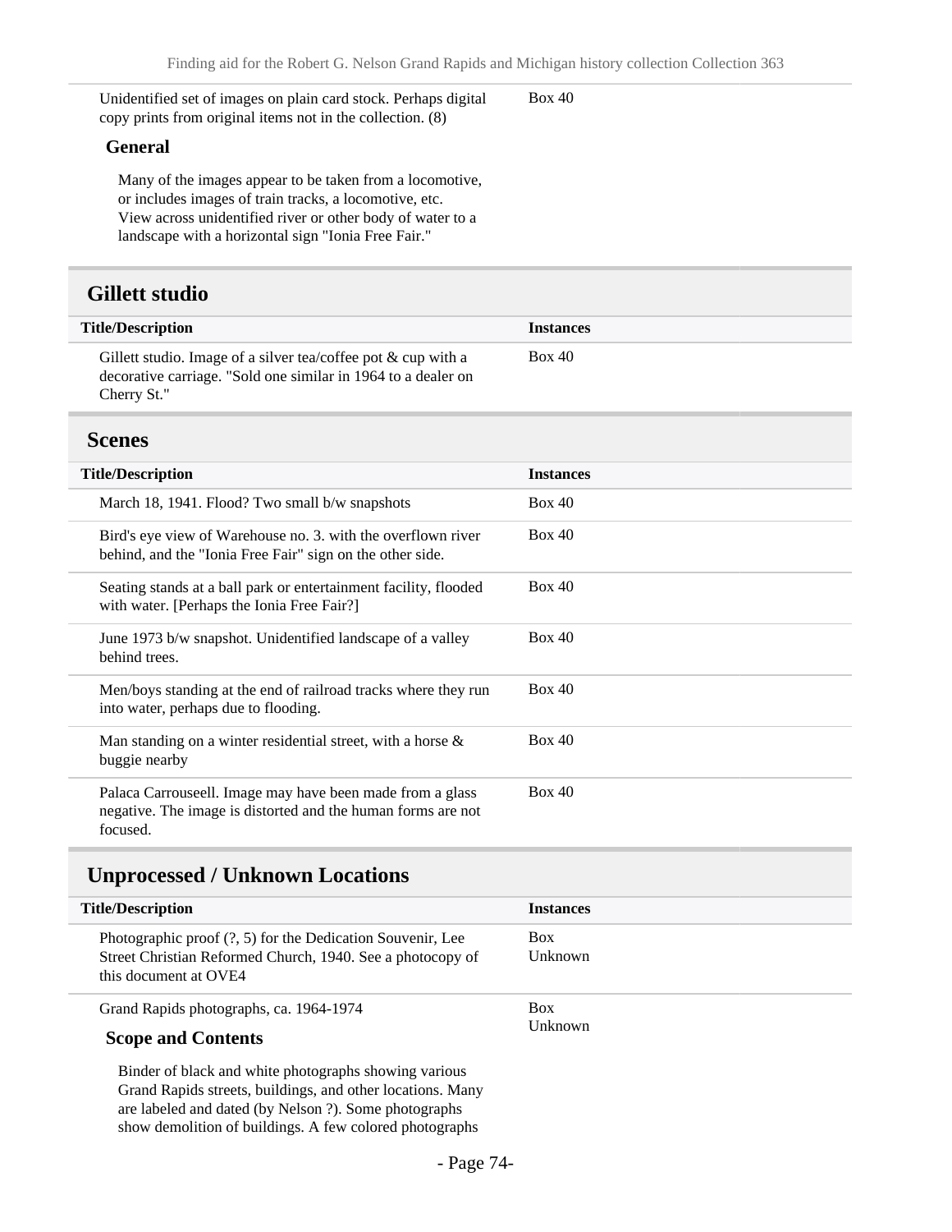| | |
|---|---|
| Unidentified set of images on plain card stock. Perhaps digital copy prints from original items not in the collection. (8) | Box 40 |

**General**

Many of the images appear to be taken from a locomotive, or includes images of train tracks, a locomotive, etc. View across unidentified river or other body of water to a landscape with a horizontal sign "Ionia Free Fair."

## Gillett studio

| Title/Description | Instances |
|---|---|
| Gillett studio. Image of a silver tea/coffee pot & cup with a decorative carriage. "Sold one similar in 1964 to a dealer on Cherry St." | Box 40 |

## Scenes

| Title/Description | Instances |
|---|---|
| March 18, 1941. Flood? Two small b/w snapshots | Box 40 |
| Bird's eye view of Warehouse no. 3. with the overflown river behind, and the "Ionia Free Fair" sign on the other side. | Box 40 |
| Seating stands at a ball park or entertainment facility, flooded with water. [Perhaps the Ionia Free Fair?] | Box 40 |
| June 1973 b/w snapshot. Unidentified landscape of a valley behind trees. | Box 40 |
| Men/boys standing at the end of railroad tracks where they run into water, perhaps due to flooding. | Box 40 |
| Man standing on a winter residential street, with a horse & buggie nearby | Box 40 |
| Palaca Carrouseell. Image may have been made from a glass negative. The image is distorted and the human forms are not focused. | Box 40 |

## Unprocessed / Unknown Locations

| Title/Description | Instances |
|---|---|
| Photographic proof (?, 5) for the Dedication Souvenir, Lee Street Christian Reformed Church, 1940. See a photocopy of this document at OVE4 | Box Unknown |
| Grand Rapids photographs, ca. 1964-1974 | Box Unknown |

**Scope and Contents**

Binder of black and white photographs showing various Grand Rapids streets, buildings, and other locations. Many are labeled and dated (by Nelson ?). Some photographs show demolition of buildings. A few colored photographs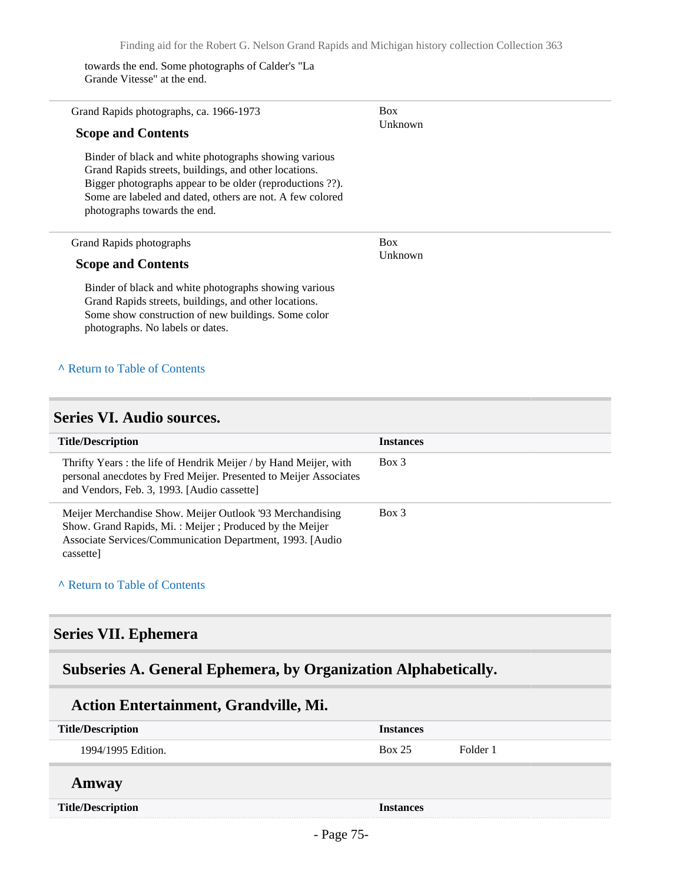towards the end. Some photographs of Calder's "La Grande Vitesse" at the end.

| | |
|---|---|
| Grand Rapids photographs, ca. 1966-1973<br><br>**Scope and Contents**<br><br>Binder of black and white photographs showing various Grand Rapids streets, buildings, and other locations. Bigger photographs appear to be older (reproductions ??). Some are labeled and dated, others are not. A few colored photographs towards the end. | Box Unknown |
| Grand Rapids photographs<br><br>**Scope and Contents**<br><br>Binder of black and white photographs showing various Grand Rapids streets, buildings, and other locations. Some show construction of new buildings. Some color photographs. No labels or dates. | Box Unknown |

^ Return to Table of Contents

## Series VI. Audio sources.

| Title/Description | Instances |
|---|---|
| Thrifty Years : the life of Hendrik Meijer / by Hand Meijer, with personal anecdotes by Fred Meijer. Presented to Meijer Associates and Vendors, Feb. 3, 1993. [Audio cassette] | Box 3 |
| Meijer Merchandise Show. Meijer Outlook '93 Merchandising Show. Grand Rapids, Mi. : Meijer ; Produced by the Meijer Associate Services/Communication Department, 1993. [Audio cassette] | Box 3 |

^ Return to Table of Contents

## Series VII. Ephemera

### Subseries A. General Ephemera, by Organization Alphabetically.

#### Action Entertainment, Grandville, Mi.

| Title/Description | Instances | |
|---|---|---|
| 1994/1995 Edition. | Box 25 | Folder 1 |

#### Amway

| Title/Description | Instances |
|---|---|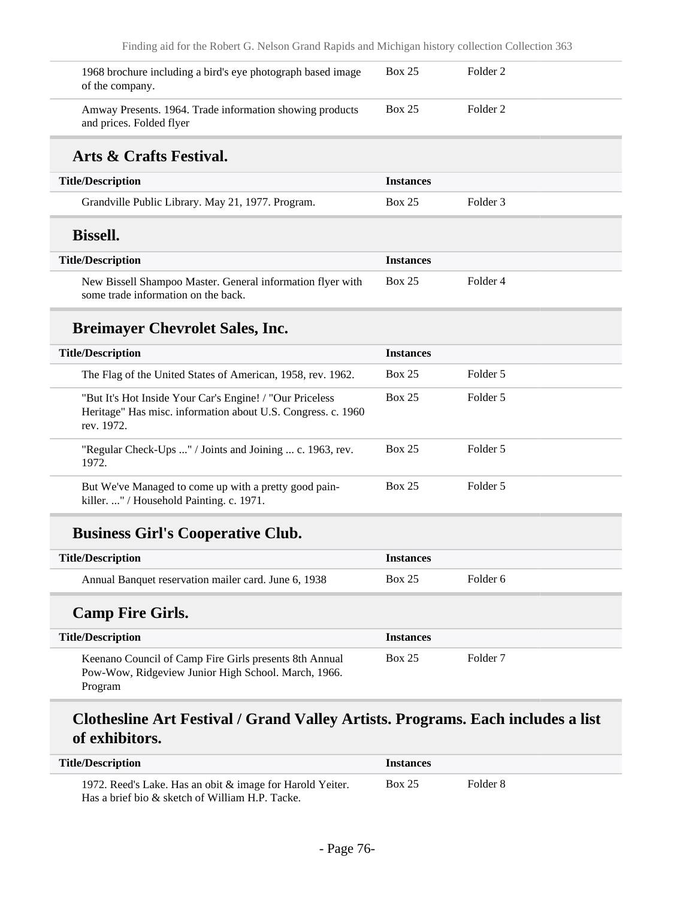| Title/Description | Instances | |
|---|---|---|
| 1968 brochure including a bird's eye photograph based image of the company. | Box 25 | Folder 2 |
| Amway Presents. 1964. Trade information showing products and prices. Folded flyer | Box 25 | Folder 2 |

## Arts & Crafts Festival.

| Title/Description | Instances | |
|---|---|---|
| Grandville Public Library. May 21, 1977. Program. | Box 25 | Folder 3 |

## Bissell.

| Title/Description | Instances | |
|---|---|---|
| New Bissell Shampoo Master. General information flyer with some trade information on the back. | Box 25 | Folder 4 |

## Breimayer Chevrolet Sales, Inc.

| Title/Description | Instances | |
|---|---|---|
| The Flag of the United States of American, 1958, rev. 1962. | Box 25 | Folder 5 |
| "But It's Hot Inside Your Car's Engine! / "Our Priceless Heritage" Has misc. information about U.S. Congress. c. 1960 rev. 1972. | Box 25 | Folder 5 |
| "Regular Check-Ups ..." / Joints and Joining ... c. 1963, rev. 1972. | Box 25 | Folder 5 |
| But We've Managed to come up with a pretty good pain-killer. ..." / Household Painting. c. 1971. | Box 25 | Folder 5 |

## Business Girl's Cooperative Club.

| Title/Description | Instances | |
|---|---|---|
| Annual Banquet reservation mailer card. June 6, 1938 | Box 25 | Folder 6 |

## Camp Fire Girls.

| Title/Description | Instances | |
|---|---|---|
| Keenano Council of Camp Fire Girls presents 8th Annual Pow-Wow, Ridgeview Junior High School. March, 1966. Program | Box 25 | Folder 7 |

## Clothesline Art Festival / Grand Valley Artists. Programs. Each includes a list of exhibitors.

| Title/Description | Instances | |
|---|---|---|
| 1972. Reed's Lake. Has an obit & image for Harold Yeiter. Has a brief bio & sketch of William H.P. Tacke. | Box 25 | Folder 8 |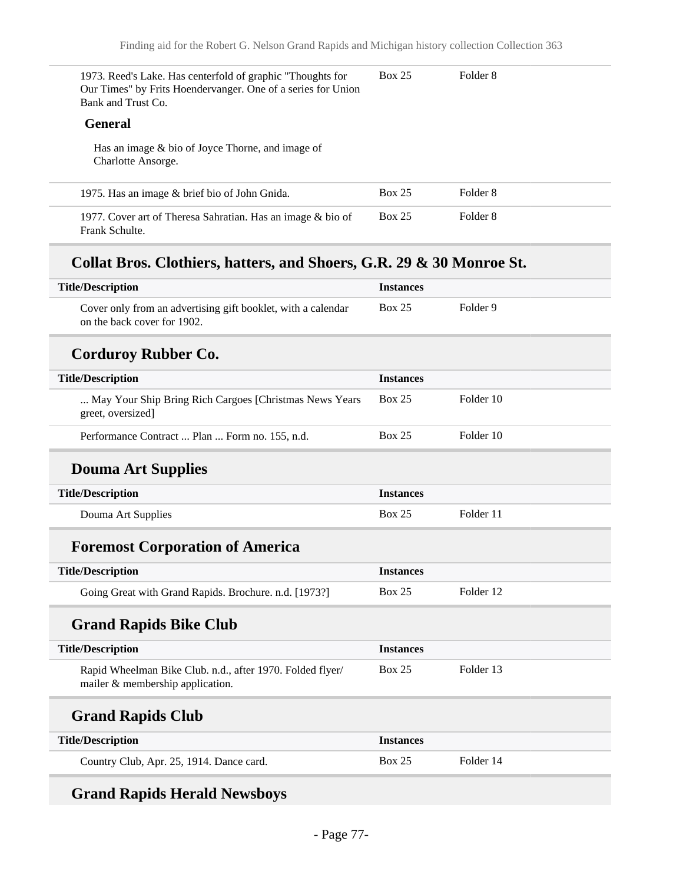| Title/Description | Instances | |
|---|---|---|
| 1973. Reed's Lake. Has centerfold of graphic "Thoughts for Our Times" by Frits Hoendervanger. One of a series for Union Bank and Trust Co. | Box 25 | Folder 8 |

**General**

Has an image & bio of Joyce Thorne, and image of Charlotte Ansorge.

| Title/Description | Instances | |
|---|---|---|
| 1975. Has an image & brief bio of John Gnida. | Box 25 | Folder 8 |
| 1977. Cover art of Theresa Sahratian. Has an image & bio of Frank Schulte. | Box 25 | Folder 8 |

## Collat Bros. Clothiers, hatters, and Shoers, G.R. 29 & 30 Monroe St.

| Title/Description | Instances | |
|---|---|---|
| Cover only from an advertising gift booklet, with a calendar on the back cover for 1902. | Box 25 | Folder 9 |

## Corduroy Rubber Co.

| Title/Description | Instances | |
|---|---|---|
| ... May Your Ship Bring Rich Cargoes [Christmas News Years greet, oversized] | Box 25 | Folder 10 |
| Performance Contract ... Plan ... Form no. 155, n.d. | Box 25 | Folder 10 |

## Douma Art Supplies

| Title/Description | Instances | |
|---|---|---|
| Douma Art Supplies | Box 25 | Folder 11 |

## Foremost Corporation of America

| Title/Description | Instances | |
|---|---|---|
| Going Great with Grand Rapids. Brochure. n.d. [1973?] | Box 25 | Folder 12 |

## Grand Rapids Bike Club

| Title/Description | Instances | |
|---|---|---|
| Rapid Wheelman Bike Club. n.d., after 1970. Folded flyer/ mailer & membership application. | Box 25 | Folder 13 |

## Grand Rapids Club

| Title/Description | Instances | |
|---|---|---|
| Country Club, Apr. 25, 1914. Dance card. | Box 25 | Folder 14 |

## Grand Rapids Herald Newsboys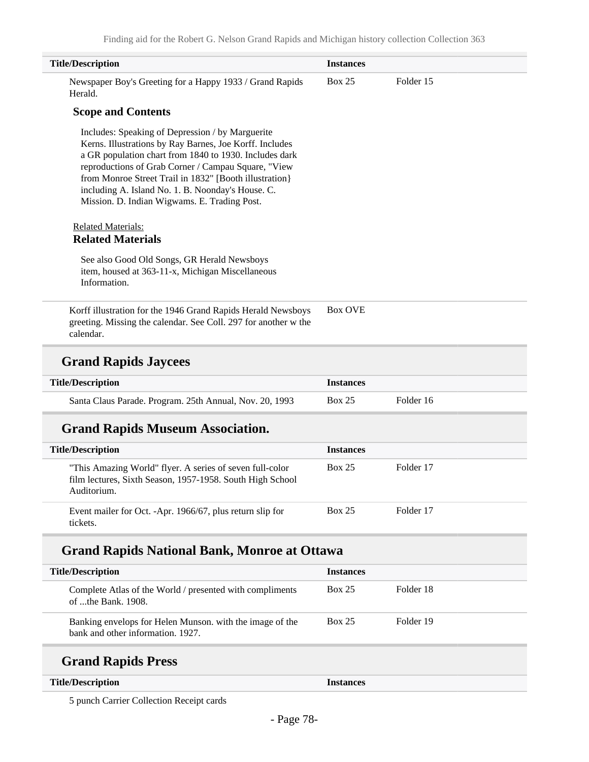| Title/Description | Instances | |
|---|---|---|
| Newspaper Boy's Greeting for a Happy 1933 / Grand Rapids Herald. | Box 25 | Folder 15 |

**Scope and Contents**

Includes: Speaking of Depression / by Marguerite Kerns. Illustrations by Ray Barnes, Joe Korff. Includes a GR population chart from 1840 to 1930. Includes dark reproductions of Grab Corner / Campau Square, "View from Monroe Street Trail in 1832" [Booth illustration} including A. Island No. 1. B. Noonday's House. C. Mission. D. Indian Wigwams. E. Trading Post.

Related Materials:

**Related Materials**

See also Good Old Songs, GR Herald Newsboys item, housed at 363-11-x, Michigan Miscellaneous Information.

| Title/Description | Instances | |
|---|---|---|
| Korff illustration for the 1946 Grand Rapids Herald Newsboys greeting. Missing the calendar. See Coll. 297 for another w the calendar. | Box OVE | |

## Grand Rapids Jaycees

| Title/Description | Instances | |
|---|---|---|
| Santa Claus Parade. Program. 25th Annual, Nov. 20, 1993 | Box 25 | Folder 16 |

## Grand Rapids Museum Association.

| Title/Description | Instances | |
|---|---|---|
| "This Amazing World" flyer. A series of seven full-color film lectures, Sixth Season, 1957-1958. South High School Auditorium. | Box 25 | Folder 17 |
| Event mailer for Oct. -Apr. 1966/67, plus return slip for tickets. | Box 25 | Folder 17 |

## Grand Rapids National Bank, Monroe at Ottawa

| Title/Description | Instances | |
|---|---|---|
| Complete Atlas of the World / presented with compliments of ...the Bank. 1908. | Box 25 | Folder 18 |
| Banking envelops for Helen Munson. with the image of the bank and other information. 1927. | Box 25 | Folder 19 |

## Grand Rapids Press

| Title/Description | Instances | |
|---|---|---|
| 5 punch Carrier Collection Receipt cards | | |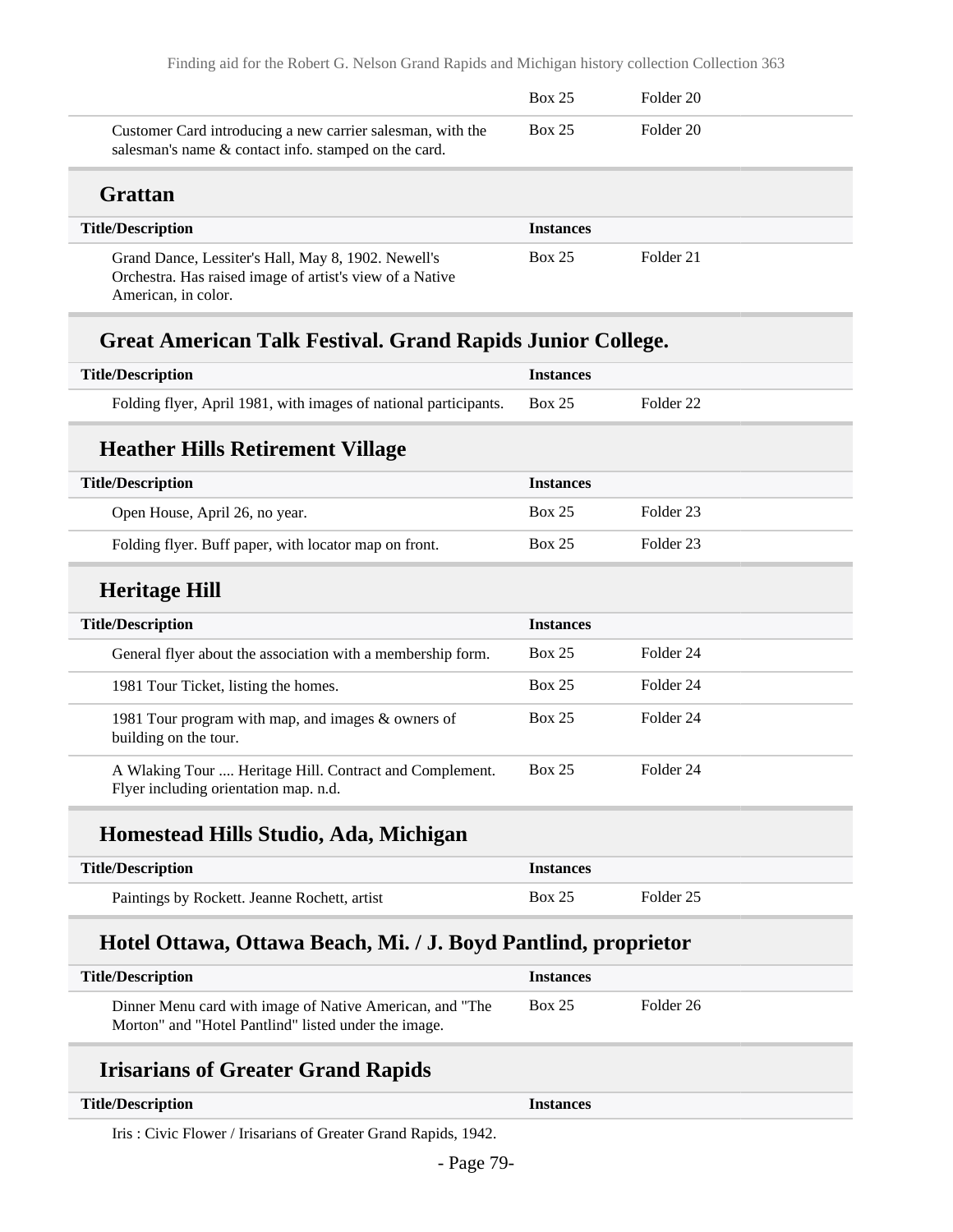| | | |
|---|---|---|
| | Box 25 | Folder 20 |
| Customer Card introducing a new carrier salesman, with the salesman's name & contact info. stamped on the card. | Box 25 | Folder 20 |

## Grattan

| Title/Description | Instances | |
|---|---|---|
| Grand Dance, Lessiter's Hall, May 8, 1902. Newell's Orchestra. Has raised image of artist's view of a Native American, in color. | Box 25 | Folder 21 |

## Great American Talk Festival. Grand Rapids Junior College.

| Title/Description | Instances | |
|---|---|---|
| Folding flyer, April 1981, with images of national participants. | Box 25 | Folder 22 |

## Heather Hills Retirement Village

| Title/Description | Instances | |
|---|---|---|
| Open House, April 26, no year. | Box 25 | Folder 23 |
| Folding flyer. Buff paper, with locator map on front. | Box 25 | Folder 23 |

## Heritage Hill

| Title/Description | Instances | |
|---|---|---|
| General flyer about the association with a membership form. | Box 25 | Folder 24 |
| 1981 Tour Ticket, listing the homes. | Box 25 | Folder 24 |
| 1981 Tour program with map, and images & owners of building on the tour. | Box 25 | Folder 24 |
| A Wlaking Tour .... Heritage Hill. Contract and Complement. Flyer including orientation map. n.d. | Box 25 | Folder 24 |

## Homestead Hills Studio, Ada, Michigan

| Title/Description | Instances | |
|---|---|---|
| Paintings by Rockett. Jeanne Rochett, artist | Box 25 | Folder 25 |

## Hotel Ottawa, Ottawa Beach, Mi. / J. Boyd Pantlind, proprietor

| Title/Description | Instances | |
|---|---|---|
| Dinner Menu card with image of Native American, and "The Morton" and "Hotel Pantlind" listed under the image. | Box 25 | Folder 26 |

## Irisarians of Greater Grand Rapids

| Title/Description | Instances | |
|---|---|---|
| Iris : Civic Flower / Irisarians of Greater Grand Rapids, 1942. | | |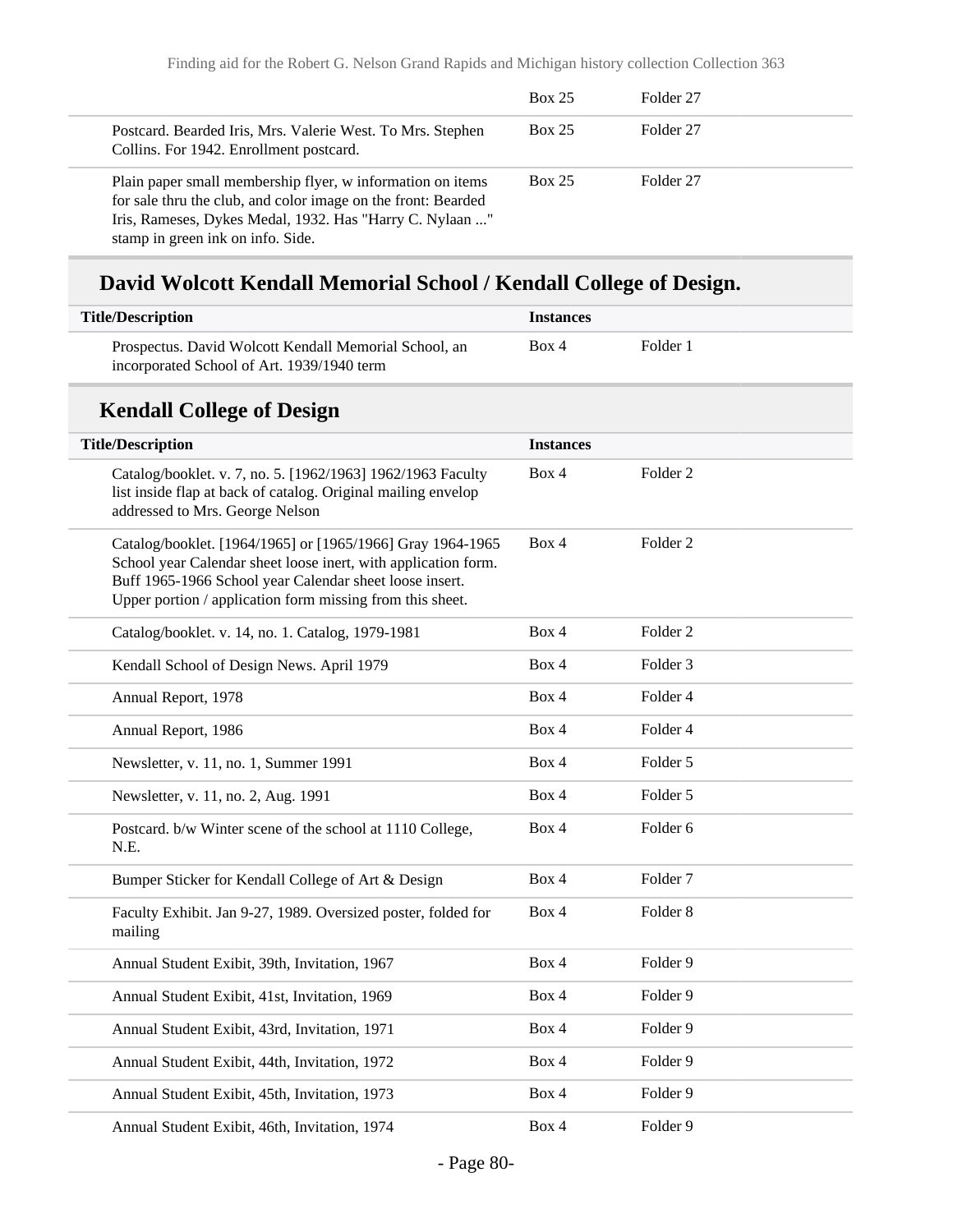| | | |
|---|---|---|
| | Box 25 | Folder 27 |
| Postcard. Bearded Iris, Mrs. Valerie West. To Mrs. Stephen Collins. For 1942. Enrollment postcard. | Box 25 | Folder 27 |
| Plain paper small membership flyer, w information on items for sale thru the club, and color image on the front: Bearded Iris, Rameses, Dykes Medal, 1932. Has "Harry C. Nylaan ..." stamp in green ink on info. Side. | Box 25 | Folder 27 |

## David Wolcott Kendall Memorial School / Kendall College of Design.

| Title/Description | Instances | |
|---|---|---|
| Prospectus. David Wolcott Kendall Memorial School, an incorporated School of Art. 1939/1940 term | Box 4 | Folder 1 |

## Kendall College of Design

| Title/Description | Instances | |
|---|---|---|
| Catalog/booklet. v. 7, no. 5. [1962/1963] 1962/1963 Faculty list inside flap at back of catalog. Original mailing envelop addressed to Mrs. George Nelson | Box 4 | Folder 2 |
| Catalog/booklet. [1964/1965] or [1965/1966] Gray 1964-1965 School year Calendar sheet loose inert, with application form. Buff 1965-1966 School year Calendar sheet loose insert. Upper portion / application form missing from this sheet. | Box 4 | Folder 2 |
| Catalog/booklet. v. 14, no. 1. Catalog, 1979-1981 | Box 4 | Folder 2 |
| Kendall School of Design News. April 1979 | Box 4 | Folder 3 |
| Annual Report, 1978 | Box 4 | Folder 4 |
| Annual Report, 1986 | Box 4 | Folder 4 |
| Newsletter, v. 11, no. 1, Summer 1991 | Box 4 | Folder 5 |
| Newsletter, v. 11, no. 2, Aug. 1991 | Box 4 | Folder 5 |
| Postcard. b/w Winter scene of the school at 1110 College, N.E. | Box 4 | Folder 6 |
| Bumper Sticker for Kendall College of Art & Design | Box 4 | Folder 7 |
| Faculty Exhibit. Jan 9-27, 1989. Oversized poster, folded for mailing | Box 4 | Folder 8 |
| Annual Student Exibit, 39th, Invitation, 1967 | Box 4 | Folder 9 |
| Annual Student Exibit, 41st, Invitation, 1969 | Box 4 | Folder 9 |
| Annual Student Exibit, 43rd, Invitation, 1971 | Box 4 | Folder 9 |
| Annual Student Exibit, 44th, Invitation, 1972 | Box 4 | Folder 9 |
| Annual Student Exibit, 45th, Invitation, 1973 | Box 4 | Folder 9 |
| Annual Student Exibit, 46th, Invitation, 1974 | Box 4 | Folder 9 |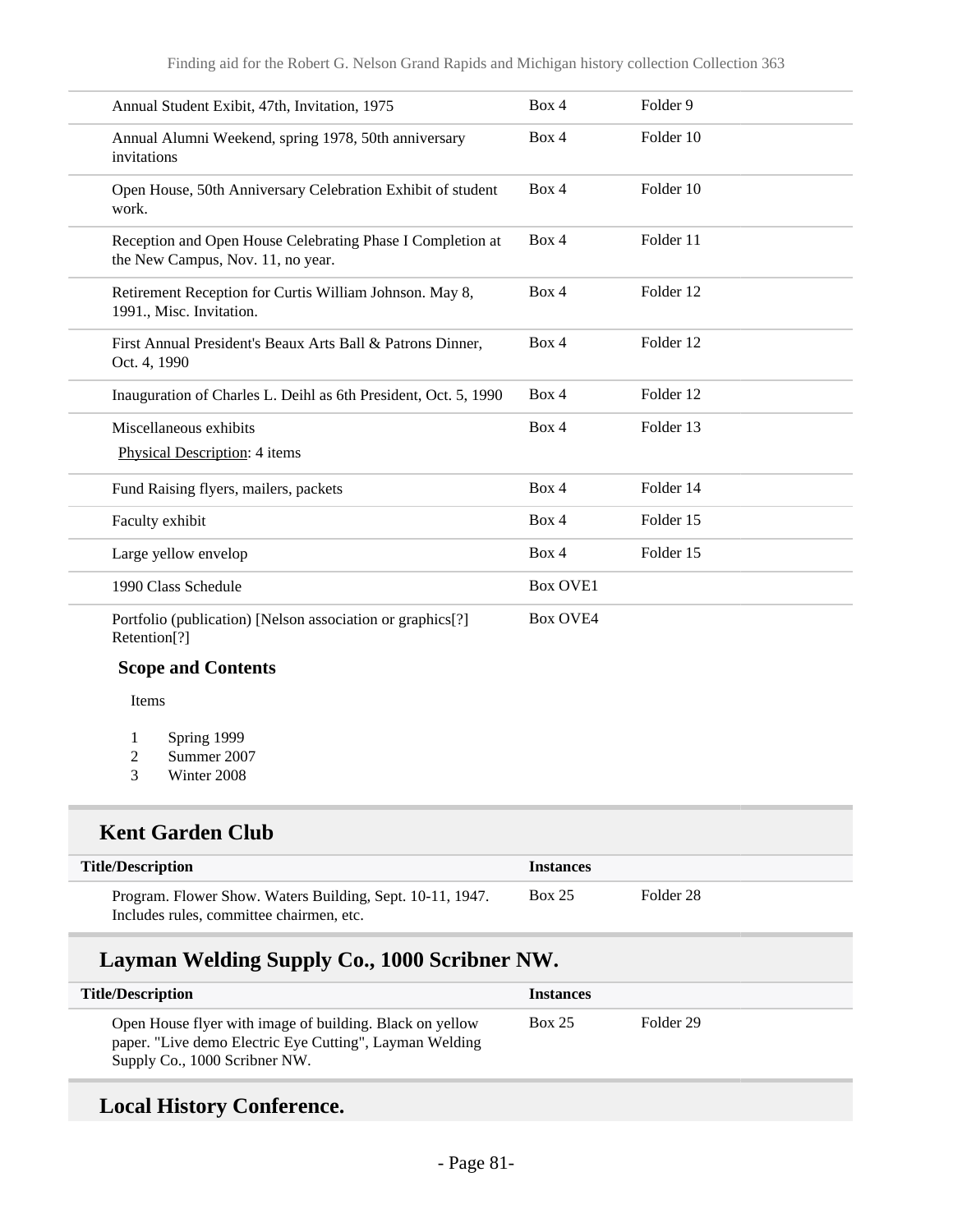| | | |
|---|---|---|
| Annual Student Exibit, 47th, Invitation, 1975 | Box 4 | Folder 9 |
| Annual Alumni Weekend, spring 1978, 50th anniversary invitations | Box 4 | Folder 10 |
| Open House, 50th Anniversary Celebration Exhibit of student work. | Box 4 | Folder 10 |
| Reception and Open House Celebrating Phase I Completion at the New Campus, Nov. 11, no year. | Box 4 | Folder 11 |
| Retirement Reception for Curtis William Johnson. May 8, 1991., Misc. Invitation. | Box 4 | Folder 12 |
| First Annual President's Beaux Arts Ball & Patrons Dinner, Oct. 4, 1990 | Box 4 | Folder 12 |
| Inauguration of Charles L. Deihl as 6th President, Oct. 5, 1990 | Box 4 | Folder 12 |
| Miscellaneous exhibits<br>Physical Description: 4 items | Box 4 | Folder 13 |
| Fund Raising flyers, mailers, packets | Box 4 | Folder 14 |
| Faculty exhibit | Box 4 | Folder 15 |
| Large yellow envelop | Box 4 | Folder 15 |
| 1990 Class Schedule | Box OVE1 | |
| Portfolio (publication) [Nelson association or graphics[?] Retention[?] | Box OVE4 | |

**Scope and Contents**

Items

1. Spring 1999
2. Summer 2007
3. Winter 2008

## Kent Garden Club

| Title/Description | Instances | |
|---|---|---|
| Program. Flower Show. Waters Building, Sept. 10-11, 1947. Includes rules, committee chairmen, etc. | Box 25 | Folder 28 |

## Layman Welding Supply Co., 1000 Scribner NW.

| Title/Description | Instances | |
|---|---|---|
| Open House flyer with image of building. Black on yellow paper. "Live demo Electric Eye Cutting", Layman Welding Supply Co., 1000 Scribner NW. | Box 25 | Folder 29 |

## Local History Conference.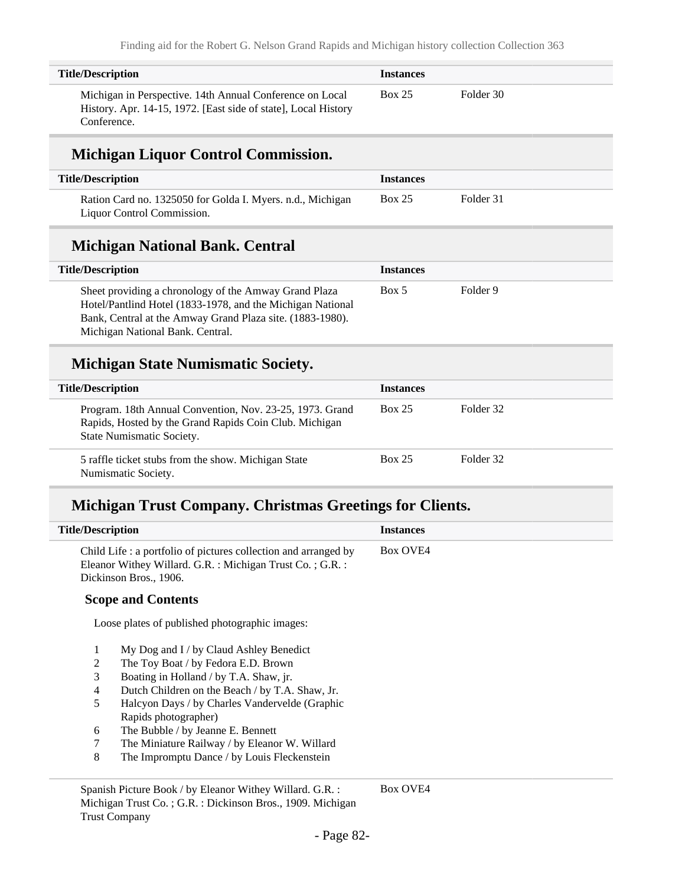| Title/Description | Instances | |
|---|---|---|
| Michigan in Perspective. 14th Annual Conference on Local History. Apr. 14-15, 1972. [East side of state], Local History Conference. | Box 25 | Folder 30 |

## Michigan Liquor Control Commission.

| Title/Description | Instances | |
|---|---|---|
| Ration Card no. 1325050 for Golda I. Myers. n.d., Michigan Liquor Control Commission. | Box 25 | Folder 31 |

## Michigan National Bank. Central

| Title/Description | Instances | |
|---|---|---|
| Sheet providing a chronology of the Amway Grand Plaza Hotel/Pantlind Hotel (1833-1978, and the Michigan National Bank, Central at the Amway Grand Plaza site. (1883-1980). Michigan National Bank. Central. | Box 5 | Folder 9 |

## Michigan State Numismatic Society.

| Title/Description | Instances | |
|---|---|---|
| Program. 18th Annual Convention, Nov. 23-25, 1973. Grand Rapids, Hosted by the Grand Rapids Coin Club. Michigan State Numismatic Society. | Box 25 | Folder 32 |
| 5 raffle ticket stubs from the show. Michigan State Numismatic Society. | Box 25 | Folder 32 |

## Michigan Trust Company. Christmas Greetings for Clients.

| Title/Description | Instances |
|---|---|
| Child Life : a portfolio of pictures collection and arranged by Eleanor Withey Willard. G.R. : Michigan Trust Co. ; G.R. : Dickinson Bros., 1906. | Box OVE4 |

### Scope and Contents

Loose plates of published photographic images:

1. My Dog and I / by Claud Ashley Benedict
2. The Toy Boat / by Fedora E.D. Brown
3. Boating in Holland / by T.A. Shaw, jr.
4. Dutch Children on the Beach / by T.A. Shaw, Jr.
5. Halcyon Days / by Charles Vandervelde (Graphic Rapids photographer)
6. The Bubble / by Jeanne E. Bennett
7. The Miniature Railway / by Eleanor W. Willard
8. The Impromptu Dance / by Louis Fleckenstein

| Title/Description | Instances |
|---|---|
| Spanish Picture Book / by Eleanor Withey Willard. G.R. : Michigan Trust Co. ; G.R. : Dickinson Bros., 1909. Michigan Trust Company | Box OVE4 |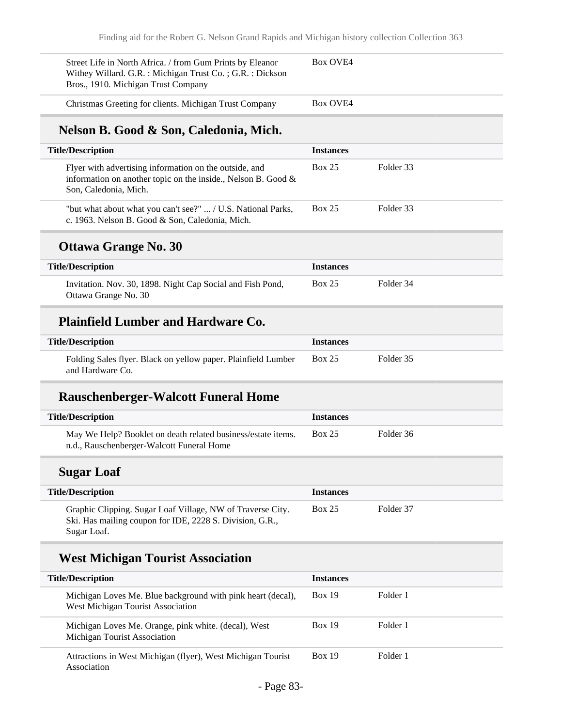| Title/Description | Instances | |
|---|---|---|
| Street Life in North Africa. / from Gum Prints by Eleanor Withey Willard. G.R. : Michigan Trust Co. ; G.R. : Dickson Bros., 1910. Michigan Trust Company | Box OVE4 | |
| Christmas Greeting for clients. Michigan Trust Company | Box OVE4 | |

## Nelson B. Good & Son, Caledonia, Mich.

| Title/Description | Instances | |
|---|---|---|
| Flyer with advertising information on the outside, and information on another topic on the inside., Nelson B. Good & Son, Caledonia, Mich. | Box 25 | Folder 33 |
| "but what about what you can't see?" ... / U.S. National Parks, c. 1963. Nelson B. Good & Son, Caledonia, Mich. | Box 25 | Folder 33 |

## Ottawa Grange No. 30

| Title/Description | Instances | |
|---|---|---|
| Invitation. Nov. 30, 1898. Night Cap Social and Fish Pond, Ottawa Grange No. 30 | Box 25 | Folder 34 |

## Plainfield Lumber and Hardware Co.

| Title/Description | Instances | |
|---|---|---|
| Folding Sales flyer. Black on yellow paper. Plainfield Lumber and Hardware Co. | Box 25 | Folder 35 |

## Rauschenberger-Walcott Funeral Home

| Title/Description | Instances | |
|---|---|---|
| May We Help? Booklet on death related business/estate items. n.d., Rauschenberger-Walcott Funeral Home | Box 25 | Folder 36 |

## Sugar Loaf

| Title/Description | Instances | |
|---|---|---|
| Graphic Clipping. Sugar Loaf Village, NW of Traverse City. Ski. Has mailing coupon for IDE, 2228 S. Division, G.R., Sugar Loaf. | Box 25 | Folder 37 |

## West Michigan Tourist Association

| Title/Description | Instances | |
|---|---|---|
| Michigan Loves Me. Blue background with pink heart (decal), West Michigan Tourist Association | Box 19 | Folder 1 |
| Michigan Loves Me. Orange, pink white. (decal), West Michigan Tourist Association | Box 19 | Folder 1 |
| Attractions in West Michigan (flyer), West Michigan Tourist Association | Box 19 | Folder 1 |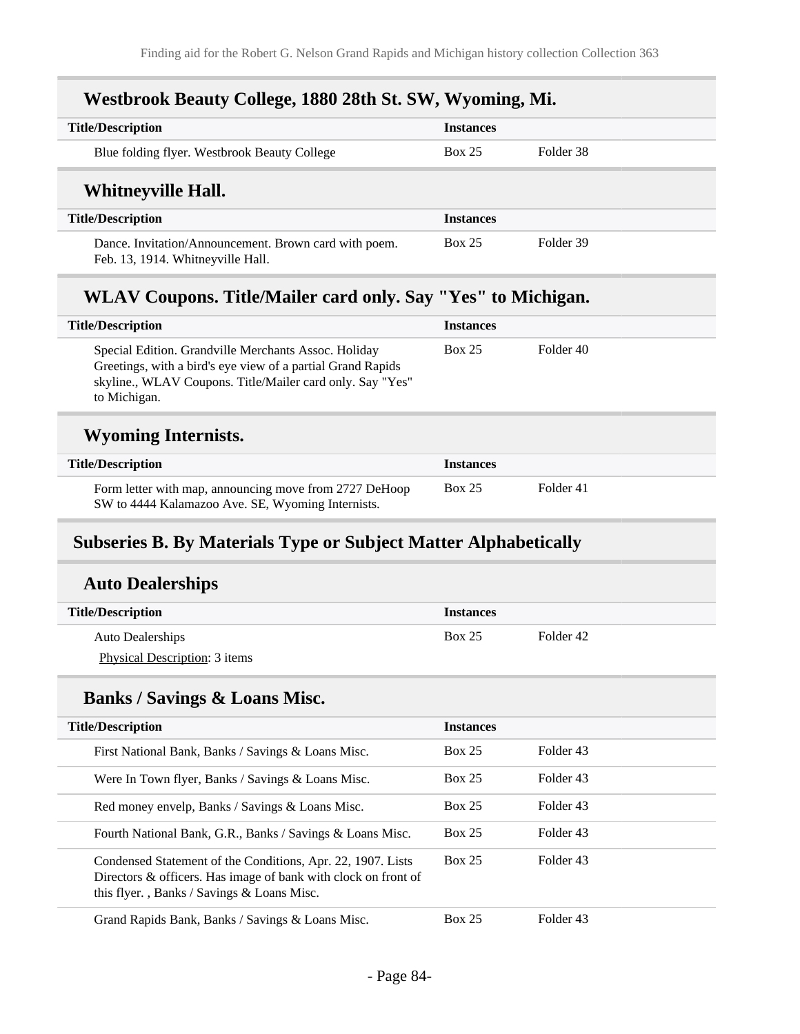### Westbrook Beauty College, 1880 28th St. SW, Wyoming, Mi.

| Title/Description | Instances | |
|---|---|---|
| Blue folding flyer. Westbrook Beauty College | Box 25 | Folder 38 |

### Whitneyville Hall.

| Title/Description | Instances | |
|---|---|---|
| Dance. Invitation/Announcement. Brown card with poem. Feb. 13, 1914. Whitneyville Hall. | Box 25 | Folder 39 |

### WLAV Coupons. Title/Mailer card only. Say "Yes" to Michigan.

| Title/Description | Instances | |
|---|---|---|
| Special Edition. Grandville Merchants Assoc. Holiday Greetings, with a bird's eye view of a partial Grand Rapids skyline., WLAV Coupons. Title/Mailer card only. Say "Yes" to Michigan. | Box 25 | Folder 40 |

### Wyoming Internists.

| Title/Description | Instances | |
|---|---|---|
| Form letter with map, announcing move from 2727 DeHoop SW to 4444 Kalamazoo Ave. SE, Wyoming Internists. | Box 25 | Folder 41 |

## Subseries B. By Materials Type or Subject Matter Alphabetically

### Auto Dealerships

| Title/Description | Instances | |
|---|---|---|
| Auto Dealerships<br>Physical Description: 3 items | Box 25 | Folder 42 |

### Banks / Savings & Loans Misc.

| Title/Description | Instances | |
|---|---|---|
| First National Bank, Banks / Savings & Loans Misc. | Box 25 | Folder 43 |
| Were In Town flyer, Banks / Savings & Loans Misc. | Box 25 | Folder 43 |
| Red money envelp, Banks / Savings & Loans Misc. | Box 25 | Folder 43 |
| Fourth National Bank, G.R., Banks / Savings & Loans Misc. | Box 25 | Folder 43 |
| Condensed Statement of the Conditions, Apr. 22, 1907. Lists Directors & officers. Has image of bank with clock on front of this flyer. , Banks / Savings & Loans Misc. | Box 25 | Folder 43 |
| Grand Rapids Bank, Banks / Savings & Loans Misc. | Box 25 | Folder 43 |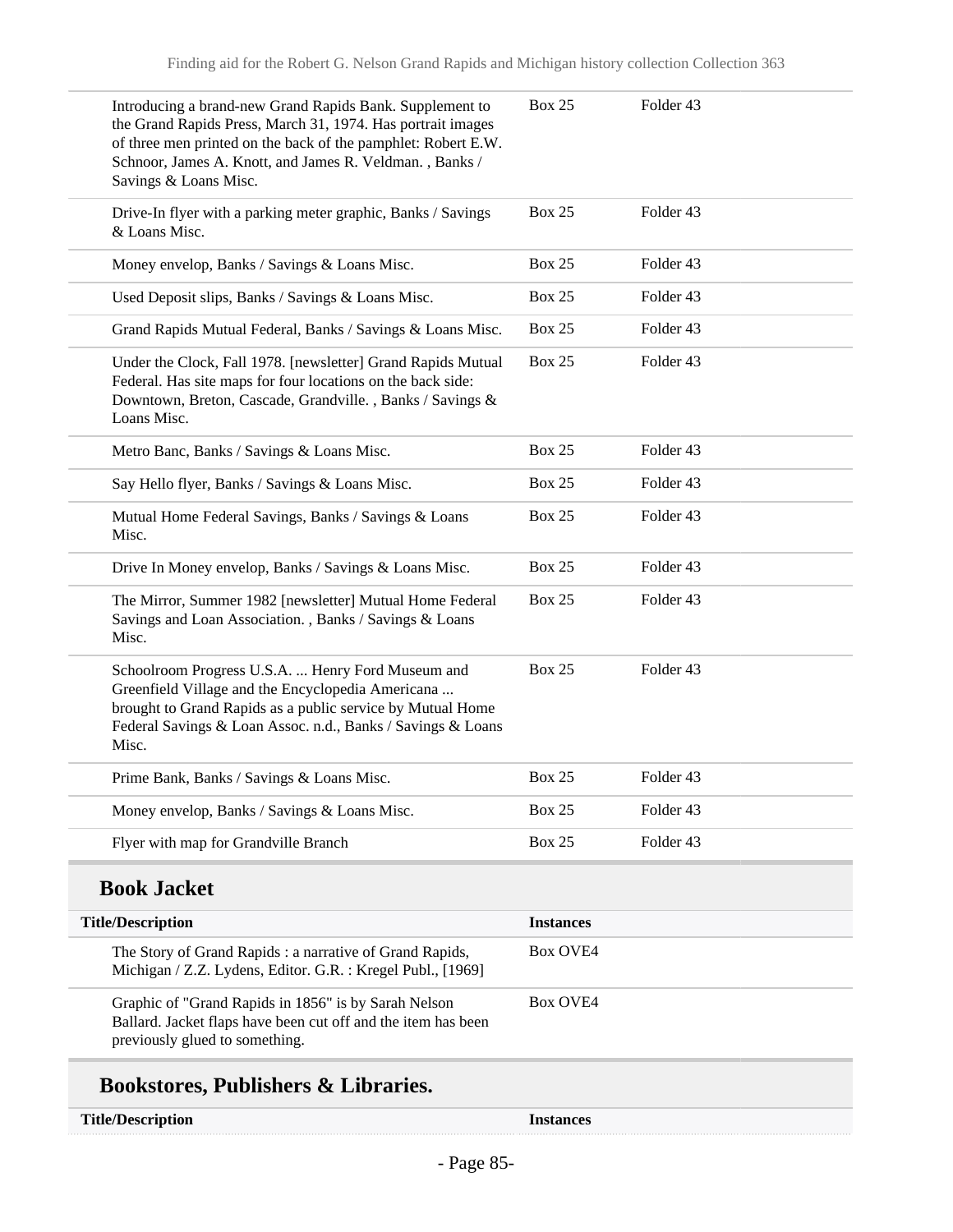| | | |
|---|---|---|
| Introducing a brand-new Grand Rapids Bank. Supplement to the Grand Rapids Press, March 31, 1974. Has portrait images of three men printed on the back of the pamphlet: Robert E.W. Schnoor, James A. Knott, and James R. Veldman. , Banks / Savings & Loans Misc. | Box 25 | Folder 43 |
| Drive-In flyer with a parking meter graphic, Banks / Savings & Loans Misc. | Box 25 | Folder 43 |
| Money envelop, Banks / Savings & Loans Misc. | Box 25 | Folder 43 |
| Used Deposit slips, Banks / Savings & Loans Misc. | Box 25 | Folder 43 |
| Grand Rapids Mutual Federal, Banks / Savings & Loans Misc. | Box 25 | Folder 43 |
| Under the Clock, Fall 1978. [newsletter] Grand Rapids Mutual Federal. Has site maps for four locations on the back side: Downtown, Breton, Cascade, Grandville. , Banks / Savings & Loans Misc. | Box 25 | Folder 43 |
| Metro Banc, Banks / Savings & Loans Misc. | Box 25 | Folder 43 |
| Say Hello flyer, Banks / Savings & Loans Misc. | Box 25 | Folder 43 |
| Mutual Home Federal Savings, Banks / Savings & Loans Misc. | Box 25 | Folder 43 |
| Drive In Money envelop, Banks / Savings & Loans Misc. | Box 25 | Folder 43 |
| The Mirror, Summer 1982 [newsletter] Mutual Home Federal Savings and Loan Association. , Banks / Savings & Loans Misc. | Box 25 | Folder 43 |
| Schoolroom Progress U.S.A. ... Henry Ford Museum and Greenfield Village and the Encyclopedia Americana ... brought to Grand Rapids as a public service by Mutual Home Federal Savings & Loan Assoc. n.d., Banks / Savings & Loans Misc. | Box 25 | Folder 43 |
| Prime Bank, Banks / Savings & Loans Misc. | Box 25 | Folder 43 |
| Money envelop, Banks / Savings & Loans Misc. | Box 25 | Folder 43 |
| Flyer with map for Grandville Branch | Box 25 | Folder 43 |

## Book Jacket

| Title/Description | Instances |
|---|---|
| The Story of Grand Rapids : a narrative of Grand Rapids, Michigan / Z.Z. Lydens, Editor. G.R. : Kregel Publ., [1969] | Box OVE4 |
| Graphic of "Grand Rapids in 1856" is by Sarah Nelson Ballard. Jacket flaps have been cut off and the item has been previously glued to something. | Box OVE4 |

## Bookstores, Publishers & Libraries.

| Title/Description | Instances |
|---|---|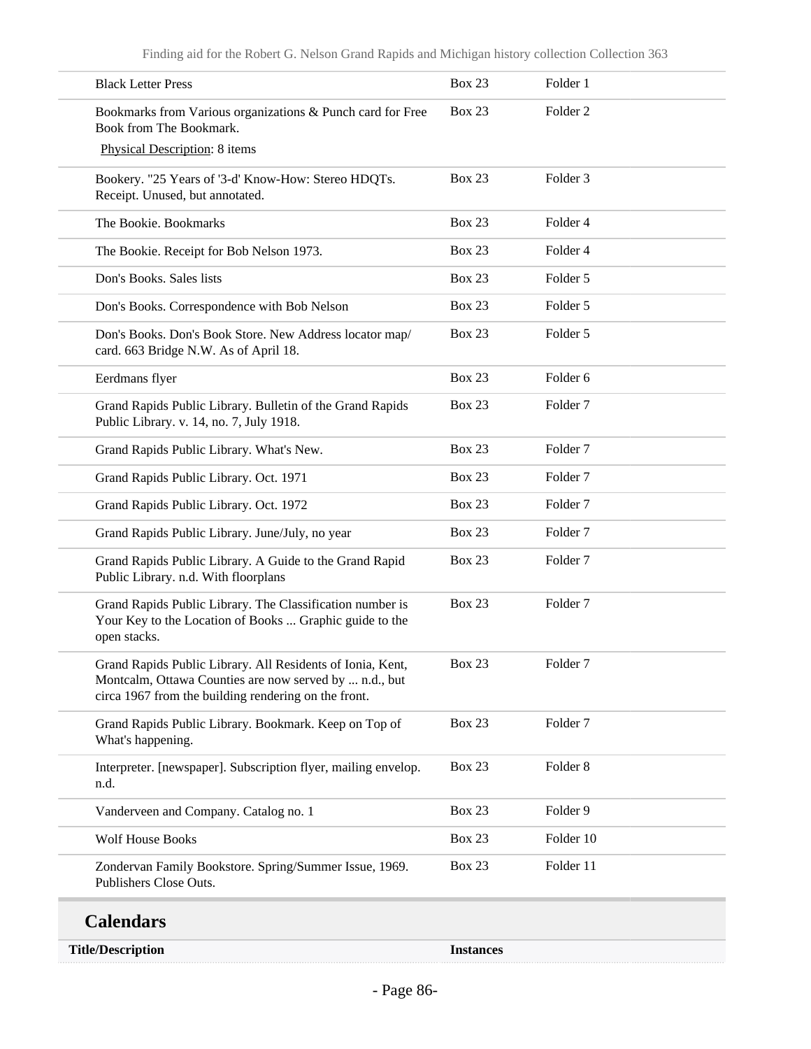| Title/Description | Instances | |
|---|---|---|
| Black Letter Press | Box 23 | Folder 1 |
| Bookmarks from Various organizations & Punch card for Free Book from The Bookmark.<br>Physical Description: 8 items | Box 23 | Folder 2 |
| Bookery. "25 Years of '3-d' Know-How: Stereo HDQTs. Receipt. Unused, but annotated. | Box 23 | Folder 3 |
| The Bookie. Bookmarks | Box 23 | Folder 4 |
| The Bookie. Receipt for Bob Nelson 1973. | Box 23 | Folder 4 |
| Don's Books. Sales lists | Box 23 | Folder 5 |
| Don's Books. Correspondence with Bob Nelson | Box 23 | Folder 5 |
| Don's Books. Don's Book Store. New Address locator map/ card. 663 Bridge N.W. As of April 18. | Box 23 | Folder 5 |
| Eerdmans flyer | Box 23 | Folder 6 |
| Grand Rapids Public Library. Bulletin of the Grand Rapids Public Library. v. 14, no. 7, July 1918. | Box 23 | Folder 7 |
| Grand Rapids Public Library. What's New. | Box 23 | Folder 7 |
| Grand Rapids Public Library. Oct. 1971 | Box 23 | Folder 7 |
| Grand Rapids Public Library. Oct. 1972 | Box 23 | Folder 7 |
| Grand Rapids Public Library. June/July, no year | Box 23 | Folder 7 |
| Grand Rapids Public Library. A Guide to the Grand Rapid Public Library. n.d. With floorplans | Box 23 | Folder 7 |
| Grand Rapids Public Library. The Classification number is Your Key to the Location of Books ... Graphic guide to the open stacks. | Box 23 | Folder 7 |
| Grand Rapids Public Library. All Residents of Ionia, Kent, Montcalm, Ottawa Counties are now served by ... n.d., but circa 1967 from the building rendering on the front. | Box 23 | Folder 7 |
| Grand Rapids Public Library. Bookmark. Keep on Top of What's happening. | Box 23 | Folder 7 |
| Interpreter. [newspaper]. Subscription flyer, mailing envelop. n.d. | Box 23 | Folder 8 |
| Vanderveen and Company. Catalog no. 1 | Box 23 | Folder 9 |
| Wolf House Books | Box 23 | Folder 10 |
| Zondervan Family Bookstore. Spring/Summer Issue, 1969. Publishers Close Outs. | Box 23 | Folder 11 |

## Calendars

| Title/Description | Instances |
|---|---|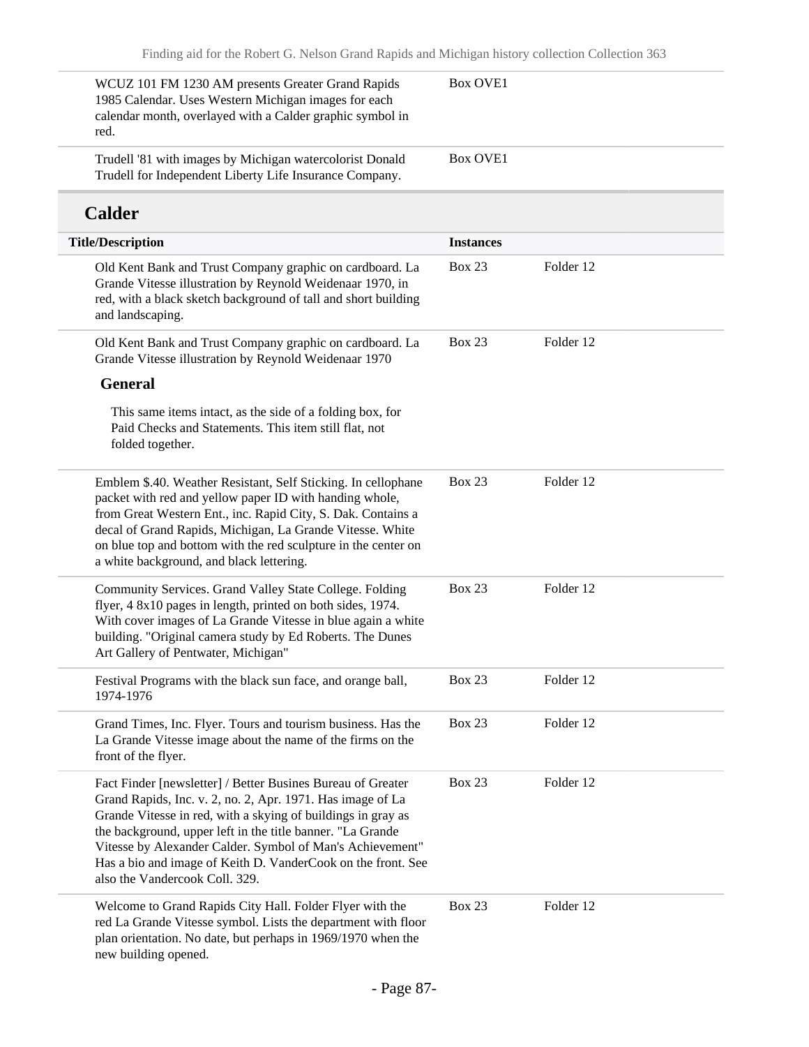| | | |
|---|---|---|
| WCUZ 101 FM 1230 AM presents Greater Grand Rapids 1985 Calendar. Uses Western Michigan images for each calendar month, overlayed with a Calder graphic symbol in red. | Box OVE1 | |
| Trudell '81 with images by Michigan watercolorist Donald Trudell for Independent Liberty Life Insurance Company. | Box OVE1 | |

## Calder

| Title/Description | Instances | |
|---|---|---|
| Old Kent Bank and Trust Company graphic on cardboard. La Grande Vitesse illustration by Reynold Weidenaar 1970, in red, with a black sketch background of tall and short building and landscaping. | Box 23 | Folder 12 |
| Old Kent Bank and Trust Company graphic on cardboard. La Grande Vitesse illustration by Reynold Weidenaar 1970<br><br>**General**<br><br>This same items intact, as the side of a folding box, for Paid Checks and Statements. This item still flat, not folded together. | Box 23 | Folder 12 |
| Emblem $.40. Weather Resistant, Self Sticking. In cellophane packet with red and yellow paper ID with handing whole, from Great Western Ent., inc. Rapid City, S. Dak. Contains a decal of Grand Rapids, Michigan, La Grande Vitesse. White on blue top and bottom with the red sculpture in the center on a white background, and black lettering. | Box 23 | Folder 12 |
| Community Services. Grand Valley State College. Folding flyer, 4 8x10 pages in length, printed on both sides, 1974. With cover images of La Grande Vitesse in blue again a white building. "Original camera study by Ed Roberts. The Dunes Art Gallery of Pentwater, Michigan" | Box 23 | Folder 12 |
| Festival Programs with the black sun face, and orange ball, 1974-1976 | Box 23 | Folder 12 |
| Grand Times, Inc. Flyer. Tours and tourism business. Has the La Grande Vitesse image about the name of the firms on the front of the flyer. | Box 23 | Folder 12 |
| Fact Finder [newsletter] / Better Busines Bureau of Greater Grand Rapids, Inc. v. 2, no. 2, Apr. 1971. Has image of La Grande Vitesse in red, with a skying of buildings in gray as the background, upper left in the title banner. "La Grande Vitesse by Alexander Calder. Symbol of Man's Achievement" Has a bio and image of Keith D. VanderCook on the front. See also the Vandercook Coll. 329. | Box 23 | Folder 12 |
| Welcome to Grand Rapids City Hall. Folder Flyer with the red La Grande Vitesse symbol. Lists the department with floor plan orientation. No date, but perhaps in 1969/1970 when the new building opened. | Box 23 | Folder 12 |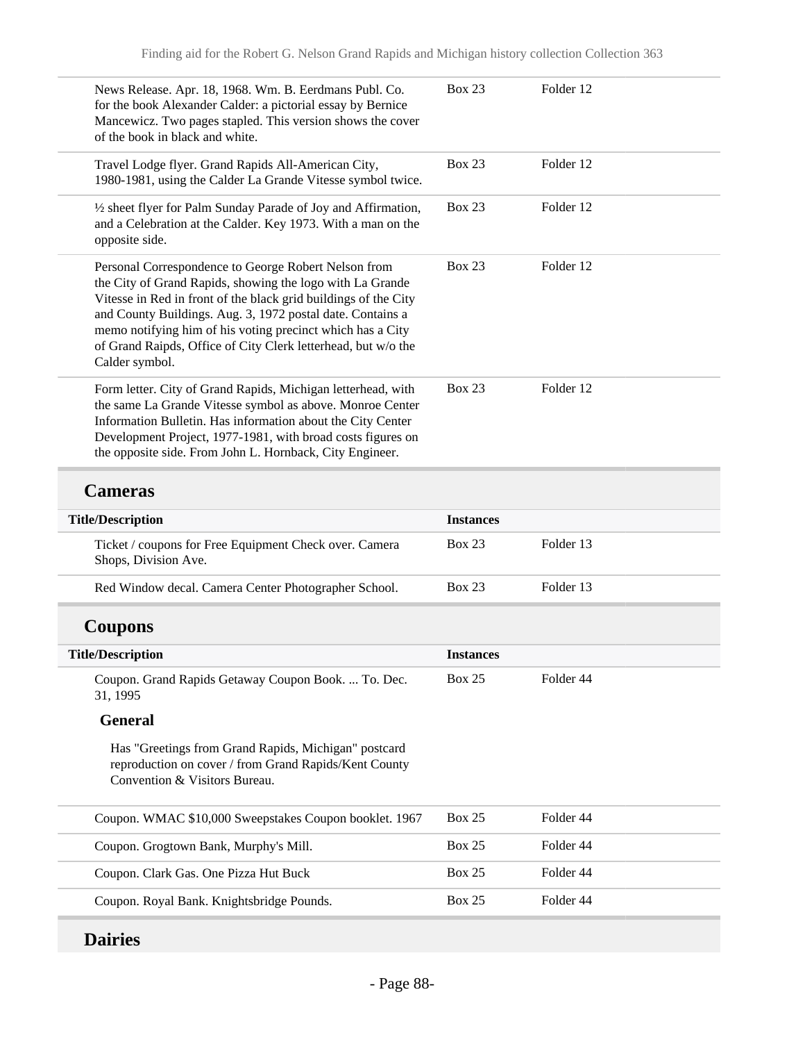| | | |
|---|---|---|
| News Release. Apr. 18, 1968. Wm. B. Eerdmans Publ. Co. for the book Alexander Calder: a pictorial essay by Bernice Mancewicz. Two pages stapled. This version shows the cover of the book in black and white. | Box 23 | Folder 12 |
| Travel Lodge flyer. Grand Rapids All-American City, 1980-1981, using the Calder La Grande Vitesse symbol twice. | Box 23 | Folder 12 |
| ½ sheet flyer for Palm Sunday Parade of Joy and Affirmation, and a Celebration at the Calder. Key 1973. With a man on the opposite side. | Box 23 | Folder 12 |
| Personal Correspondence to George Robert Nelson from the City of Grand Rapids, showing the logo with La Grande Vitesse in Red in front of the black grid buildings of the City and County Buildings. Aug. 3, 1972 postal date. Contains a memo notifying him of his voting precinct which has a City of Grand Raipds, Office of City Clerk letterhead, but w/o the Calder symbol. | Box 23 | Folder 12 |
| Form letter. City of Grand Rapids, Michigan letterhead, with the same La Grande Vitesse symbol as above. Monroe Center Information Bulletin. Has information about the City Center Development Project, 1977-1981, with broad costs figures on the opposite side. From John L. Hornback, City Engineer. | Box 23 | Folder 12 |

## Cameras

| Title/Description | Instances | |
|---|---|---|
| Ticket / coupons for Free Equipment Check over. Camera Shops, Division Ave. | Box 23 | Folder 13 |
| Red Window decal. Camera Center Photographer School. | Box 23 | Folder 13 |

## Coupons

| Title/Description | Instances | |
|---|---|---|
| Coupon. Grand Rapids Getaway Coupon Book. ... To. Dec. 31, 1995<br><br>**General**<br><br>Has "Greetings from Grand Rapids, Michigan" postcard reproduction on cover / from Grand Rapids/Kent County Convention & Visitors Bureau. | Box 25 | Folder 44 |
| Coupon. WMAC $10,000 Sweepstakes Coupon booklet. 1967 | Box 25 | Folder 44 |
| Coupon. Grogtown Bank, Murphy's Mill. | Box 25 | Folder 44 |
| Coupon. Clark Gas. One Pizza Hut Buck | Box 25 | Folder 44 |
| Coupon. Royal Bank. Knightsbridge Pounds. | Box 25 | Folder 44 |

## Dairies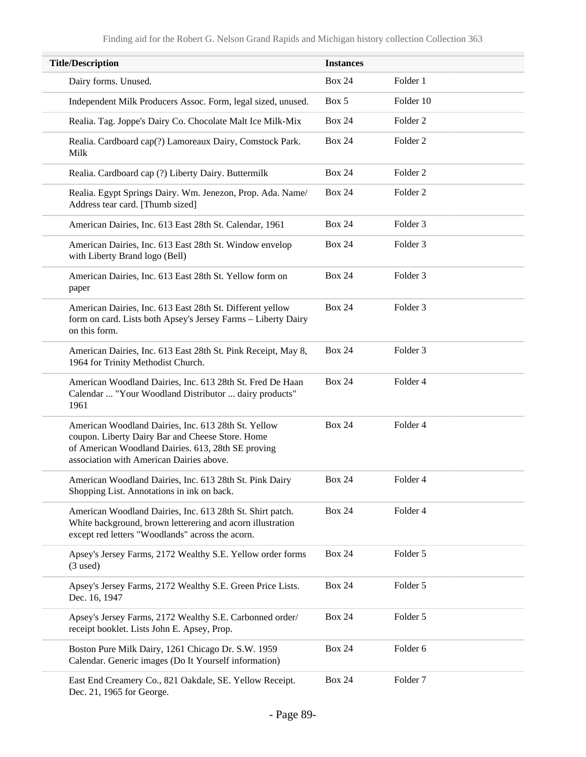| Title/Description | Instances | |
|---|---|---|
| Dairy forms. Unused. | Box 24 | Folder 1 |
| Independent Milk Producers Assoc. Form, legal sized, unused. | Box 5 | Folder 10 |
| Realia. Tag. Joppe's Dairy Co. Chocolate Malt Ice Milk-Mix | Box 24 | Folder 2 |
| Realia. Cardboard cap(?) Lamoreaux Dairy, Comstock Park. Milk | Box 24 | Folder 2 |
| Realia. Cardboard cap (?) Liberty Dairy. Buttermilk | Box 24 | Folder 2 |
| Realia. Egypt Springs Dairy. Wm. Jenezon, Prop. Ada. Name/ Address tear card. [Thumb sized] | Box 24 | Folder 2 |
| American Dairies, Inc. 613 East 28th St. Calendar, 1961 | Box 24 | Folder 3 |
| American Dairies, Inc. 613 East 28th St. Window envelop with Liberty Brand logo (Bell) | Box 24 | Folder 3 |
| American Dairies, Inc. 613 East 28th St. Yellow form on paper | Box 24 | Folder 3 |
| American Dairies, Inc. 613 East 28th St. Different yellow form on card. Lists both Apsey's Jersey Farms – Liberty Dairy on this form. | Box 24 | Folder 3 |
| American Dairies, Inc. 613 East 28th St. Pink Receipt, May 8, 1964 for Trinity Methodist Church. | Box 24 | Folder 3 |
| American Woodland Dairies, Inc. 613 28th St. Fred De Haan Calendar ... "Your Woodland Distributor ... dairy products" 1961 | Box 24 | Folder 4 |
| American Woodland Dairies, Inc. 613 28th St. Yellow coupon. Liberty Dairy Bar and Cheese Store. Home of American Woodland Dairies. 613, 28th SE proving association with American Dairies above. | Box 24 | Folder 4 |
| American Woodland Dairies, Inc. 613 28th St. Pink Dairy Shopping List. Annotations in ink on back. | Box 24 | Folder 4 |
| American Woodland Dairies, Inc. 613 28th St. Shirt patch. White background, brown letterering and acorn illustration except red letters "Woodlands" across the acorn. | Box 24 | Folder 4 |
| Apsey's Jersey Farms, 2172 Wealthy S.E. Yellow order forms (3 used) | Box 24 | Folder 5 |
| Apsey's Jersey Farms, 2172 Wealthy S.E. Green Price Lists. Dec. 16, 1947 | Box 24 | Folder 5 |
| Apsey's Jersey Farms, 2172 Wealthy S.E. Carbonned order/ receipt booklet. Lists John E. Apsey, Prop. | Box 24 | Folder 5 |
| Boston Pure Milk Dairy, 1261 Chicago Dr. S.W. 1959 Calendar. Generic images (Do It Yourself information) | Box 24 | Folder 6 |
| East End Creamery Co., 821 Oakdale, SE. Yellow Receipt. Dec. 21, 1965 for George. | Box 24 | Folder 7 |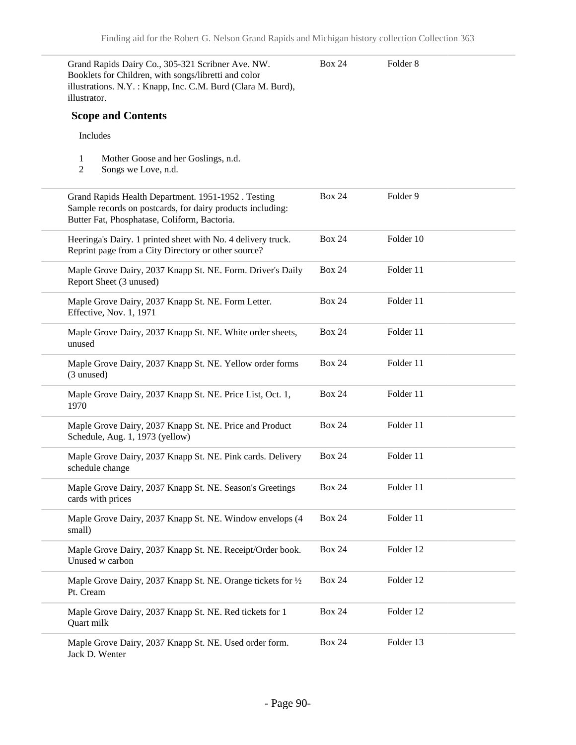| | | |
|---|---|---|
| Grand Rapids Dairy Co., 305-321 Scribner Ave. NW. Booklets for Children, with songs/libretti and color illustrations. N.Y. : Knapp, Inc. C.M. Burd (Clara M. Burd), illustrator. | Box 24 | Folder 8 |

### Scope and Contents

Includes

1. Mother Goose and her Goslings, n.d.
2. Songs we Love, n.d.

| | | |
|---|---|---|
| Grand Rapids Health Department. 1951-1952 . Testing Sample records on postcards, for dairy products including: Butter Fat, Phosphatase, Coliform, Bactoria. | Box 24 | Folder 9 |
| Heeringa's Dairy. 1 printed sheet with No. 4 delivery truck. Reprint page from a City Directory or other source? | Box 24 | Folder 10 |
| Maple Grove Dairy, 2037 Knapp St. NE. Form. Driver's Daily Report Sheet (3 unused) | Box 24 | Folder 11 |
| Maple Grove Dairy, 2037 Knapp St. NE. Form Letter. Effective, Nov. 1, 1971 | Box 24 | Folder 11 |
| Maple Grove Dairy, 2037 Knapp St. NE. White order sheets, unused | Box 24 | Folder 11 |
| Maple Grove Dairy, 2037 Knapp St. NE. Yellow order forms (3 unused) | Box 24 | Folder 11 |
| Maple Grove Dairy, 2037 Knapp St. NE. Price List, Oct. 1, 1970 | Box 24 | Folder 11 |
| Maple Grove Dairy, 2037 Knapp St. NE. Price and Product Schedule, Aug. 1, 1973 (yellow) | Box 24 | Folder 11 |
| Maple Grove Dairy, 2037 Knapp St. NE. Pink cards. Delivery schedule change | Box 24 | Folder 11 |
| Maple Grove Dairy, 2037 Knapp St. NE. Season's Greetings cards with prices | Box 24 | Folder 11 |
| Maple Grove Dairy, 2037 Knapp St. NE. Window envelops (4 small) | Box 24 | Folder 11 |
| Maple Grove Dairy, 2037 Knapp St. NE. Receipt/Order book. Unused w carbon | Box 24 | Folder 12 |
| Maple Grove Dairy, 2037 Knapp St. NE. Orange tickets for ½ Pt. Cream | Box 24 | Folder 12 |
| Maple Grove Dairy, 2037 Knapp St. NE. Red tickets for 1 Quart milk | Box 24 | Folder 12 |
| Maple Grove Dairy, 2037 Knapp St. NE. Used order form. Jack D. Wenter | Box 24 | Folder 13 |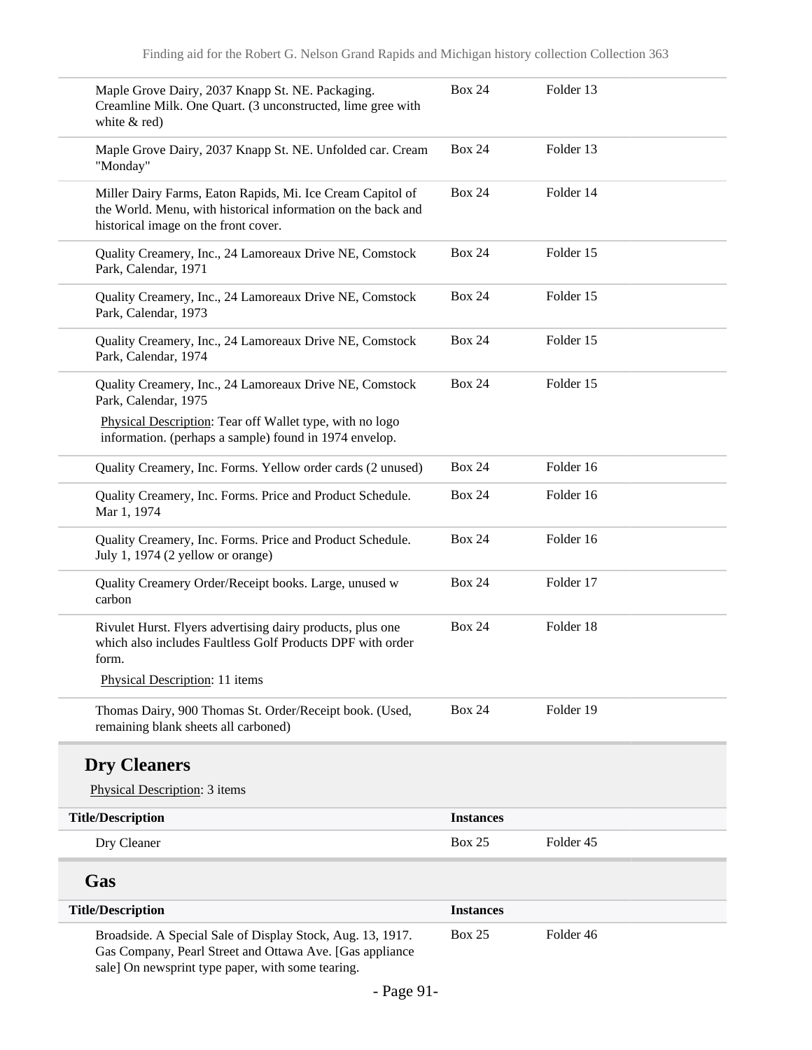| | | |
|---|---|---|
| Maple Grove Dairy, 2037 Knapp St. NE. Packaging. Creamline Milk. One Quart. (3 unconstructed, lime gree with white & red) | Box 24 | Folder 13 |
| Maple Grove Dairy, 2037 Knapp St. NE. Unfolded car. Cream "Monday" | Box 24 | Folder 13 |
| Miller Dairy Farms, Eaton Rapids, Mi. Ice Cream Capitol of the World. Menu, with historical information on the back and historical image on the front cover. | Box 24 | Folder 14 |
| Quality Creamery, Inc., 24 Lamoreaux Drive NE, Comstock Park, Calendar, 1971 | Box 24 | Folder 15 |
| Quality Creamery, Inc., 24 Lamoreaux Drive NE, Comstock Park, Calendar, 1973 | Box 24 | Folder 15 |
| Quality Creamery, Inc., 24 Lamoreaux Drive NE, Comstock Park, Calendar, 1974 | Box 24 | Folder 15 |
| Quality Creamery, Inc., 24 Lamoreaux Drive NE, Comstock Park, Calendar, 1975<br>Physical Description: Tear off Wallet type, with no logo information. (perhaps a sample) found in 1974 envelop. | Box 24 | Folder 15 |
| Quality Creamery, Inc. Forms. Yellow order cards (2 unused) | Box 24 | Folder 16 |
| Quality Creamery, Inc. Forms. Price and Product Schedule. Mar 1, 1974 | Box 24 | Folder 16 |
| Quality Creamery, Inc. Forms. Price and Product Schedule. July 1, 1974 (2 yellow or orange) | Box 24 | Folder 16 |
| Quality Creamery Order/Receipt books. Large, unused w carbon | Box 24 | Folder 17 |
| Rivulet Hurst. Flyers advertising dairy products, plus one which also includes Faultless Golf Products DPF with order form.<br>Physical Description: 11 items | Box 24 | Folder 18 |
| Thomas Dairy, 900 Thomas St. Order/Receipt book. (Used, remaining blank sheets all carboned) | Box 24 | Folder 19 |

## Dry Cleaners

Physical Description: 3 items

| Title/Description | Instances | |
|---|---|---|
| Dry Cleaner | Box 25 | Folder 45 |

## Gas

| Title/Description | Instances | |
|---|---|---|
| Broadside. A Special Sale of Display Stock, Aug. 13, 1917. Gas Company, Pearl Street and Ottawa Ave. [Gas appliance sale] On newsprint type paper, with some tearing. | Box 25 | Folder 46 |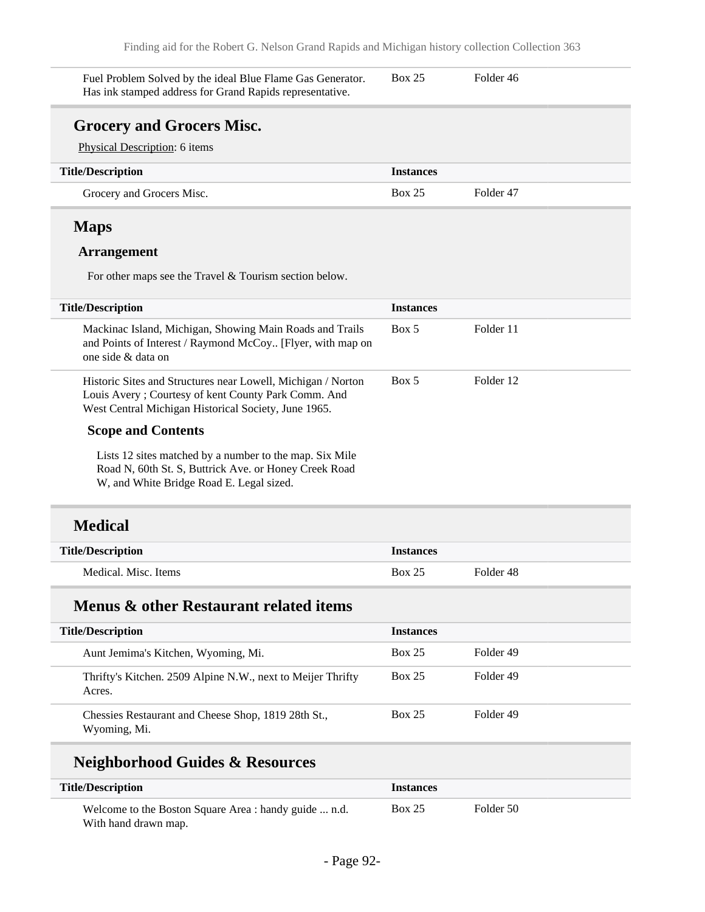| Title/Description | Instances | |
|---|---|---|
| Fuel Problem Solved by the ideal Blue Flame Gas Generator. Has ink stamped address for Grand Rapids representative. | Box 25 | Folder 46 |

## Grocery and Grocers Misc.

Physical Description: 6 items

| Title/Description | Instances | |
|---|---|---|
| Grocery and Grocers Misc. | Box 25 | Folder 47 |

## Maps

### Arrangement

For other maps see the Travel & Tourism section below.

| Title/Description | Instances | |
|---|---|---|
| Mackinac Island, Michigan, Showing Main Roads and Trails and Points of Interest / Raymond McCoy.. [Flyer, with map on one side & data on | Box 5 | Folder 11 |
| Historic Sites and Structures near Lowell, Michigan / Norton Louis Avery ; Courtesy of kent County Park Comm. And West Central Michigan Historical Society, June 1965. | Box 5 | Folder 12 |

#### Scope and Contents

Lists 12 sites matched by a number to the map. Six Mile Road N, 60th St. S, Buttrick Ave. or Honey Creek Road W, and White Bridge Road E. Legal sized.

## Medical

| Title/Description | Instances | |
|---|---|---|
| Medical. Misc. Items | Box 25 | Folder 48 |

## Menus & other Restaurant related items

| Title/Description | Instances | |
|---|---|---|
| Aunt Jemima's Kitchen, Wyoming, Mi. | Box 25 | Folder 49 |
| Thrifty's Kitchen. 2509 Alpine N.W., next to Meijer Thrifty Acres. | Box 25 | Folder 49 |
| Chessies Restaurant and Cheese Shop, 1819 28th St., Wyoming, Mi. | Box 25 | Folder 49 |

## Neighborhood Guides & Resources

| Title/Description | Instances | |
|---|---|---|
| Welcome to the Boston Square Area : handy guide ... n.d. With hand drawn map. | Box 25 | Folder 50 |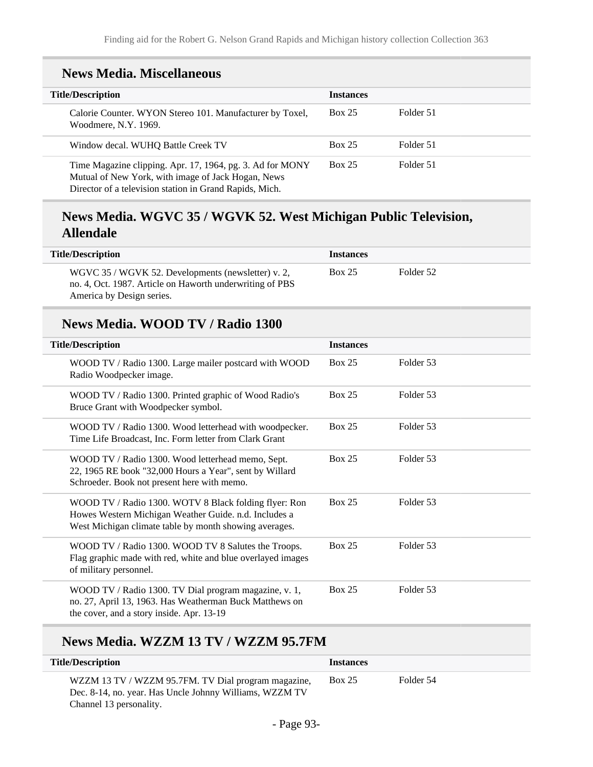## News Media. Miscellaneous

| Title/Description | Instances | |
|---|---|---|
| Calorie Counter. WYON Stereo 101. Manufacturer by Toxel, Woodmere, N.Y. 1969. | Box 25 | Folder 51 |
| Window decal. WUHQ Battle Creek TV | Box 25 | Folder 51 |
| Time Magazine clipping. Apr. 17, 1964, pg. 3. Ad for MONY Mutual of New York, with image of Jack Hogan, News Director of a television station in Grand Rapids, Mich. | Box 25 | Folder 51 |

## News Media. WGVC 35 / WGVK 52. West Michigan Public Television, Allendale

| Title/Description | Instances | |
|---|---|---|
| WGVC 35 / WGVK 52. Developments (newsletter) v. 2, no. 4, Oct. 1987. Article on Haworth underwriting of PBS America by Design series. | Box 25 | Folder 52 |

## News Media. WOOD TV / Radio 1300

| Title/Description | Instances | |
|---|---|---|
| WOOD TV / Radio 1300. Large mailer postcard with WOOD Radio Woodpecker image. | Box 25 | Folder 53 |
| WOOD TV / Radio 1300. Printed graphic of Wood Radio's Bruce Grant with Woodpecker symbol. | Box 25 | Folder 53 |
| WOOD TV / Radio 1300. Wood letterhead with woodpecker. Time Life Broadcast, Inc. Form letter from Clark Grant | Box 25 | Folder 53 |
| WOOD TV / Radio 1300. Wood letterhead memo, Sept. 22, 1965 RE book "32,000 Hours a Year", sent by Willard Schroeder. Book not present here with memo. | Box 25 | Folder 53 |
| WOOD TV / Radio 1300. WOTV 8 Black folding flyer: Ron Howes Western Michigan Weather Guide. n.d. Includes a West Michigan climate table by month showing averages. | Box 25 | Folder 53 |
| WOOD TV / Radio 1300. WOOD TV 8 Salutes the Troops. Flag graphic made with red, white and blue overlayed images of military personnel. | Box 25 | Folder 53 |
| WOOD TV / Radio 1300. TV Dial program magazine, v. 1, no. 27, April 13, 1963. Has Weatherman Buck Matthews on the cover, and a story inside. Apr. 13-19 | Box 25 | Folder 53 |

## News Media. WZZM 13 TV / WZZM 95.7FM

| Title/Description | Instances | |
|---|---|---|
| WZZM 13 TV / WZZM 95.7FM. TV Dial program magazine, Dec. 8-14, no. year. Has Uncle Johnny Williams, WZZM TV Channel 13 personality. | Box 25 | Folder 54 |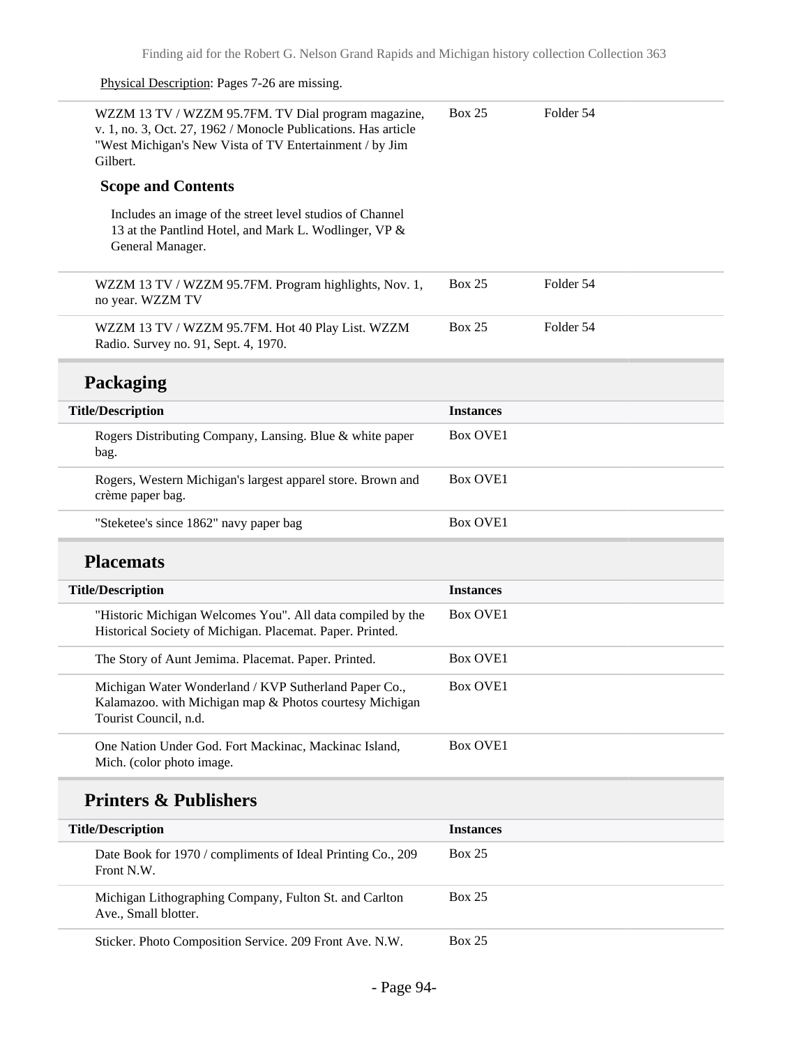Physical Description: Pages 7-26 are missing.

| | | |
|---|---|---|
| WZZM 13 TV / WZZM 95.7FM. TV Dial program magazine, v. 1, no. 3, Oct. 27, 1962 / Monocle Publications. Has article "West Michigan's New Vista of TV Entertainment / by Jim Gilbert. | Box 25 | Folder 54 |

**Scope and Contents**

Includes an image of the street level studios of Channel 13 at the Pantlind Hotel, and Mark L. Wodlinger, VP & General Manager.

| | | |
|---|---|---|
| WZZM 13 TV / WZZM 95.7FM. Program highlights, Nov. 1, no year. WZZM TV | Box 25 | Folder 54 |
| WZZM 13 TV / WZZM 95.7FM. Hot 40 Play List. WZZM Radio. Survey no. 91, Sept. 4, 1970. | Box 25 | Folder 54 |

## Packaging

| Title/Description | Instances |
|---|---|
| Rogers Distributing Company, Lansing. Blue & white paper bag. | Box OVE1 |
| Rogers, Western Michigan's largest apparel store. Brown and crème paper bag. | Box OVE1 |
| "Steketee's since 1862" navy paper bag | Box OVE1 |

## Placemats

| Title/Description | Instances |
|---|---|
| "Historic Michigan Welcomes You". All data compiled by the Historical Society of Michigan. Placemat. Paper. Printed. | Box OVE1 |
| The Story of Aunt Jemima. Placemat. Paper. Printed. | Box OVE1 |
| Michigan Water Wonderland / KVP Sutherland Paper Co., Kalamazoo. with Michigan map & Photos courtesy Michigan Tourist Council, n.d. | Box OVE1 |
| One Nation Under God. Fort Mackinac, Mackinac Island, Mich. (color photo image. | Box OVE1 |

## Printers & Publishers

| Title/Description | Instances |
|---|---|
| Date Book for 1970 / compliments of Ideal Printing Co., 209 Front N.W. | Box 25 |
| Michigan Lithographing Company, Fulton St. and Carlton Ave., Small blotter. | Box 25 |
| Sticker. Photo Composition Service. 209 Front Ave. N.W. | Box 25 |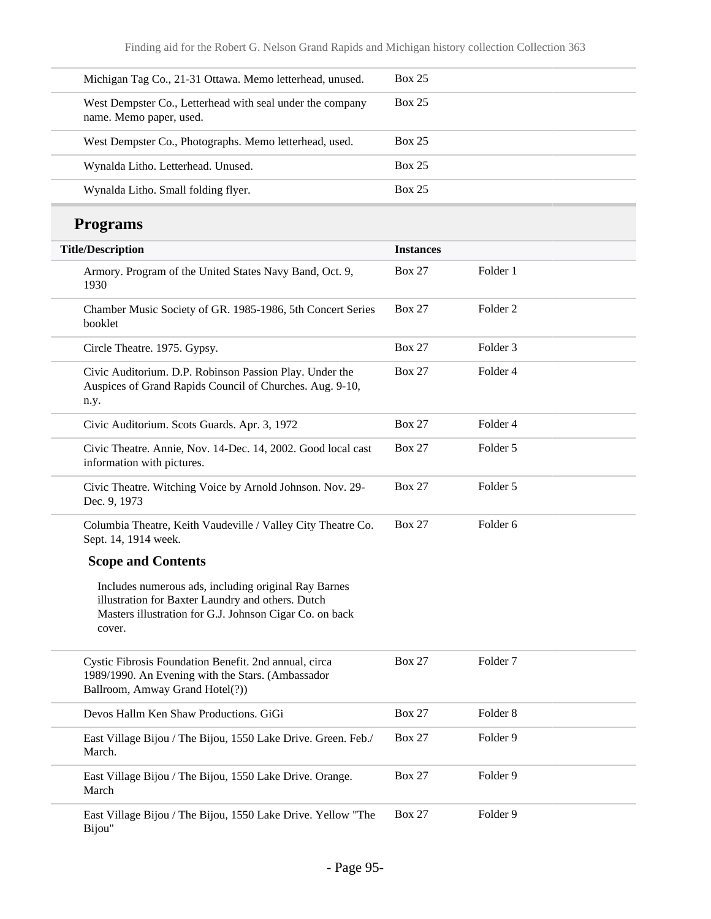| | | |
|---|---|---|
| Michigan Tag Co., 21-31 Ottawa. Memo letterhead, unused. | Box 25 | |
| West Dempster Co., Letterhead with seal under the company name. Memo paper, used. | Box 25 | |
| West Dempster Co., Photographs. Memo letterhead, used. | Box 25 | |
| Wynalda Litho. Letterhead. Unused. | Box 25 | |
| Wynalda Litho. Small folding flyer. | Box 25 | |

## Programs

| Title/Description | Instances | |
|---|---|---|
| Armory. Program of the United States Navy Band, Oct. 9, 1930 | Box 27 | Folder 1 |
| Chamber Music Society of GR. 1985-1986, 5th Concert Series booklet | Box 27 | Folder 2 |
| Circle Theatre. 1975. Gypsy. | Box 27 | Folder 3 |
| Civic Auditorium. D.P. Robinson Passion Play. Under the Auspices of Grand Rapids Council of Churches. Aug. 9-10, n.y. | Box 27 | Folder 4 |
| Civic Auditorium. Scots Guards. Apr. 3, 1972 | Box 27 | Folder 4 |
| Civic Theatre. Annie, Nov. 14-Dec. 14, 2002. Good local cast information with pictures. | Box 27 | Folder 5 |
| Civic Theatre. Witching Voice by Arnold Johnson. Nov. 29-Dec. 9, 1973 | Box 27 | Folder 5 |
| Columbia Theatre, Keith Vaudeville / Valley City Theatre Co. Sept. 14, 1914 week. **Scope and Contents** Includes numerous ads, including original Ray Barnes illustration for Baxter Laundry and others. Dutch Masters illustration for G.J. Johnson Cigar Co. on back cover. | Box 27 | Folder 6 |
| Cystic Fibrosis Foundation Benefit. 2nd annual, circa 1989/1990. An Evening with the Stars. (Ambassador Ballroom, Amway Grand Hotel(?)) | Box 27 | Folder 7 |
| Devos Hallm Ken Shaw Productions. GiGi | Box 27 | Folder 8 |
| East Village Bijou / The Bijou, 1550 Lake Drive. Green. Feb./ March. | Box 27 | Folder 9 |
| East Village Bijou / The Bijou, 1550 Lake Drive. Orange. March | Box 27 | Folder 9 |
| East Village Bijou / The Bijou, 1550 Lake Drive. Yellow "The Bijou" | Box 27 | Folder 9 |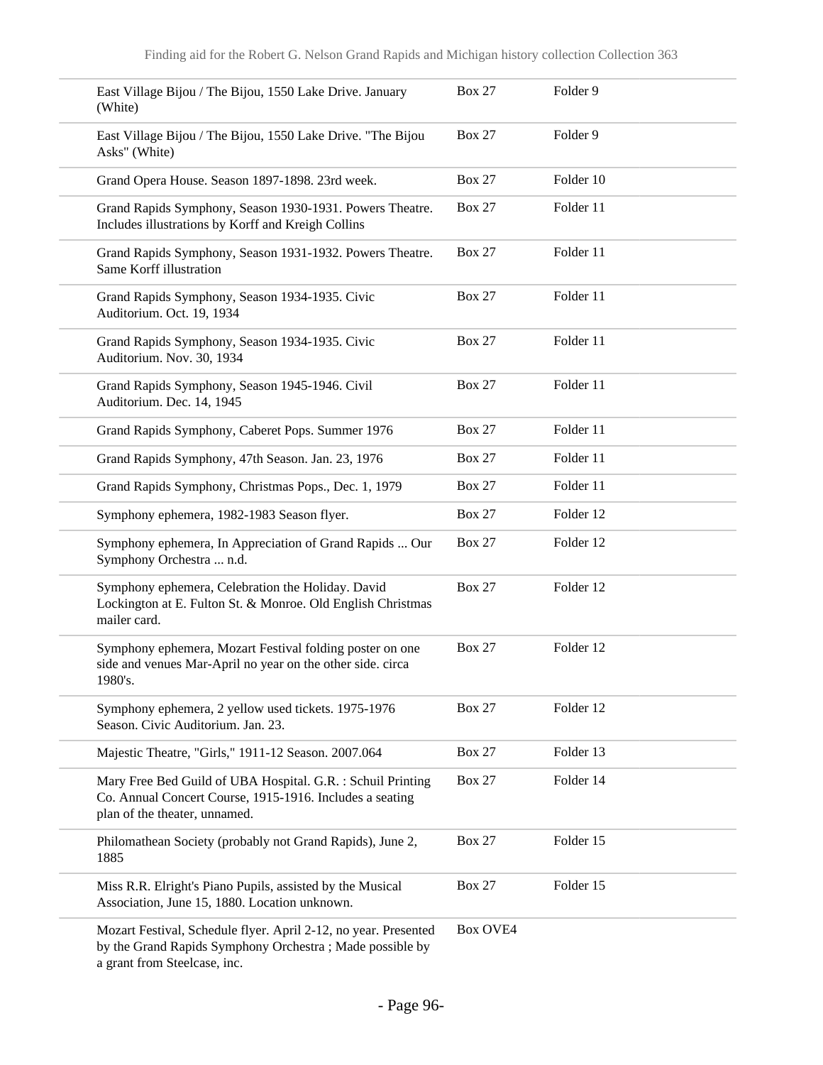| | | |
|---|---|---|
| East Village Bijou / The Bijou, 1550 Lake Drive. January (White) | Box 27 | Folder 9 |
| East Village Bijou / The Bijou, 1550 Lake Drive. "The Bijou Asks" (White) | Box 27 | Folder 9 |
| Grand Opera House. Season 1897-1898. 23rd week. | Box 27 | Folder 10 |
| Grand Rapids Symphony, Season 1930-1931. Powers Theatre. Includes illustrations by Korff and Kreigh Collins | Box 27 | Folder 11 |
| Grand Rapids Symphony, Season 1931-1932. Powers Theatre. Same Korff illustration | Box 27 | Folder 11 |
| Grand Rapids Symphony, Season 1934-1935. Civic Auditorium. Oct. 19, 1934 | Box 27 | Folder 11 |
| Grand Rapids Symphony, Season 1934-1935. Civic Auditorium. Nov. 30, 1934 | Box 27 | Folder 11 |
| Grand Rapids Symphony, Season 1945-1946. Civil Auditorium. Dec. 14, 1945 | Box 27 | Folder 11 |
| Grand Rapids Symphony, Caberet Pops. Summer 1976 | Box 27 | Folder 11 |
| Grand Rapids Symphony, 47th Season. Jan. 23, 1976 | Box 27 | Folder 11 |
| Grand Rapids Symphony, Christmas Pops., Dec. 1, 1979 | Box 27 | Folder 11 |
| Symphony ephemera, 1982-1983 Season flyer. | Box 27 | Folder 12 |
| Symphony ephemera, In Appreciation of Grand Rapids ... Our Symphony Orchestra ... n.d. | Box 27 | Folder 12 |
| Symphony ephemera, Celebration the Holiday. David Lockington at E. Fulton St. & Monroe. Old English Christmas mailer card. | Box 27 | Folder 12 |
| Symphony ephemera, Mozart Festival folding poster on one side and venues Mar-April no year on the other side. circa 1980's. | Box 27 | Folder 12 |
| Symphony ephemera, 2 yellow used tickets. 1975-1976 Season. Civic Auditorium. Jan. 23. | Box 27 | Folder 12 |
| Majestic Theatre, "Girls," 1911-12 Season. 2007.064 | Box 27 | Folder 13 |
| Mary Free Bed Guild of UBA Hospital. G.R. : Schuil Printing Co. Annual Concert Course, 1915-1916. Includes a seating plan of the theater, unnamed. | Box 27 | Folder 14 |
| Philomathean Society (probably not Grand Rapids), June 2, 1885 | Box 27 | Folder 15 |
| Miss R.R. Elright's Piano Pupils, assisted by the Musical Association, June 15, 1880. Location unknown. | Box 27 | Folder 15 |
| Mozart Festival, Schedule flyer. April 2-12, no year. Presented by the Grand Rapids Symphony Orchestra ; Made possible by a grant from Steelcase, inc. | Box OVE4 | |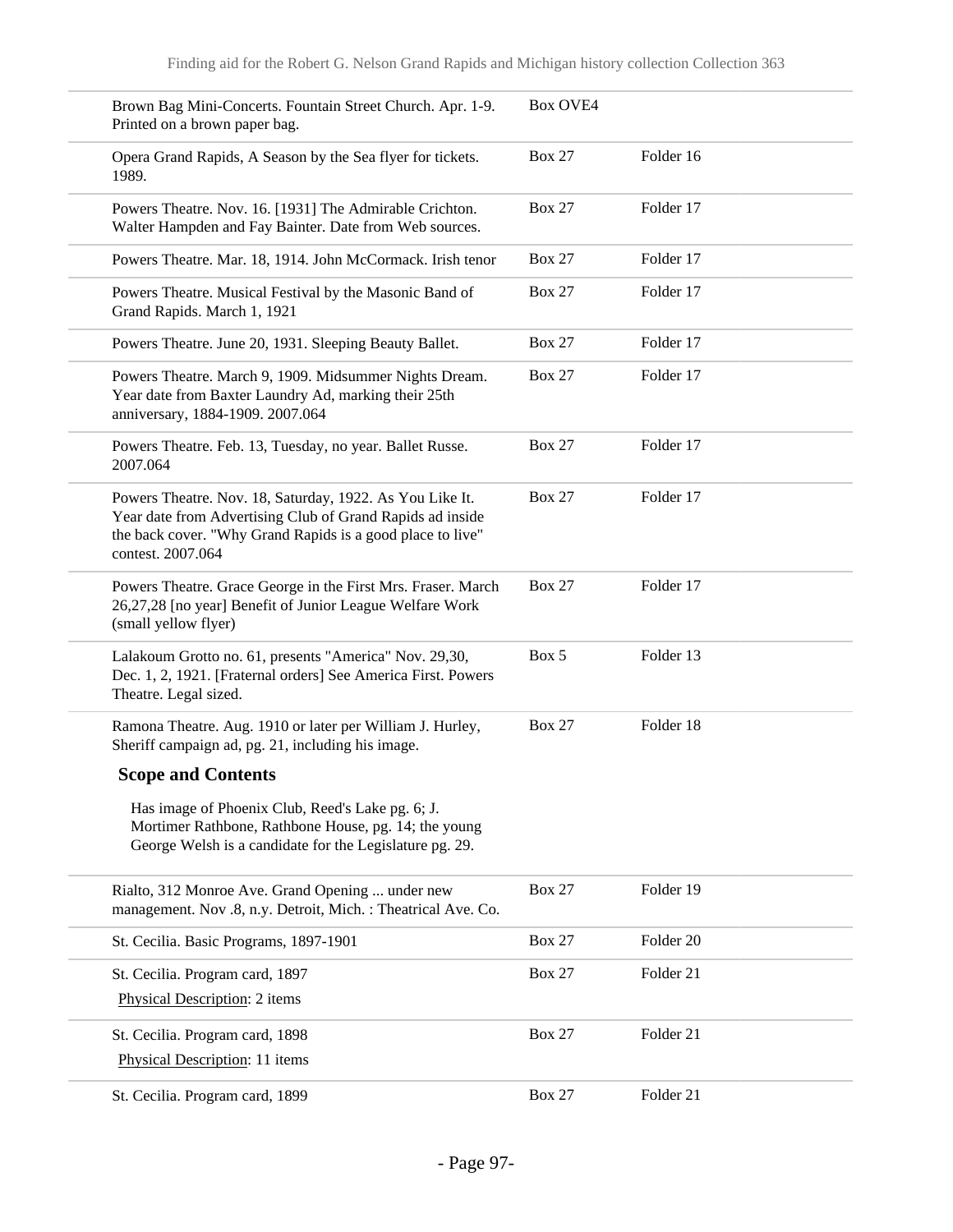| | | |
|---|---|---|
| Brown Bag Mini-Concerts. Fountain Street Church. Apr. 1-9. Printed on a brown paper bag. | Box OVE4 | |
| Opera Grand Rapids, A Season by the Sea flyer for tickets. 1989. | Box 27 | Folder 16 |
| Powers Theatre. Nov. 16. [1931] The Admirable Crichton. Walter Hampden and Fay Bainter. Date from Web sources. | Box 27 | Folder 17 |
| Powers Theatre. Mar. 18, 1914. John McCormack. Irish tenor | Box 27 | Folder 17 |
| Powers Theatre. Musical Festival by the Masonic Band of Grand Rapids. March 1, 1921 | Box 27 | Folder 17 |
| Powers Theatre. June 20, 1931. Sleeping Beauty Ballet. | Box 27 | Folder 17 |
| Powers Theatre. March 9, 1909. Midsummer Nights Dream. Year date from Baxter Laundry Ad, marking their 25th anniversary, 1884-1909. 2007.064 | Box 27 | Folder 17 |
| Powers Theatre. Feb. 13, Tuesday, no year. Ballet Russe. 2007.064 | Box 27 | Folder 17 |
| Powers Theatre. Nov. 18, Saturday, 1922. As You Like It. Year date from Advertising Club of Grand Rapids ad inside the back cover. "Why Grand Rapids is a good place to live" contest. 2007.064 | Box 27 | Folder 17 |
| Powers Theatre. Grace George in the First Mrs. Fraser. March 26,27,28 [no year] Benefit of Junior League Welfare Work (small yellow flyer) | Box 27 | Folder 17 |
| Lalakoum Grotto no. 61, presents "America" Nov. 29,30, Dec. 1, 2, 1921. [Fraternal orders] See America First. Powers Theatre. Legal sized. | Box 5 | Folder 13 |
| Ramona Theatre. Aug. 1910 or later per William J. Hurley, Sheriff campaign ad, pg. 21, including his image.<br><br>**Scope and Contents**<br><br>Has image of Phoenix Club, Reed's Lake pg. 6; J. Mortimer Rathbone, Rathbone House, pg. 14; the young George Welsh is a candidate for the Legislature pg. 29. | Box 27 | Folder 18 |
| Rialto, 312 Monroe Ave. Grand Opening ... under new management. Nov .8, n.y. Detroit, Mich. : Theatrical Ave. Co. | Box 27 | Folder 19 |
| St. Cecilia. Basic Programs, 1897-1901 | Box 27 | Folder 20 |
| St. Cecilia. Program card, 1897<br>Physical Description: 2 items | Box 27 | Folder 21 |
| St. Cecilia. Program card, 1898<br>Physical Description: 11 items | Box 27 | Folder 21 |
| St. Cecilia. Program card, 1899 | Box 27 | Folder 21 |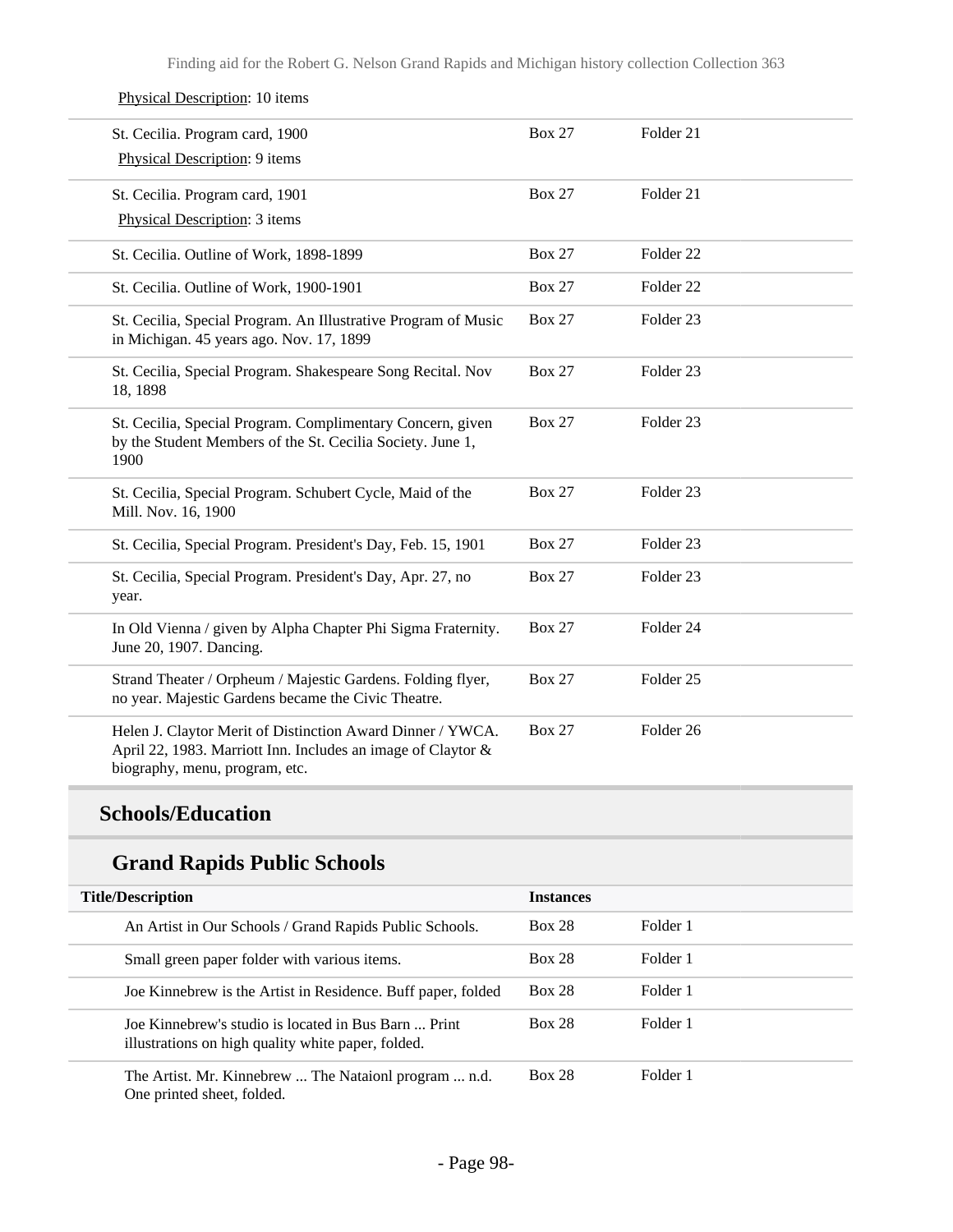Physical Description: 10 items

| | | |
|---|---|---|
| St. Cecilia. Program card, 1900<br>Physical Description: 9 items | Box 27 | Folder 21 |
| St. Cecilia. Program card, 1901<br>Physical Description: 3 items | Box 27 | Folder 21 |
| St. Cecilia. Outline of Work, 1898-1899 | Box 27 | Folder 22 |
| St. Cecilia. Outline of Work, 1900-1901 | Box 27 | Folder 22 |
| St. Cecilia, Special Program. An Illustrative Program of Music in Michigan. 45 years ago. Nov. 17, 1899 | Box 27 | Folder 23 |
| St. Cecilia, Special Program. Shakespeare Song Recital. Nov 18, 1898 | Box 27 | Folder 23 |
| St. Cecilia, Special Program. Complimentary Concern, given by the Student Members of the St. Cecilia Society. June 1, 1900 | Box 27 | Folder 23 |
| St. Cecilia, Special Program. Schubert Cycle, Maid of the Mill. Nov. 16, 1900 | Box 27 | Folder 23 |
| St. Cecilia, Special Program. President's Day, Feb. 15, 1901 | Box 27 | Folder 23 |
| St. Cecilia, Special Program. President's Day, Apr. 27, no year. | Box 27 | Folder 23 |
| In Old Vienna / given by Alpha Chapter Phi Sigma Fraternity. June 20, 1907. Dancing. | Box 27 | Folder 24 |
| Strand Theater / Orpheum / Majestic Gardens. Folding flyer, no year. Majestic Gardens became the Civic Theatre. | Box 27 | Folder 25 |
| Helen J. Claytor Merit of Distinction Award Dinner / YWCA. April 22, 1983. Marriott Inn. Includes an image of Claytor & biography, menu, program, etc. | Box 27 | Folder 26 |

## Schools/Education

### Grand Rapids Public Schools

| Title/Description | Instances | |
|---|---|---|
| An Artist in Our Schools / Grand Rapids Public Schools. | Box 28 | Folder 1 |
| Small green paper folder with various items. | Box 28 | Folder 1 |
| Joe Kinnebrew is the Artist in Residence. Buff paper, folded | Box 28 | Folder 1 |
| Joe Kinnebrew's studio is located in Bus Barn ... Print illustrations on high quality white paper, folded. | Box 28 | Folder 1 |
| The Artist. Mr. Kinnebrew ... The Nataionl program ... n.d. One printed sheet, folded. | Box 28 | Folder 1 |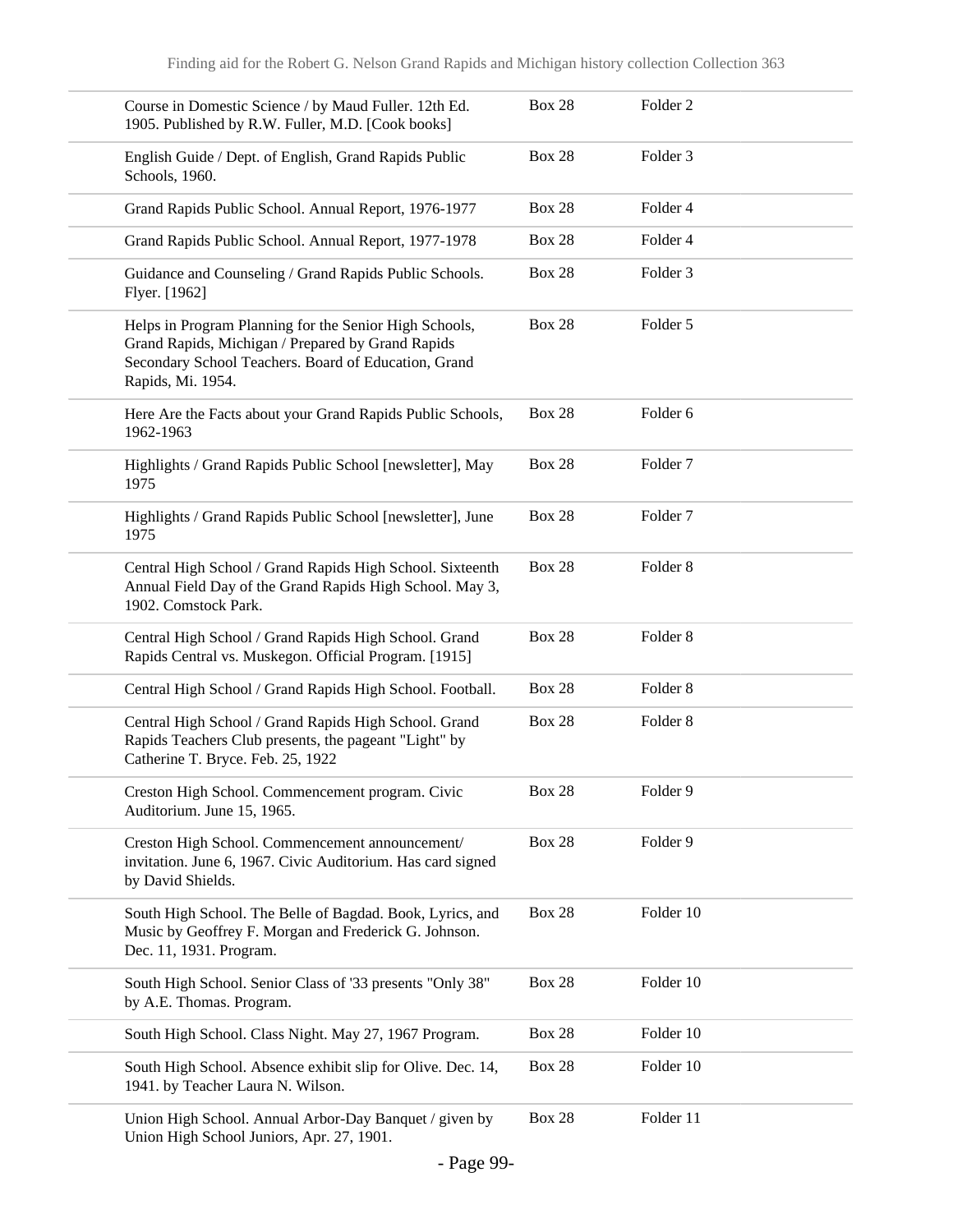| | | |
|---|---|---|
| Course in Domestic Science / by Maud Fuller. 12th Ed. 1905. Published by R.W. Fuller, M.D. [Cook books] | Box 28 | Folder 2 |
| English Guide / Dept. of English, Grand Rapids Public Schools, 1960. | Box 28 | Folder 3 |
| Grand Rapids Public School. Annual Report, 1976-1977 | Box 28 | Folder 4 |
| Grand Rapids Public School. Annual Report, 1977-1978 | Box 28 | Folder 4 |
| Guidance and Counseling / Grand Rapids Public Schools. Flyer. [1962] | Box 28 | Folder 3 |
| Helps in Program Planning for the Senior High Schools, Grand Rapids, Michigan / Prepared by Grand Rapids Secondary School Teachers. Board of Education, Grand Rapids, Mi. 1954. | Box 28 | Folder 5 |
| Here Are the Facts about your Grand Rapids Public Schools, 1962-1963 | Box 28 | Folder 6 |
| Highlights / Grand Rapids Public School [newsletter], May 1975 | Box 28 | Folder 7 |
| Highlights / Grand Rapids Public School [newsletter], June 1975 | Box 28 | Folder 7 |
| Central High School / Grand Rapids High School. Sixteenth Annual Field Day of the Grand Rapids High School. May 3, 1902. Comstock Park. | Box 28 | Folder 8 |
| Central High School / Grand Rapids High School. Grand Rapids Central vs. Muskegon. Official Program. [1915] | Box 28 | Folder 8 |
| Central High School / Grand Rapids High School. Football. | Box 28 | Folder 8 |
| Central High School / Grand Rapids High School. Grand Rapids Teachers Club presents, the pageant "Light" by Catherine T. Bryce. Feb. 25, 1922 | Box 28 | Folder 8 |
| Creston High School. Commencement program. Civic Auditorium. June 15, 1965. | Box 28 | Folder 9 |
| Creston High School. Commencement announcement/ invitation. June 6, 1967. Civic Auditorium. Has card signed by David Shields. | Box 28 | Folder 9 |
| South High School. The Belle of Bagdad. Book, Lyrics, and Music by Geoffrey F. Morgan and Frederick G. Johnson. Dec. 11, 1931. Program. | Box 28 | Folder 10 |
| South High School. Senior Class of '33 presents "Only 38" by A.E. Thomas. Program. | Box 28 | Folder 10 |
| South High School. Class Night. May 27, 1967 Program. | Box 28 | Folder 10 |
| South High School. Absence exhibit slip for Olive. Dec. 14, 1941. by Teacher Laura N. Wilson. | Box 28 | Folder 10 |
| Union High School. Annual Arbor-Day Banquet / given by Union High School Juniors, Apr. 27, 1901. | Box 28 | Folder 11 |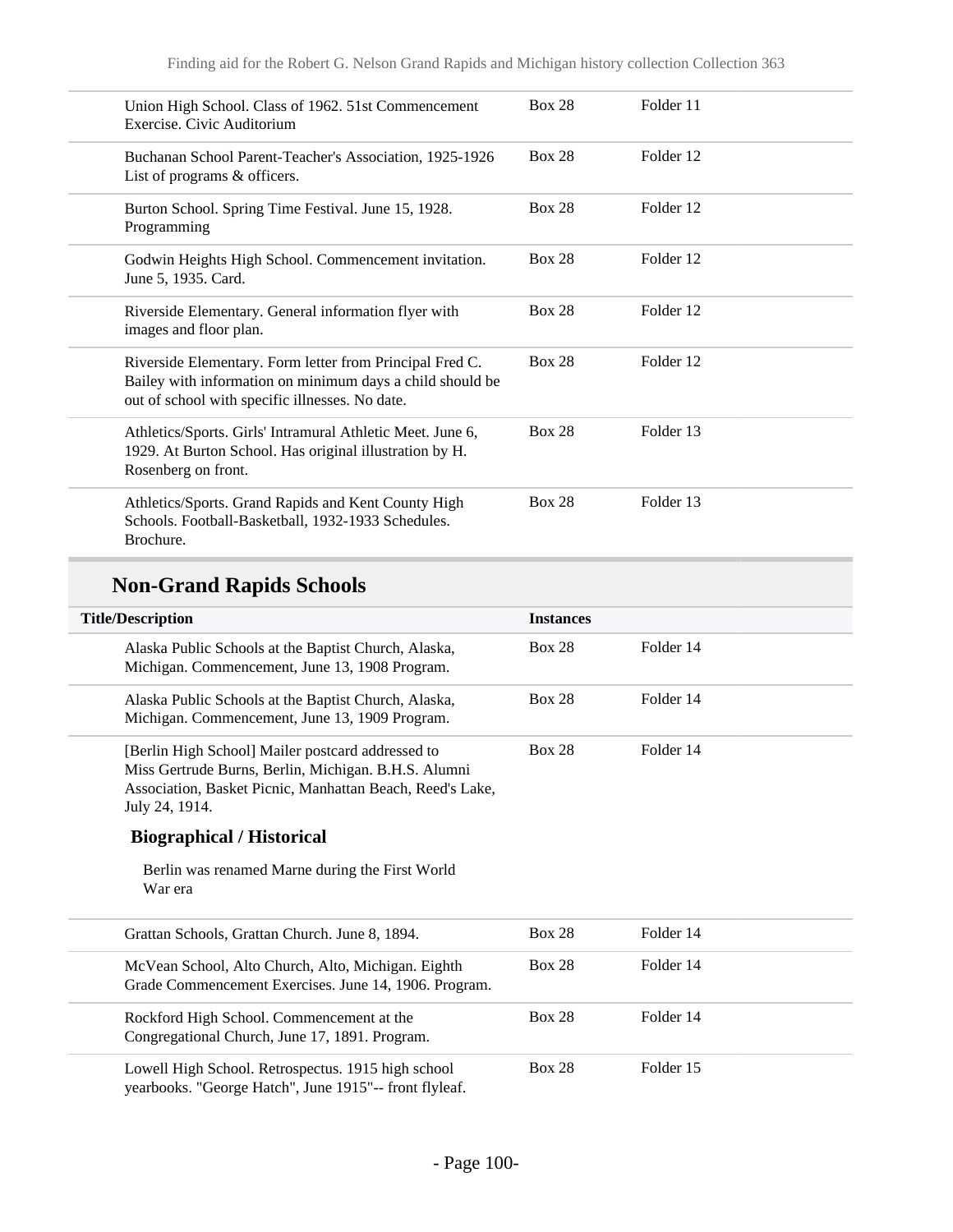| Title/Description | Instances | |
|---|---|---|
| Union High School. Class of 1962. 51st Commencement Exercise. Civic Auditorium | Box 28 | Folder 11 |
| Buchanan School Parent-Teacher's Association, 1925-1926 List of programs & officers. | Box 28 | Folder 12 |
| Burton School. Spring Time Festival. June 15, 1928. Programming | Box 28 | Folder 12 |
| Godwin Heights High School. Commencement invitation. June 5, 1935. Card. | Box 28 | Folder 12 |
| Riverside Elementary. General information flyer with images and floor plan. | Box 28 | Folder 12 |
| Riverside Elementary. Form letter from Principal Fred C. Bailey with information on minimum days a child should be out of school with specific illnesses. No date. | Box 28 | Folder 12 |
| Athletics/Sports. Girls' Intramural Athletic Meet. June 6, 1929. At Burton School. Has original illustration by H. Rosenberg on front. | Box 28 | Folder 13 |
| Athletics/Sports. Grand Rapids and Kent County High Schools. Football-Basketball, 1932-1933 Schedules. Brochure. | Box 28 | Folder 13 |

## Non-Grand Rapids Schools

| Title/Description | Instances | |
|---|---|---|
| Alaska Public Schools at the Baptist Church, Alaska, Michigan. Commencement, June 13, 1908 Program. | Box 28 | Folder 14 |
| Alaska Public Schools at the Baptist Church, Alaska, Michigan. Commencement, June 13, 1909 Program. | Box 28 | Folder 14 |
| [Berlin High School] Mailer postcard addressed to Miss Gertrude Burns, Berlin, Michigan. B.H.S. Alumni Association, Basket Picnic, Manhattan Beach, Reed's Lake, July 24, 1914. **Biographical / Historical** Berlin was renamed Marne during the First World War era | Box 28 | Folder 14 |
| Grattan Schools, Grattan Church. June 8, 1894. | Box 28 | Folder 14 |
| McVean School, Alto Church, Alto, Michigan. Eighth Grade Commencement Exercises. June 14, 1906. Program. | Box 28 | Folder 14 |
| Rockford High School. Commencement at the Congregational Church, June 17, 1891. Program. | Box 28 | Folder 14 |
| Lowell High School. Retrospectus. 1915 high school yearbooks. "George Hatch", June 1915"-- front flyleaf. | Box 28 | Folder 15 |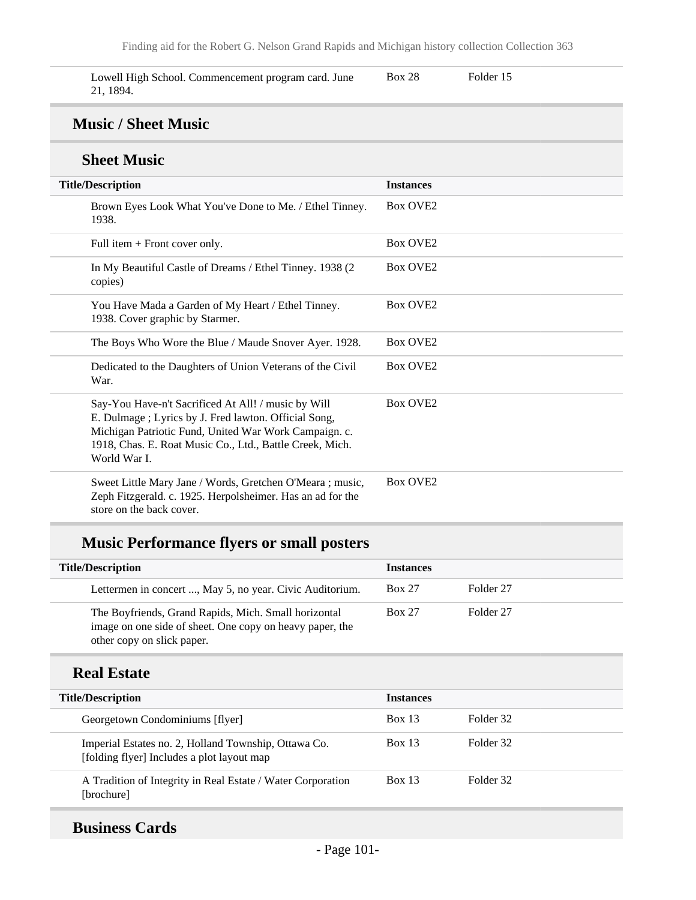| | | |
|---|---|---|
| Lowell High School. Commencement program card. June 21, 1894. | Box 28 | Folder 15 |

## Music / Sheet Music

### Sheet Music

| Title/Description | Instances |
|---|---|
| Brown Eyes Look What You've Done to Me. / Ethel Tinney. 1938. | Box OVE2 |
| Full item + Front cover only. | Box OVE2 |
| In My Beautiful Castle of Dreams / Ethel Tinney. 1938 (2 copies) | Box OVE2 |
| You Have Mada a Garden of My Heart / Ethel Tinney. 1938. Cover graphic by Starmer. | Box OVE2 |
| The Boys Who Wore the Blue / Maude Snover Ayer. 1928. | Box OVE2 |
| Dedicated to the Daughters of Union Veterans of the Civil War. | Box OVE2 |
| Say-You Have-n't Sacrificed At All! / music by Will E. Dulmage ; Lyrics by J. Fred lawton. Official Song, Michigan Patriotic Fund, United War Work Campaign. c. 1918, Chas. E. Roat Music Co., Ltd., Battle Creek, Mich. World War I. | Box OVE2 |
| Sweet Little Mary Jane / Words, Gretchen O'Meara ; music, Zeph Fitzgerald. c. 1925. Herpolsheimer. Has an ad for the store on the back cover. | Box OVE2 |

### Music Performance flyers or small posters

| Title/Description | Instances | |
|---|---|---|
| Lettermen in concert ..., May 5, no year. Civic Auditorium. | Box 27 | Folder 27 |
| The Boyfriends, Grand Rapids, Mich. Small horizontal image on one side of sheet. One copy on heavy paper, the other copy on slick paper. | Box 27 | Folder 27 |

## Real Estate

| Title/Description | Instances | |
|---|---|---|
| Georgetown Condominiums [flyer] | Box 13 | Folder 32 |
| Imperial Estates no. 2, Holland Township, Ottawa Co. [folding flyer] Includes a plot layout map | Box 13 | Folder 32 |
| A Tradition of Integrity in Real Estate / Water Corporation [brochure] | Box 13 | Folder 32 |

## Business Cards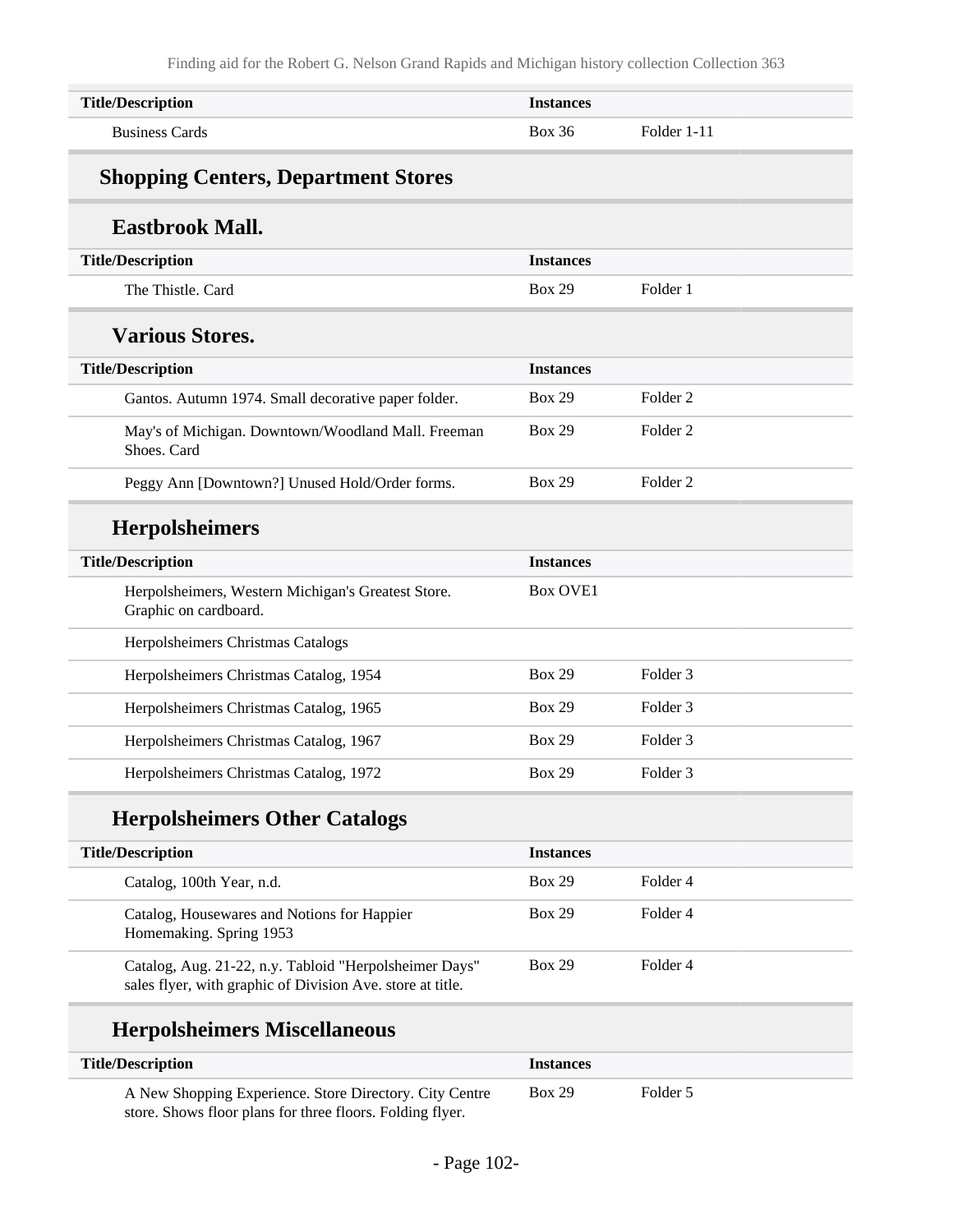| Title/Description | Instances | |
|---|---|---|
| Business Cards | Box 36 | Folder 1-11 |

## Shopping Centers, Department Stores

### Eastbrook Mall.

| Title/Description | Instances | |
|---|---|---|
| The Thistle. Card | Box 29 | Folder 1 |

### Various Stores.

| Title/Description | Instances | |
|---|---|---|
| Gantos. Autumn 1974. Small decorative paper folder. | Box 29 | Folder 2 |
| May's of Michigan. Downtown/Woodland Mall. Freeman Shoes. Card | Box 29 | Folder 2 |
| Peggy Ann [Downtown?] Unused Hold/Order forms. | Box 29 | Folder 2 |

### Herpolsheimers

| Title/Description | Instances | |
|---|---|---|
| Herpolsheimers, Western Michigan's Greatest Store. Graphic on cardboard. | Box OVE1 | |
| Herpolsheimers Christmas Catalogs | | |
| Herpolsheimers Christmas Catalog, 1954 | Box 29 | Folder 3 |
| Herpolsheimers Christmas Catalog, 1965 | Box 29 | Folder 3 |
| Herpolsheimers Christmas Catalog, 1967 | Box 29 | Folder 3 |
| Herpolsheimers Christmas Catalog, 1972 | Box 29 | Folder 3 |

### Herpolsheimers Other Catalogs

| Title/Description | Instances | |
|---|---|---|
| Catalog, 100th Year, n.d. | Box 29 | Folder 4 |
| Catalog, Housewares and Notions for Happier Homemaking. Spring 1953 | Box 29 | Folder 4 |
| Catalog, Aug. 21-22, n.y. Tabloid "Herpolsheimer Days" sales flyer, with graphic of Division Ave. store at title. | Box 29 | Folder 4 |

### Herpolsheimers Miscellaneous

| Title/Description | Instances | |
|---|---|---|
| A New Shopping Experience. Store Directory. City Centre store. Shows floor plans for three floors. Folding flyer. | Box 29 | Folder 5 |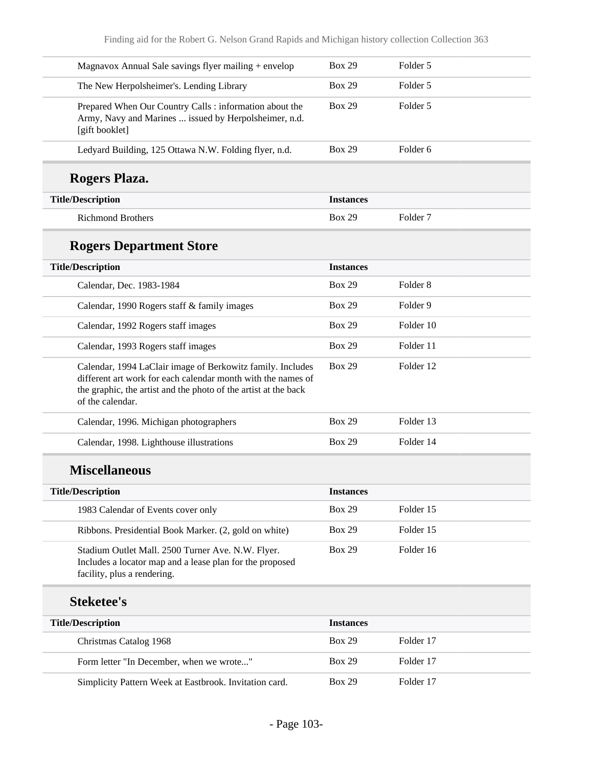| Title/Description | Instances | |
|---|---|---|
| Magnavox Annual Sale savings flyer mailing + envelop | Box 29 | Folder 5 |
| The New Herpolsheimer's. Lending Library | Box 29 | Folder 5 |
| Prepared When Our Country Calls : information about the Army, Navy and Marines ... issued by Herpolsheimer, n.d. [gift booklet] | Box 29 | Folder 5 |
| Ledyard Building, 125 Ottawa N.W. Folding flyer, n.d. | Box 29 | Folder 6 |

## Rogers Plaza.

| Title/Description | Instances | |
|---|---|---|
| Richmond Brothers | Box 29 | Folder 7 |

## Rogers Department Store

| Title/Description | Instances | |
|---|---|---|
| Calendar, Dec. 1983-1984 | Box 29 | Folder 8 |
| Calendar, 1990 Rogers staff & family images | Box 29 | Folder 9 |
| Calendar, 1992 Rogers staff images | Box 29 | Folder 10 |
| Calendar, 1993 Rogers staff images | Box 29 | Folder 11 |
| Calendar, 1994 LaClair image of Berkowitz family. Includes different art work for each calendar month with the names of the graphic, the artist and the photo of the artist at the back of the calendar. | Box 29 | Folder 12 |
| Calendar, 1996. Michigan photographers | Box 29 | Folder 13 |
| Calendar, 1998. Lighthouse illustrations | Box 29 | Folder 14 |

## Miscellaneous

| Title/Description | Instances | |
|---|---|---|
| 1983 Calendar of Events cover only | Box 29 | Folder 15 |
| Ribbons. Presidential Book Marker. (2, gold on white) | Box 29 | Folder 15 |
| Stadium Outlet Mall. 2500 Turner Ave. N.W. Flyer. Includes a locator map and a lease plan for the proposed facility, plus a rendering. | Box 29 | Folder 16 |

## Steketee's

| Title/Description | Instances | |
|---|---|---|
| Christmas Catalog 1968 | Box 29 | Folder 17 |
| Form letter "In December, when we wrote..." | Box 29 | Folder 17 |
| Simplicity Pattern Week at Eastbrook. Invitation card. | Box 29 | Folder 17 |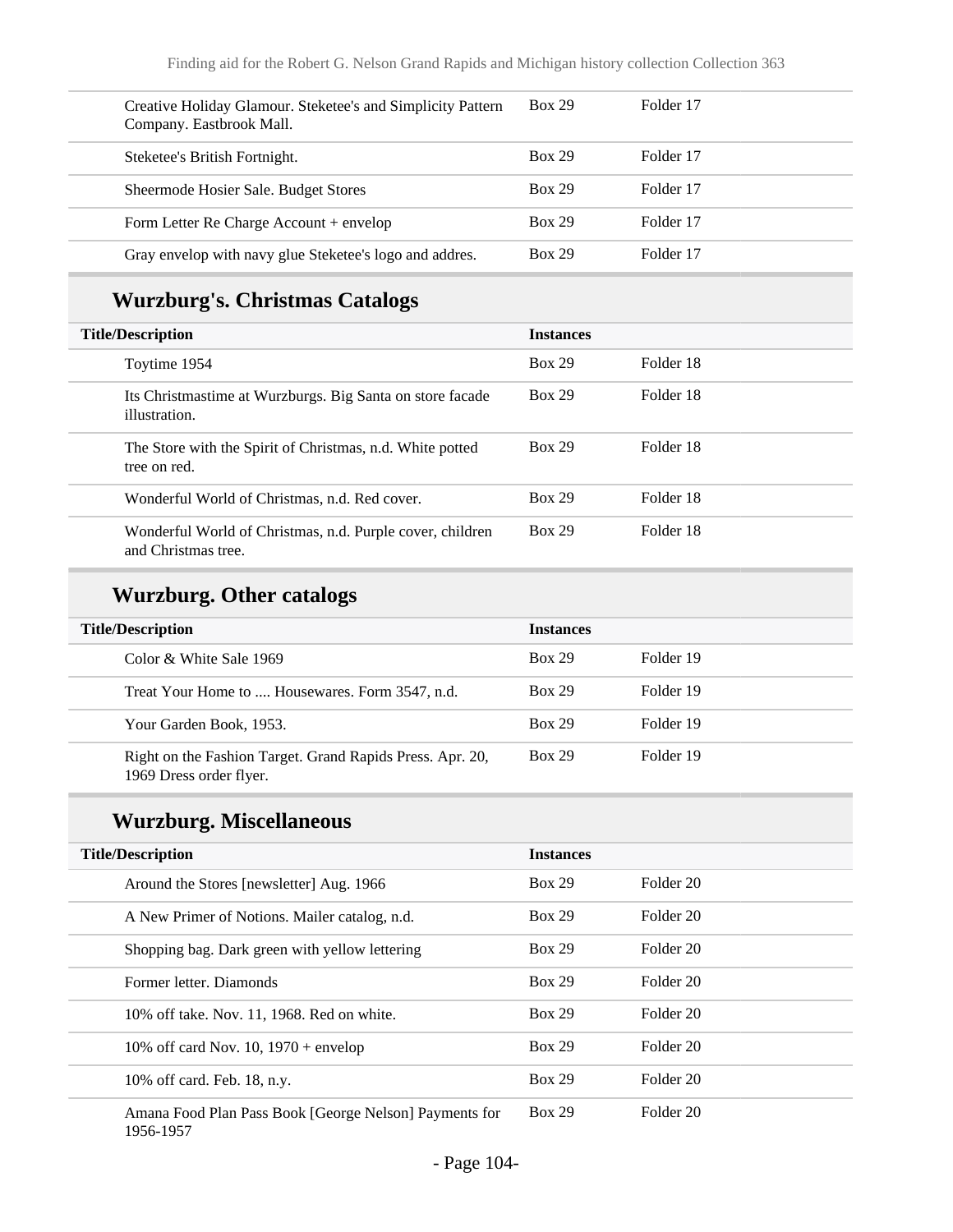| Title/Description | Instances | |
|---|---|---|
| Creative Holiday Glamour. Steketee's and Simplicity Pattern Company. Eastbrook Mall. | Box 29 | Folder 17 |
| Steketee's British Fortnight. | Box 29 | Folder 17 |
| Sheermode Hosier Sale. Budget Stores | Box 29 | Folder 17 |
| Form Letter Re Charge Account + envelop | Box 29 | Folder 17 |
| Gray envelop with navy glue Steketee's logo and addres. | Box 29 | Folder 17 |

## Wurzburg's. Christmas Catalogs

| Title/Description | Instances | |
|---|---|---|
| Toytime 1954 | Box 29 | Folder 18 |
| Its Christmastime at Wurzburgs. Big Santa on store facade illustration. | Box 29 | Folder 18 |
| The Store with the Spirit of Christmas, n.d. White potted tree on red. | Box 29 | Folder 18 |
| Wonderful World of Christmas, n.d. Red cover. | Box 29 | Folder 18 |
| Wonderful World of Christmas, n.d. Purple cover, children and Christmas tree. | Box 29 | Folder 18 |

## Wurzburg. Other catalogs

| Title/Description | Instances | |
|---|---|---|
| Color & White Sale 1969 | Box 29 | Folder 19 |
| Treat Your Home to .... Housewares. Form 3547, n.d. | Box 29 | Folder 19 |
| Your Garden Book, 1953. | Box 29 | Folder 19 |
| Right on the Fashion Target. Grand Rapids Press. Apr. 20, 1969 Dress order flyer. | Box 29 | Folder 19 |

## Wurzburg. Miscellaneous

| Title/Description | Instances | |
|---|---|---|
| Around the Stores [newsletter] Aug. 1966 | Box 29 | Folder 20 |
| A New Primer of Notions. Mailer catalog, n.d. | Box 29 | Folder 20 |
| Shopping bag. Dark green with yellow lettering | Box 29 | Folder 20 |
| Former letter. Diamonds | Box 29 | Folder 20 |
| 10% off take. Nov. 11, 1968. Red on white. | Box 29 | Folder 20 |
| 10% off card Nov. 10, 1970 + envelop | Box 29 | Folder 20 |
| 10% off card. Feb. 18, n.y. | Box 29 | Folder 20 |
| Amana Food Plan Pass Book [George Nelson] Payments for 1956-1957 | Box 29 | Folder 20 |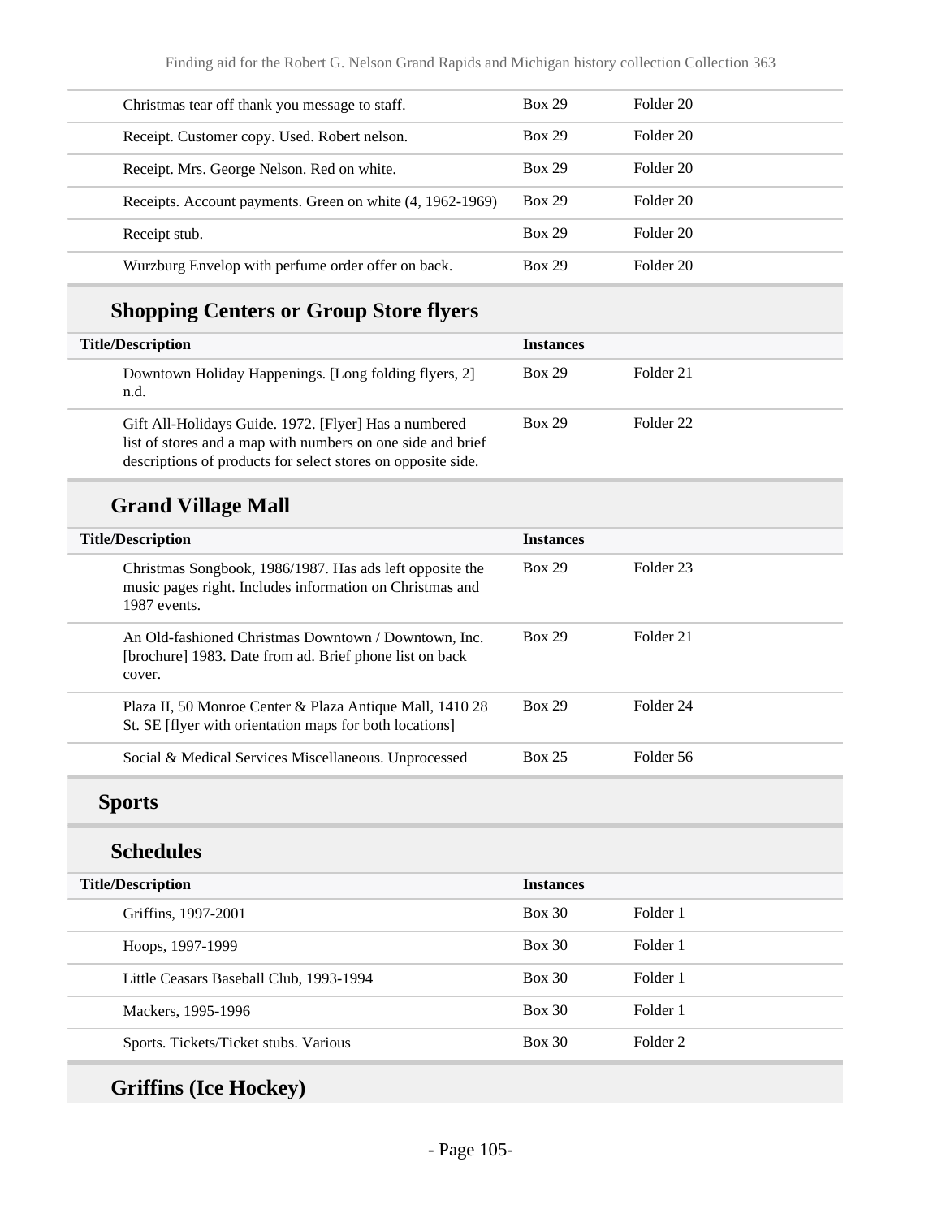| | | |
|---|---|---|
| Christmas tear off thank you message to staff. | Box 29 | Folder 20 |
| Receipt. Customer copy. Used. Robert nelson. | Box 29 | Folder 20 |
| Receipt. Mrs. George Nelson. Red on white. | Box 29 | Folder 20 |
| Receipts. Account payments. Green on white (4, 1962-1969) | Box 29 | Folder 20 |
| Receipt stub. | Box 29 | Folder 20 |
| Wurzburg Envelop with perfume order offer on back. | Box 29 | Folder 20 |

### Shopping Centers or Group Store flyers

| Title/Description | Instances | |
|---|---|---|
| Downtown Holiday Happenings. [Long folding flyers, 2] n.d. | Box 29 | Folder 21 |
| Gift All-Holidays Guide. 1972. [Flyer] Has a numbered list of stores and a map with numbers on one side and brief descriptions of products for select stores on opposite side. | Box 29 | Folder 22 |

### Grand Village Mall

| Title/Description | Instances | |
|---|---|---|
| Christmas Songbook, 1986/1987. Has ads left opposite the music pages right. Includes information on Christmas and 1987 events. | Box 29 | Folder 23 |
| An Old-fashioned Christmas Downtown / Downtown, Inc. [brochure] 1983. Date from ad. Brief phone list on back cover. | Box 29 | Folder 21 |
| Plaza II, 50 Monroe Center & Plaza Antique Mall, 1410 28 St. SE [flyer with orientation maps for both locations] | Box 29 | Folder 24 |
| Social & Medical Services Miscellaneous. Unprocessed | Box 25 | Folder 56 |

## Sports

### Schedules

| Title/Description | Instances | |
|---|---|---|
| Griffins, 1997-2001 | Box 30 | Folder 1 |
| Hoops, 1997-1999 | Box 30 | Folder 1 |
| Little Ceasars Baseball Club, 1993-1994 | Box 30 | Folder 1 |
| Mackers, 1995-1996 | Box 30 | Folder 1 |
| Sports. Tickets/Ticket stubs. Various | Box 30 | Folder 2 |

### Griffins (Ice Hockey)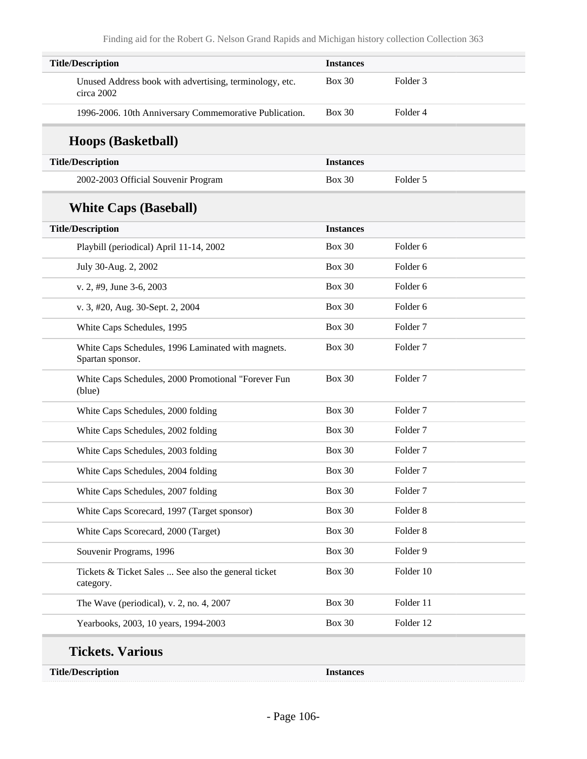| Title/Description | Instances | |
|---|---|---|
| Unused Address book with advertising, terminology, etc. circa 2002 | Box 30 | Folder 3 |
| 1996-2006. 10th Anniversary Commemorative Publication. | Box 30 | Folder 4 |

### Hoops (Basketball)

| Title/Description | Instances | |
|---|---|---|
| 2002-2003 Official Souvenir Program | Box 30 | Folder 5 |

### White Caps (Baseball)

| Title/Description | Instances | |
|---|---|---|
| Playbill (periodical) April 11-14, 2002 | Box 30 | Folder 6 |
| July 30-Aug. 2, 2002 | Box 30 | Folder 6 |
| v. 2, #9, June 3-6, 2003 | Box 30 | Folder 6 |
| v. 3, #20, Aug. 30-Sept. 2, 2004 | Box 30 | Folder 6 |
| White Caps Schedules, 1995 | Box 30 | Folder 7 |
| White Caps Schedules, 1996 Laminated with magnets. Spartan sponsor. | Box 30 | Folder 7 |
| White Caps Schedules, 2000 Promotional "Forever Fun (blue) | Box 30 | Folder 7 |
| White Caps Schedules, 2000 folding | Box 30 | Folder 7 |
| White Caps Schedules, 2002 folding | Box 30 | Folder 7 |
| White Caps Schedules, 2003 folding | Box 30 | Folder 7 |
| White Caps Schedules, 2004 folding | Box 30 | Folder 7 |
| White Caps Schedules, 2007 folding | Box 30 | Folder 7 |
| White Caps Scorecard, 1997 (Target sponsor) | Box 30 | Folder 8 |
| White Caps Scorecard, 2000 (Target) | Box 30 | Folder 8 |
| Souvenir Programs, 1996 | Box 30 | Folder 9 |
| Tickets & Ticket Sales ... See also the general ticket category. | Box 30 | Folder 10 |
| The Wave (periodical), v. 2, no. 4, 2007 | Box 30 | Folder 11 |
| Yearbooks, 2003, 10 years, 1994-2003 | Box 30 | Folder 12 |

### Tickets. Various

| Title/Description | Instances |
|---|---|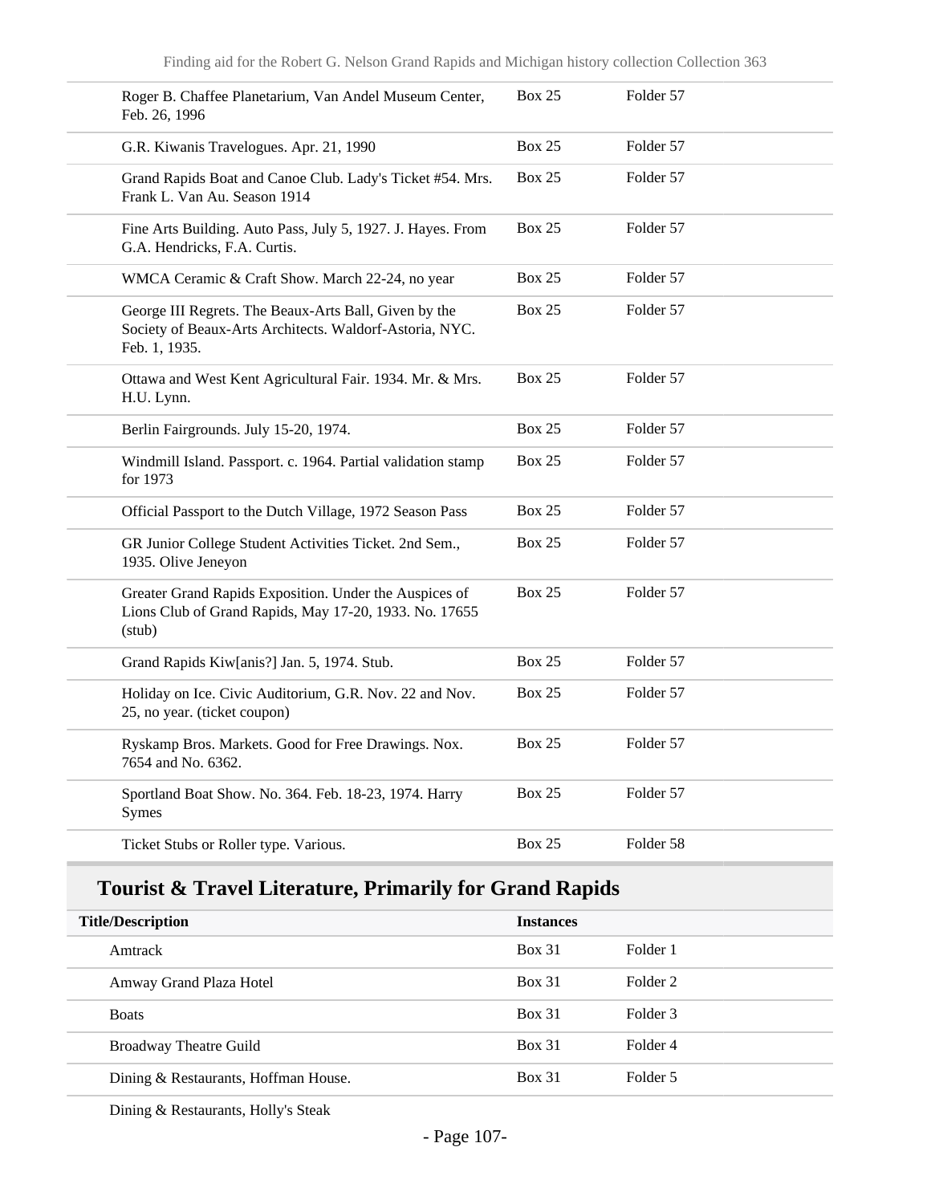| | | |
|---|---|---|
| Roger B. Chaffee Planetarium, Van Andel Museum Center, Feb. 26, 1996 | Box 25 | Folder 57 |
| G.R. Kiwanis Travelogues. Apr. 21, 1990 | Box 25 | Folder 57 |
| Grand Rapids Boat and Canoe Club. Lady's Ticket #54. Mrs. Frank L. Van Au. Season 1914 | Box 25 | Folder 57 |
| Fine Arts Building. Auto Pass, July 5, 1927. J. Hayes. From G.A. Hendricks, F.A. Curtis. | Box 25 | Folder 57 |
| WMCA Ceramic & Craft Show. March 22-24, no year | Box 25 | Folder 57 |
| George III Regrets. The Beaux-Arts Ball, Given by the Society of Beaux-Arts Architects. Waldorf-Astoria, NYC. Feb. 1, 1935. | Box 25 | Folder 57 |
| Ottawa and West Kent Agricultural Fair. 1934. Mr. & Mrs. H.U. Lynn. | Box 25 | Folder 57 |
| Berlin Fairgrounds. July 15-20, 1974. | Box 25 | Folder 57 |
| Windmill Island. Passport. c. 1964. Partial validation stamp for 1973 | Box 25 | Folder 57 |
| Official Passport to the Dutch Village, 1972 Season Pass | Box 25 | Folder 57 |
| GR Junior College Student Activities Ticket. 2nd Sem., 1935. Olive Jeneyon | Box 25 | Folder 57 |
| Greater Grand Rapids Exposition. Under the Auspices of Lions Club of Grand Rapids, May 17-20, 1933. No. 17655 (stub) | Box 25 | Folder 57 |
| Grand Rapids Kiw[anis?] Jan. 5, 1974. Stub. | Box 25 | Folder 57 |
| Holiday on Ice. Civic Auditorium, G.R. Nov. 22 and Nov. 25, no year. (ticket coupon) | Box 25 | Folder 57 |
| Ryskamp Bros. Markets. Good for Free Drawings. Nox. 7654 and No. 6362. | Box 25 | Folder 57 |
| Sportland Boat Show. No. 364. Feb. 18-23, 1974. Harry Symes | Box 25 | Folder 57 |
| Ticket Stubs or Roller type. Various. | Box 25 | Folder 58 |

## Tourist & Travel Literature, Primarily for Grand Rapids

| Title/Description | Instances | |
|---|---|---|
| Amtrack | Box 31 | Folder 1 |
| Amway Grand Plaza Hotel | Box 31 | Folder 2 |
| Boats | Box 31 | Folder 3 |
| Broadway Theatre Guild | Box 31 | Folder 4 |
| Dining & Restaurants, Hoffman House. | Box 31 | Folder 5 |
| Dining & Restaurants, Holly's Steak | | |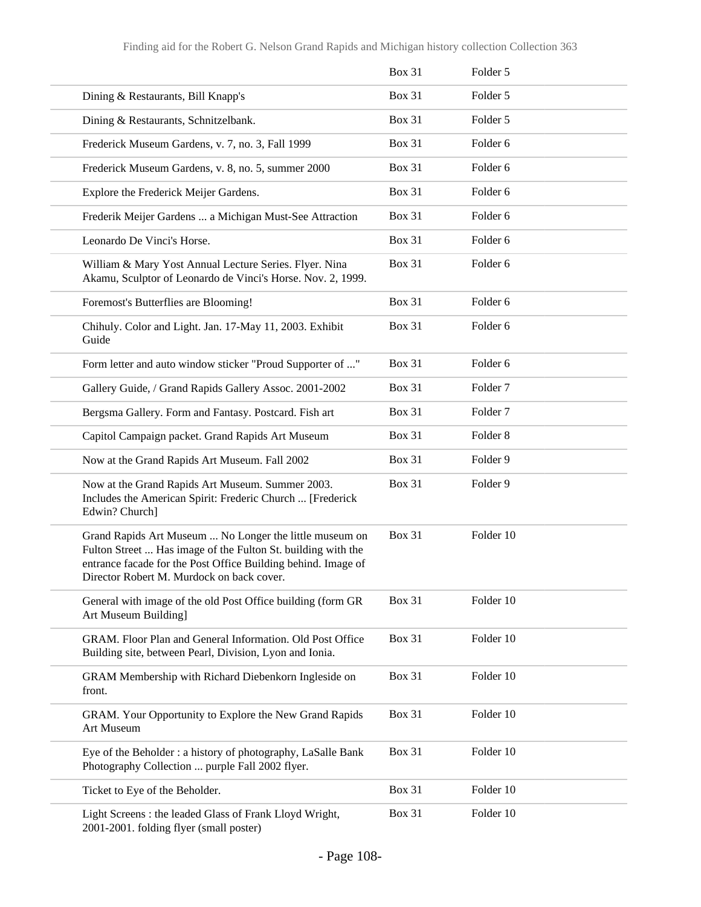| | | |
|---|---|---|
| | Box 31 | Folder 5 |
| Dining & Restaurants, Bill Knapp's | Box 31 | Folder 5 |
| Dining & Restaurants, Schnitzelbank. | Box 31 | Folder 5 |
| Frederick Museum Gardens, v. 7, no. 3, Fall 1999 | Box 31 | Folder 6 |
| Frederick Museum Gardens, v. 8, no. 5, summer 2000 | Box 31 | Folder 6 |
| Explore the Frederick Meijer Gardens. | Box 31 | Folder 6 |
| Frederik Meijer Gardens ... a Michigan Must-See Attraction | Box 31 | Folder 6 |
| Leonardo De Vinci's Horse. | Box 31 | Folder 6 |
| William & Mary Yost Annual Lecture Series. Flyer. Nina Akamu, Sculptor of Leonardo de Vinci's Horse. Nov. 2, 1999. | Box 31 | Folder 6 |
| Foremost's Butterflies are Blooming! | Box 31 | Folder 6 |
| Chihuly. Color and Light. Jan. 17-May 11, 2003. Exhibit Guide | Box 31 | Folder 6 |
| Form letter and auto window sticker "Proud Supporter of ..." | Box 31 | Folder 6 |
| Gallery Guide, / Grand Rapids Gallery Assoc. 2001-2002 | Box 31 | Folder 7 |
| Bergsma Gallery. Form and Fantasy. Postcard. Fish art | Box 31 | Folder 7 |
| Capitol Campaign packet. Grand Rapids Art Museum | Box 31 | Folder 8 |
| Now at the Grand Rapids Art Museum. Fall 2002 | Box 31 | Folder 9 |
| Now at the Grand Rapids Art Museum. Summer 2003. Includes the American Spirit: Frederic Church ... [Frederick Edwin? Church] | Box 31 | Folder 9 |
| Grand Rapids Art Museum ... No Longer the little museum on Fulton Street ... Has image of the Fulton St. building with the entrance facade for the Post Office Building behind. Image of Director Robert M. Murdock on back cover. | Box 31 | Folder 10 |
| General with image of the old Post Office building (form GR Art Museum Building] | Box 31 | Folder 10 |
| GRAM. Floor Plan and General Information. Old Post Office Building site, between Pearl, Division, Lyon and Ionia. | Box 31 | Folder 10 |
| GRAM Membership with Richard Diebenkorn Ingleside on front. | Box 31 | Folder 10 |
| GRAM. Your Opportunity to Explore the New Grand Rapids Art Museum | Box 31 | Folder 10 |
| Eye of the Beholder : a history of photography, LaSalle Bank Photography Collection ... purple Fall 2002 flyer. | Box 31 | Folder 10 |
| Ticket to Eye of the Beholder. | Box 31 | Folder 10 |
| Light Screens : the leaded Glass of Frank Lloyd Wright, 2001-2001. folding flyer (small poster) | Box 31 | Folder 10 |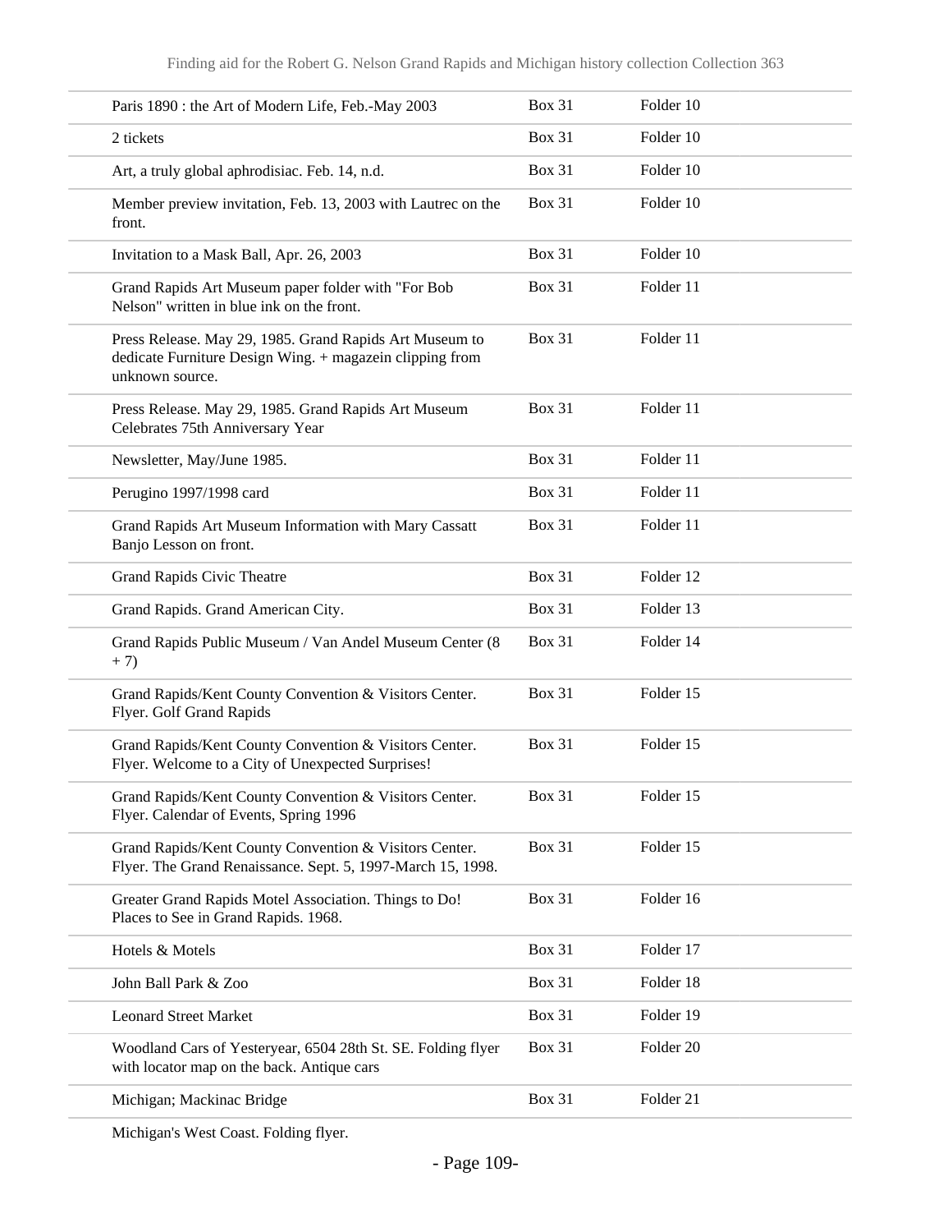| | | |
|---|---|---|
| Paris 1890 : the Art of Modern Life, Feb.-May 2003 | Box 31 | Folder 10 |
| 2 tickets | Box 31 | Folder 10 |
| Art, a truly global aphrodisiac. Feb. 14, n.d. | Box 31 | Folder 10 |
| Member preview invitation, Feb. 13, 2003 with Lautrec on the front. | Box 31 | Folder 10 |
| Invitation to a Mask Ball, Apr. 26, 2003 | Box 31 | Folder 10 |
| Grand Rapids Art Museum paper folder with "For Bob Nelson" written in blue ink on the front. | Box 31 | Folder 11 |
| Press Release. May 29, 1985. Grand Rapids Art Museum to dedicate Furniture Design Wing. + magazein clipping from unknown source. | Box 31 | Folder 11 |
| Press Release. May 29, 1985. Grand Rapids Art Museum Celebrates 75th Anniversary Year | Box 31 | Folder 11 |
| Newsletter, May/June 1985. | Box 31 | Folder 11 |
| Perugino 1997/1998 card | Box 31 | Folder 11 |
| Grand Rapids Art Museum Information with Mary Cassatt Banjo Lesson on front. | Box 31 | Folder 11 |
| Grand Rapids Civic Theatre | Box 31 | Folder 12 |
| Grand Rapids. Grand American City. | Box 31 | Folder 13 |
| Grand Rapids Public Museum / Van Andel Museum Center (8 + 7) | Box 31 | Folder 14 |
| Grand Rapids/Kent County Convention & Visitors Center. Flyer. Golf Grand Rapids | Box 31 | Folder 15 |
| Grand Rapids/Kent County Convention & Visitors Center. Flyer. Welcome to a City of Unexpected Surprises! | Box 31 | Folder 15 |
| Grand Rapids/Kent County Convention & Visitors Center. Flyer. Calendar of Events, Spring 1996 | Box 31 | Folder 15 |
| Grand Rapids/Kent County Convention & Visitors Center. Flyer. The Grand Renaissance. Sept. 5, 1997-March 15, 1998. | Box 31 | Folder 15 |
| Greater Grand Rapids Motel Association. Things to Do! Places to See in Grand Rapids. 1968. | Box 31 | Folder 16 |
| Hotels & Motels | Box 31 | Folder 17 |
| John Ball Park & Zoo | Box 31 | Folder 18 |
| Leonard Street Market | Box 31 | Folder 19 |
| Woodland Cars of Yesteryear, 6504 28th St. SE. Folding flyer with locator map on the back. Antique cars | Box 31 | Folder 20 |
| Michigan; Mackinac Bridge | Box 31 | Folder 21 |
| Michigan's West Coast. Folding flyer. | | |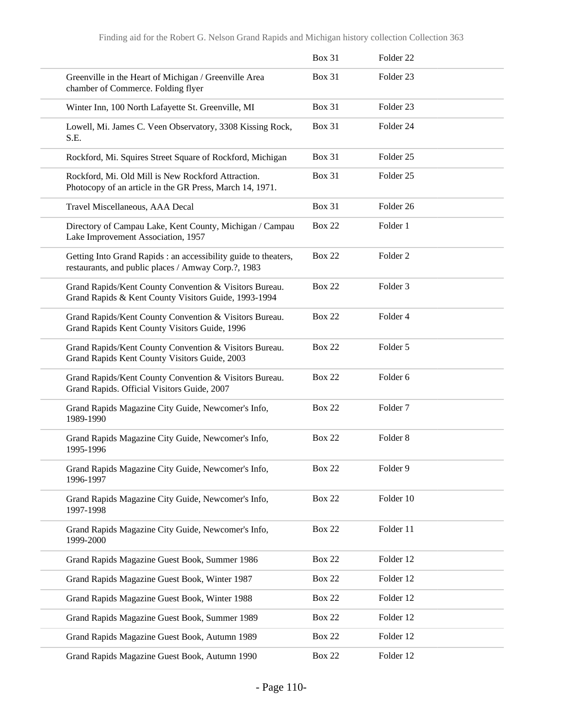| | | |
|---|---|---|
| | Box 31 | Folder 22 |
| Greenville in the Heart of Michigan / Greenville Area chamber of Commerce. Folding flyer | Box 31 | Folder 23 |
| Winter Inn, 100 North Lafayette St. Greenville, MI | Box 31 | Folder 23 |
| Lowell, Mi. James C. Veen Observatory, 3308 Kissing Rock, S.E. | Box 31 | Folder 24 |
| Rockford, Mi. Squires Street Square of Rockford, Michigan | Box 31 | Folder 25 |
| Rockford, Mi. Old Mill is New Rockford Attraction. Photocopy of an article in the GR Press, March 14, 1971. | Box 31 | Folder 25 |
| Travel Miscellaneous, AAA Decal | Box 31 | Folder 26 |
| Directory of Campau Lake, Kent County, Michigan / Campau Lake Improvement Association, 1957 | Box 22 | Folder 1 |
| Getting Into Grand Rapids : an accessibility guide to theaters, restaurants, and public places / Amway Corp.?, 1983 | Box 22 | Folder 2 |
| Grand Rapids/Kent County Convention & Visitors Bureau. Grand Rapids & Kent County Visitors Guide, 1993-1994 | Box 22 | Folder 3 |
| Grand Rapids/Kent County Convention & Visitors Bureau. Grand Rapids Kent County Visitors Guide, 1996 | Box 22 | Folder 4 |
| Grand Rapids/Kent County Convention & Visitors Bureau. Grand Rapids Kent County Visitors Guide, 2003 | Box 22 | Folder 5 |
| Grand Rapids/Kent County Convention & Visitors Bureau. Grand Rapids. Official Visitors Guide, 2007 | Box 22 | Folder 6 |
| Grand Rapids Magazine City Guide, Newcomer's Info, 1989-1990 | Box 22 | Folder 7 |
| Grand Rapids Magazine City Guide, Newcomer's Info, 1995-1996 | Box 22 | Folder 8 |
| Grand Rapids Magazine City Guide, Newcomer's Info, 1996-1997 | Box 22 | Folder 9 |
| Grand Rapids Magazine City Guide, Newcomer's Info, 1997-1998 | Box 22 | Folder 10 |
| Grand Rapids Magazine City Guide, Newcomer's Info, 1999-2000 | Box 22 | Folder 11 |
| Grand Rapids Magazine Guest Book, Summer 1986 | Box 22 | Folder 12 |
| Grand Rapids Magazine Guest Book, Winter 1987 | Box 22 | Folder 12 |
| Grand Rapids Magazine Guest Book, Winter 1988 | Box 22 | Folder 12 |
| Grand Rapids Magazine Guest Book, Summer 1989 | Box 22 | Folder 12 |
| Grand Rapids Magazine Guest Book, Autumn 1989 | Box 22 | Folder 12 |
| Grand Rapids Magazine Guest Book, Autumn 1990 | Box 22 | Folder 12 |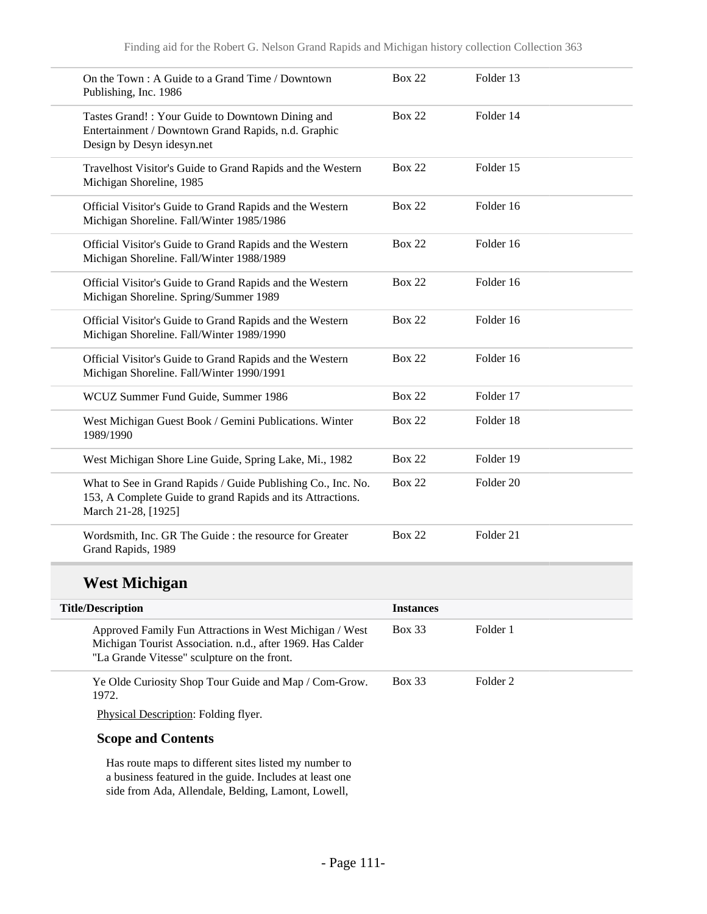| | | |
|---|---|---|
| On the Town : A Guide to a Grand Time / Downtown Publishing, Inc. 1986 | Box 22 | Folder 13 |
| Tastes Grand! : Your Guide to Downtown Dining and Entertainment / Downtown Grand Rapids, n.d. Graphic Design by Desyn idesyn.net | Box 22 | Folder 14 |
| Travelhost Visitor's Guide to Grand Rapids and the Western Michigan Shoreline, 1985 | Box 22 | Folder 15 |
| Official Visitor's Guide to Grand Rapids and the Western Michigan Shoreline. Fall/Winter 1985/1986 | Box 22 | Folder 16 |
| Official Visitor's Guide to Grand Rapids and the Western Michigan Shoreline. Fall/Winter 1988/1989 | Box 22 | Folder 16 |
| Official Visitor's Guide to Grand Rapids and the Western Michigan Shoreline. Spring/Summer 1989 | Box 22 | Folder 16 |
| Official Visitor's Guide to Grand Rapids and the Western Michigan Shoreline. Fall/Winter 1989/1990 | Box 22 | Folder 16 |
| Official Visitor's Guide to Grand Rapids and the Western Michigan Shoreline. Fall/Winter 1990/1991 | Box 22 | Folder 16 |
| WCUZ Summer Fund Guide, Summer 1986 | Box 22 | Folder 17 |
| West Michigan Guest Book / Gemini Publications. Winter 1989/1990 | Box 22 | Folder 18 |
| West Michigan Shore Line Guide, Spring Lake, Mi., 1982 | Box 22 | Folder 19 |
| What to See in Grand Rapids / Guide Publishing Co., Inc. No. 153, A Complete Guide to grand Rapids and its Attractions. March 21-28, [1925] | Box 22 | Folder 20 |
| Wordsmith, Inc. GR The Guide : the resource for Greater Grand Rapids, 1989 | Box 22 | Folder 21 |

## West Michigan

| Title/Description | Instances | |
|---|---|---|
| Approved Family Fun Attractions in West Michigan / West Michigan Tourist Association. n.d., after 1969. Has Calder "La Grande Vitesse" sculpture on the front. | Box 33 | Folder 1 |
| Ye Olde Curiosity Shop Tour Guide and Map / Com-Grow. 1972. | Box 33 | Folder 2 |

Physical Description: Folding flyer.

### Scope and Contents

Has route maps to different sites listed my number to a business featured in the guide. Includes at least one side from Ada, Allendale, Belding, Lamont, Lowell,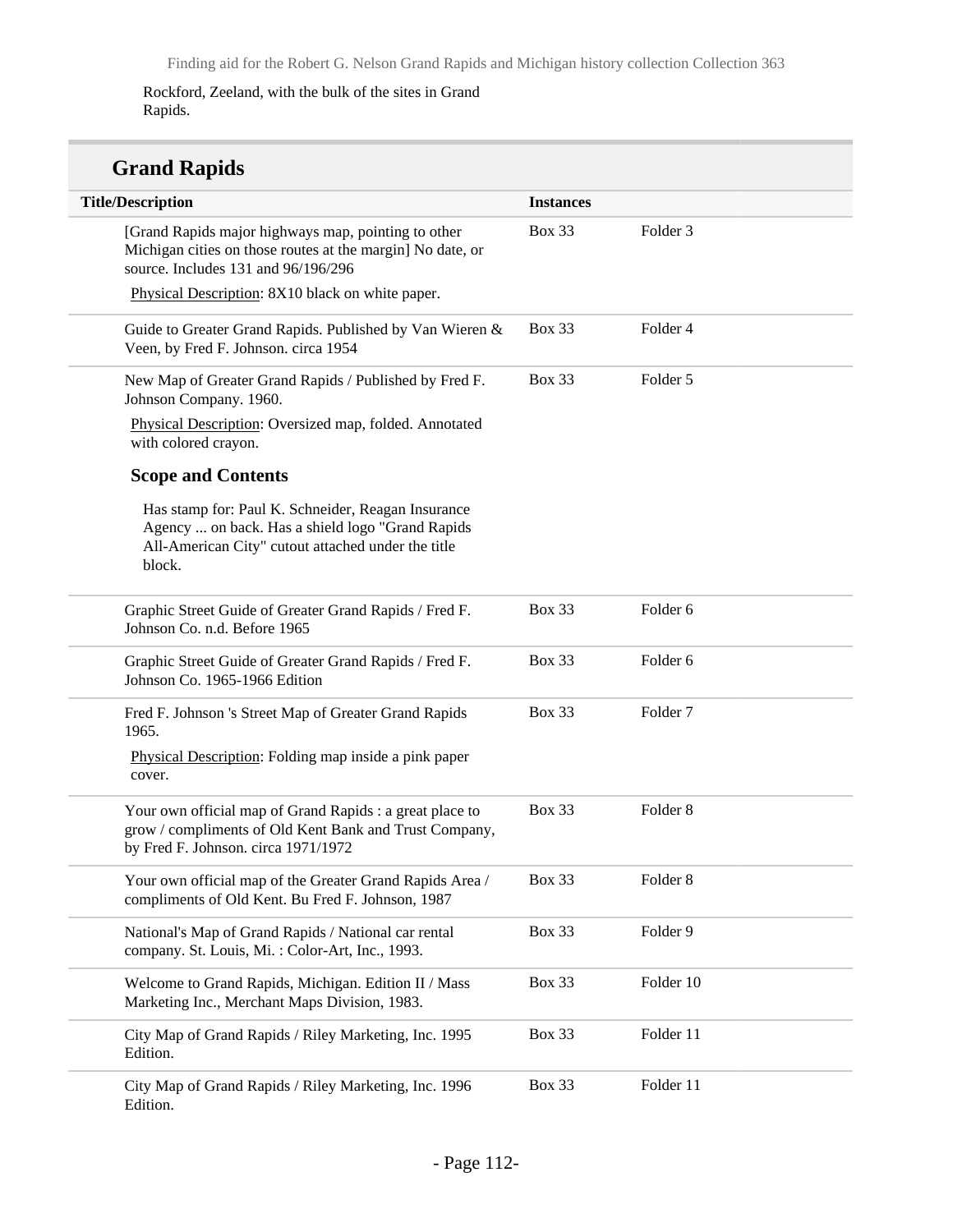Rockford, Zeeland, with the bulk of the sites in Grand Rapids.

## Grand Rapids

| Title/Description | Instances | |
|---|---|---|
| [Grand Rapids major highways map, pointing to other Michigan cities on those routes at the margin] No date, or source. Includes 131 and 96/196/296<br><br>Physical Description: 8X10 black on white paper. | Box 33 | Folder 3 |
| Guide to Greater Grand Rapids. Published by Van Wieren & Veen, by Fred F. Johnson. circa 1954 | Box 33 | Folder 4 |
| New Map of Greater Grand Rapids / Published by Fred F. Johnson Company. 1960.<br><br>Physical Description: Oversized map, folded. Annotated with colored crayon.<br><br>**Scope and Contents**<br><br>Has stamp for: Paul K. Schneider, Reagan Insurance Agency ... on back. Has a shield logo "Grand Rapids All-American City" cutout attached under the title block. | Box 33 | Folder 5 |
| Graphic Street Guide of Greater Grand Rapids / Fred F. Johnson Co. n.d. Before 1965 | Box 33 | Folder 6 |
| Graphic Street Guide of Greater Grand Rapids / Fred F. Johnson Co. 1965-1966 Edition | Box 33 | Folder 6 |
| Fred F. Johnson 's Street Map of Greater Grand Rapids 1965.<br><br>Physical Description: Folding map inside a pink paper cover. | Box 33 | Folder 7 |
| Your own official map of Grand Rapids : a great place to grow / compliments of Old Kent Bank and Trust Company, by Fred F. Johnson. circa 1971/1972 | Box 33 | Folder 8 |
| Your own official map of the Greater Grand Rapids Area / compliments of Old Kent. Bu Fred F. Johnson, 1987 | Box 33 | Folder 8 |
| National's Map of Grand Rapids / National car rental company. St. Louis, Mi. : Color-Art, Inc., 1993. | Box 33 | Folder 9 |
| Welcome to Grand Rapids, Michigan. Edition II / Mass Marketing Inc., Merchant Maps Division, 1983. | Box 33 | Folder 10 |
| City Map of Grand Rapids / Riley Marketing, Inc. 1995 Edition. | Box 33 | Folder 11 |
| City Map of Grand Rapids / Riley Marketing, Inc. 1996 Edition. | Box 33 | Folder 11 |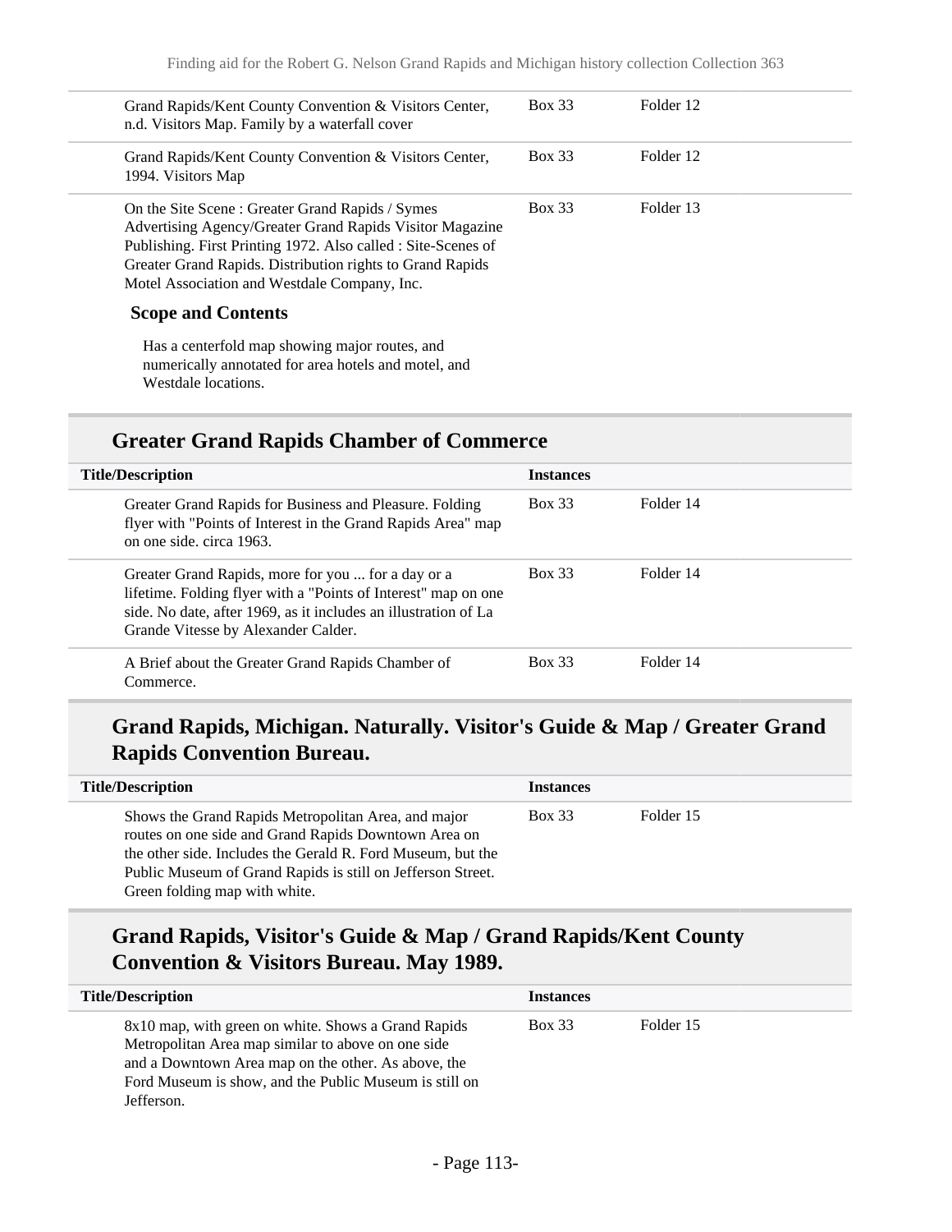| Title/Description | Instances | |
|---|---|---|
| Grand Rapids/Kent County Convention & Visitors Center, n.d. Visitors Map. Family by a waterfall cover | Box 33 | Folder 12 |
| Grand Rapids/Kent County Convention & Visitors Center, 1994. Visitors Map | Box 33 | Folder 12 |
| On the Site Scene : Greater Grand Rapids / Symes Advertising Agency/Greater Grand Rapids Visitor Magazine Publishing. First Printing 1972. Also called : Site-Scenes of Greater Grand Rapids. Distribution rights to Grand Rapids Motel Association and Westdale Company, Inc. | Box 33 | Folder 13 |

**Scope and Contents**

Has a centerfold map showing major routes, and numerically annotated for area hotels and motel, and Westdale locations.

## Greater Grand Rapids Chamber of Commerce

| Title/Description | Instances | |
|---|---|---|
| Greater Grand Rapids for Business and Pleasure. Folding flyer with "Points of Interest in the Grand Rapids Area" map on one side. circa 1963. | Box 33 | Folder 14 |
| Greater Grand Rapids, more for you ... for a day or a lifetime. Folding flyer with a "Points of Interest" map on one side. No date, after 1969, as it includes an illustration of La Grande Vitesse by Alexander Calder. | Box 33 | Folder 14 |
| A Brief about the Greater Grand Rapids Chamber of Commerce. | Box 33 | Folder 14 |

## Grand Rapids, Michigan. Naturally. Visitor's Guide & Map / Greater Grand Rapids Convention Bureau.

| Title/Description | Instances | |
|---|---|---|
| Shows the Grand Rapids Metropolitan Area, and major routes on one side and Grand Rapids Downtown Area on the other side. Includes the Gerald R. Ford Museum, but the Public Museum of Grand Rapids is still on Jefferson Street. Green folding map with white. | Box 33 | Folder 15 |

## Grand Rapids, Visitor's Guide & Map / Grand Rapids/Kent County Convention & Visitors Bureau. May 1989.

| Title/Description | Instances | |
|---|---|---|
| 8x10 map, with green on white. Shows a Grand Rapids Metropolitan Area map similar to above on one side and a Downtown Area map on the other. As above, the Ford Museum is show, and the Public Museum is still on Jefferson. | Box 33 | Folder 15 |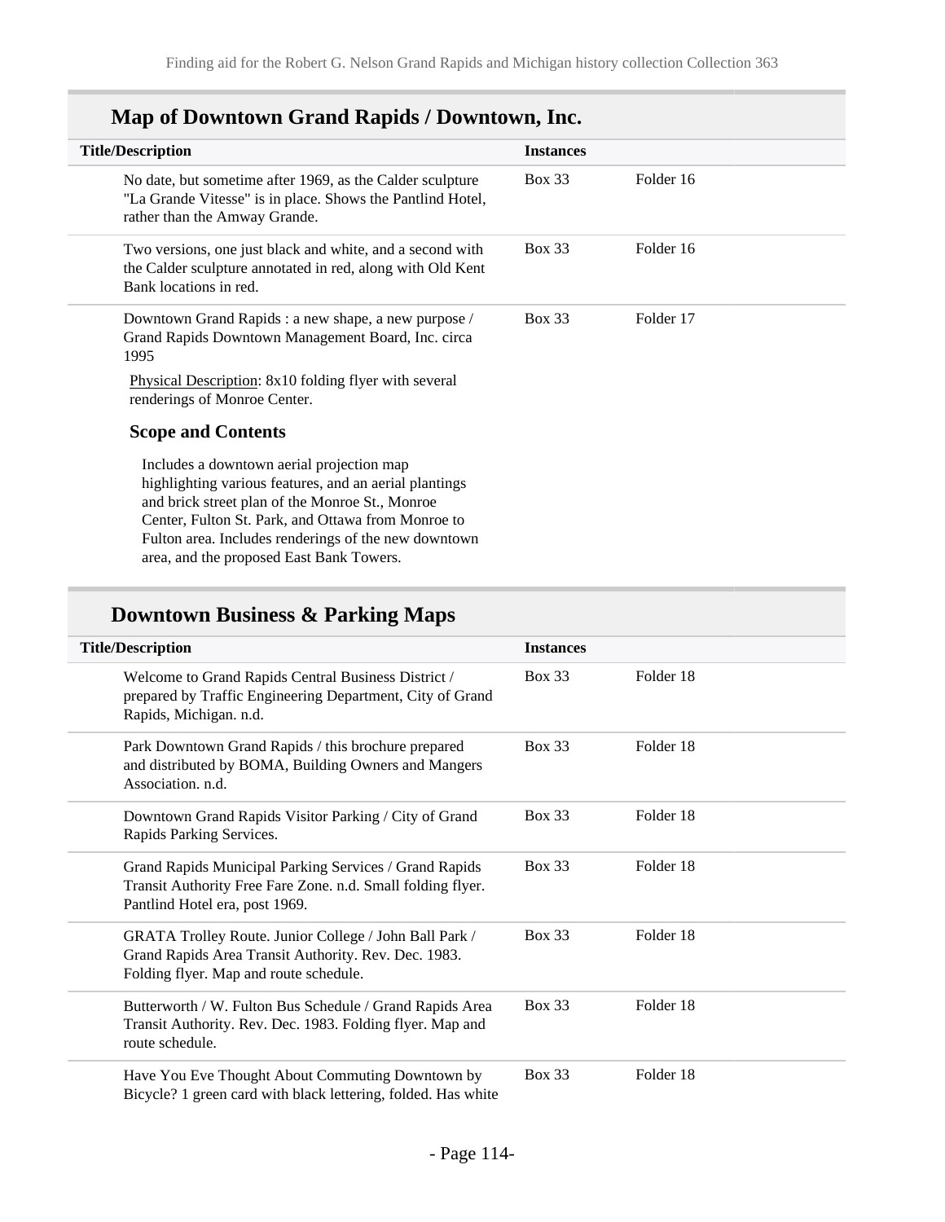## Map of Downtown Grand Rapids / Downtown, Inc.

| Title/Description | Instances | |
|---|---|---|
| No date, but sometime after 1969, as the Calder sculpture "La Grande Vitesse" is in place. Shows the Pantlind Hotel, rather than the Amway Grande. | Box 33 | Folder 16 |
| Two versions, one just black and white, and a second with the Calder sculpture annotated in red, along with Old Kent Bank locations in red. | Box 33 | Folder 16 |
| Downtown Grand Rapids : a new shape, a new purpose / Grand Rapids Downtown Management Board, Inc. circa 1995 | Box 33 | Folder 17 |

Physical Description: 8x10 folding flyer with several renderings of Monroe Center.

### Scope and Contents

Includes a downtown aerial projection map highlighting various features, and an aerial plantings and brick street plan of the Monroe St., Monroe Center, Fulton St. Park, and Ottawa from Monroe to Fulton area. Includes renderings of the new downtown area, and the proposed East Bank Towers.

## Downtown Business & Parking Maps

| Title/Description | Instances | |
|---|---|---|
| Welcome to Grand Rapids Central Business District / prepared by Traffic Engineering Department, City of Grand Rapids, Michigan. n.d. | Box 33 | Folder 18 |
| Park Downtown Grand Rapids / this brochure prepared and distributed by BOMA, Building Owners and Mangers Association. n.d. | Box 33 | Folder 18 |
| Downtown Grand Rapids Visitor Parking / City of Grand Rapids Parking Services. | Box 33 | Folder 18 |
| Grand Rapids Municipal Parking Services / Grand Rapids Transit Authority Free Fare Zone. n.d. Small folding flyer. Pantlind Hotel era, post 1969. | Box 33 | Folder 18 |
| GRATA Trolley Route. Junior College / John Ball Park / Grand Rapids Area Transit Authority. Rev. Dec. 1983. Folding flyer. Map and route schedule. | Box 33 | Folder 18 |
| Butterworth / W. Fulton Bus Schedule / Grand Rapids Area Transit Authority. Rev. Dec. 1983. Folding flyer. Map and route schedule. | Box 33 | Folder 18 |
| Have You Eve Thought About Commuting Downtown by Bicycle? 1 green card with black lettering, folded. Has white | Box 33 | Folder 18 |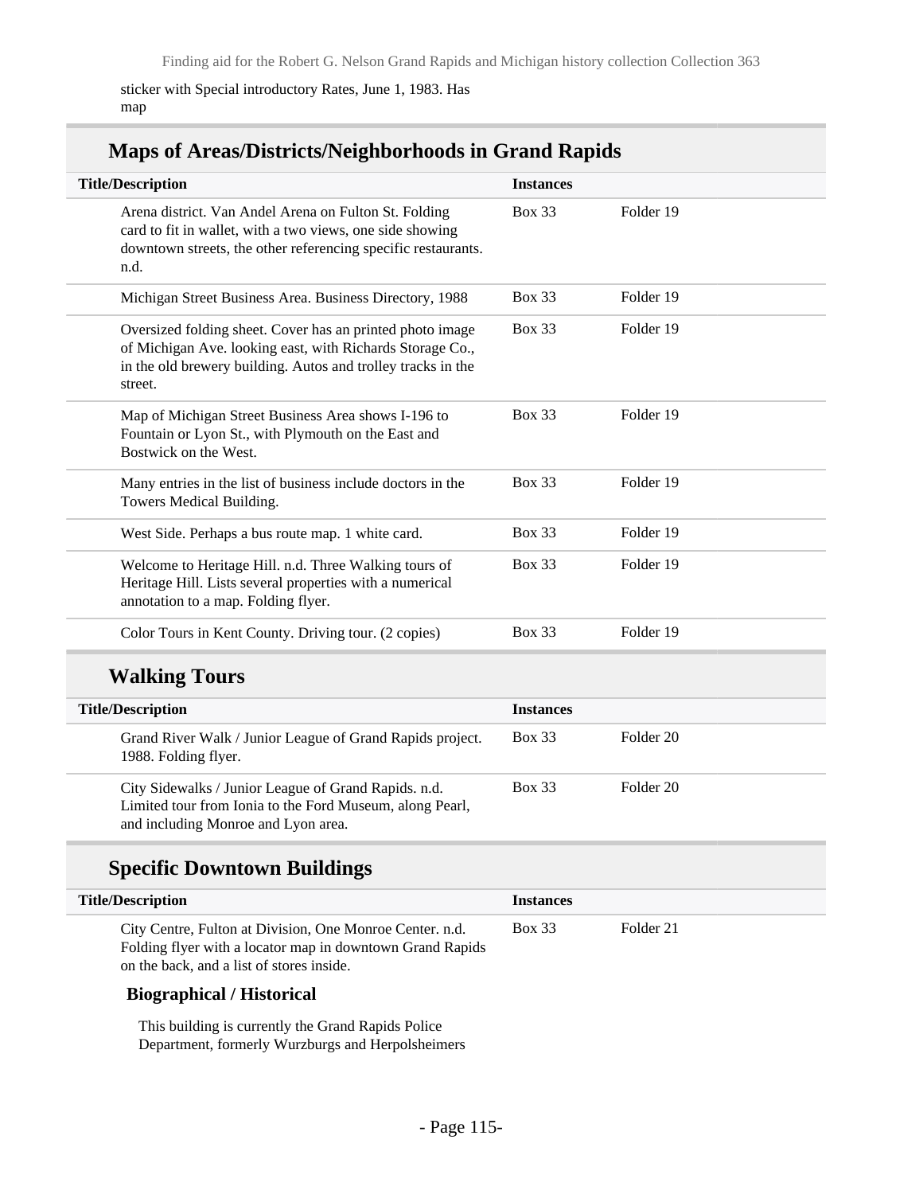sticker with Special introductory Rates, June 1, 1983. Has map

## Maps of Areas/Districts/Neighborhoods in Grand Rapids

| Title/Description | Instances | |
|---|---|---|
| Arena district. Van Andel Arena on Fulton St. Folding card to fit in wallet, with a two views, one side showing downtown streets, the other referencing specific restaurants. n.d. | Box 33 | Folder 19 |
| Michigan Street Business Area. Business Directory, 1988 | Box 33 | Folder 19 |
| Oversized folding sheet. Cover has an printed photo image of Michigan Ave. looking east, with Richards Storage Co., in the old brewery building. Autos and trolley tracks in the street. | Box 33 | Folder 19 |
| Map of Michigan Street Business Area shows I-196 to Fountain or Lyon St., with Plymouth on the East and Bostwick on the West. | Box 33 | Folder 19 |
| Many entries in the list of business include doctors in the Towers Medical Building. | Box 33 | Folder 19 |
| West Side. Perhaps a bus route map. 1 white card. | Box 33 | Folder 19 |
| Welcome to Heritage Hill. n.d. Three Walking tours of Heritage Hill. Lists several properties with a numerical annotation to a map. Folding flyer. | Box 33 | Folder 19 |
| Color Tours in Kent County. Driving tour. (2 copies) | Box 33 | Folder 19 |

## Walking Tours

| Title/Description | Instances | |
|---|---|---|
| Grand River Walk / Junior League of Grand Rapids project. 1988. Folding flyer. | Box 33 | Folder 20 |
| City Sidewalks / Junior League of Grand Rapids. n.d. Limited tour from Ionia to the Ford Museum, along Pearl, and including Monroe and Lyon area. | Box 33 | Folder 20 |

## Specific Downtown Buildings

| Title/Description | Instances | |
|---|---|---|
| City Centre, Fulton at Division, One Monroe Center. n.d. Folding flyer with a locator map in downtown Grand Rapids on the back, and a list of stores inside. | Box 33 | Folder 21 |

**Biographical / Historical**

This building is currently the Grand Rapids Police Department, formerly Wurzburgs and Herpolsheimers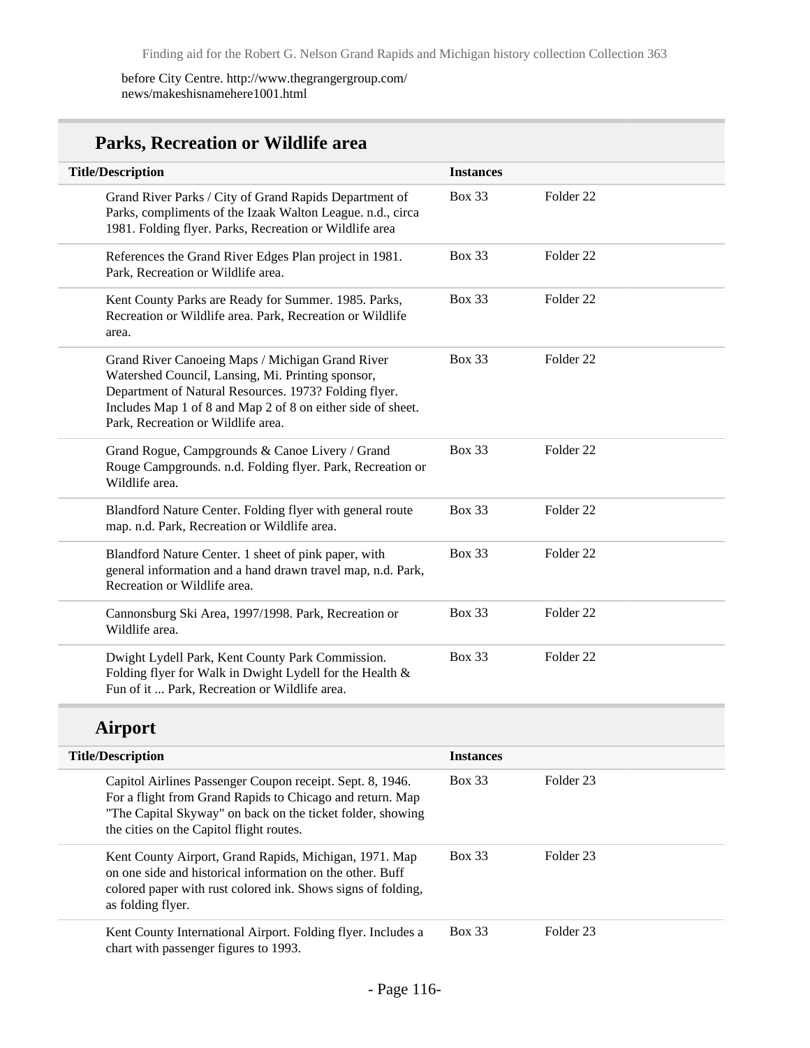before City Centre. http://www.thegrangergroup.com/news/makeshisnamehere1001.html

## Parks, Recreation or Wildlife area

| Title/Description | Instances | |
|---|---|---|
| Grand River Parks / City of Grand Rapids Department of Parks, compliments of the Izaak Walton League. n.d., circa 1981. Folding flyer. Parks, Recreation or Wildlife area | Box 33 | Folder 22 |
| References the Grand River Edges Plan project in 1981. Park, Recreation or Wildlife area. | Box 33 | Folder 22 |
| Kent County Parks are Ready for Summer. 1985. Parks, Recreation or Wildlife area. Park, Recreation or Wildlife area. | Box 33 | Folder 22 |
| Grand River Canoeing Maps / Michigan Grand River Watershed Council, Lansing, Mi. Printing sponsor, Department of Natural Resources. 1973? Folding flyer. Includes Map 1 of 8 and Map 2 of 8 on either side of sheet. Park, Recreation or Wildlife area. | Box 33 | Folder 22 |
| Grand Rogue, Campgrounds & Canoe Livery / Grand Rouge Campgrounds. n.d. Folding flyer. Park, Recreation or Wildlife area. | Box 33 | Folder 22 |
| Blandford Nature Center. Folding flyer with general route map. n.d. Park, Recreation or Wildlife area. | Box 33 | Folder 22 |
| Blandford Nature Center. 1 sheet of pink paper, with general information and a hand drawn travel map, n.d. Park, Recreation or Wildlife area. | Box 33 | Folder 22 |
| Cannonsburg Ski Area, 1997/1998. Park, Recreation or Wildlife area. | Box 33 | Folder 22 |
| Dwight Lydell Park, Kent County Park Commission. Folding flyer for Walk in Dwight Lydell for the Health & Fun of it ... Park, Recreation or Wildlife area. | Box 33 | Folder 22 |

## Airport

| Title/Description | Instances | |
|---|---|---|
| Capitol Airlines Passenger Coupon receipt. Sept. 8, 1946. For a flight from Grand Rapids to Chicago and return. Map "The Capital Skyway" on back on the ticket folder, showing the cities on the Capitol flight routes. | Box 33 | Folder 23 |
| Kent County Airport, Grand Rapids, Michigan, 1971. Map on one side and historical information on the other. Buff colored paper with rust colored ink. Shows signs of folding, as folding flyer. | Box 33 | Folder 23 |
| Kent County International Airport. Folding flyer. Includes a chart with passenger figures to 1993. | Box 33 | Folder 23 |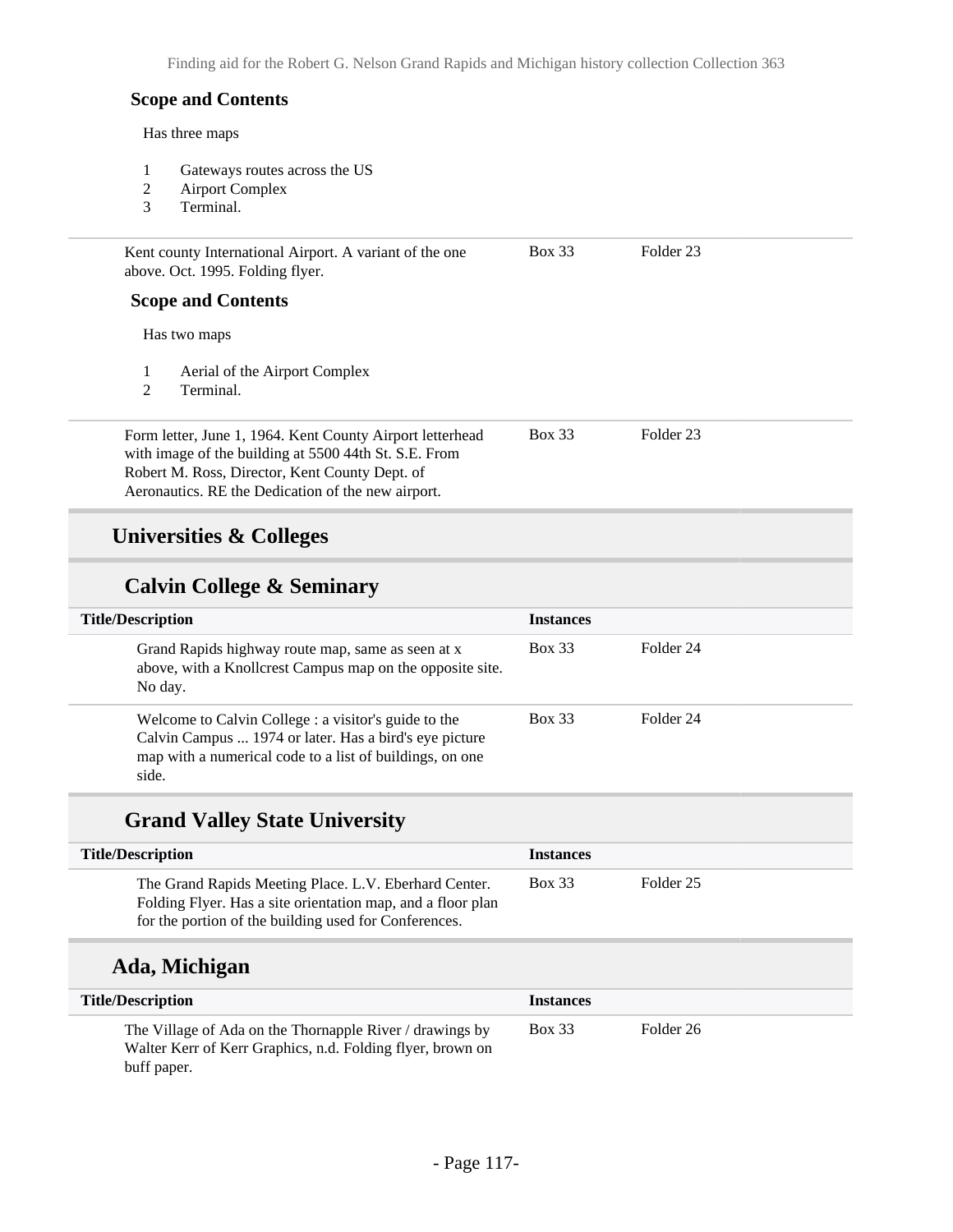**Scope and Contents**

Has three maps

1. Gateways routes across the US
2. Airport Complex
3. Terminal.

| | | |
|---|---|---|
| Kent county International Airport. A variant of the one above. Oct. 1995. Folding flyer. | Box 33 | Folder 23 |

**Scope and Contents**

Has two maps

1. Aerial of the Airport Complex
2. Terminal.

| | | |
|---|---|---|
| Form letter, June 1, 1964. Kent County Airport letterhead with image of the building at 5500 44th St. S.E. From Robert M. Ross, Director, Kent County Dept. of Aeronautics. RE the Dedication of the new airport. | Box 33 | Folder 23 |

## Universities & Colleges

### Calvin College & Seminary

| Title/Description | Instances | |
|---|---|---|
| Grand Rapids highway route map, same as seen at x above, with a Knollcrest Campus map on the opposite site. No day. | Box 33 | Folder 24 |
| Welcome to Calvin College : a visitor's guide to the Calvin Campus ... 1974 or later. Has a bird's eye picture map with a numerical code to a list of buildings, on one side. | Box 33 | Folder 24 |

### Grand Valley State University

| Title/Description | Instances | |
|---|---|---|
| The Grand Rapids Meeting Place. L.V. Eberhard Center. Folding Flyer. Has a site orientation map, and a floor plan for the portion of the building used for Conferences. | Box 33 | Folder 25 |

## Ada, Michigan

| Title/Description | Instances | |
|---|---|---|
| The Village of Ada on the Thornapple River / drawings by Walter Kerr of Kerr Graphics, n.d. Folding flyer, brown on buff paper. | Box 33 | Folder 26 |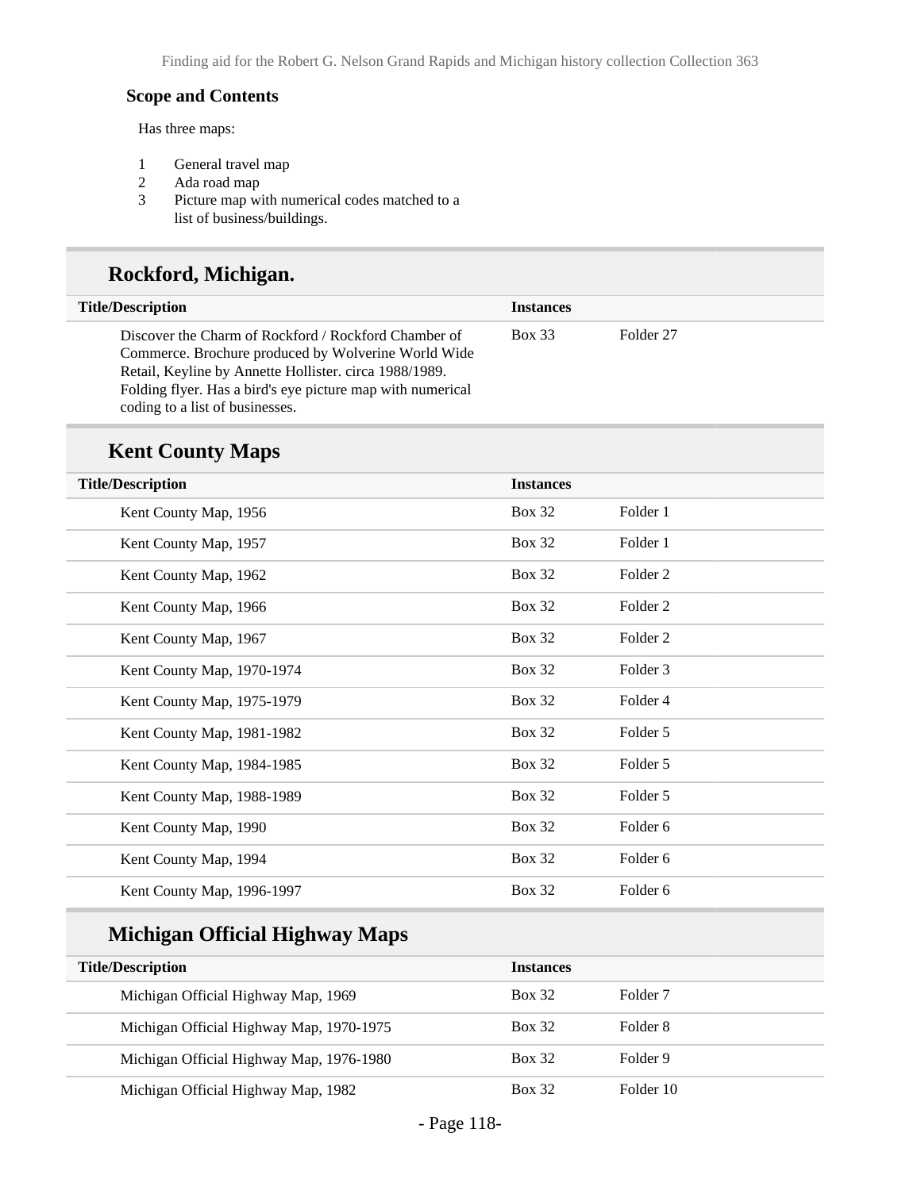### Scope and Contents

Has three maps:

1. General travel map
2. Ada road map
3. Picture map with numerical codes matched to a list of business/buildings.

## Rockford, Michigan.

| Title/Description | Instances | |
|---|---|---|
| Discover the Charm of Rockford / Rockford Chamber of Commerce. Brochure produced by Wolverine World Wide Retail, Keyline by Annette Hollister. circa 1988/1989. Folding flyer. Has a bird's eye picture map with numerical coding to a list of businesses. | Box 33 | Folder 27 |

## Kent County Maps

| Title/Description | Instances | |
|---|---|---|
| Kent County Map, 1956 | Box 32 | Folder 1 |
| Kent County Map, 1957 | Box 32 | Folder 1 |
| Kent County Map, 1962 | Box 32 | Folder 2 |
| Kent County Map, 1966 | Box 32 | Folder 2 |
| Kent County Map, 1967 | Box 32 | Folder 2 |
| Kent County Map, 1970-1974 | Box 32 | Folder 3 |
| Kent County Map, 1975-1979 | Box 32 | Folder 4 |
| Kent County Map, 1981-1982 | Box 32 | Folder 5 |
| Kent County Map, 1984-1985 | Box 32 | Folder 5 |
| Kent County Map, 1988-1989 | Box 32 | Folder 5 |
| Kent County Map, 1990 | Box 32 | Folder 6 |
| Kent County Map, 1994 | Box 32 | Folder 6 |
| Kent County Map, 1996-1997 | Box 32 | Folder 6 |

## Michigan Official Highway Maps

| Title/Description | Instances | |
|---|---|---|
| Michigan Official Highway Map, 1969 | Box 32 | Folder 7 |
| Michigan Official Highway Map, 1970-1975 | Box 32 | Folder 8 |
| Michigan Official Highway Map, 1976-1980 | Box 32 | Folder 9 |
| Michigan Official Highway Map, 1982 | Box 32 | Folder 10 |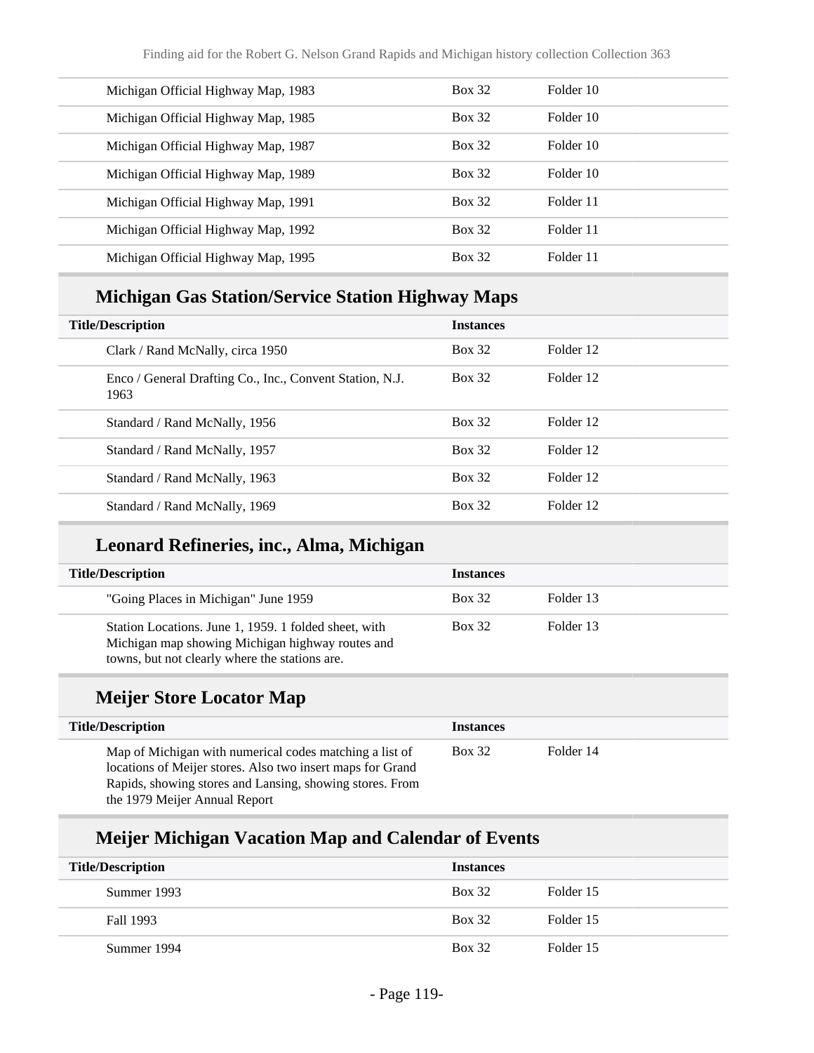| | | |
|---|---|---|
| Michigan Official Highway Map, 1983 | Box 32 | Folder 10 |
| Michigan Official Highway Map, 1985 | Box 32 | Folder 10 |
| Michigan Official Highway Map, 1987 | Box 32 | Folder 10 |
| Michigan Official Highway Map, 1989 | Box 32 | Folder 10 |
| Michigan Official Highway Map, 1991 | Box 32 | Folder 11 |
| Michigan Official Highway Map, 1992 | Box 32 | Folder 11 |
| Michigan Official Highway Map, 1995 | Box 32 | Folder 11 |

## Michigan Gas Station/Service Station Highway Maps

| Title/Description | Instances | |
|---|---|---|
| Clark / Rand McNally, circa 1950 | Box 32 | Folder 12 |
| Enco / General Drafting Co., Inc., Convent Station, N.J. 1963 | Box 32 | Folder 12 |
| Standard / Rand McNally, 1956 | Box 32 | Folder 12 |
| Standard / Rand McNally, 1957 | Box 32 | Folder 12 |
| Standard / Rand McNally, 1963 | Box 32 | Folder 12 |
| Standard / Rand McNally, 1969 | Box 32 | Folder 12 |

## Leonard Refineries, inc., Alma, Michigan

| Title/Description | Instances | |
|---|---|---|
| "Going Places in Michigan" June 1959 | Box 32 | Folder 13 |
| Station Locations. June 1, 1959. 1 folded sheet, with Michigan map showing Michigan highway routes and towns, but not clearly where the stations are. | Box 32 | Folder 13 |

## Meijer Store Locator Map

| Title/Description | Instances | |
|---|---|---|
| Map of Michigan with numerical codes matching a list of locations of Meijer stores. Also two insert maps for Grand Rapids, showing stores and Lansing, showing stores. From the 1979 Meijer Annual Report | Box 32 | Folder 14 |

## Meijer Michigan Vacation Map and Calendar of Events

| Title/Description | Instances | |
|---|---|---|
| Summer 1993 | Box 32 | Folder 15 |
| Fall 1993 | Box 32 | Folder 15 |
| Summer 1994 | Box 32 | Folder 15 |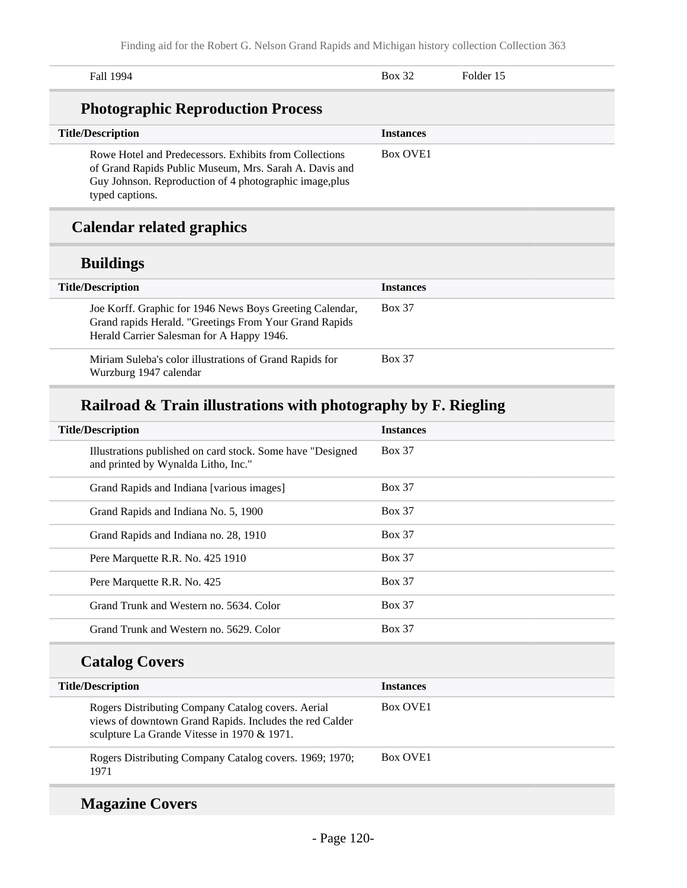| | | |
|---|---|---|
| Fall 1994 | Box 32 | Folder 15 |

### Photographic Reproduction Process

| Title/Description | Instances |
|---|---|
| Rowe Hotel and Predecessors. Exhibits from Collections of Grand Rapids Public Museum, Mrs. Sarah A. Davis and Guy Johnson. Reproduction of 4 photographic image,plus typed captions. | Box OVE1 |

## Calendar related graphics

### Buildings

| Title/Description | Instances |
|---|---|
| Joe Korff. Graphic for 1946 News Boys Greeting Calendar, Grand rapids Herald. "Greetings From Your Grand Rapids Herald Carrier Salesman for A Happy 1946. | Box 37 |
| Miriam Suleba's color illustrations of Grand Rapids for Wurzburg 1947 calendar | Box 37 |

### Railroad & Train illustrations with photography by F. Riegling

| Title/Description | Instances |
|---|---|
| Illustrations published on card stock. Some have "Designed and printed by Wynalda Litho, Inc." | Box 37 |
| Grand Rapids and Indiana [various images] | Box 37 |
| Grand Rapids and Indiana No. 5, 1900 | Box 37 |
| Grand Rapids and Indiana no. 28, 1910 | Box 37 |
| Pere Marquette R.R. No. 425 1910 | Box 37 |
| Pere Marquette R.R. No. 425 | Box 37 |
| Grand Trunk and Western no. 5634. Color | Box 37 |
| Grand Trunk and Western no. 5629. Color | Box 37 |

### Catalog Covers

| Title/Description | Instances |
|---|---|
| Rogers Distributing Company Catalog covers. Aerial views of downtown Grand Rapids. Includes the red Calder sculpture La Grande Vitesse in 1970 & 1971. | Box OVE1 |
| Rogers Distributing Company Catalog covers. 1969; 1970; 1971 | Box OVE1 |

### Magazine Covers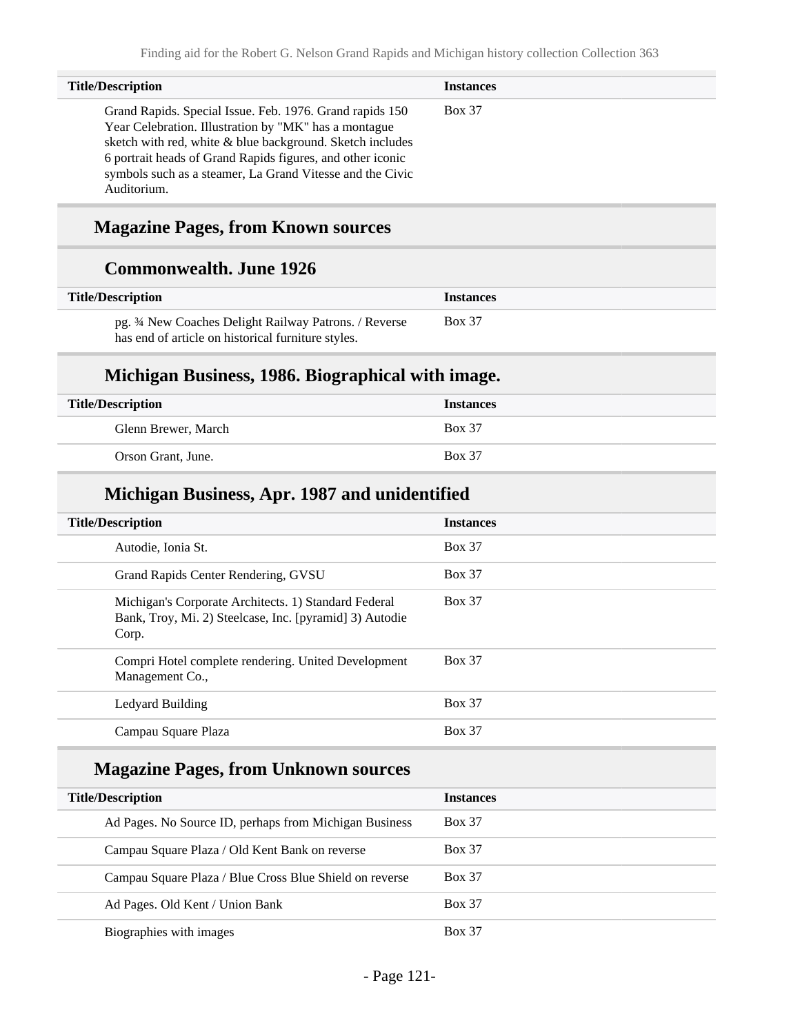| Title/Description | Instances |
| --- | --- |
| Grand Rapids. Special Issue. Feb. 1976. Grand rapids 150 Year Celebration. Illustration by "MK" has a montague sketch with red, white & blue background. Sketch includes 6 portrait heads of Grand Rapids figures, and other iconic symbols such as a steamer, La Grand Vitesse and the Civic Auditorium. | Box 37 |

## Magazine Pages, from Known sources

### Commonwealth. June 1926

| Title/Description | Instances |
| --- | --- |
| pg. ¾ New Coaches Delight Railway Patrons. / Reverse has end of article on historical furniture styles. | Box 37 |

### Michigan Business, 1986. Biographical with image.

| Title/Description | Instances |
| --- | --- |
| Glenn Brewer, March | Box 37 |
| Orson Grant, June. | Box 37 |

### Michigan Business, Apr. 1987 and unidentified

| Title/Description | Instances |
| --- | --- |
| Autodie, Ionia St. | Box 37 |
| Grand Rapids Center Rendering, GVSU | Box 37 |
| Michigan's Corporate Architects. 1) Standard Federal Bank, Troy, Mi. 2) Steelcase, Inc. [pyramid] 3) Autodie Corp. | Box 37 |
| Compri Hotel complete rendering. United Development Management Co., | Box 37 |
| Ledyard Building | Box 37 |
| Campau Square Plaza | Box 37 |

## Magazine Pages, from Unknown sources

| Title/Description | Instances |
| --- | --- |
| Ad Pages. No Source ID, perhaps from Michigan Business | Box 37 |
| Campau Square Plaza / Old Kent Bank on reverse | Box 37 |
| Campau Square Plaza / Blue Cross Blue Shield on reverse | Box 37 |
| Ad Pages. Old Kent / Union Bank | Box 37 |
| Biographies with images | Box 37 |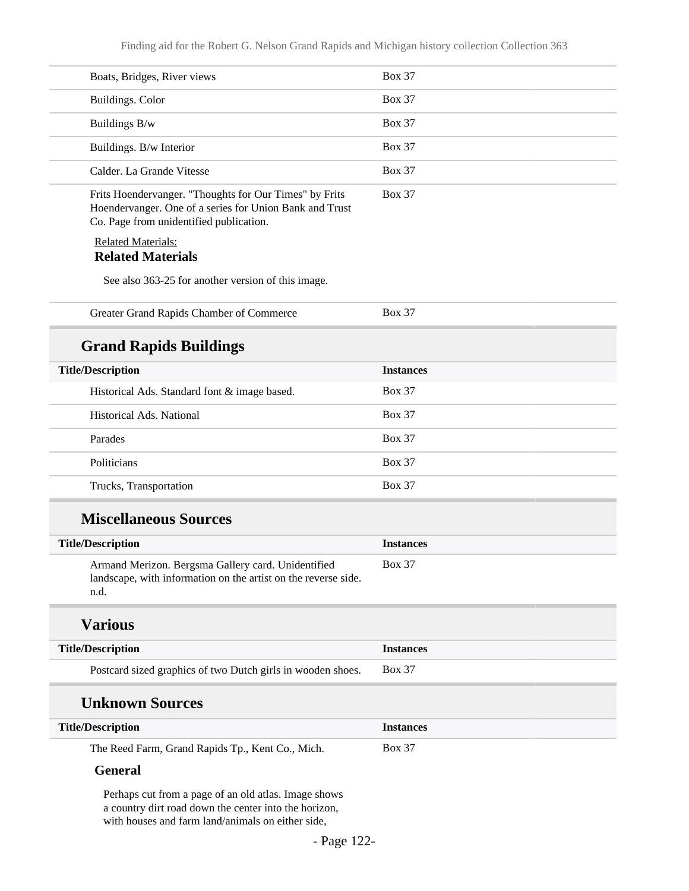| | |
|---|---|
| Boats, Bridges, River views | Box 37 |
| Buildings. Color | Box 37 |
| Buildings B/w | Box 37 |
| Buildings. B/w Interior | Box 37 |
| Calder. La Grande Vitesse | Box 37 |
| Frits Hoendervanger. "Thoughts for Our Times" by Frits Hoendervanger. One of a series for Union Bank and Trust Co. Page from unidentified publication. | Box 37 |

Related Materials:

**Related Materials**

See also 363-25 for another version of this image.

| | |
|---|---|
| Greater Grand Rapids Chamber of Commerce | Box 37 |

## Grand Rapids Buildings

| Title/Description | Instances |
|---|---|
| Historical Ads. Standard font & image based. | Box 37 |
| Historical Ads. National | Box 37 |
| Parades | Box 37 |
| Politicians | Box 37 |
| Trucks, Transportation | Box 37 |

## Miscellaneous Sources

| Title/Description | Instances |
|---|---|
| Armand Merizon. Bergsma Gallery card. Unidentified landscape, with information on the artist on the reverse side. n.d. | Box 37 |

## Various

| Title/Description | Instances |
|---|---|
| Postcard sized graphics of two Dutch girls in wooden shoes. | Box 37 |

## Unknown Sources

| Title/Description | Instances |
|---|---|
| The Reed Farm, Grand Rapids Tp., Kent Co., Mich. | Box 37 |

**General**

Perhaps cut from a page of an old atlas. Image shows a country dirt road down the center into the horizon, with houses and farm land/animals on either side,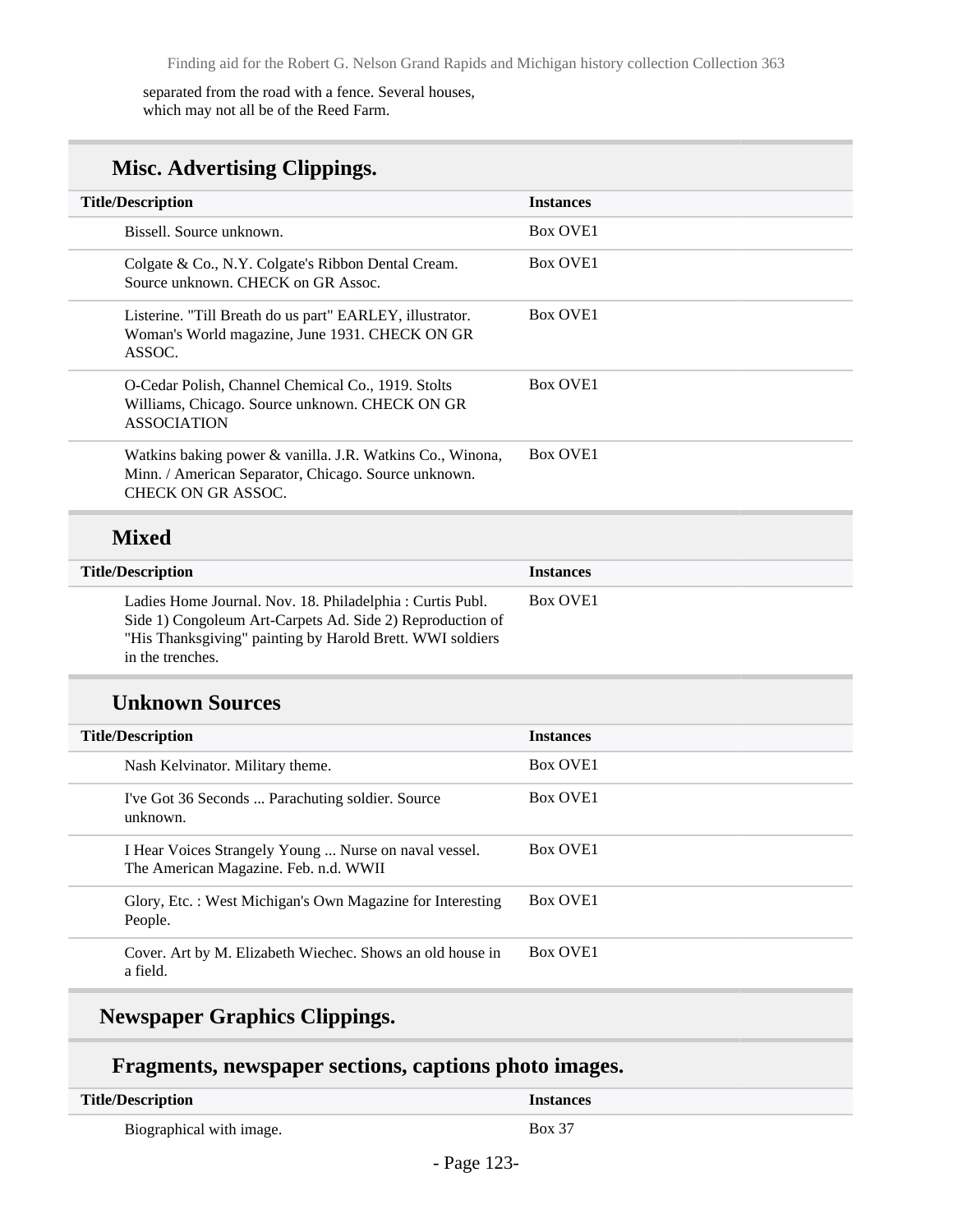separated from the road with a fence. Several houses, which may not all be of the Reed Farm.

### Misc. Advertising Clippings.

| Title/Description | Instances |
| --- | --- |
| Bissell. Source unknown. | Box OVE1 |
| Colgate & Co., N.Y. Colgate's Ribbon Dental Cream. Source unknown. CHECK on GR Assoc. | Box OVE1 |
| Listerine. "Till Breath do us part" EARLEY, illustrator. Woman's World magazine, June 1931. CHECK ON GR ASSOC. | Box OVE1 |
| O-Cedar Polish, Channel Chemical Co., 1919. Stolts Williams, Chicago. Source unknown. CHECK ON GR ASSOCIATION | Box OVE1 |
| Watkins baking power & vanilla. J.R. Watkins Co., Winona, Minn. / American Separator, Chicago. Source unknown. CHECK ON GR ASSOC. | Box OVE1 |

### Mixed

| Title/Description | Instances |
| --- | --- |
| Ladies Home Journal. Nov. 18. Philadelphia : Curtis Publ. Side 1) Congoleum Art-Carpets Ad. Side 2) Reproduction of "His Thanksgiving" painting by Harold Brett. WWI soldiers in the trenches. | Box OVE1 |

### Unknown Sources

| Title/Description | Instances |
| --- | --- |
| Nash Kelvinator. Military theme. | Box OVE1 |
| I've Got 36 Seconds ... Parachuting soldier. Source unknown. | Box OVE1 |
| I Hear Voices Strangely Young ... Nurse on naval vessel. The American Magazine. Feb. n.d. WWII | Box OVE1 |
| Glory, Etc. : West Michigan's Own Magazine for Interesting People. | Box OVE1 |
| Cover. Art by M. Elizabeth Wiechec. Shows an old house in a field. | Box OVE1 |

## Newspaper Graphics Clippings.

### Fragments, newspaper sections, captions photo images.

| Title/Description | Instances |
| --- | --- |
| Biographical with image. | Box 37 |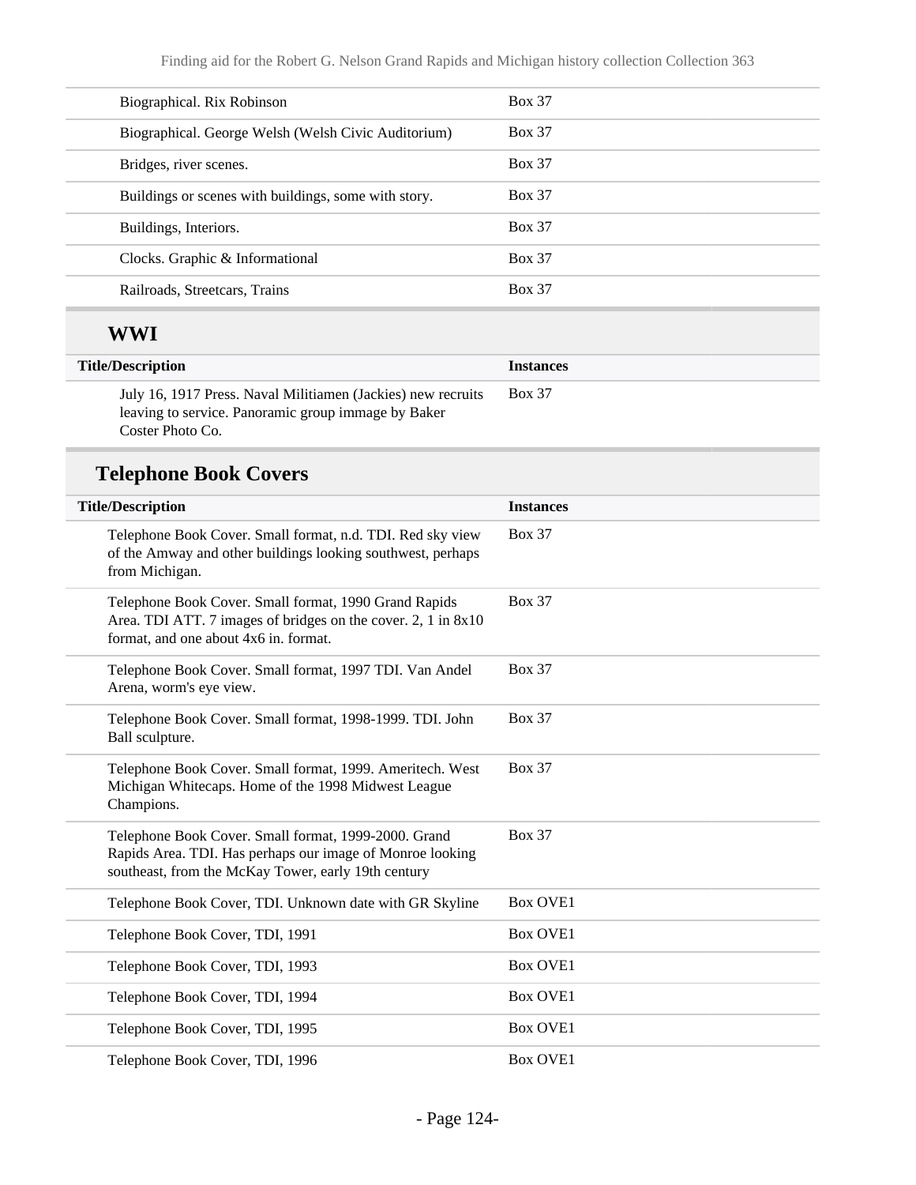| | |
|---|---|
| Biographical. Rix Robinson | Box 37 |
| Biographical. George Welsh (Welsh Civic Auditorium) | Box 37 |
| Bridges, river scenes. | Box 37 |
| Buildings or scenes with buildings, some with story. | Box 37 |
| Buildings, Interiors. | Box 37 |
| Clocks. Graphic & Informational | Box 37 |
| Railroads, Streetcars, Trains | Box 37 |

## WWI

| Title/Description | Instances |
|---|---|
| July 16, 1917 Press. Naval Militiamen (Jackies) new recruits leaving to service. Panoramic group immage by Baker Coster Photo Co. | Box 37 |

## Telephone Book Covers

| Title/Description | Instances |
|---|---|
| Telephone Book Cover. Small format, n.d. TDI. Red sky view of the Amway and other buildings looking southwest, perhaps from Michigan. | Box 37 |
| Telephone Book Cover. Small format, 1990 Grand Rapids Area. TDI ATT. 7 images of bridges on the cover. 2, 1 in 8x10 format, and one about 4x6 in. format. | Box 37 |
| Telephone Book Cover. Small format, 1997 TDI. Van Andel Arena, worm's eye view. | Box 37 |
| Telephone Book Cover. Small format, 1998-1999. TDI. John Ball sculpture. | Box 37 |
| Telephone Book Cover. Small format, 1999. Ameritech. West Michigan Whitecaps. Home of the 1998 Midwest League Champions. | Box 37 |
| Telephone Book Cover. Small format, 1999-2000. Grand Rapids Area. TDI. Has perhaps our image of Monroe looking southeast, from the McKay Tower, early 19th century | Box 37 |
| Telephone Book Cover, TDI. Unknown date with GR Skyline | Box OVE1 |
| Telephone Book Cover, TDI, 1991 | Box OVE1 |
| Telephone Book Cover, TDI, 1993 | Box OVE1 |
| Telephone Book Cover, TDI, 1994 | Box OVE1 |
| Telephone Book Cover, TDI, 1995 | Box OVE1 |
| Telephone Book Cover, TDI, 1996 | Box OVE1 |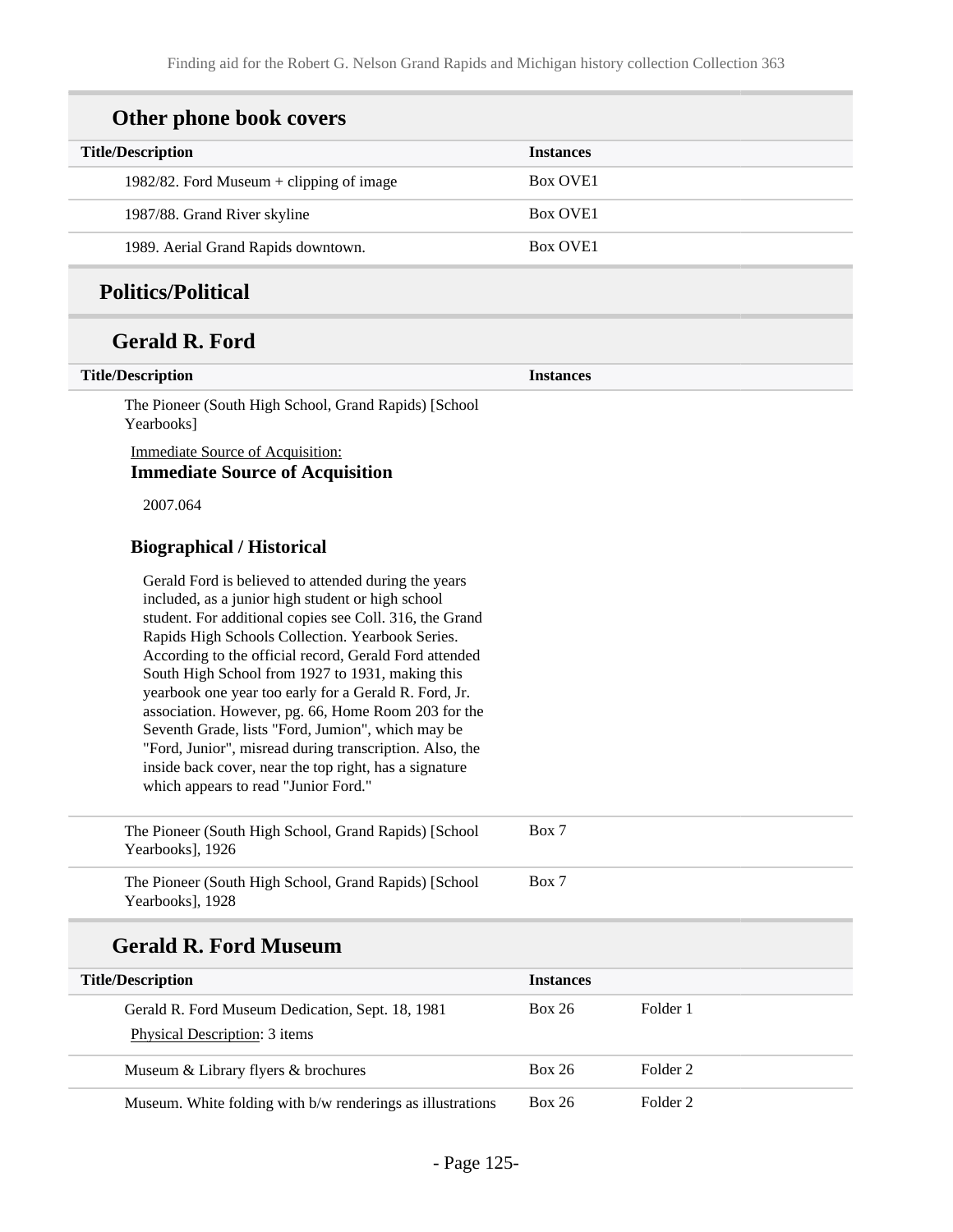## Other phone book covers

| Title/Description | Instances |
| --- | --- |
| 1982/82. Ford Museum + clipping of image | Box OVE1 |
| 1987/88. Grand River skyline | Box OVE1 |
| 1989. Aerial Grand Rapids downtown. | Box OVE1 |

## Politics/Political

### Gerald R. Ford

| Title/Description | Instances |
| --- | --- |
| The Pioneer (South High School, Grand Rapids) [School Yearbooks] | |

Immediate Source of Acquisition:

**Immediate Source of Acquisition**

2007.064

**Biographical / Historical**

Gerald Ford is believed to attended during the years included, as a junior high student or high school student. For additional copies see Coll. 316, the Grand Rapids High Schools Collection. Yearbook Series. According to the official record, Gerald Ford attended South High School from 1927 to 1931, making this yearbook one year too early for a Gerald R. Ford, Jr. association. However, pg. 66, Home Room 203 for the Seventh Grade, lists "Ford, Jumion", which may be "Ford, Junior", misread during transcription. Also, the inside back cover, near the top right, has a signature which appears to read "Junior Ford."

| Title/Description | Instances |
| --- | --- |
| The Pioneer (South High School, Grand Rapids) [School Yearbooks], 1926 | Box 7 |
| The Pioneer (South High School, Grand Rapids) [School Yearbooks], 1928 | Box 7 |

### Gerald R. Ford Museum

| Title/Description | Instances | |
| --- | --- | --- |
| Gerald R. Ford Museum Dedication, Sept. 18, 1981<br>Physical Description: 3 items | Box 26 | Folder 1 |
| Museum & Library flyers & brochures | Box 26 | Folder 2 |
| Museum. White folding with b/w renderings as illustrations | Box 26 | Folder 2 |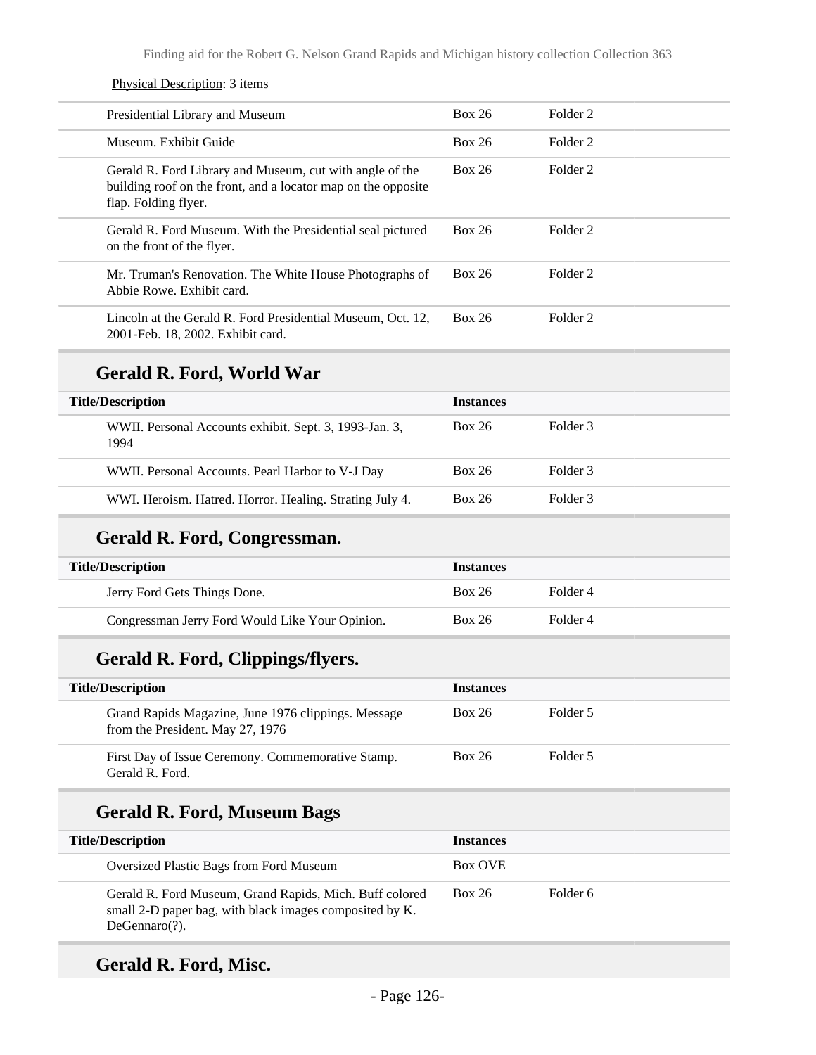Physical Description: 3 items

| Title/Description | Instances | |
|---|---|---|
| Presidential Library and Museum | Box 26 | Folder 2 |
| Museum. Exhibit Guide | Box 26 | Folder 2 |
| Gerald R. Ford Library and Museum, cut with angle of the building roof on the front, and a locator map on the opposite flap. Folding flyer. | Box 26 | Folder 2 |
| Gerald R. Ford Museum. With the Presidential seal pictured on the front of the flyer. | Box 26 | Folder 2 |
| Mr. Truman's Renovation. The White House Photographs of Abbie Rowe. Exhibit card. | Box 26 | Folder 2 |
| Lincoln at the Gerald R. Ford Presidential Museum, Oct. 12, 2001-Feb. 18, 2002. Exhibit card. | Box 26 | Folder 2 |

## Gerald R. Ford, World War

| Title/Description | Instances | |
|---|---|---|
| WWII. Personal Accounts exhibit. Sept. 3, 1993-Jan. 3, 1994 | Box 26 | Folder 3 |
| WWII. Personal Accounts. Pearl Harbor to V-J Day | Box 26 | Folder 3 |
| WWI. Heroism. Hatred. Horror. Healing. Strating July 4. | Box 26 | Folder 3 |

## Gerald R. Ford, Congressman.

| Title/Description | Instances | |
|---|---|---|
| Jerry Ford Gets Things Done. | Box 26 | Folder 4 |
| Congressman Jerry Ford Would Like Your Opinion. | Box 26 | Folder 4 |

## Gerald R. Ford, Clippings/flyers.

| Title/Description | Instances | |
|---|---|---|
| Grand Rapids Magazine, June 1976 clippings. Message from the President. May 27, 1976 | Box 26 | Folder 5 |
| First Day of Issue Ceremony. Commemorative Stamp. Gerald R. Ford. | Box 26 | Folder 5 |

## Gerald R. Ford, Museum Bags

| Title/Description | Instances | |
|---|---|---|
| Oversized Plastic Bags from Ford Museum | Box OVE | |
| Gerald R. Ford Museum, Grand Rapids, Mich. Buff colored small 2-D paper bag, with black images composited by K. DeGennaro(?). | Box 26 | Folder 6 |

## Gerald R. Ford, Misc.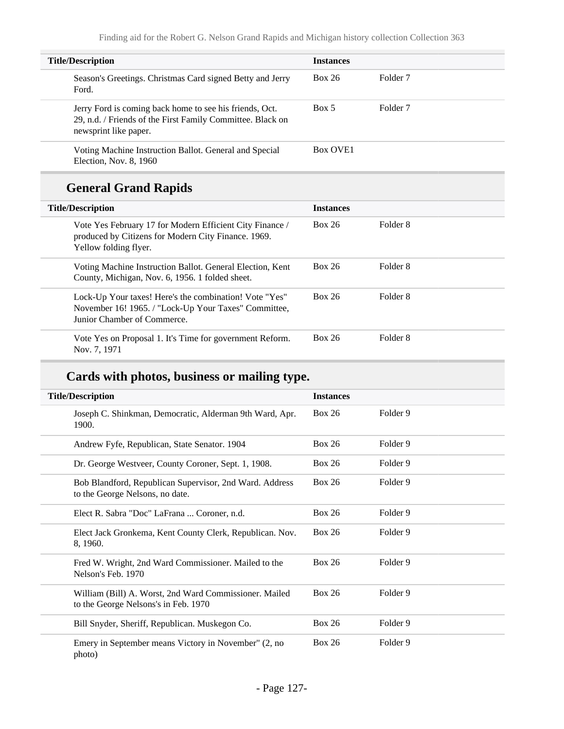| Title/Description | Instances | |
|---|---|---|
| Season's Greetings. Christmas Card signed Betty and Jerry Ford. | Box 26 | Folder 7 |
| Jerry Ford is coming back home to see his friends, Oct. 29, n.d. / Friends of the First Family Committee. Black on newsprint like paper. | Box 5 | Folder 7 |
| Voting Machine Instruction Ballot. General and Special Election, Nov. 8, 1960 | Box OVE1 | |

## General Grand Rapids

| Title/Description | Instances | |
|---|---|---|
| Vote Yes February 17 for Modern Efficient City Finance / produced by Citizens for Modern City Finance. 1969. Yellow folding flyer. | Box 26 | Folder 8 |
| Voting Machine Instruction Ballot. General Election, Kent County, Michigan, Nov. 6, 1956. 1 folded sheet. | Box 26 | Folder 8 |
| Lock-Up Your taxes! Here's the combination! Vote "Yes" November 16! 1965. / "Lock-Up Your Taxes" Committee, Junior Chamber of Commerce. | Box 26 | Folder 8 |
| Vote Yes on Proposal 1. It's Time for government Reform. Nov. 7, 1971 | Box 26 | Folder 8 |

## Cards with photos, business or mailing type.

| Title/Description | Instances | |
|---|---|---|
| Joseph C. Shinkman, Democratic, Alderman 9th Ward, Apr. 1900. | Box 26 | Folder 9 |
| Andrew Fyfe, Republican, State Senator. 1904 | Box 26 | Folder 9 |
| Dr. George Westveer, County Coroner, Sept. 1, 1908. | Box 26 | Folder 9 |
| Bob Blandford, Republican Supervisor, 2nd Ward. Address to the George Nelsons, no date. | Box 26 | Folder 9 |
| Elect R. Sabra "Doc" LaFrana ... Coroner, n.d. | Box 26 | Folder 9 |
| Elect Jack Gronkema, Kent County Clerk, Republican. Nov. 8, 1960. | Box 26 | Folder 9 |
| Fred W. Wright, 2nd Ward Commissioner. Mailed to the Nelson's Feb. 1970 | Box 26 | Folder 9 |
| William (Bill) A. Worst, 2nd Ward Commissioner. Mailed to the George Nelsons's in Feb. 1970 | Box 26 | Folder 9 |
| Bill Snyder, Sheriff, Republican. Muskegon Co. | Box 26 | Folder 9 |
| Emery in September means Victory in November" (2, no photo) | Box 26 | Folder 9 |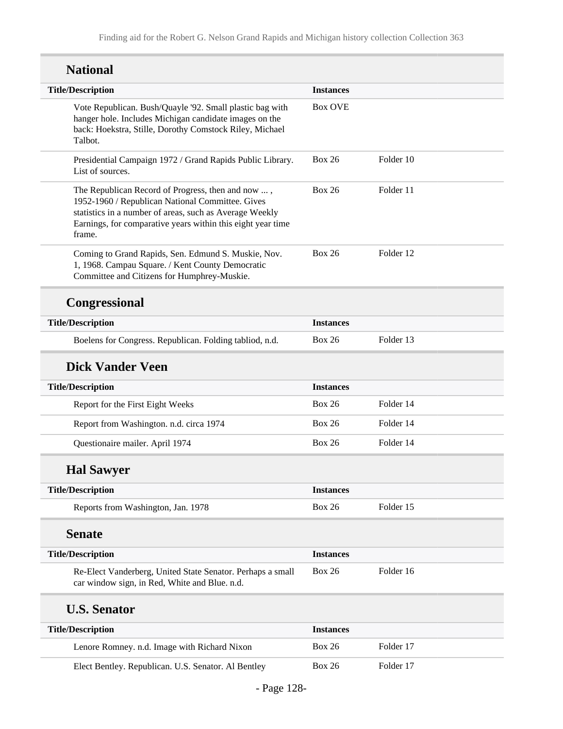## National

| Title/Description | Instances | |
|---|---|---|
| Vote Republican. Bush/Quayle '92. Small plastic bag with hanger hole. Includes Michigan candidate images on the back: Hoekstra, Stille, Dorothy Comstock Riley, Michael Talbot. | Box OVE | |
| Presidential Campaign 1972 / Grand Rapids Public Library. List of sources. | Box 26 | Folder 10 |
| The Republican Record of Progress, then and now ... , 1952-1960 / Republican National Committee. Gives statistics in a number of areas, such as Average Weekly Earnings, for comparative years within this eight year time frame. | Box 26 | Folder 11 |
| Coming to Grand Rapids, Sen. Edmund S. Muskie, Nov. 1, 1968. Campau Square. / Kent County Democratic Committee and Citizens for Humphrey-Muskie. | Box 26 | Folder 12 |

## Congressional

| Title/Description | Instances | |
|---|---|---|
| Boelens for Congress. Republican. Folding tabliod, n.d. | Box 26 | Folder 13 |

## Dick Vander Veen

| Title/Description | Instances | |
|---|---|---|
| Report for the First Eight Weeks | Box 26 | Folder 14 |
| Report from Washington. n.d. circa 1974 | Box 26 | Folder 14 |
| Questionaire mailer. April 1974 | Box 26 | Folder 14 |

## Hal Sawyer

| Title/Description | Instances | |
|---|---|---|
| Reports from Washington, Jan. 1978 | Box 26 | Folder 15 |

## Senate

| Title/Description | Instances | |
|---|---|---|
| Re-Elect Vanderberg, United State Senator. Perhaps a small car window sign, in Red, White and Blue. n.d. | Box 26 | Folder 16 |

## U.S. Senator

| Title/Description | Instances | |
|---|---|---|
| Lenore Romney. n.d. Image with Richard Nixon | Box 26 | Folder 17 |
| Elect Bentley. Republican. U.S. Senator. Al Bentley | Box 26 | Folder 17 |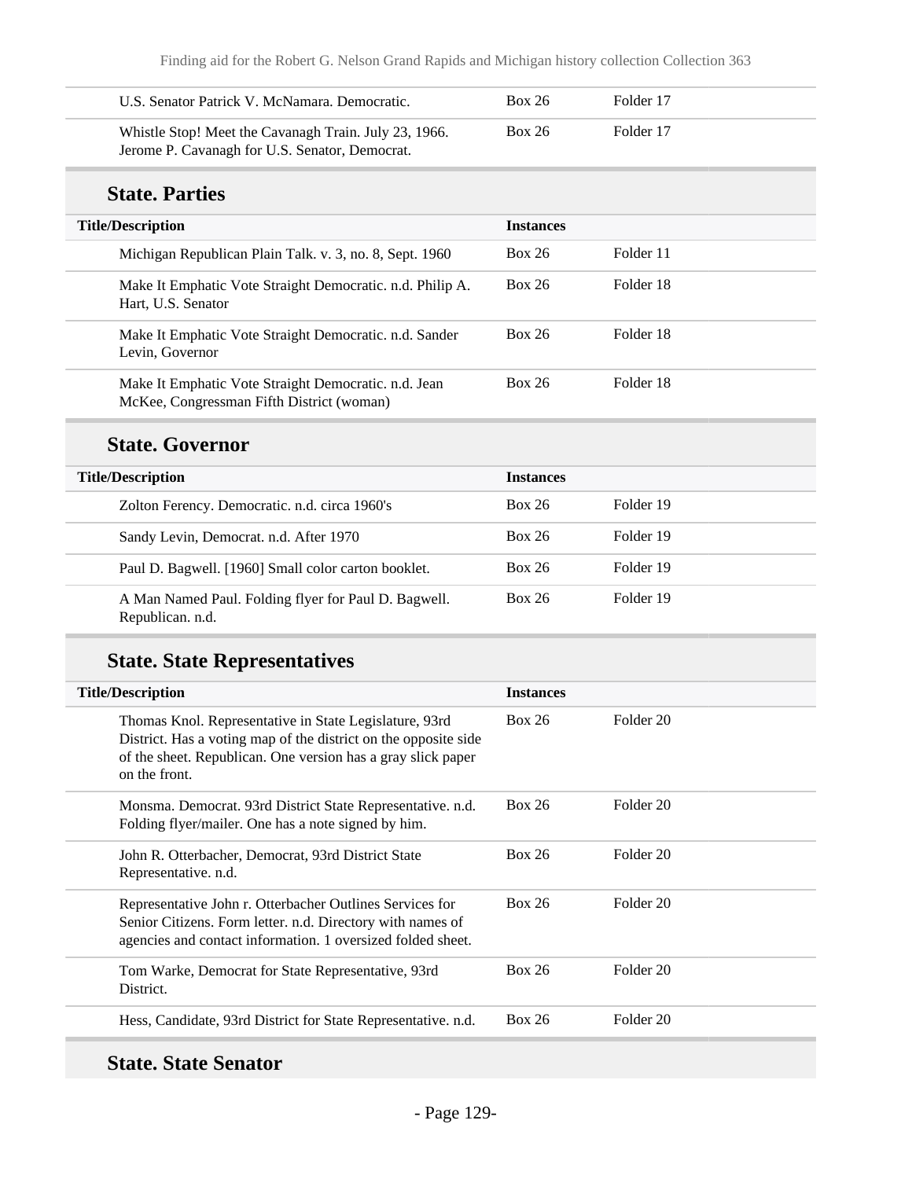| | | |
|---|---|---|
| U.S. Senator Patrick V. McNamara. Democratic. | Box 26 | Folder 17 |
| Whistle Stop! Meet the Cavanagh Train. July 23, 1966. Jerome P. Cavanagh for U.S. Senator, Democrat. | Box 26 | Folder 17 |

### State. Parties

| Title/Description | Instances | |
|---|---|---|
| Michigan Republican Plain Talk. v. 3, no. 8, Sept. 1960 | Box 26 | Folder 11 |
| Make It Emphatic Vote Straight Democratic. n.d. Philip A. Hart, U.S. Senator | Box 26 | Folder 18 |
| Make It Emphatic Vote Straight Democratic. n.d. Sander Levin, Governor | Box 26 | Folder 18 |
| Make It Emphatic Vote Straight Democratic. n.d. Jean McKee, Congressman Fifth District (woman) | Box 26 | Folder 18 |

### State. Governor

| Title/Description | Instances | |
|---|---|---|
| Zolton Ferency. Democratic. n.d. circa 1960's | Box 26 | Folder 19 |
| Sandy Levin, Democrat. n.d. After 1970 | Box 26 | Folder 19 |
| Paul D. Bagwell. [1960] Small color carton booklet. | Box 26 | Folder 19 |
| A Man Named Paul. Folding flyer for Paul D. Bagwell. Republican. n.d. | Box 26 | Folder 19 |

### State. State Representatives

| Title/Description | Instances | |
|---|---|---|
| Thomas Knol. Representative in State Legislature, 93rd District. Has a voting map of the district on the opposite side of the sheet. Republican. One version has a gray slick paper on the front. | Box 26 | Folder 20 |
| Monsma. Democrat. 93rd District State Representative. n.d. Folding flyer/mailer. One has a note signed by him. | Box 26 | Folder 20 |
| John R. Otterbacher, Democrat, 93rd District State Representative. n.d. | Box 26 | Folder 20 |
| Representative John r. Otterbacher Outlines Services for Senior Citizens. Form letter. n.d. Directory with names of agencies and contact information. 1 oversized folded sheet. | Box 26 | Folder 20 |
| Tom Warke, Democrat for State Representative, 93rd District. | Box 26 | Folder 20 |
| Hess, Candidate, 93rd District for State Representative. n.d. | Box 26 | Folder 20 |

### State. State Senator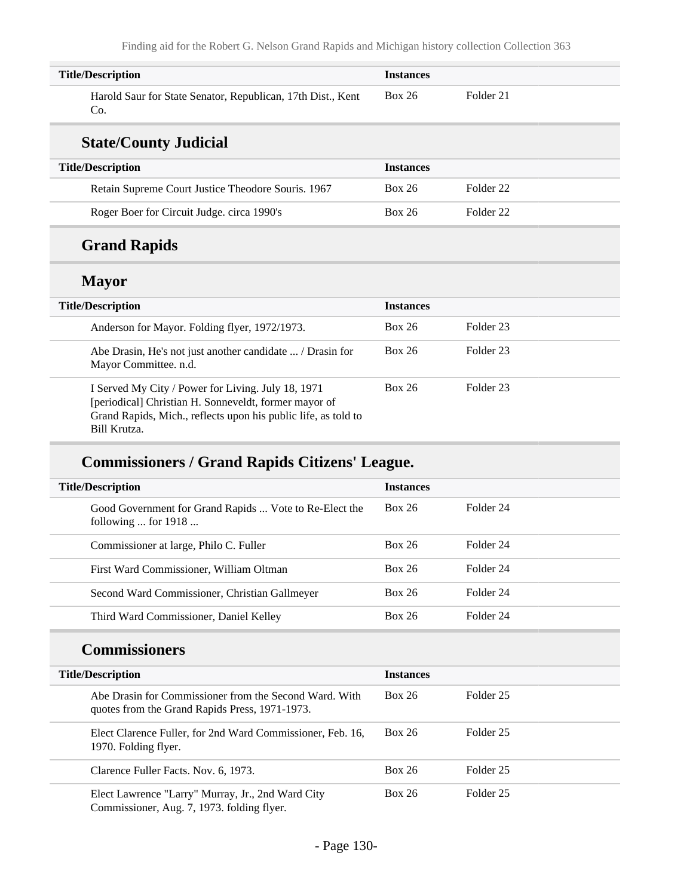| Title/Description | Instances | |
|---|---|---|
| Harold Saur for State Senator, Republican, 17th Dist., Kent Co. | Box 26 | Folder 21 |

## State/County Judicial

| Title/Description | Instances | |
|---|---|---|
| Retain Supreme Court Justice Theodore Souris. 1967 | Box 26 | Folder 22 |
| Roger Boer for Circuit Judge. circa 1990's | Box 26 | Folder 22 |

## Grand Rapids

## Mayor

| Title/Description | Instances | |
|---|---|---|
| Anderson for Mayor. Folding flyer, 1972/1973. | Box 26 | Folder 23 |
| Abe Drasin, He's not just another candidate ... / Drasin for Mayor Committee. n.d. | Box 26 | Folder 23 |
| I Served My City / Power for Living. July 18, 1971 [periodical] Christian H. Sonneveldt, former mayor of Grand Rapids, Mich., reflects upon his public life, as told to Bill Krutza. | Box 26 | Folder 23 |

## Commissioners / Grand Rapids Citizens' League.

| Title/Description | Instances | |
|---|---|---|
| Good Government for Grand Rapids ... Vote to Re-Elect the following ... for 1918 ... | Box 26 | Folder 24 |
| Commissioner at large, Philo C. Fuller | Box 26 | Folder 24 |
| First Ward Commissioner, William Oltman | Box 26 | Folder 24 |
| Second Ward Commissioner, Christian Gallmeyer | Box 26 | Folder 24 |
| Third Ward Commissioner, Daniel Kelley | Box 26 | Folder 24 |

## Commissioners

| Title/Description | Instances | |
|---|---|---|
| Abe Drasin for Commissioner from the Second Ward. With quotes from the Grand Rapids Press, 1971-1973. | Box 26 | Folder 25 |
| Elect Clarence Fuller, for 2nd Ward Commissioner, Feb. 16, 1970. Folding flyer. | Box 26 | Folder 25 |
| Clarence Fuller Facts. Nov. 6, 1973. | Box 26 | Folder 25 |
| Elect Lawrence "Larry" Murray, Jr., 2nd Ward City Commissioner, Aug. 7, 1973. folding flyer. | Box 26 | Folder 25 |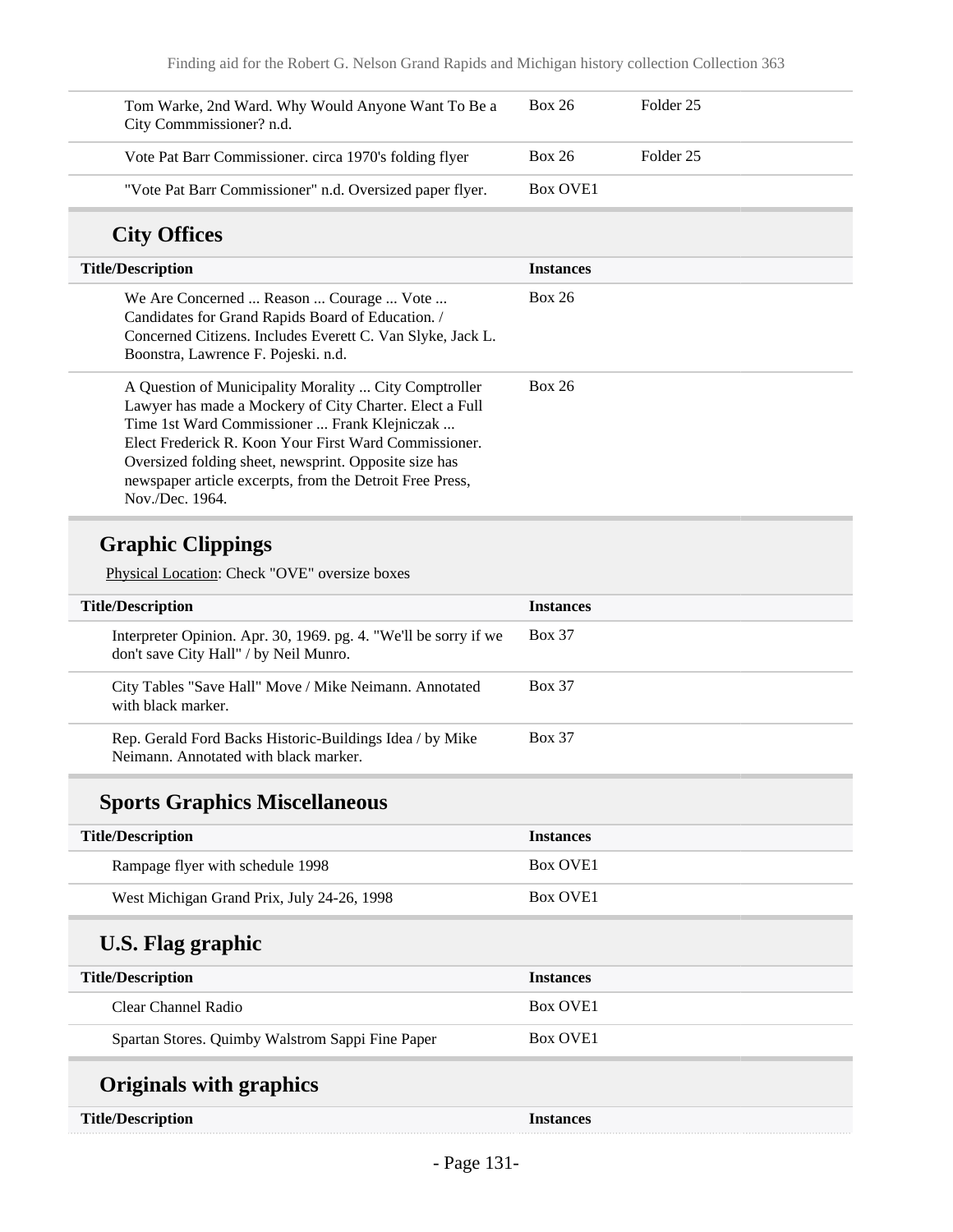| | | |
|---|---|---|
| Tom Warke, 2nd Ward. Why Would Anyone Want To Be a City Commmissioner? n.d. | Box 26 | Folder 25 |
| Vote Pat Barr Commissioner. circa 1970's folding flyer | Box 26 | Folder 25 |
| "Vote Pat Barr Commissioner" n.d. Oversized paper flyer. | Box OVE1 | |

## City Offices

| Title/Description | Instances |
|---|---|
| We Are Concerned ... Reason ... Courage ... Vote ... Candidates for Grand Rapids Board of Education. / Concerned Citizens. Includes Everett C. Van Slyke, Jack L. Boonstra, Lawrence F. Pojeski. n.d. | Box 26 |
| A Question of Municipality Morality ... City Comptroller Lawyer has made a Mockery of City Charter. Elect a Full Time 1st Ward Commissioner ... Frank Klejniczak ... Elect Frederick R. Koon Your First Ward Commissioner. Oversized folding sheet, newsprint. Opposite size has newspaper article excerpts, from the Detroit Free Press, Nov./Dec. 1964. | Box 26 |

## Graphic Clippings

Physical Location: Check "OVE" oversize boxes

| Title/Description | Instances |
|---|---|
| Interpreter Opinion. Apr. 30, 1969. pg. 4. "We'll be sorry if we don't save City Hall" / by Neil Munro. | Box 37 |
| City Tables "Save Hall" Move / Mike Neimann. Annotated with black marker. | Box 37 |
| Rep. Gerald Ford Backs Historic-Buildings Idea / by Mike Neimann. Annotated with black marker. | Box 37 |

## Sports Graphics Miscellaneous

| Title/Description | Instances |
|---|---|
| Rampage flyer with schedule 1998 | Box OVE1 |
| West Michigan Grand Prix, July 24-26, 1998 | Box OVE1 |

## U.S. Flag graphic

| Title/Description | Instances |
|---|---|
| Clear Channel Radio | Box OVE1 |
| Spartan Stores. Quimby Walstrom Sappi Fine Paper | Box OVE1 |

## Originals with graphics

| Title/Description | Instances |
|---|---|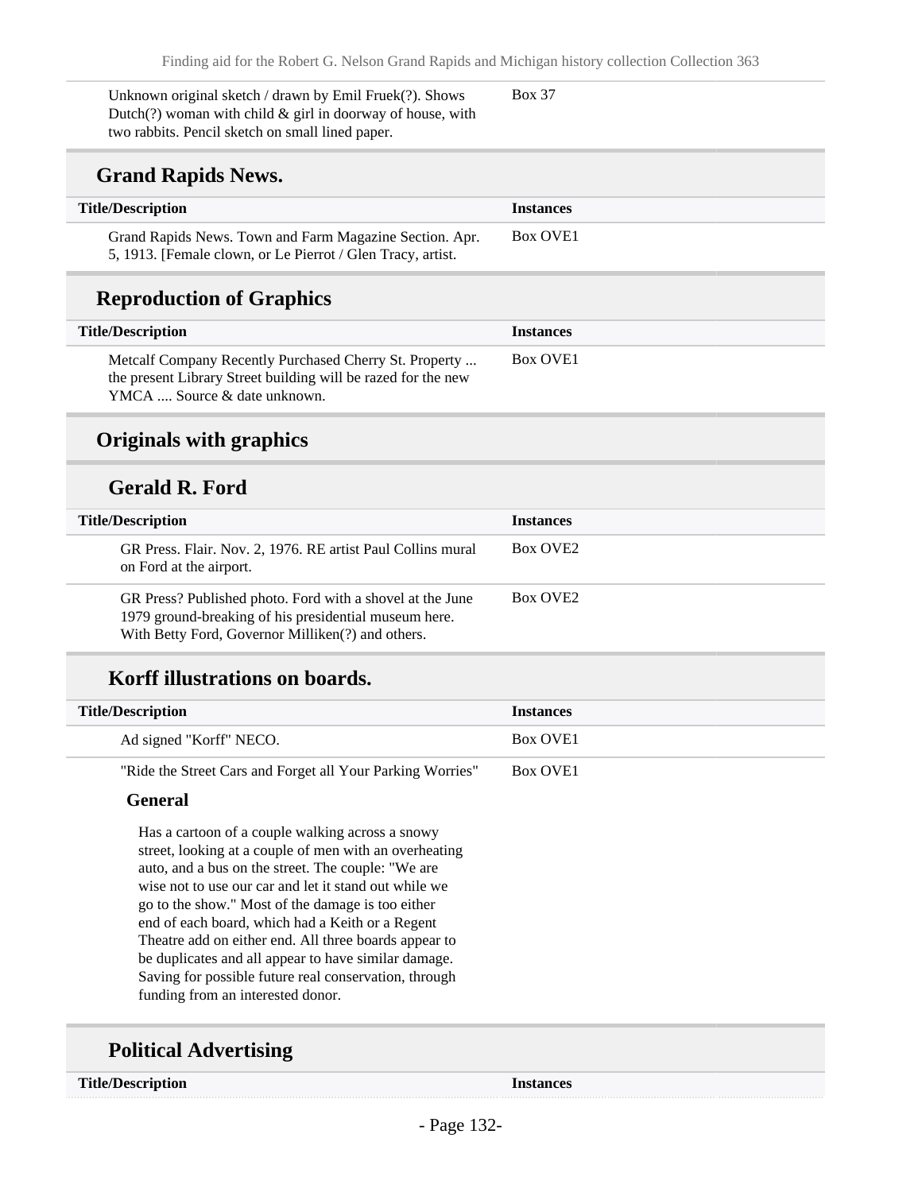| | |
|---|---|
| Unknown original sketch / drawn by Emil Fruek(?). Shows Dutch(?) woman with child & girl in doorway of house, with two rabbits. Pencil sketch on small lined paper. | Box 37 |

## Grand Rapids News.

| Title/Description | Instances |
|---|---|
| Grand Rapids News. Town and Farm Magazine Section. Apr. 5, 1913. [Female clown, or Le Pierrot / Glen Tracy, artist. | Box OVE1 |

## Reproduction of Graphics

| Title/Description | Instances |
|---|---|
| Metcalf Company Recently Purchased Cherry St. Property ... the present Library Street building will be razed for the new YMCA .... Source & date unknown. | Box OVE1 |

## Originals with graphics

### Gerald R. Ford

| Title/Description | Instances |
|---|---|
| GR Press. Flair. Nov. 2, 1976. RE artist Paul Collins mural on Ford at the airport. | Box OVE2 |
| GR Press? Published photo. Ford with a shovel at the June 1979 ground-breaking of his presidential museum here. With Betty Ford, Governor Milliken(?) and others. | Box OVE2 |

### Korff illustrations on boards.

| Title/Description | Instances |
|---|---|
| Ad signed "Korff" NECO. | Box OVE1 |
| "Ride the Street Cars and Forget all Your Parking Worries" | Box OVE1 |

**General**

Has a cartoon of a couple walking across a snowy street, looking at a couple of men with an overheating auto, and a bus on the street. The couple: "We are wise not to use our car and let it stand out while we go to the show." Most of the damage is too either end of each board, which had a Keith or a Regent Theatre add on either end. All three boards appear to be duplicates and all appear to have similar damage. Saving for possible future real conservation, through funding from an interested donor.

### Political Advertising

| Title/Description | Instances |
|---|---|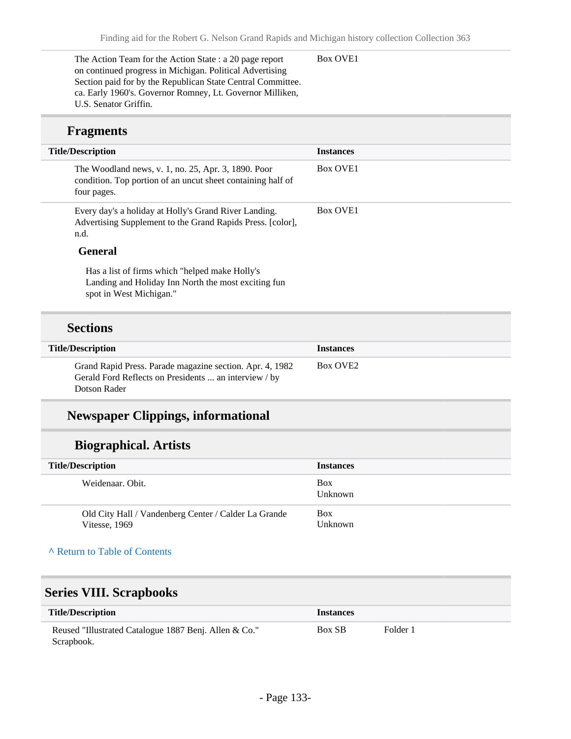| Title/Description | Instances |
|---|---|
| The Action Team for the Action State : a 20 page report on continued progress in Michigan. Political Advertising Section paid for by the Republican State Central Committee. ca. Early 1960's. Governor Romney, Lt. Governor Milliken, U.S. Senator Griffin. | Box OVE1 |

### Fragments

| Title/Description | Instances |
|---|---|
| The Woodland news, v. 1, no. 25, Apr. 3, 1890. Poor condition. Top portion of an uncut sheet containing half of four pages. | Box OVE1 |
| Every day's a holiday at Holly's Grand River Landing. Advertising Supplement to the Grand Rapids Press. [color], n.d. | Box OVE1 |

**General**

Has a list of firms which "helped make Holly's Landing and Holiday Inn North the most exciting fun spot in West Michigan."

### Sections

| Title/Description | Instances |
|---|---|
| Grand Rapid Press. Parade magazine section. Apr. 4, 1982 Gerald Ford Reflects on Presidents ... an interview / by Dotson Rader | Box OVE2 |

### Newspaper Clippings, informational

#### Biographical. Artists

| Title/Description | Instances |
|---|---|
| Weidenaar. Obit. | Box Unknown |
| Old City Hall / Vandenberg Center / Calder La Grande Vitesse, 1969 | Box Unknown |

^ Return to Table of Contents

## Series VIII. Scrapbooks

| Title/Description | Instances | |
|---|---|---|
| Reused "Illustrated Catalogue 1887 Benj. Allen & Co." Scrapbook. | Box SB | Folder 1 |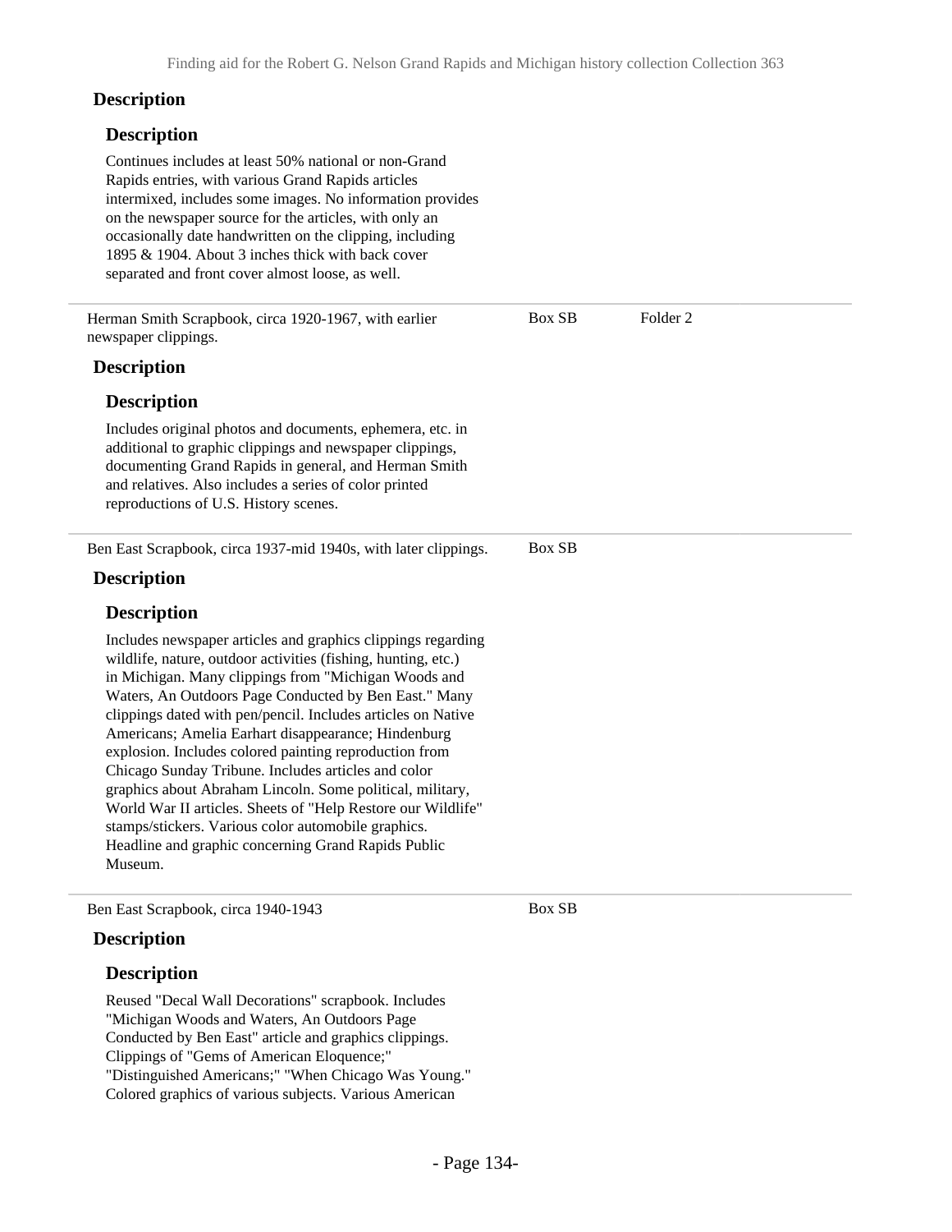### Description

#### Description

Continues includes at least 50% national or non-Grand Rapids entries, with various Grand Rapids articles intermixed, includes some images. No information provides on the newspaper source for the articles, with only an occasionally date handwritten on the clipping, including 1895 & 1904. About 3 inches thick with back cover separated and front cover almost loose, as well.

| | | |
|---|---|---|
| Herman Smith Scrapbook, circa 1920-1967, with earlier newspaper clippings. | Box SB | Folder 2 |

### Description

#### Description

Includes original photos and documents, ephemera, etc. in additional to graphic clippings and newspaper clippings, documenting Grand Rapids in general, and Herman Smith and relatives. Also includes a series of color printed reproductions of U.S. History scenes.

| | | |
|---|---|---|
| Ben East Scrapbook, circa 1937-mid 1940s, with later clippings. | Box SB | |

### Description

#### Description

Includes newspaper articles and graphics clippings regarding wildlife, nature, outdoor activities (fishing, hunting, etc.) in Michigan. Many clippings from "Michigan Woods and Waters, An Outdoors Page Conducted by Ben East." Many clippings dated with pen/pencil. Includes articles on Native Americans; Amelia Earhart disappearance; Hindenburg explosion. Includes colored painting reproduction from Chicago Sunday Tribune. Includes articles and color graphics about Abraham Lincoln. Some political, military, World War II articles. Sheets of "Help Restore our Wildlife" stamps/stickers. Various color automobile graphics. Headline and graphic concerning Grand Rapids Public Museum.

| | | |
|---|---|---|
| Ben East Scrapbook, circa 1940-1943 | Box SB | |

### Description

#### Description

Reused "Decal Wall Decorations" scrapbook. Includes "Michigan Woods and Waters, An Outdoors Page Conducted by Ben East" article and graphics clippings. Clippings of "Gems of American Eloquence;" "Distinguished Americans;" "When Chicago Was Young." Colored graphics of various subjects. Various American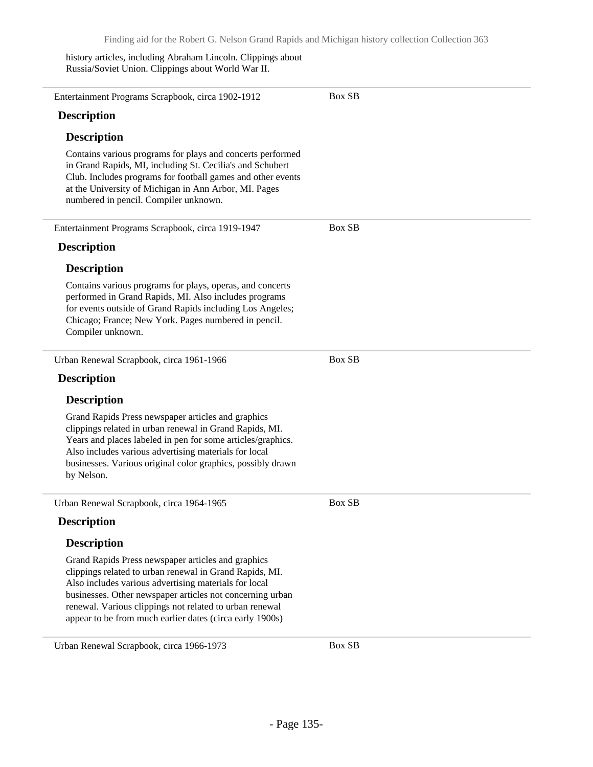history articles, including Abraham Lincoln. Clippings about Russia/Soviet Union. Clippings about World War II.

---

Entertainment Programs Scrapbook, circa 1902-1912 — Box SB

### Description

### Description

Contains various programs for plays and concerts performed in Grand Rapids, MI, including St. Cecilia's and Schubert Club. Includes programs for football games and other events at the University of Michigan in Ann Arbor, MI. Pages numbered in pencil. Compiler unknown.

---

Entertainment Programs Scrapbook, circa 1919-1947 — Box SB

### Description

### Description

Contains various programs for plays, operas, and concerts performed in Grand Rapids, MI. Also includes programs for events outside of Grand Rapids including Los Angeles; Chicago; France; New York. Pages numbered in pencil. Compiler unknown.

---

Urban Renewal Scrapbook, circa 1961-1966 — Box SB

### Description

### Description

Grand Rapids Press newspaper articles and graphics clippings related in urban renewal in Grand Rapids, MI. Years and places labeled in pen for some articles/graphics. Also includes various advertising materials for local businesses. Various original color graphics, possibly drawn by Nelson.

---

Urban Renewal Scrapbook, circa 1964-1965 — Box SB

### Description

### Description

Grand Rapids Press newspaper articles and graphics clippings related to urban renewal in Grand Rapids, MI. Also includes various advertising materials for local businesses. Other newspaper articles not concerning urban renewal. Various clippings not related to urban renewal appear to be from much earlier dates (circa early 1900s)

---

Urban Renewal Scrapbook, circa 1966-1973 — Box SB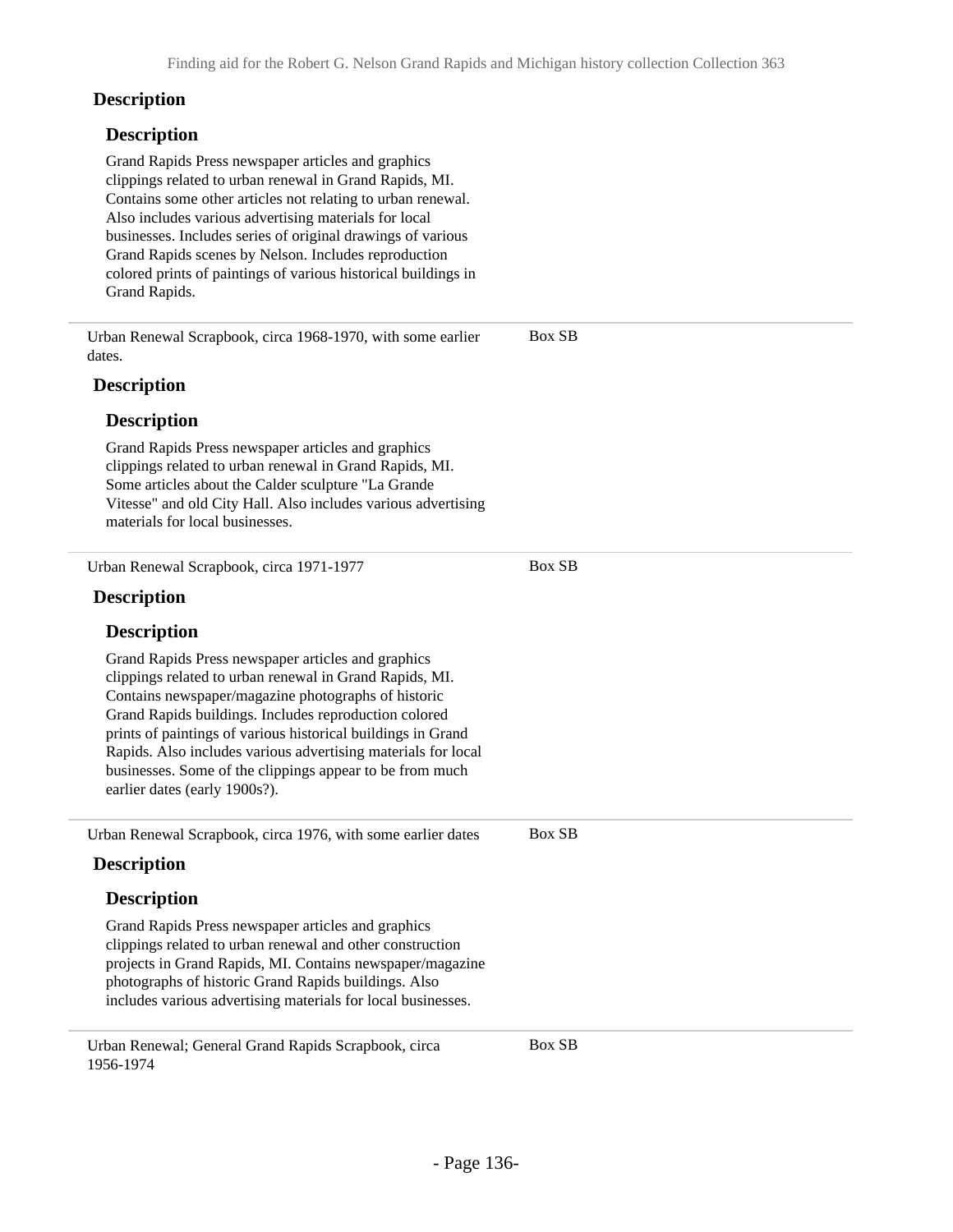### Description

#### Description

Grand Rapids Press newspaper articles and graphics clippings related to urban renewal in Grand Rapids, MI. Contains some other articles not relating to urban renewal. Also includes various advertising materials for local businesses. Includes series of original drawings of various Grand Rapids scenes by Nelson. Includes reproduction colored prints of paintings of various historical buildings in Grand Rapids.

---

Urban Renewal Scrapbook, circa 1968-1970, with some earlier dates. — Box SB

### Description

#### Description

Grand Rapids Press newspaper articles and graphics clippings related to urban renewal in Grand Rapids, MI. Some articles about the Calder sculpture "La Grande Vitesse" and old City Hall. Also includes various advertising materials for local businesses.

---

Urban Renewal Scrapbook, circa 1971-1977 — Box SB

### Description

#### Description

Grand Rapids Press newspaper articles and graphics clippings related to urban renewal in Grand Rapids, MI. Contains newspaper/magazine photographs of historic Grand Rapids buildings. Includes reproduction colored prints of paintings of various historical buildings in Grand Rapids. Also includes various advertising materials for local businesses. Some of the clippings appear to be from much earlier dates (early 1900s?).

---

Urban Renewal Scrapbook, circa 1976, with some earlier dates — Box SB

### Description

#### Description

Grand Rapids Press newspaper articles and graphics clippings related to urban renewal and other construction projects in Grand Rapids, MI. Contains newspaper/magazine photographs of historic Grand Rapids buildings. Also includes various advertising materials for local businesses.

---

Urban Renewal; General Grand Rapids Scrapbook, circa 1956-1974 — Box SB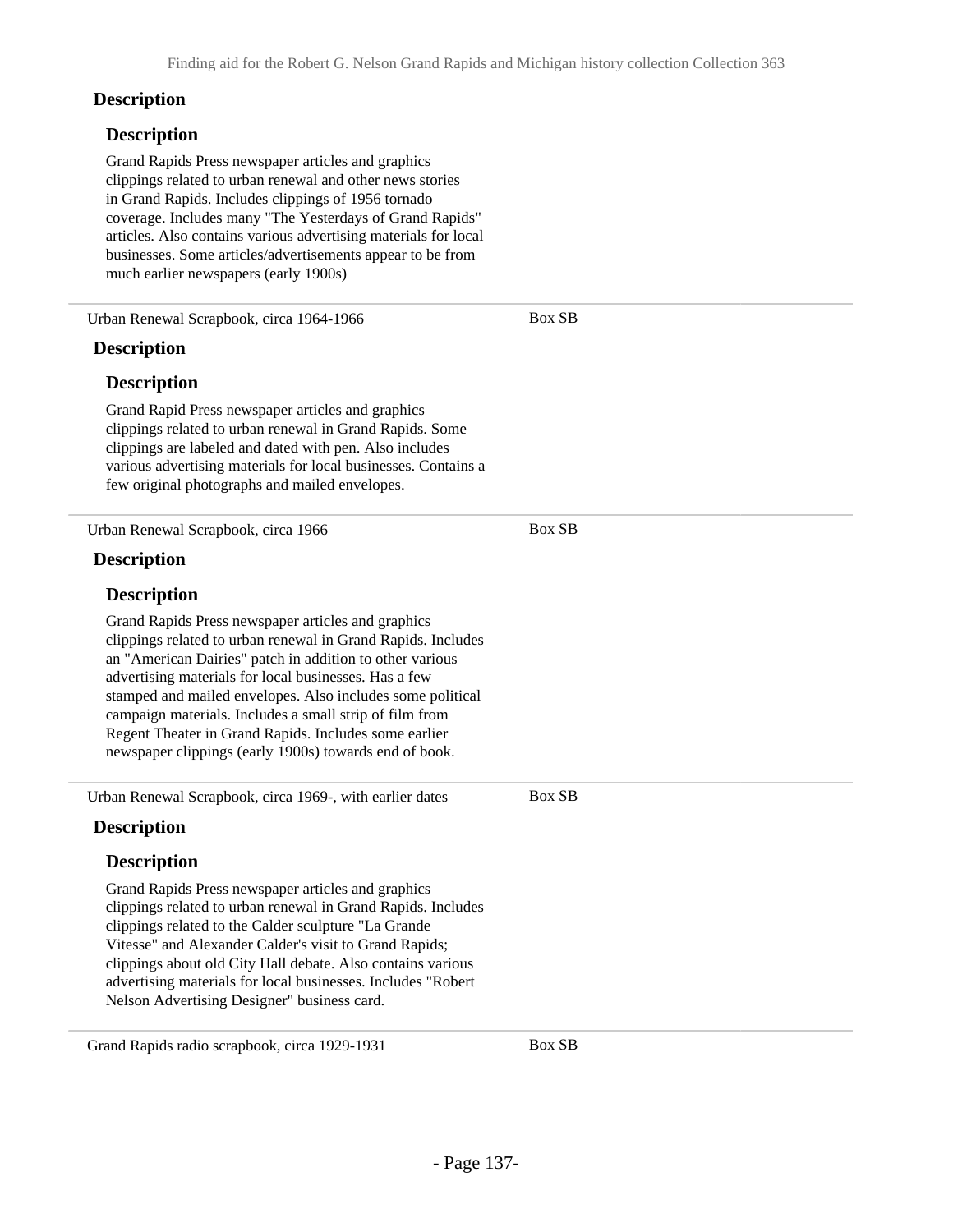### Description

#### Description

Grand Rapids Press newspaper articles and graphics clippings related to urban renewal and other news stories in Grand Rapids. Includes clippings of 1956 tornado coverage. Includes many "The Yesterdays of Grand Rapids" articles. Also contains various advertising materials for local businesses. Some articles/advertisements appear to be from much earlier newspapers (early 1900s)

---

Urban Renewal Scrapbook, circa 1964-1966 — Box SB

### Description

#### Description

Grand Rapid Press newspaper articles and graphics clippings related to urban renewal in Grand Rapids. Some clippings are labeled and dated with pen. Also includes various advertising materials for local businesses. Contains a few original photographs and mailed envelopes.

---

Urban Renewal Scrapbook, circa 1966 — Box SB

### Description

#### Description

Grand Rapids Press newspaper articles and graphics clippings related to urban renewal in Grand Rapids. Includes an "American Dairies" patch in addition to other various advertising materials for local businesses. Has a few stamped and mailed envelopes. Also includes some political campaign materials. Includes a small strip of film from Regent Theater in Grand Rapids. Includes some earlier newspaper clippings (early 1900s) towards end of book.

---

Urban Renewal Scrapbook, circa 1969-, with earlier dates — Box SB

### Description

#### Description

Grand Rapids Press newspaper articles and graphics clippings related to urban renewal in Grand Rapids. Includes clippings related to the Calder sculpture "La Grande Vitesse" and Alexander Calder's visit to Grand Rapids; clippings about old City Hall debate. Also contains various advertising materials for local businesses. Includes "Robert Nelson Advertising Designer" business card.

---

Grand Rapids radio scrapbook, circa 1929-1931 — Box SB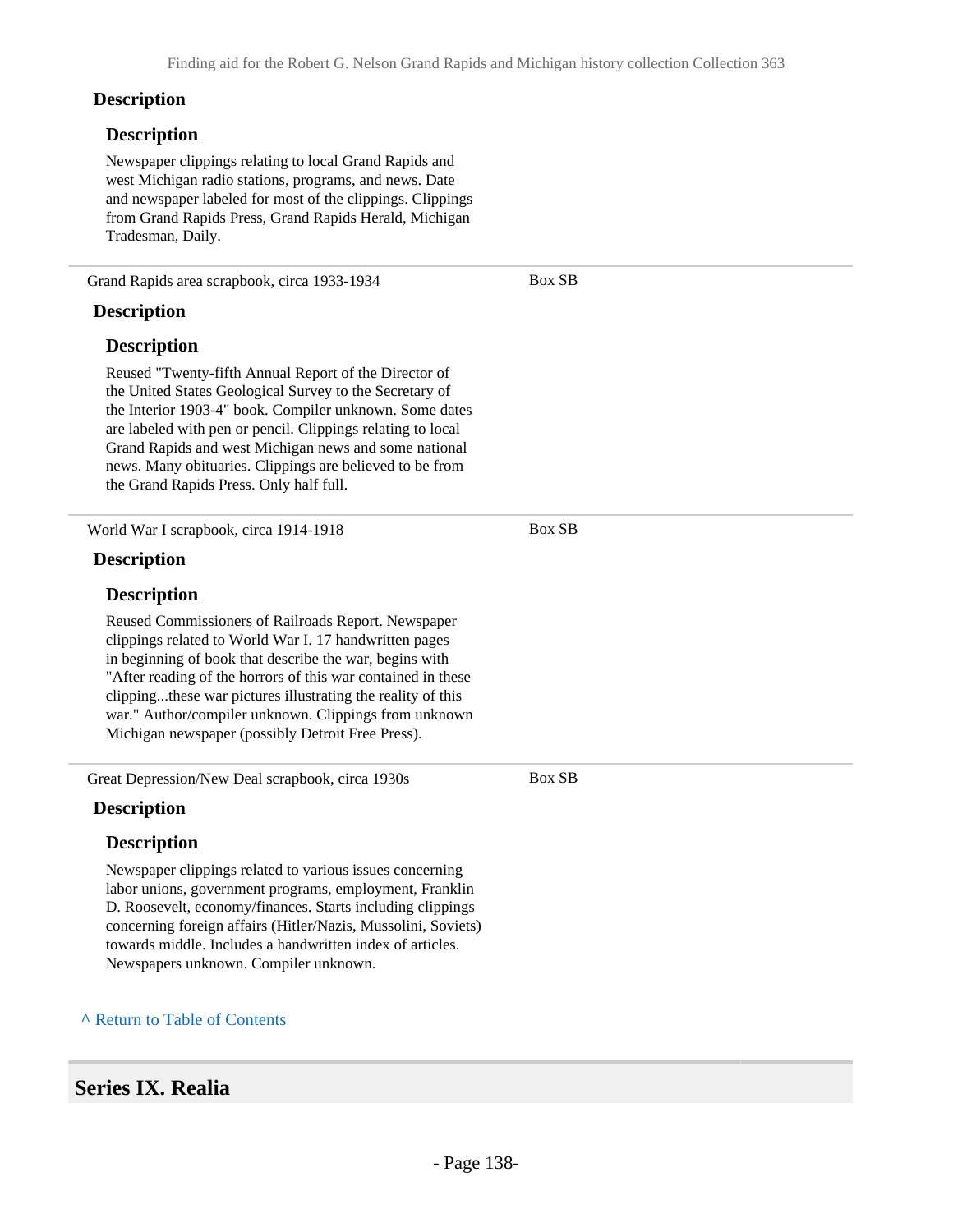### Description

#### Description

Newspaper clippings relating to local Grand Rapids and west Michigan radio stations, programs, and news. Date and newspaper labeled for most of the clippings. Clippings from Grand Rapids Press, Grand Rapids Herald, Michigan Tradesman, Daily.

---

Grand Rapids area scrapbook, circa 1933-1934 — Box SB

### Description

#### Description

Reused "Twenty-fifth Annual Report of the Director of the United States Geological Survey to the Secretary of the Interior 1903-4" book. Compiler unknown. Some dates are labeled with pen or pencil. Clippings relating to local Grand Rapids and west Michigan news and some national news. Many obituaries. Clippings are believed to be from the Grand Rapids Press. Only half full.

---

World War I scrapbook, circa 1914-1918 — Box SB

### Description

#### Description

Reused Commissioners of Railroads Report. Newspaper clippings related to World War I. 17 handwritten pages in beginning of book that describe the war, begins with "After reading of the horrors of this war contained in these clipping...these war pictures illustrating the reality of this war." Author/compiler unknown. Clippings from unknown Michigan newspaper (possibly Detroit Free Press).

---

Great Depression/New Deal scrapbook, circa 1930s — Box SB

### Description

#### Description

Newspaper clippings related to various issues concerning labor unions, government programs, employment, Franklin D. Roosevelt, economy/finances. Starts including clippings concerning foreign affairs (Hitler/Nazis, Mussolini, Soviets) towards middle. Includes a handwritten index of articles. Newspapers unknown. Compiler unknown.

^ Return to Table of Contents

## Series IX. Realia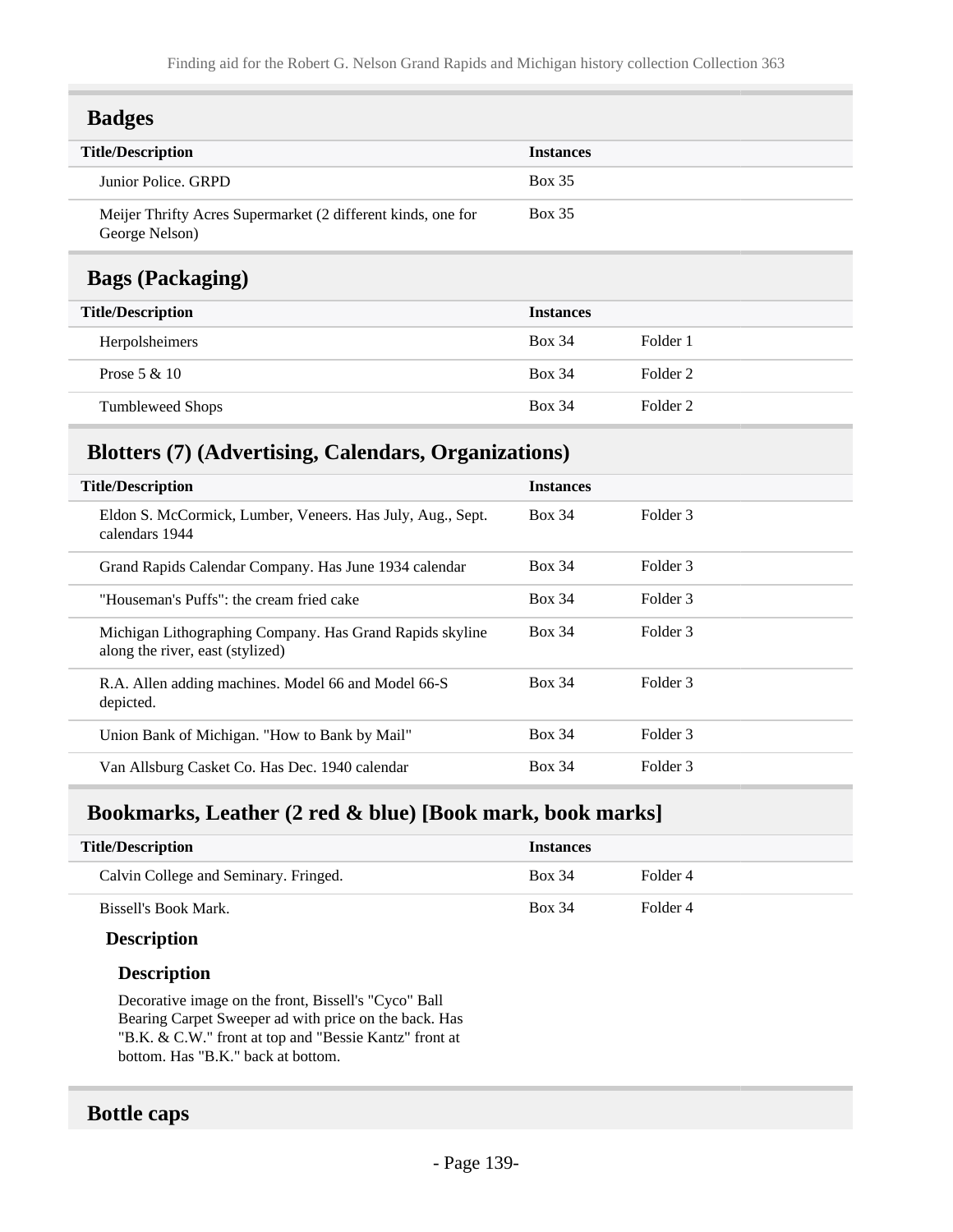## Badges

| Title/Description | Instances | |
|---|---|---|
| Junior Police. GRPD | Box 35 | |
| Meijer Thrifty Acres Supermarket (2 different kinds, one for George Nelson) | Box 35 | |

## Bags (Packaging)

| Title/Description | Instances | |
|---|---|---|
| Herpolsheimers | Box 34 | Folder 1 |
| Prose 5 & 10 | Box 34 | Folder 2 |
| Tumbleweed Shops | Box 34 | Folder 2 |

## Blotters (7) (Advertising, Calendars, Organizations)

| Title/Description | Instances | |
|---|---|---|
| Eldon S. McCormick, Lumber, Veneers. Has July, Aug., Sept. calendars 1944 | Box 34 | Folder 3 |
| Grand Rapids Calendar Company. Has June 1934 calendar | Box 34 | Folder 3 |
| "Houseman's Puffs": the cream fried cake | Box 34 | Folder 3 |
| Michigan Lithographing Company. Has Grand Rapids skyline along the river, east (stylized) | Box 34 | Folder 3 |
| R.A. Allen adding machines. Model 66 and Model 66-S depicted. | Box 34 | Folder 3 |
| Union Bank of Michigan. "How to Bank by Mail" | Box 34 | Folder 3 |
| Van Allsburg Casket Co. Has Dec. 1940 calendar | Box 34 | Folder 3 |

## Bookmarks, Leather (2 red & blue) [Book mark, book marks]

| Title/Description | Instances | |
|---|---|---|
| Calvin College and Seminary. Fringed. | Box 34 | Folder 4 |
| Bissell's Book Mark. | Box 34 | Folder 4 |

### Description

#### Description

Decorative image on the front, Bissell's "Cyco" Ball Bearing Carpet Sweeper ad with price on the back. Has "B.K. & C.W." front at top and "Bessie Kantz" front at bottom. Has "B.K." back at bottom.

## Bottle caps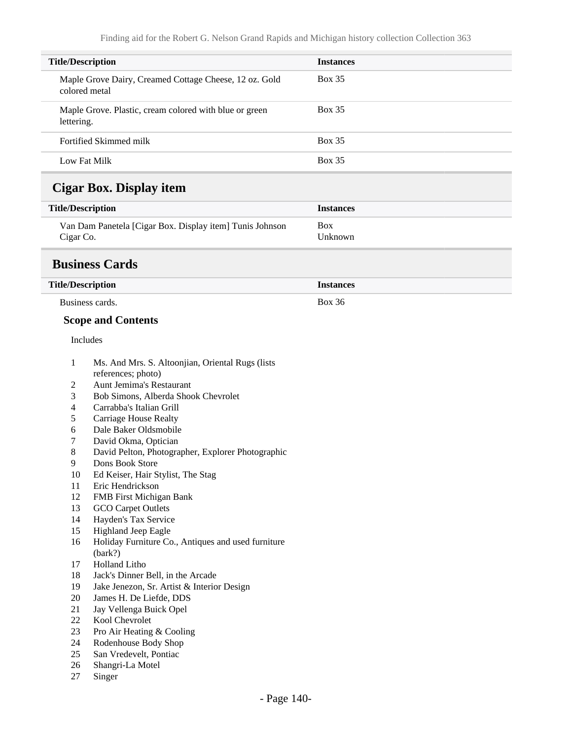| Title/Description | Instances |
|---|---|
| Maple Grove Dairy, Creamed Cottage Cheese, 12 oz. Gold colored metal | Box 35 |
| Maple Grove. Plastic, cream colored with blue or green lettering. | Box 35 |
| Fortified Skimmed milk | Box 35 |
| Low Fat Milk | Box 35 |

## Cigar Box. Display item

| Title/Description | Instances |
|---|---|
| Van Dam Panetela [Cigar Box. Display item] Tunis Johnson Cigar Co. | Box Unknown |

## Business Cards

| Title/Description | Instances |
|---|---|
| Business cards. | Box 36 |

### Scope and Contents

Includes

1. Ms. And Mrs. S. Altoonjian, Oriental Rugs (lists references; photo)
2. Aunt Jemima's Restaurant
3. Bob Simons, Alberda Shook Chevrolet
4. Carrabba's Italian Grill
5. Carriage House Realty
6. Dale Baker Oldsmobile
7. David Okma, Optician
8. David Pelton, Photographer, Explorer Photographic
9. Dons Book Store
10. Ed Keiser, Hair Stylist, The Stag
11. Eric Hendrickson
12. FMB First Michigan Bank
13. GCO Carpet Outlets
14. Hayden's Tax Service
15. Highland Jeep Eagle
16. Holiday Furniture Co., Antiques and used furniture (bark?)
17. Holland Litho
18. Jack's Dinner Bell, in the Arcade
19. Jake Jenezon, Sr. Artist & Interior Design
20. James H. De Liefde, DDS
21. Jay Vellenga Buick Opel
22. Kool Chevrolet
23. Pro Air Heating & Cooling
24. Rodenhouse Body Shop
25. San Vredevelt, Pontiac
26. Shangri-La Motel
27. Singer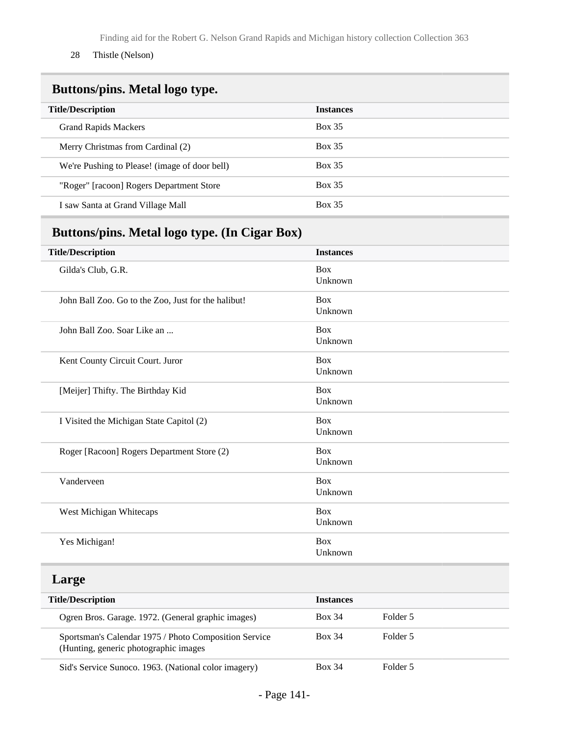28 Thistle (Nelson)

## Buttons/pins. Metal logo type.

| Title/Description | Instances |
|---|---|
| Grand Rapids Mackers | Box 35 |
| Merry Christmas from Cardinal (2) | Box 35 |
| We're Pushing to Please! (image of door bell) | Box 35 |
| "Roger" [racoon] Rogers Department Store | Box 35 |
| I saw Santa at Grand Village Mall | Box 35 |

## Buttons/pins. Metal logo type. (In Cigar Box)

| Title/Description | Instances |
|---|---|
| Gilda's Club, G.R. | Box Unknown |
| John Ball Zoo. Go to the Zoo, Just for the halibut! | Box Unknown |
| John Ball Zoo. Soar Like an ... | Box Unknown |
| Kent County Circuit Court. Juror | Box Unknown |
| [Meijer] Thifty. The Birthday Kid | Box Unknown |
| I Visited the Michigan State Capitol (2) | Box Unknown |
| Roger [Racoon] Rogers Department Store (2) | Box Unknown |
| Vanderveen | Box Unknown |
| West Michigan Whitecaps | Box Unknown |
| Yes Michigan! | Box Unknown |

## Large

| Title/Description | Instances | |
|---|---|---|
| Ogren Bros. Garage. 1972. (General graphic images) | Box 34 | Folder 5 |
| Sportsman's Calendar 1975 / Photo Composition Service (Hunting, generic photographic images | Box 34 | Folder 5 |
| Sid's Service Sunoco. 1963. (National color imagery) | Box 34 | Folder 5 |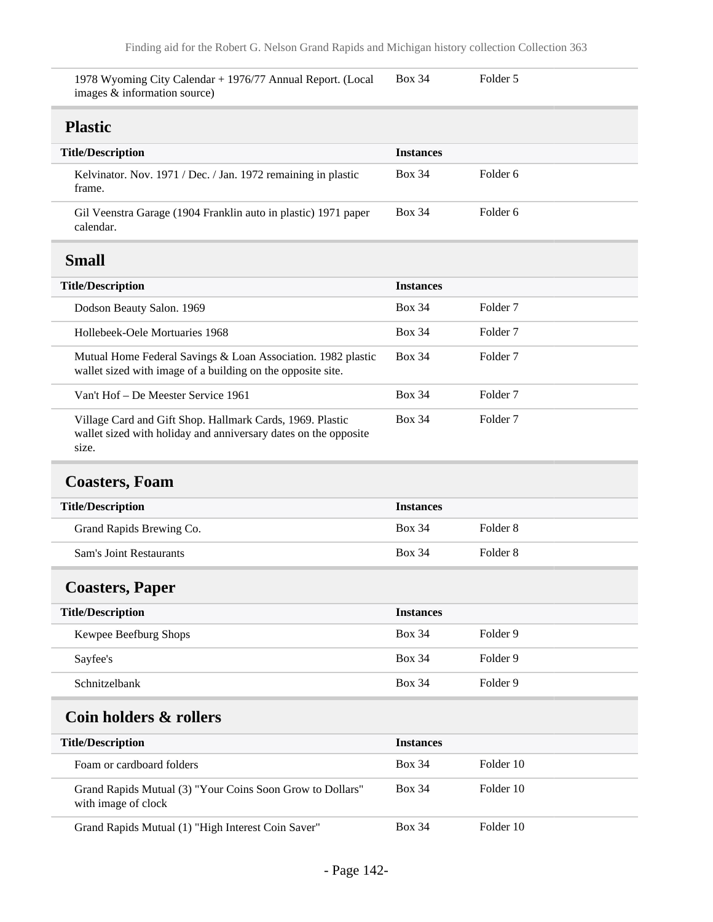| | | |
|---|---|---|
| 1978 Wyoming City Calendar + 1976/77 Annual Report. (Local images & information source) | Box 34 | Folder 5 |

## Plastic

| Title/Description | Instances | |
|---|---|---|
| Kelvinator. Nov. 1971 / Dec. / Jan. 1972 remaining in plastic frame. | Box 34 | Folder 6 |
| Gil Veenstra Garage (1904 Franklin auto in plastic) 1971 paper calendar. | Box 34 | Folder 6 |

## Small

| Title/Description | Instances | |
|---|---|---|
| Dodson Beauty Salon. 1969 | Box 34 | Folder 7 |
| Hollebeek-Oele Mortuaries 1968 | Box 34 | Folder 7 |
| Mutual Home Federal Savings & Loan Association. 1982 plastic wallet sized with image of a building on the opposite site. | Box 34 | Folder 7 |
| Van't Hof – De Meester Service 1961 | Box 34 | Folder 7 |
| Village Card and Gift Shop. Hallmark Cards, 1969. Plastic wallet sized with holiday and anniversary dates on the opposite size. | Box 34 | Folder 7 |

## Coasters, Foam

| Title/Description | Instances | |
|---|---|---|
| Grand Rapids Brewing Co. | Box 34 | Folder 8 |
| Sam's Joint Restaurants | Box 34 | Folder 8 |

## Coasters, Paper

| Title/Description | Instances | |
|---|---|---|
| Kewpee Beefburg Shops | Box 34 | Folder 9 |
| Sayfee's | Box 34 | Folder 9 |
| Schnitzelbank | Box 34 | Folder 9 |

## Coin holders & rollers

| Title/Description | Instances | |
|---|---|---|
| Foam or cardboard folders | Box 34 | Folder 10 |
| Grand Rapids Mutual (3) "Your Coins Soon Grow to Dollars" with image of clock | Box 34 | Folder 10 |
| Grand Rapids Mutual (1) "High Interest Coin Saver" | Box 34 | Folder 10 |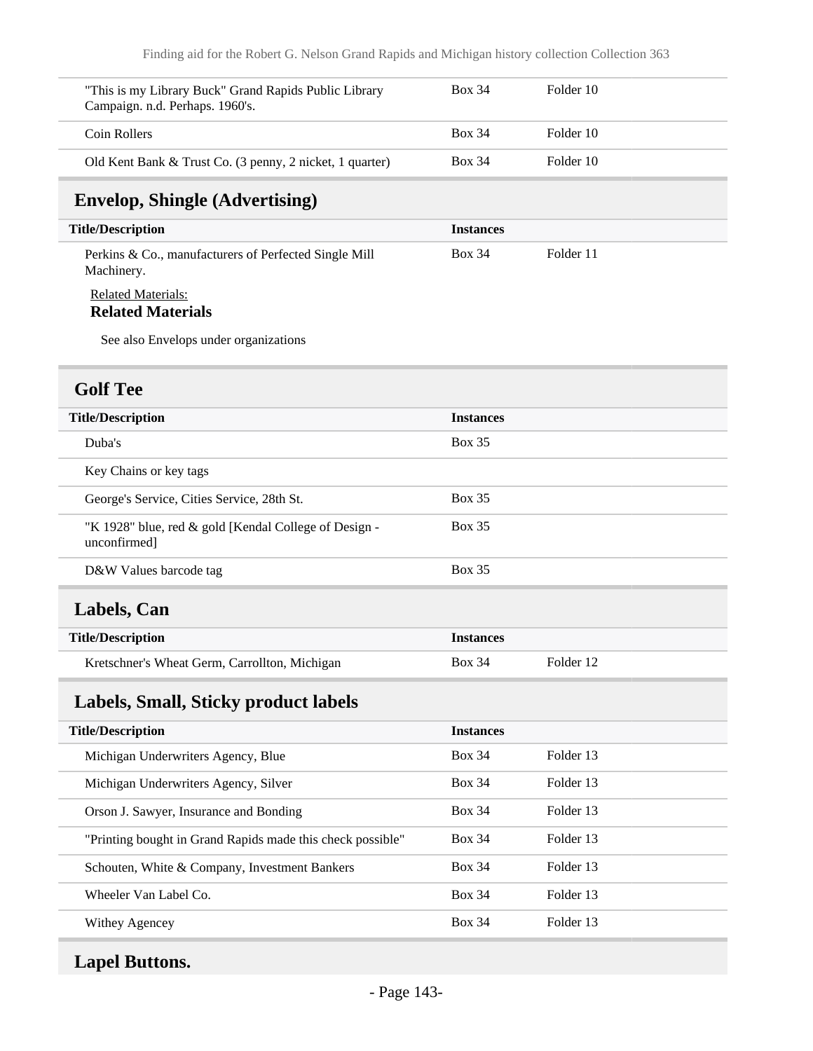| | | |
|---|---|---|
| "This is my Library Buck" Grand Rapids Public Library Campaign. n.d. Perhaps. 1960's. | Box 34 | Folder 10 |
| Coin Rollers | Box 34 | Folder 10 |
| Old Kent Bank & Trust Co. (3 penny, 2 nicket, 1 quarter) | Box 34 | Folder 10 |

## Envelop, Shingle (Advertising)

| Title/Description | Instances | |
|---|---|---|
| Perkins & Co., manufacturers of Perfected Single Mill Machinery. | Box 34 | Folder 11 |

Related Materials:

**Related Materials**

See also Envelops under organizations

## Golf Tee

| Title/Description | Instances | |
|---|---|---|
| Duba's | Box 35 | |
| Key Chains or key tags | | |
| George's Service, Cities Service, 28th St. | Box 35 | |
| "K 1928" blue, red & gold [Kendal College of Design - unconfirmed] | Box 35 | |
| D&W Values barcode tag | Box 35 | |

## Labels, Can

| Title/Description | Instances | |
|---|---|---|
| Kretschner's Wheat Germ, Carrollton, Michigan | Box 34 | Folder 12 |

## Labels, Small, Sticky product labels

| Title/Description | Instances | |
|---|---|---|
| Michigan Underwriters Agency, Blue | Box 34 | Folder 13 |
| Michigan Underwriters Agency, Silver | Box 34 | Folder 13 |
| Orson J. Sawyer, Insurance and Bonding | Box 34 | Folder 13 |
| "Printing bought in Grand Rapids made this check possible" | Box 34 | Folder 13 |
| Schouten, White & Company, Investment Bankers | Box 34 | Folder 13 |
| Wheeler Van Label Co. | Box 34 | Folder 13 |
| Withey Agencey | Box 34 | Folder 13 |

## Lapel Buttons.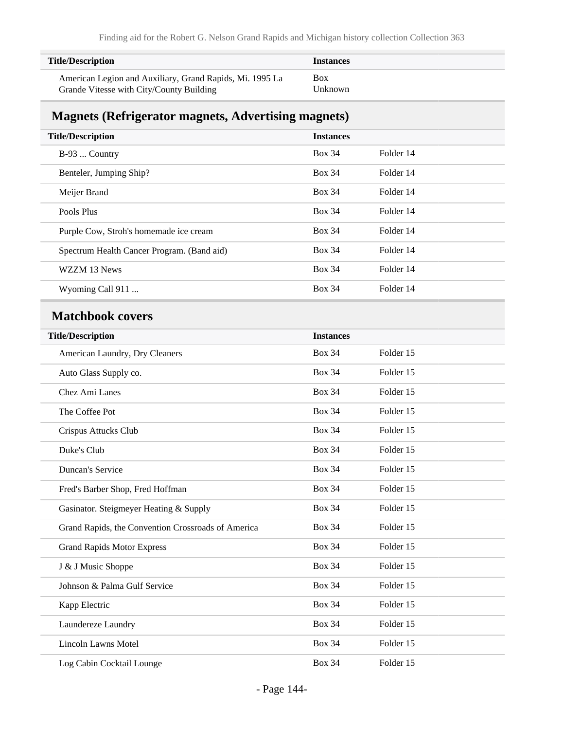| Title/Description | Instances | |
|---|---|---|
| American Legion and Auxiliary, Grand Rapids, Mi. 1995 La Grande Vitesse with City/County Building | Box Unknown | |

## Magnets (Refrigerator magnets, Advertising magnets)

| Title/Description | Instances | |
|---|---|---|
| B-93 ... Country | Box 34 | Folder 14 |
| Benteler, Jumping Ship? | Box 34 | Folder 14 |
| Meijer Brand | Box 34 | Folder 14 |
| Pools Plus | Box 34 | Folder 14 |
| Purple Cow, Stroh's homemade ice cream | Box 34 | Folder 14 |
| Spectrum Health Cancer Program. (Band aid) | Box 34 | Folder 14 |
| WZZM 13 News | Box 34 | Folder 14 |
| Wyoming Call 911 ... | Box 34 | Folder 14 |

## Matchbook covers

| Title/Description | Instances | |
|---|---|---|
| American Laundry, Dry Cleaners | Box 34 | Folder 15 |
| Auto Glass Supply co. | Box 34 | Folder 15 |
| Chez Ami Lanes | Box 34 | Folder 15 |
| The Coffee Pot | Box 34 | Folder 15 |
| Crispus Attucks Club | Box 34 | Folder 15 |
| Duke's Club | Box 34 | Folder 15 |
| Duncan's Service | Box 34 | Folder 15 |
| Fred's Barber Shop, Fred Hoffman | Box 34 | Folder 15 |
| Gasinator. Steigmeyer Heating & Supply | Box 34 | Folder 15 |
| Grand Rapids, the Convention Crossroads of America | Box 34 | Folder 15 |
| Grand Rapids Motor Express | Box 34 | Folder 15 |
| J & J Music Shoppe | Box 34 | Folder 15 |
| Johnson & Palma Gulf Service | Box 34 | Folder 15 |
| Kapp Electric | Box 34 | Folder 15 |
| Laundereze Laundry | Box 34 | Folder 15 |
| Lincoln Lawns Motel | Box 34 | Folder 15 |
| Log Cabin Cocktail Lounge | Box 34 | Folder 15 |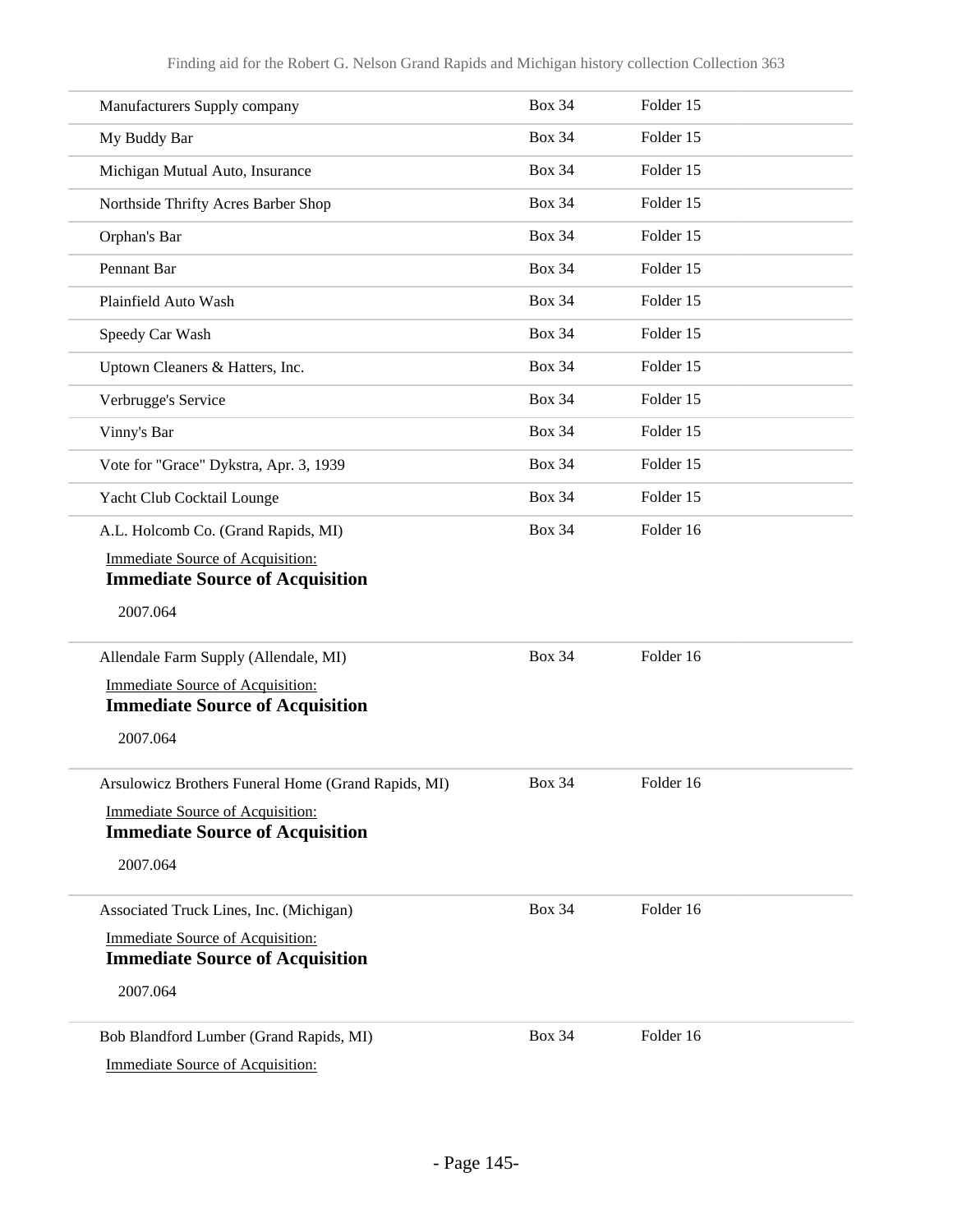| | | |
|---|---|---|
| Manufacturers Supply company | Box 34 | Folder 15 |
| My Buddy Bar | Box 34 | Folder 15 |
| Michigan Mutual Auto, Insurance | Box 34 | Folder 15 |
| Northside Thrifty Acres Barber Shop | Box 34 | Folder 15 |
| Orphan's Bar | Box 34 | Folder 15 |
| Pennant Bar | Box 34 | Folder 15 |
| Plainfield Auto Wash | Box 34 | Folder 15 |
| Speedy Car Wash | Box 34 | Folder 15 |
| Uptown Cleaners & Hatters, Inc. | Box 34 | Folder 15 |
| Verbrugge's Service | Box 34 | Folder 15 |
| Vinny's Bar | Box 34 | Folder 15 |
| Vote for "Grace" Dykstra, Apr. 3, 1939 | Box 34 | Folder 15 |
| Yacht Club Cocktail Lounge | Box 34 | Folder 15 |
| A.L. Holcomb Co. (Grand Rapids, MI)<br>Immediate Source of Acquisition:<br>**Immediate Source of Acquisition**<br>2007.064 | Box 34 | Folder 16 |
| Allendale Farm Supply (Allendale, MI)<br>Immediate Source of Acquisition:<br>**Immediate Source of Acquisition**<br>2007.064 | Box 34 | Folder 16 |
| Arsulowicz Brothers Funeral Home (Grand Rapids, MI)<br>Immediate Source of Acquisition:<br>**Immediate Source of Acquisition**<br>2007.064 | Box 34 | Folder 16 |
| Associated Truck Lines, Inc. (Michigan)<br>Immediate Source of Acquisition:<br>**Immediate Source of Acquisition**<br>2007.064 | Box 34 | Folder 16 |
| Bob Blandford Lumber (Grand Rapids, MI)<br>Immediate Source of Acquisition: | Box 34 | Folder 16 |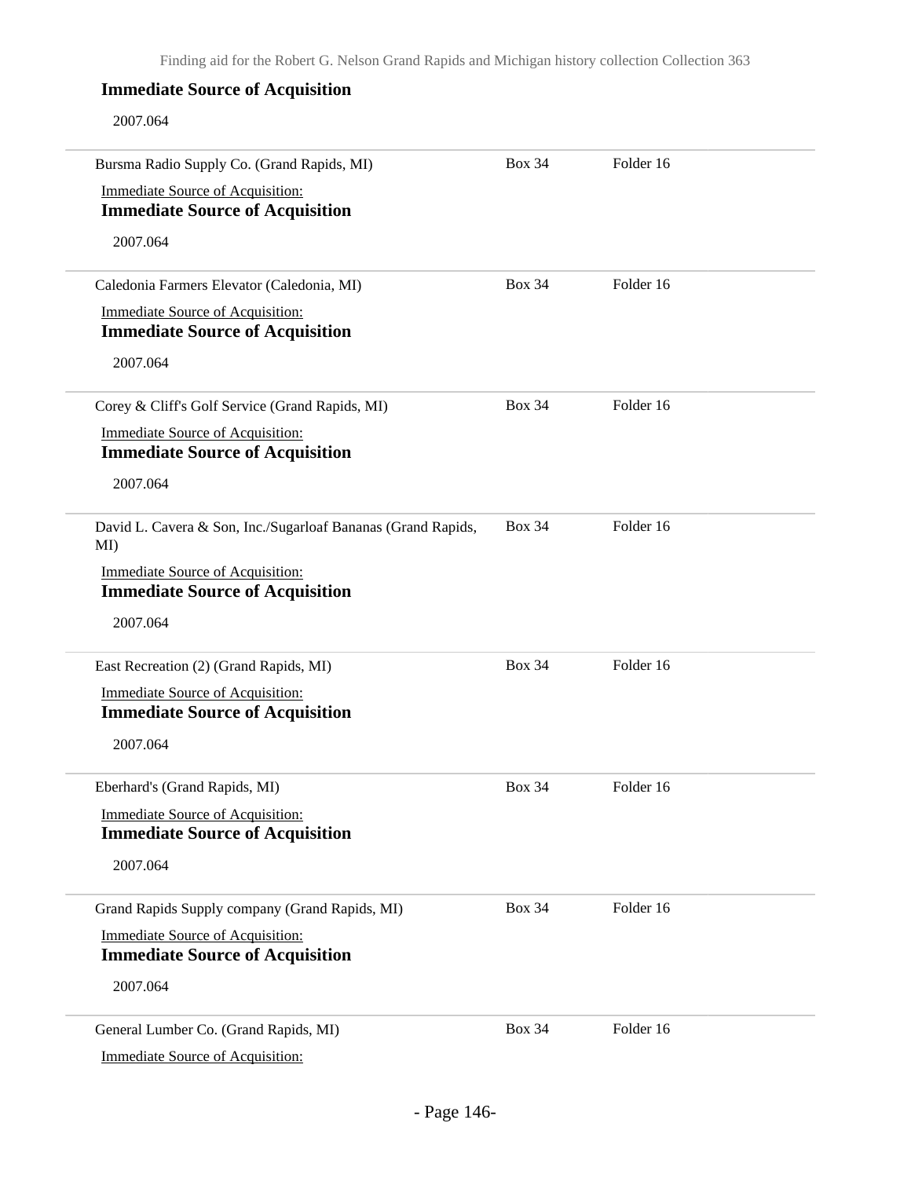**Immediate Source of Acquisition**

2007.064

| | | |
|---|---|---|
| Bursma Radio Supply Co. (Grand Rapids, MI)<br>Immediate Source of Acquisition:<br>**Immediate Source of Acquisition**<br>2007.064 | Box 34 | Folder 16 |
| Caledonia Farmers Elevator (Caledonia, MI)<br>Immediate Source of Acquisition:<br>**Immediate Source of Acquisition**<br>2007.064 | Box 34 | Folder 16 |
| Corey & Cliff's Golf Service (Grand Rapids, MI)<br>Immediate Source of Acquisition:<br>**Immediate Source of Acquisition**<br>2007.064 | Box 34 | Folder 16 |
| David L. Cavera & Son, Inc./Sugarloaf Bananas (Grand Rapids, MI)<br>Immediate Source of Acquisition:<br>**Immediate Source of Acquisition**<br>2007.064 | Box 34 | Folder 16 |
| East Recreation (2) (Grand Rapids, MI)<br>Immediate Source of Acquisition:<br>**Immediate Source of Acquisition**<br>2007.064 | Box 34 | Folder 16 |
| Eberhard's (Grand Rapids, MI)<br>Immediate Source of Acquisition:<br>**Immediate Source of Acquisition**<br>2007.064 | Box 34 | Folder 16 |
| Grand Rapids Supply company (Grand Rapids, MI)<br>Immediate Source of Acquisition:<br>**Immediate Source of Acquisition**<br>2007.064 | Box 34 | Folder 16 |
| General Lumber Co. (Grand Rapids, MI)<br>Immediate Source of Acquisition: | Box 34 | Folder 16 |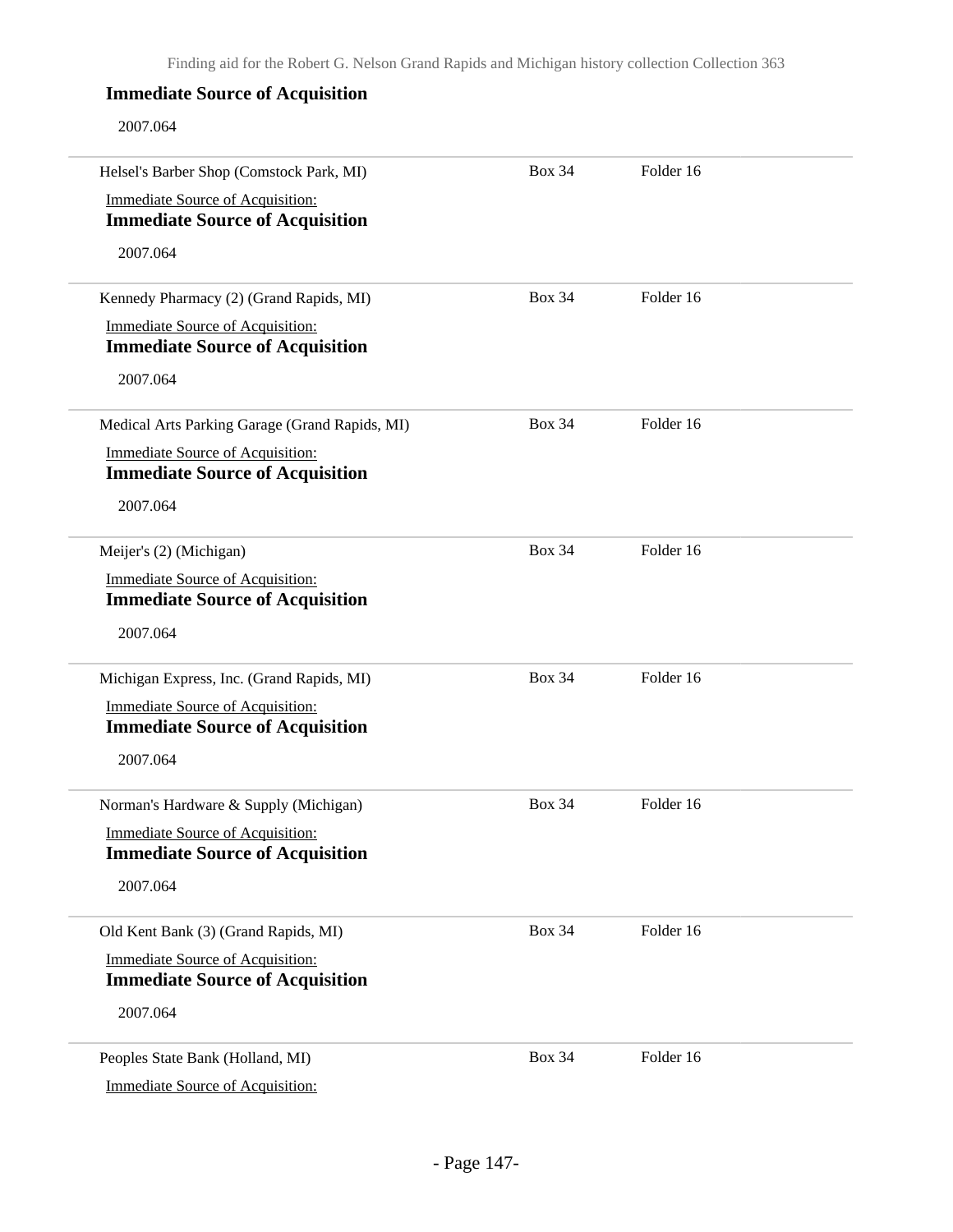**Immediate Source of Acquisition**

2007.064

| | | |
|---|---|---|
| Helsel's Barber Shop (Comstock Park, MI) | Box 34 | Folder 16 |

Immediate Source of Acquisition:

**Immediate Source of Acquisition**

2007.064

| | | |
|---|---|---|
| Kennedy Pharmacy (2) (Grand Rapids, MI) | Box 34 | Folder 16 |

Immediate Source of Acquisition:

**Immediate Source of Acquisition**

2007.064

| | | |
|---|---|---|
| Medical Arts Parking Garage (Grand Rapids, MI) | Box 34 | Folder 16 |

Immediate Source of Acquisition:

**Immediate Source of Acquisition**

2007.064

| | | |
|---|---|---|
| Meijer's (2) (Michigan) | Box 34 | Folder 16 |

Immediate Source of Acquisition:

**Immediate Source of Acquisition**

2007.064

| | | |
|---|---|---|
| Michigan Express, Inc. (Grand Rapids, MI) | Box 34 | Folder 16 |

Immediate Source of Acquisition:

**Immediate Source of Acquisition**

2007.064

| | | |
|---|---|---|
| Norman's Hardware & Supply (Michigan) | Box 34 | Folder 16 |

Immediate Source of Acquisition:

**Immediate Source of Acquisition**

2007.064

| | | |
|---|---|---|
| Old Kent Bank (3) (Grand Rapids, MI) | Box 34 | Folder 16 |

Immediate Source of Acquisition:

**Immediate Source of Acquisition**

2007.064

| | | |
|---|---|---|
| Peoples State Bank (Holland, MI) | Box 34 | Folder 16 |

Immediate Source of Acquisition: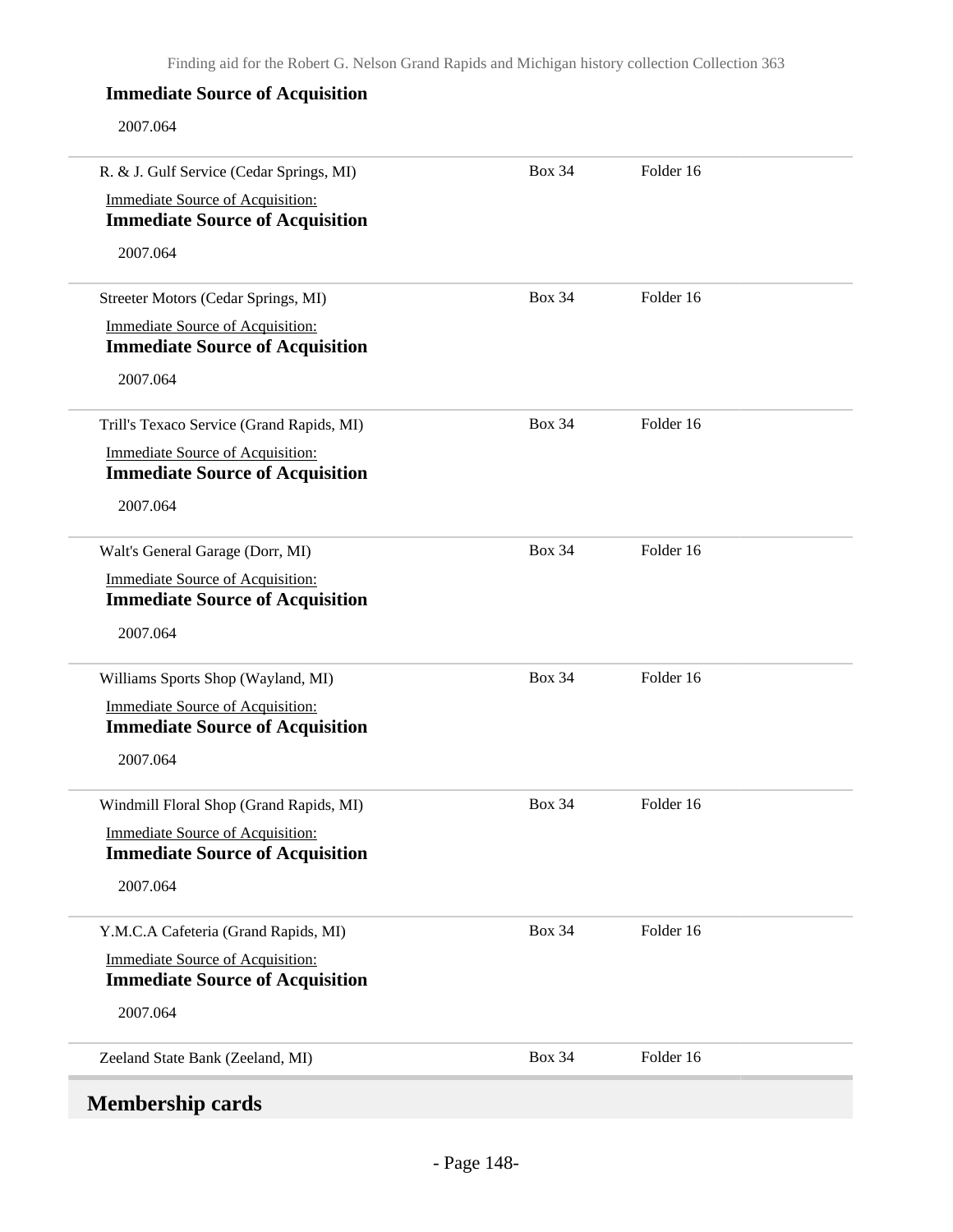**Immediate Source of Acquisition**

2007.064

| | | |
|---|---|---|
| R. & J. Gulf Service (Cedar Springs, MI)<br>Immediate Source of Acquisition:<br>**Immediate Source of Acquisition**<br>2007.064 | Box 34 | Folder 16 |
| Streeter Motors (Cedar Springs, MI)<br>Immediate Source of Acquisition:<br>**Immediate Source of Acquisition**<br>2007.064 | Box 34 | Folder 16 |
| Trill's Texaco Service (Grand Rapids, MI)<br>Immediate Source of Acquisition:<br>**Immediate Source of Acquisition**<br>2007.064 | Box 34 | Folder 16 |
| Walt's General Garage (Dorr, MI)<br>Immediate Source of Acquisition:<br>**Immediate Source of Acquisition**<br>2007.064 | Box 34 | Folder 16 |
| Williams Sports Shop (Wayland, MI)<br>Immediate Source of Acquisition:<br>**Immediate Source of Acquisition**<br>2007.064 | Box 34 | Folder 16 |
| Windmill Floral Shop (Grand Rapids, MI)<br>Immediate Source of Acquisition:<br>**Immediate Source of Acquisition**<br>2007.064 | Box 34 | Folder 16 |
| Y.M.C.A Cafeteria (Grand Rapids, MI)<br>Immediate Source of Acquisition:<br>**Immediate Source of Acquisition**<br>2007.064 | Box 34 | Folder 16 |
| Zeeland State Bank (Zeeland, MI) | Box 34 | Folder 16 |

## Membership cards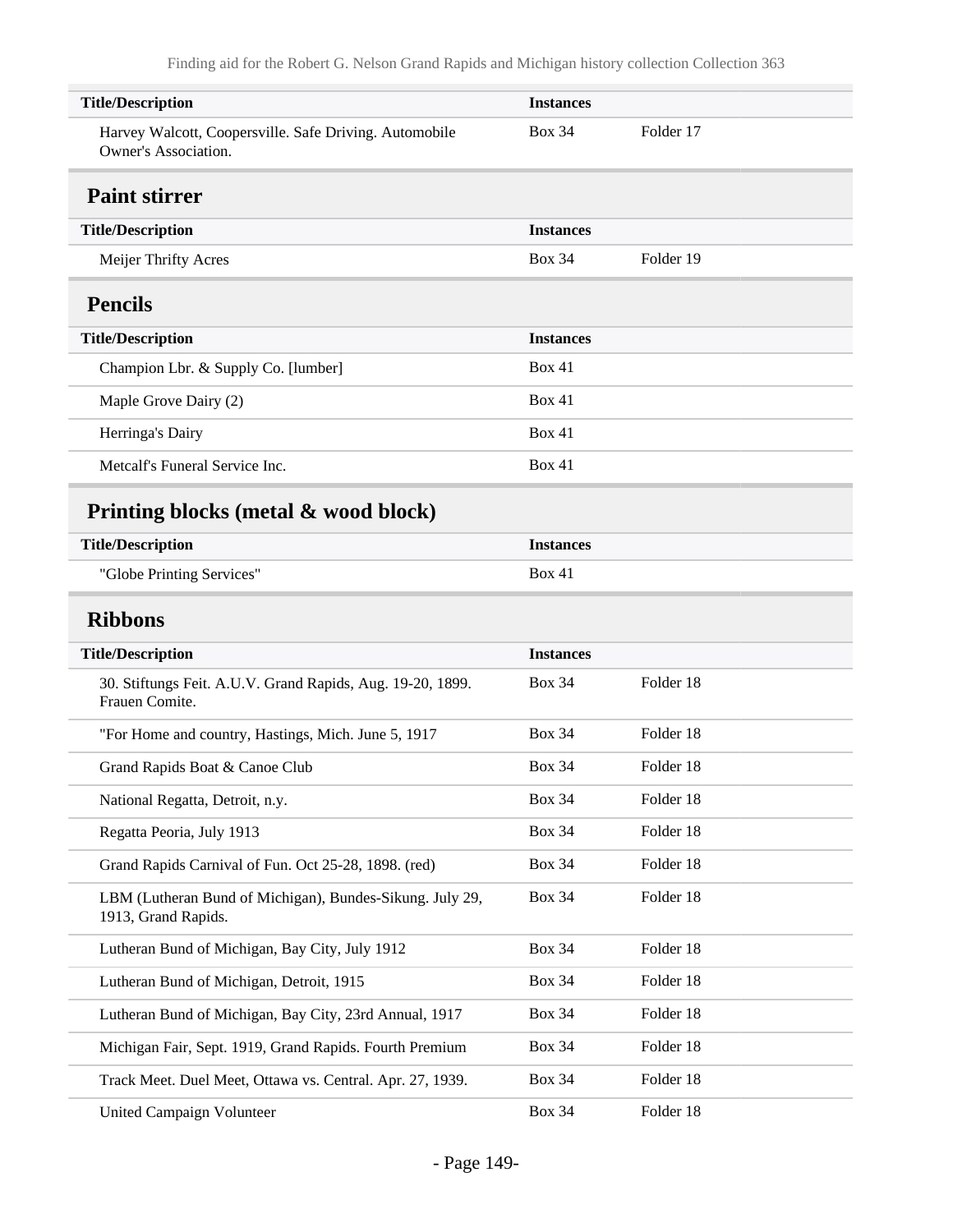| Title/Description | Instances | |
| --- | --- | --- |
| Harvey Walcott, Coopersville. Safe Driving. Automobile Owner's Association. | Box 34 | Folder 17 |

## Paint stirrer

| Title/Description | Instances | |
| --- | --- | --- |
| Meijer Thrifty Acres | Box 34 | Folder 19 |

## Pencils

| Title/Description | Instances |
| --- | --- |
| Champion Lbr. & Supply Co. [lumber] | Box 41 |
| Maple Grove Dairy (2) | Box 41 |
| Herringa's Dairy | Box 41 |
| Metcalf's Funeral Service Inc. | Box 41 |

## Printing blocks (metal & wood block)

| Title/Description | Instances |
| --- | --- |
| "Globe Printing Services" | Box 41 |

## Ribbons

| Title/Description | Instances | |
| --- | --- | --- |
| 30. Stiftungs Feit. A.U.V. Grand Rapids, Aug. 19-20, 1899. Frauen Comite. | Box 34 | Folder 18 |
| "For Home and country, Hastings, Mich. June 5, 1917 | Box 34 | Folder 18 |
| Grand Rapids Boat & Canoe Club | Box 34 | Folder 18 |
| National Regatta, Detroit, n.y. | Box 34 | Folder 18 |
| Regatta Peoria, July 1913 | Box 34 | Folder 18 |
| Grand Rapids Carnival of Fun. Oct 25-28, 1898. (red) | Box 34 | Folder 18 |
| LBM (Lutheran Bund of Michigan), Bundes-Sikung. July 29, 1913, Grand Rapids. | Box 34 | Folder 18 |
| Lutheran Bund of Michigan, Bay City, July 1912 | Box 34 | Folder 18 |
| Lutheran Bund of Michigan, Detroit, 1915 | Box 34 | Folder 18 |
| Lutheran Bund of Michigan, Bay City, 23rd Annual, 1917 | Box 34 | Folder 18 |
| Michigan Fair, Sept. 1919, Grand Rapids. Fourth Premium | Box 34 | Folder 18 |
| Track Meet. Duel Meet, Ottawa vs. Central. Apr. 27, 1939. | Box 34 | Folder 18 |
| United Campaign Volunteer | Box 34 | Folder 18 |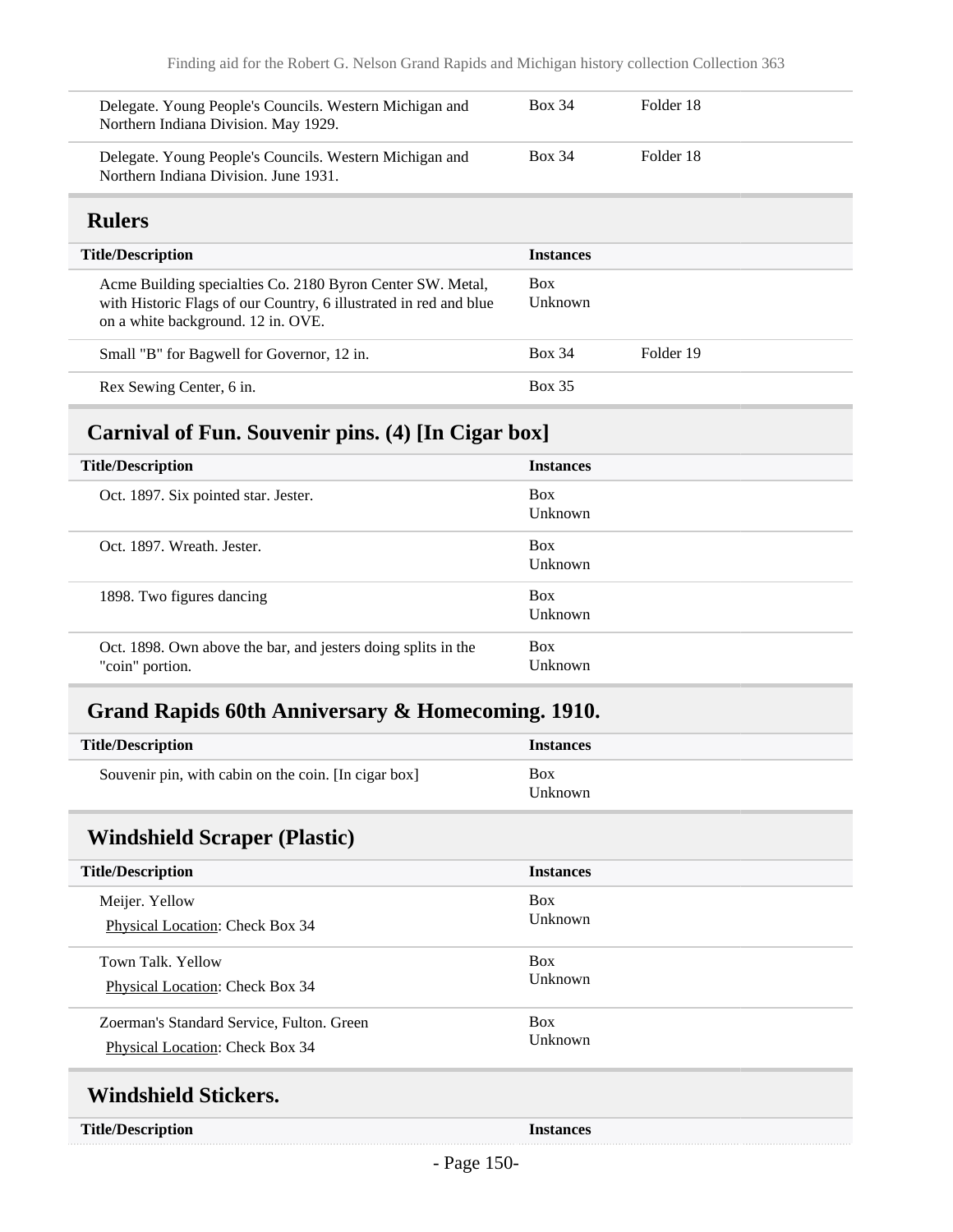| Title/Description | Instances | |
|---|---|---|
| Delegate. Young People's Councils. Western Michigan and Northern Indiana Division. May 1929. | Box 34 | Folder 18 |
| Delegate. Young People's Councils. Western Michigan and Northern Indiana Division. June 1931. | Box 34 | Folder 18 |

## Rulers

| Title/Description | Instances | |
|---|---|---|
| Acme Building specialties Co. 2180 Byron Center SW. Metal, with Historic Flags of our Country, 6 illustrated in red and blue on a white background. 12 in. OVE. | Box Unknown | |
| Small "B" for Bagwell for Governor, 12 in. | Box 34 | Folder 19 |
| Rex Sewing Center, 6 in. | Box 35 | |

## Carnival of Fun. Souvenir pins. (4) [In Cigar box]

| Title/Description | Instances |
|---|---|
| Oct. 1897. Six pointed star. Jester. | Box Unknown |
| Oct. 1897. Wreath. Jester. | Box Unknown |
| 1898. Two figures dancing | Box Unknown |
| Oct. 1898. Own above the bar, and jesters doing splits in the "coin" portion. | Box Unknown |

## Grand Rapids 60th Anniversary & Homecoming. 1910.

| Title/Description | Instances |
|---|---|
| Souvenir pin, with cabin on the coin. [In cigar box] | Box Unknown |

## Windshield Scraper (Plastic)

| Title/Description | Instances |
|---|---|
| Meijer. Yellow<br>Physical Location: Check Box 34 | Box Unknown |
| Town Talk. Yellow<br>Physical Location: Check Box 34 | Box Unknown |
| Zoerman's Standard Service, Fulton. Green<br>Physical Location: Check Box 34 | Box Unknown |

## Windshield Stickers.

| Title/Description | Instances |
|---|---|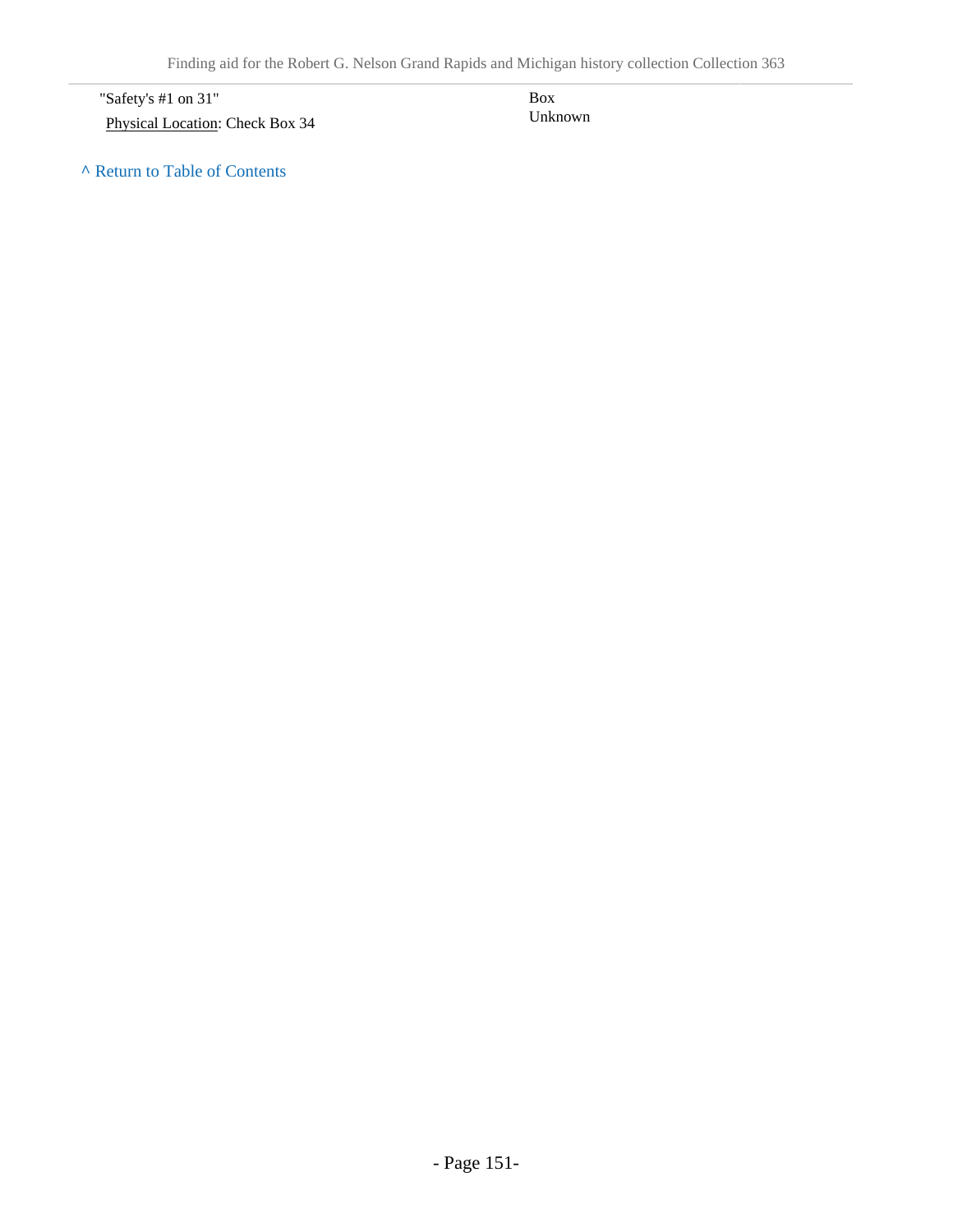"Safety's #1 on 31"

Physical Location: Check Box 34

Box
Unknown

^ Return to Table of Contents